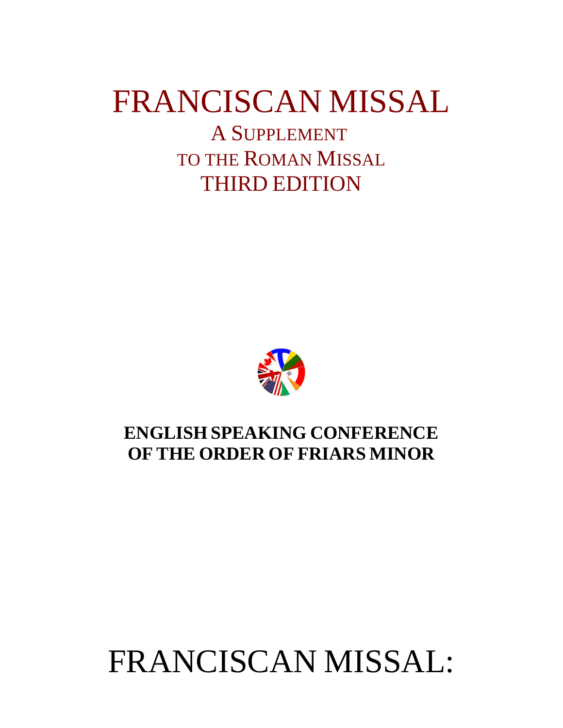# FRANCISCAN MISSAL

## A Supplement to the Roman Missal Third Edition

**ENGLISH SPEAKING CONFERENCE OF THE ORDER OF FRIARS MINOR**

# FRANCISCAN MISSAL: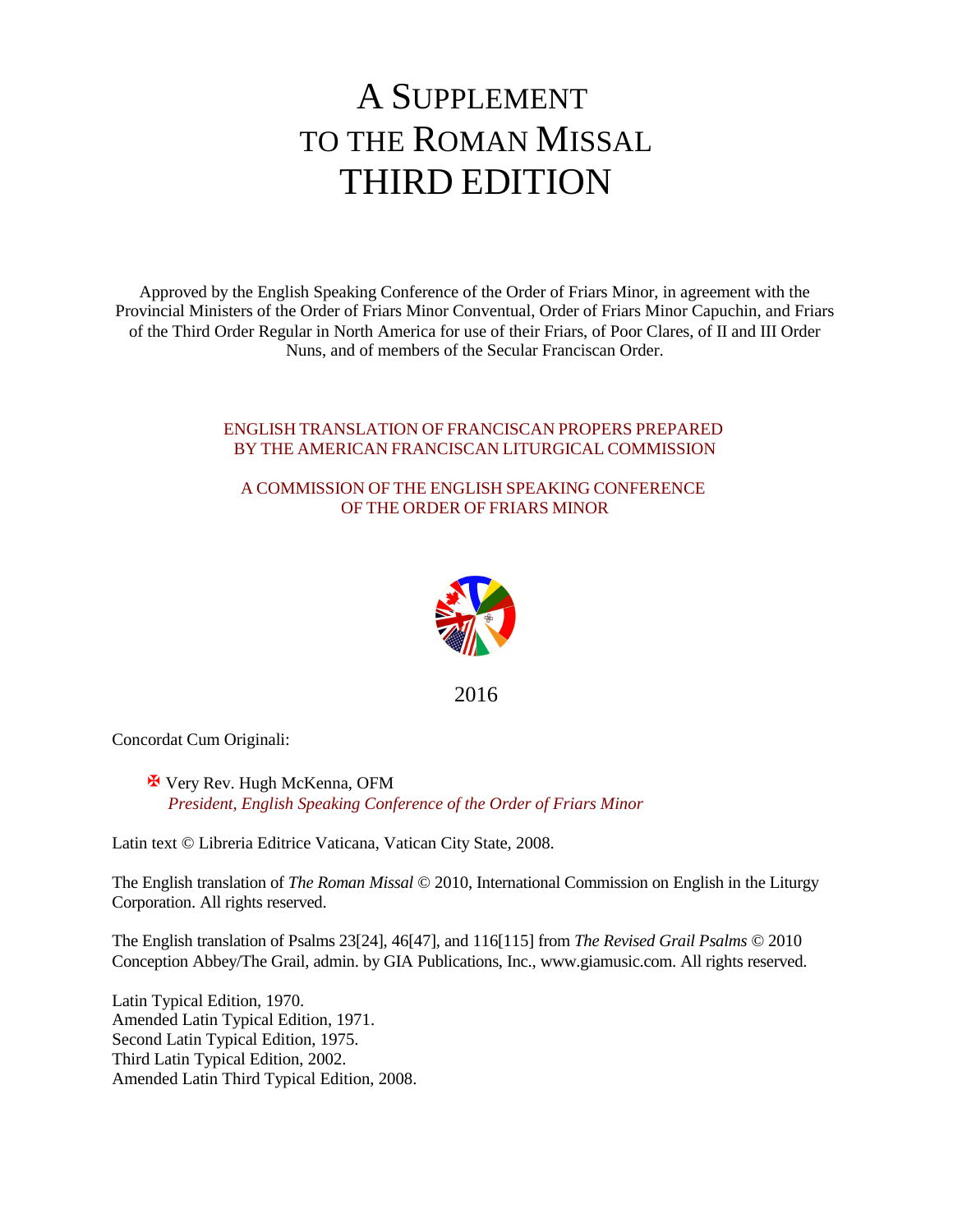# A SUPPLEMENT TO THE ROMAN MISSAL THIRD EDITION

Approved by the English Speaking Conference of the Order of Friars Minor, in agreement with the Provincial Ministers of the Order of Friars Minor Conventual, Order of Friars Minor Capuchin, and Friars of the Third Order Regular in North America for use of their Friars, of Poor Clares, of II and III Order Nuns, and of members of the Secular Franciscan Order.

ENGLISH TRANSLATION OF FRANCISCAN PROPERS PREPARED BY THE AMERICAN FRANCISCAN LITURGICAL COMMISSION

A COMMISSION OF THE ENGLISH SPEAKING CONFERENCE OF THE ORDER OF FRIARS MINOR

2016

Concordat Cum Originali:

✠ Very Rev. Hugh McKenna, OFM
*President, English Speaking Conference of the Order of Friars Minor*

Latin text © Libreria Editrice Vaticana, Vatican City State, 2008.

The English translation of *The Roman Missal* © 2010, International Commission on English in the Liturgy Corporation. All rights reserved.

The English translation of Psalms 23[24], 46[47], and 116[115] from *The Revised Grail Psalms* © 2010 Conception Abbey/The Grail, admin. by GIA Publications, Inc., www.giamusic.com. All rights reserved.

Latin Typical Edition, 1970.
Amended Latin Typical Edition, 1971.
Second Latin Typical Edition, 1975.
Third Latin Typical Edition, 2002.
Amended Latin Third Typical Edition, 2008.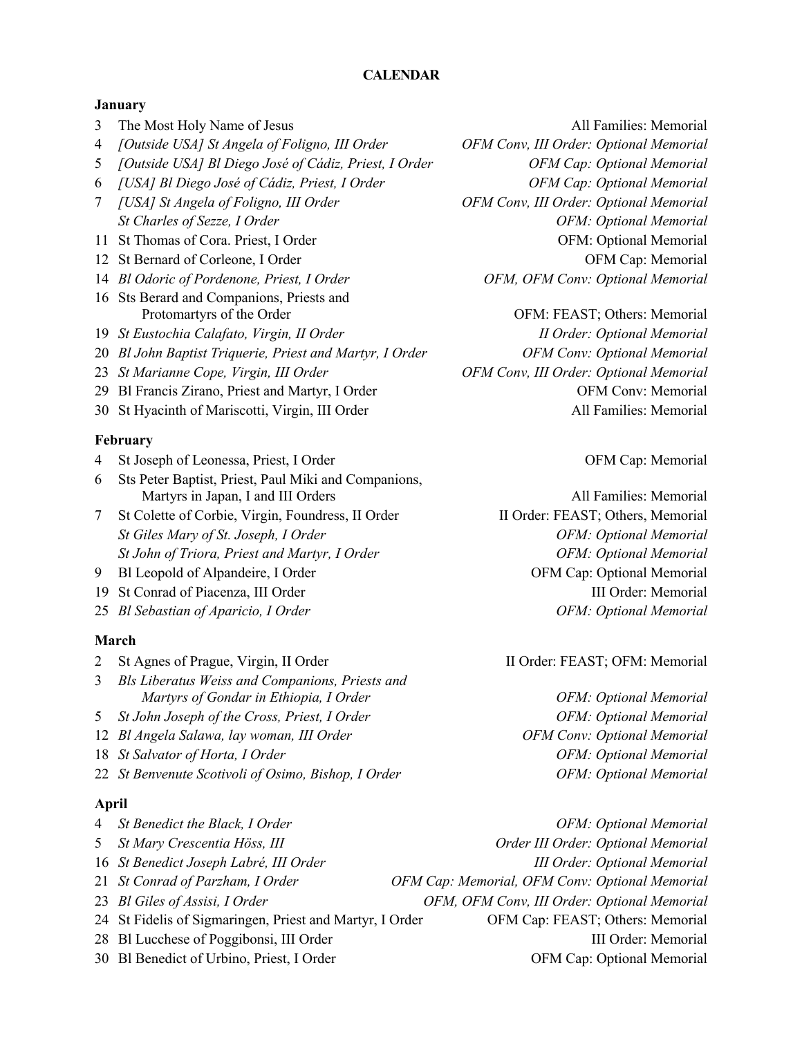**CALENDAR**

**January**

| | | |
|---|---|---|
| 3 | The Most Holy Name of Jesus | All Families: Memorial |
| 4 | *[Outside USA] St Angela of Foligno, III Order* | *OFM Conv, III Order: Optional Memorial* |
| 5 | *[Outside USA] Bl Diego José of Cádiz, Priest, I Order* | *OFM Cap: Optional Memorial* |
| 6 | *[USA] Bl Diego José of Cádiz, Priest, I Order* | *OFM Cap: Optional Memorial* |
| 7 | *[USA] St Angela of Foligno, III Order* | *OFM Conv, III Order: Optional Memorial* |
| | *St Charles of Sezze, I Order* | *OFM: Optional Memorial* |
| 11 | St Thomas of Cora. Priest, I Order | OFM: Optional Memorial |
| 12 | St Bernard of Corleone, I Order | OFM Cap: Memorial |
| 14 | *Bl Odoric of Pordenone, Priest, I Order* | *OFM, OFM Conv: Optional Memorial* |
| 16 | Sts Berard and Companions, Priests and Protomartyrs of the Order | OFM: FEAST; Others: Memorial |
| 19 | *St Eustochia Calafato, Virgin, II Order* | *II Order: Optional Memorial* |
| 20 | *Bl John Baptist Triquerie, Priest and Martyr, I Order* | *OFM Conv: Optional Memorial* |
| 23 | *St Marianne Cope, Virgin, III Order* | *OFM Conv, III Order: Optional Memorial* |
| 29 | Bl Francis Zirano, Priest and Martyr, I Order | OFM Conv: Memorial |
| 30 | St Hyacinth of Mariscotti, Virgin, III Order | All Families: Memorial |

**February**

| | | |
|---|---|---|
| 4 | St Joseph of Leonessa, Priest, I Order | OFM Cap: Memorial |
| 6 | Sts Peter Baptist, Priest, Paul Miki and Companions, Martyrs in Japan, I and III Orders | All Families: Memorial |
| 7 | St Colette of Corbie, Virgin, Foundress, II Order | II Order: FEAST; Others, Memorial |
| | *St Giles Mary of St. Joseph, I Order* | *OFM: Optional Memorial* |
| | *St John of Triora, Priest and Martyr, I Order* | *OFM: Optional Memorial* |
| 9 | Bl Leopold of Alpandeire, I Order | OFM Cap: Optional Memorial |
| 19 | St Conrad of Piacenza, III Order | III Order: Memorial |
| 25 | *Bl Sebastian of Aparicio, I Order* | *OFM: Optional Memorial* |

**March**

| | | |
|---|---|---|
| 2 | St Agnes of Prague, Virgin, II Order | II Order: FEAST; OFM: Memorial |
| 3 | *Bls Liberatus Weiss and Companions, Priests and Martyrs of Gondar in Ethiopia, I Order* | *OFM: Optional Memorial* |
| 5 | *St John Joseph of the Cross, Priest, I Order* | *OFM: Optional Memorial* |
| 12 | *Bl Angela Salawa, lay woman, III Order* | *OFM Conv: Optional Memorial* |
| 18 | *St Salvator of Horta, I Order* | *OFM: Optional Memorial* |
| 22 | *St Benvenute Scotivoli of Osimo, Bishop, I Order* | *OFM: Optional Memorial* |

**April**

| | | |
|---|---|---|
| 4 | *St Benedict the Black, I Order* | *OFM: Optional Memorial* |
| 5 | *St Mary Crescentia Höss, III* | *Order III Order: Optional Memorial* |
| 16 | *St Benedict Joseph Labré, III Order* | *III Order: Optional Memorial* |
| 21 | *St Conrad of Parzham, I Order* | *OFM Cap: Memorial, OFM Conv: Optional Memorial* |
| 23 | *Bl Giles of Assisi, I Order* | *OFM, OFM Conv, III Order: Optional Memorial* |
| 24 | St Fidelis of Sigmaringen, Priest and Martyr, I Order | OFM Cap: FEAST; Others: Memorial |
| 28 | Bl Lucchese of Poggibonsi, III Order | III Order: Memorial |
| 30 | Bl Benedict of Urbino, Priest, I Order | OFM Cap: Optional Memorial |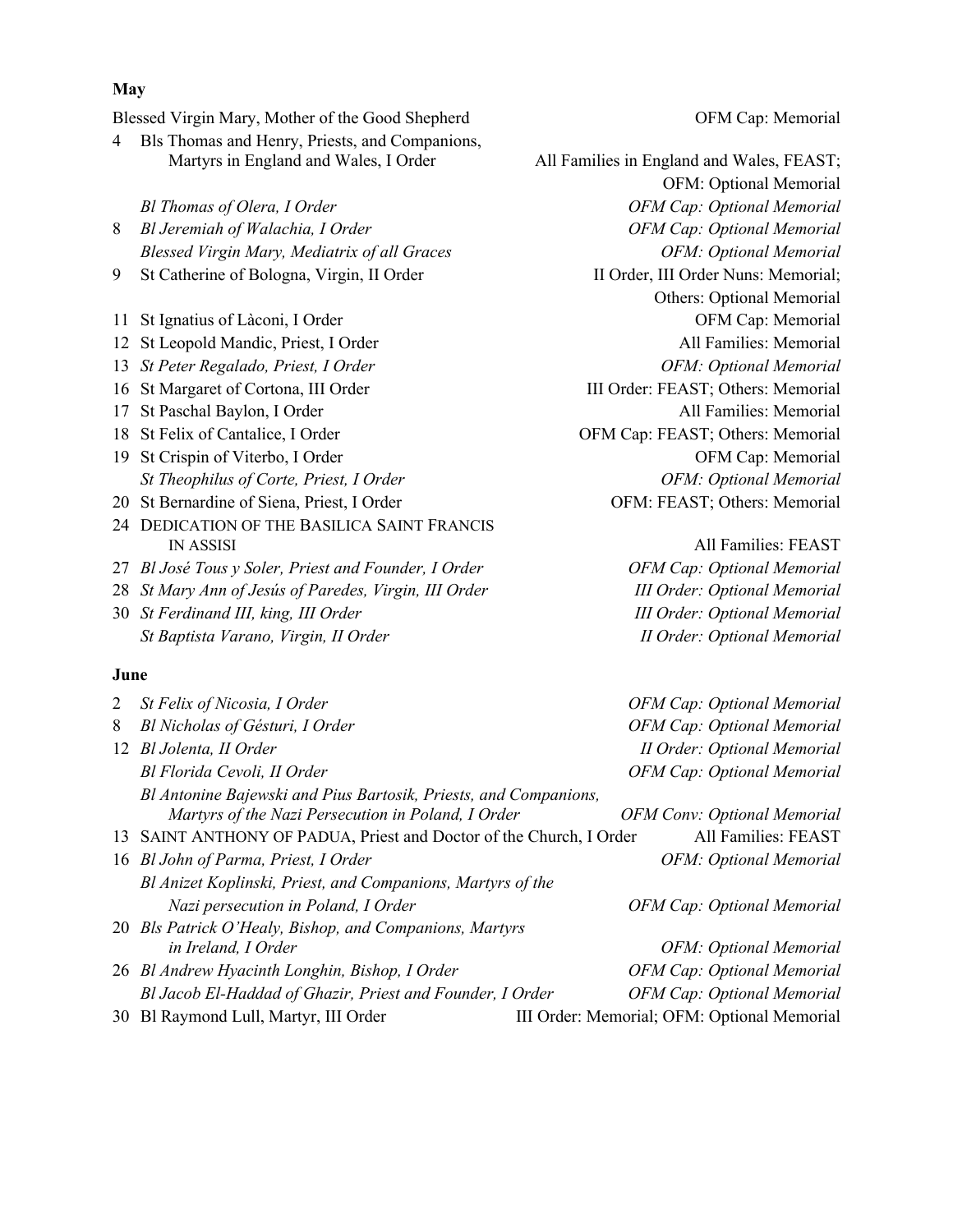**May**

| | | |
|---|---|---|
| | Blessed Virgin Mary, Mother of the Good Shepherd | OFM Cap: Memorial |
| 4 | Bls Thomas and Henry, Priests, and Companions, Martyrs in England and Wales, I Order | All Families in England and Wales, FEAST; OFM: Optional Memorial |
| | *Bl Thomas of Olera, I Order* | *OFM Cap: Optional Memorial* |
| 8 | *Bl Jeremiah of Walachia, I Order* | *OFM Cap: Optional Memorial* |
| | *Blessed Virgin Mary, Mediatrix of all Graces* | *OFM: Optional Memorial* |
| 9 | St Catherine of Bologna, Virgin, II Order | II Order, III Order Nuns: Memorial; Others: Optional Memorial |
| 11 | St Ignatius of Làconi, I Order | OFM Cap: Memorial |
| 12 | St Leopold Mandic, Priest, I Order | All Families: Memorial |
| 13 | *St Peter Regalado, Priest, I Order* | *OFM: Optional Memorial* |
| 16 | St Margaret of Cortona, III Order | III Order: FEAST; Others: Memorial |
| 17 | St Paschal Baylon, I Order | All Families: Memorial |
| 18 | St Felix of Cantalice, I Order | OFM Cap: FEAST; Others: Memorial |
| 19 | St Crispin of Viterbo, I Order | OFM Cap: Memorial |
| | *St Theophilus of Corte, Priest, I Order* | *OFM: Optional Memorial* |
| 20 | St Bernardine of Siena, Priest, I Order | OFM: FEAST; Others: Memorial |
| 24 | DEDICATION OF THE BASILICA SAINT FRANCIS IN ASSISI | All Families: FEAST |
| 27 | *Bl José Tous y Soler, Priest and Founder, I Order* | *OFM Cap: Optional Memorial* |
| 28 | *St Mary Ann of Jesús of Paredes, Virgin, III Order* | *III Order: Optional Memorial* |
| 30 | *St Ferdinand III, king, III Order* | *III Order: Optional Memorial* |
| | *St Baptista Varano, Virgin, II Order* | *II Order: Optional Memorial* |

**June**

| | | |
|---|---|---|
| 2 | *St Felix of Nicosia, I Order* | *OFM Cap: Optional Memorial* |
| 8 | *Bl Nicholas of Gésturi, I Order* | *OFM Cap: Optional Memorial* |
| 12 | *Bl Jolenta, II Order* | *II Order: Optional Memorial* |
| | *Bl Florida Cevoli, II Order* | *OFM Cap: Optional Memorial* |
| | *Bl Antonine Bajewski and Pius Bartosik, Priests, and Companions, Martyrs of the Nazi Persecution in Poland, I Order* | *OFM Conv: Optional Memorial* |
| 13 | SAINT ANTHONY OF PADUA, Priest and Doctor of the Church, I Order | All Families: FEAST |
| 16 | *Bl John of Parma, Priest, I Order* | *OFM: Optional Memorial* |
| | *Bl Anizet Koplinski, Priest, and Companions, Martyrs of the Nazi persecution in Poland, I Order* | *OFM Cap: Optional Memorial* |
| 20 | *Bls Patrick O'Healy, Bishop, and Companions, Martyrs in Ireland, I Order* | *OFM: Optional Memorial* |
| 26 | *Bl Andrew Hyacinth Longhin, Bishop, I Order* | *OFM Cap: Optional Memorial* |
| | *Bl Jacob El-Haddad of Ghazir, Priest and Founder, I Order* | *OFM Cap: Optional Memorial* |
| 30 | Bl Raymond Lull, Martyr, III Order | III Order: Memorial; OFM: Optional Memorial |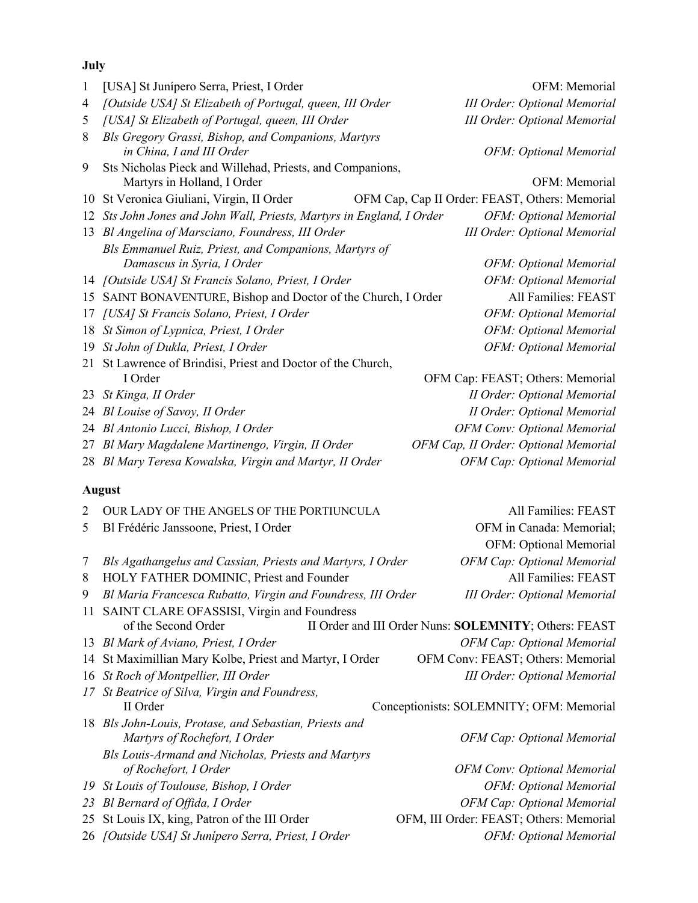**July**

| | | |
|---|---|---|
| 1 | [USA] St Junípero Serra, Priest, I Order | OFM: Memorial |
| 4 | *[Outside USA] St Elizabeth of Portugal, queen, III Order* | *III Order: Optional Memorial* |
| 5 | *[USA] St Elizabeth of Portugal, queen, III Order* | *III Order: Optional Memorial* |
| 8 | *Bls Gregory Grassi, Bishop, and Companions, Martyrs in China, I and III Order* | *OFM: Optional Memorial* |
| 9 | Sts Nicholas Pieck and Willehad, Priests, and Companions, Martyrs in Holland, I Order | OFM: Memorial |
| 10 | St Veronica Giuliani, Virgin, II Order | OFM Cap, Cap II Order: FEAST, Others: Memorial |
| 12 | *Sts John Jones and John Wall, Priests, Martyrs in England, I Order* | *OFM: Optional Memorial* |
| 13 | *Bl Angelina of Marsciano, Foundress, III Order* | *III Order: Optional Memorial* |
| | *Bls Emmanuel Ruiz, Priest, and Companions, Martyrs of Damascus in Syria, I Order* | *OFM: Optional Memorial* |
| 14 | *[Outside USA] St Francis Solano, Priest, I Order* | *OFM: Optional Memorial* |
| 15 | SAINT BONAVENTURE, Bishop and Doctor of the Church, I Order | All Families: FEAST |
| 17 | *[USA] St Francis Solano, Priest, I Order* | *OFM: Optional Memorial* |
| 18 | *St Simon of Lypnica, Priest, I Order* | *OFM: Optional Memorial* |
| 19 | *St John of Dukla, Priest, I Order* | *OFM: Optional Memorial* |
| 21 | St Lawrence of Brindisi, Priest and Doctor of the Church, I Order | OFM Cap: FEAST; Others: Memorial |
| 23 | *St Kinga, II Order* | *II Order: Optional Memorial* |
| 24 | *Bl Louise of Savoy, II Order* | *II Order: Optional Memorial* |
| 24 | *Bl Antonio Lucci, Bishop, I Order* | *OFM Conv: Optional Memorial* |
| 27 | *Bl Mary Magdalene Martinengo, Virgin, II Order* | *OFM Cap, II Order: Optional Memorial* |
| 28 | *Bl Mary Teresa Kowalska, Virgin and Martyr, II Order* | *OFM Cap: Optional Memorial* |

**August**

| | | |
|---|---|---|
| 2 | OUR LADY OF THE ANGELS OF THE PORTIUNCULA | All Families: FEAST |
| 5 | Bl Frédéric Janssoone, Priest, I Order | OFM in Canada: Memorial; OFM: Optional Memorial |
| 7 | *Bls Agathangelus and Cassian, Priests and Martyrs, I Order* | *OFM Cap: Optional Memorial* |
| 8 | HOLY FATHER DOMINIC, Priest and Founder | All Families: FEAST |
| 9 | *Bl Maria Francesca Rubatto, Virgin and Foundress, III Order* | *III Order: Optional Memorial* |
| 11 | SAINT CLARE OFASSISI, Virgin and Foundress of the Second Order | II Order and III Order Nuns: **SOLEMNITY**; Others: FEAST |
| 13 | *Bl Mark of Aviano, Priest, I Order* | *OFM Cap: Optional Memorial* |
| 14 | St Maximillian Mary Kolbe, Priest and Martyr, I Order | OFM Conv: FEAST; Others: Memorial |
| 16 | *St Roch of Montpellier, III Order* | *III Order: Optional Memorial* |
| *17* | *St Beatrice of Silva, Virgin and Foundress,* II Order | Conceptionists: SOLEMNITY; OFM: Memorial |
| 18 | *Bls John-Louis, Protase, and Sebastian, Priests and Martyrs of Rochefort, I Order* | *OFM Cap: Optional Memorial* |
| | *Bls Louis-Armand and Nicholas, Priests and Martyrs of Rochefort, I Order* | *OFM Conv: Optional Memorial* |
| *19* | *St Louis of Toulouse, Bishop, I Order* | *OFM: Optional Memorial* |
| *23* | *Bl Bernard of Offida, I Order* | *OFM Cap: Optional Memorial* |
| 25 | St Louis IX, king, Patron of the III Order | OFM, III Order: FEAST; Others: Memorial |
| 26 | *[Outside USA] St Junípero Serra, Priest, I Order* | *OFM: Optional Memorial* |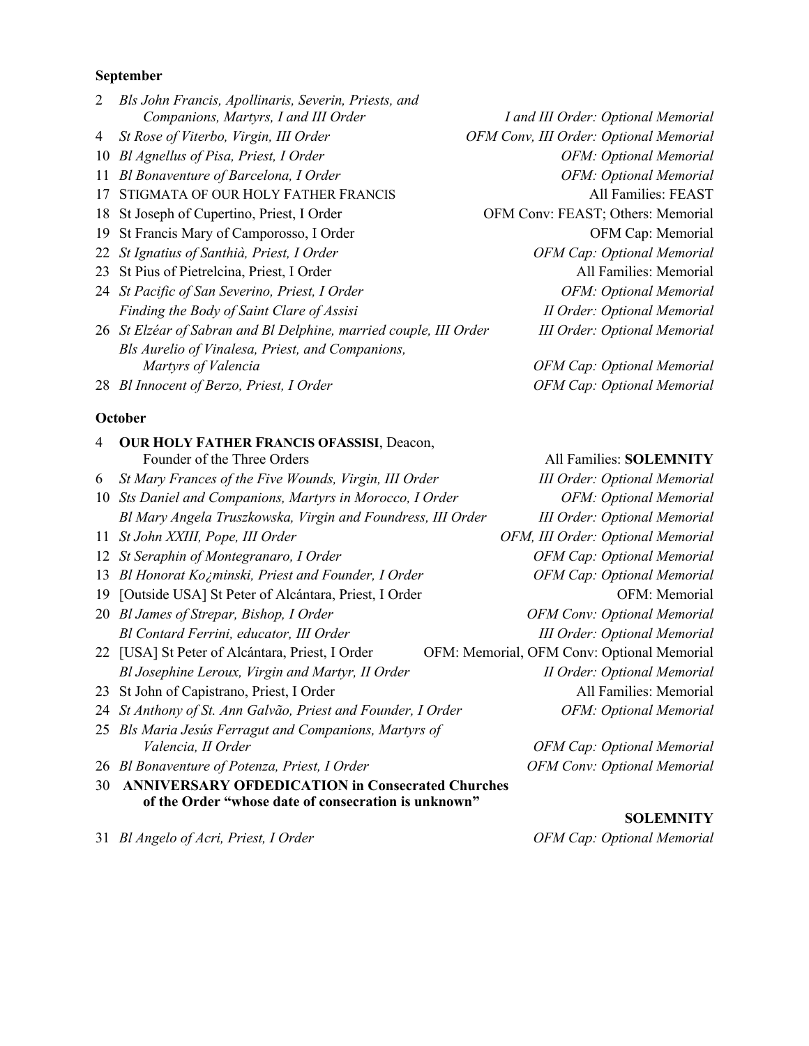**September**

| | | |
|---|---|---|
| 2 | *Bls John Francis, Apollinaris, Severin, Priests, and Companions, Martyrs, I and III Order* | *I and III Order: Optional Memorial* |
| 4 | *St Rose of Viterbo, Virgin, III Order* | *OFM Conv, III Order: Optional Memorial* |
| 10 | *Bl Agnellus of Pisa, Priest, I Order* | *OFM: Optional Memorial* |
| 11 | *Bl Bonaventure of Barcelona, I Order* | *OFM: Optional Memorial* |
| 17 | STIGMATA OF OUR HOLY FATHER FRANCIS | All Families: FEAST |
| 18 | St Joseph of Cupertino, Priest, I Order | OFM Conv: FEAST; Others: Memorial |
| 19 | St Francis Mary of Camporosso, I Order | OFM Cap: Memorial |
| 22 | *St Ignatius of Santhià, Priest, I Order* | *OFM Cap: Optional Memorial* |
| 23 | St Pius of Pietrelcina, Priest, I Order | All Families: Memorial |
| 24 | *St Pacific of San Severino, Priest, I Order* | *OFM: Optional Memorial* |
| | *Finding the Body of Saint Clare of Assisi* | *II Order: Optional Memorial* |
| 26 | *St Elzéar of Sabran and Bl Delphine, married couple, III Order* | *III Order: Optional Memorial* |
| | *Bls Aurelio of Vinalesa, Priest, and Companions, Martyrs of Valencia* | *OFM Cap: Optional Memorial* |
| 28 | *Bl Innocent of Berzo, Priest, I Order* | *OFM Cap: Optional Memorial* |

**October**

| | | |
|---|---|---|
| 4 | **OUR HOLY FATHER FRANCIS OFASSISI**, Deacon, Founder of the Three Orders | All Families: **SOLEMNITY** |
| 6 | *St Mary Frances of the Five Wounds, Virgin, III Order* | *III Order: Optional Memorial* |
| 10 | *Sts Daniel and Companions, Martyrs in Morocco, I Order* | *OFM: Optional Memorial* |
| | *Bl Mary Angela Truszkowska, Virgin and Foundress, III Order* | *III Order: Optional Memorial* |
| 11 | *St John XXIII, Pope, III Order* | *OFM, III Order: Optional Memorial* |
| 12 | *St Seraphin of Montegranaro, I Order* | *OFM Cap: Optional Memorial* |
| 13 | *Bl Honorat Ko¿minski, Priest and Founder, I Order* | *OFM Cap: Optional Memorial* |
| 19 | [Outside USA] St Peter of Alcántara, Priest, I Order | OFM: Memorial |
| 20 | *Bl James of Strepar, Bishop, I Order* | *OFM Conv: Optional Memorial* |
| | *Bl Contard Ferrini, educator, III Order* | *III Order: Optional Memorial* |
| 22 | [USA] St Peter of Alcántara, Priest, I Order | OFM: Memorial, OFM Conv: Optional Memorial |
| | *Bl Josephine Leroux, Virgin and Martyr, II Order* | *II Order: Optional Memorial* |
| 23 | St John of Capistrano, Priest, I Order | All Families: Memorial |
| 24 | *St Anthony of St. Ann Galvão, Priest and Founder, I Order* | *OFM: Optional Memorial* |
| 25 | *Bls Maria Jesús Ferragut and Companions, Martyrs of Valencia, II Order* | *OFM Cap: Optional Memorial* |
| 26 | *Bl Bonaventure of Potenza, Priest, I Order* | *OFM Conv: Optional Memorial* |
| 30 | **ANNIVERSARY OFDEDICATION in Consecrated Churches of the Order "whose date of consecration is unknown"** | **SOLEMNITY** |
| 31 | *Bl Angelo of Acri, Priest, I Order* | *OFM Cap: Optional Memorial* |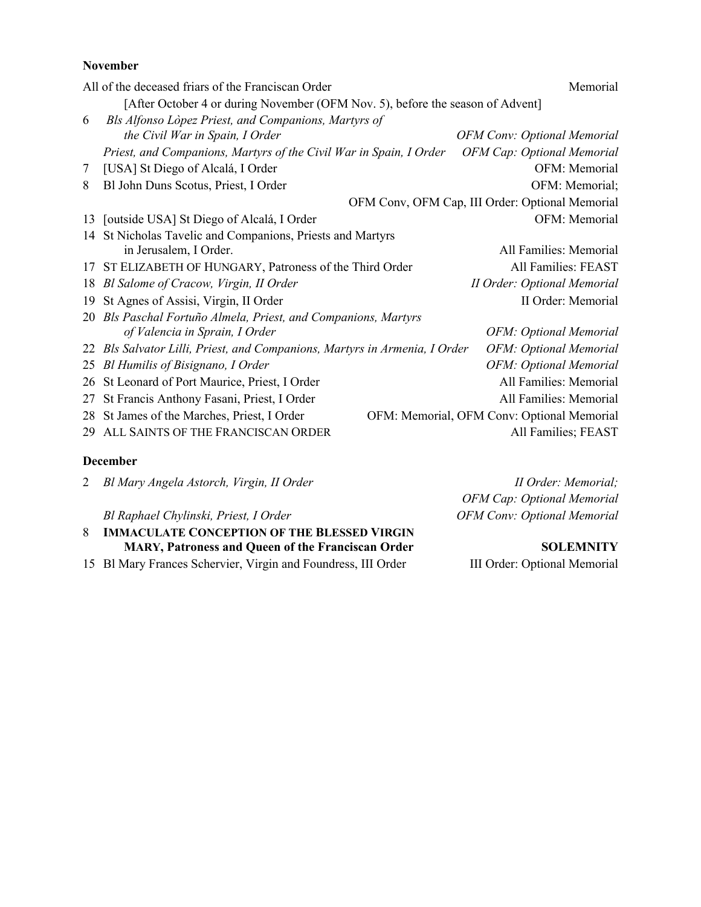**November**

| | | |
|---|---|---|
| | All of the deceased friars of the Franciscan Order<br>[After October 4 or during November (OFM Nov. 5), before the season of Advent] | Memorial |
| 6 | *Bls Alfonso Lòpez Priest, and Companions, Martyrs of the Civil War in Spain, I Order* | *OFM Conv: Optional Memorial* |
| | *Priest, and Companions, Martyrs of the Civil War in Spain, I Order* | *OFM Cap: Optional Memorial* |
| 7 | [USA] St Diego of Alcalá, I Order | OFM: Memorial |
| 8 | Bl John Duns Scotus, Priest, I Order | OFM: Memorial;<br>OFM Conv, OFM Cap, III Order: Optional Memorial |
| 13 | [outside USA] St Diego of Alcalá, I Order | OFM: Memorial |
| 14 | St Nicholas Tavelic and Companions, Priests and Martyrs in Jerusalem, I Order. | All Families: Memorial |
| 17 | ST ELIZABETH OF HUNGARY, Patroness of the Third Order | All Families: FEAST |
| 18 | *Bl Salome of Cracow, Virgin, II Order* | *II Order: Optional Memorial* |
| 19 | St Agnes of Assisi, Virgin, II Order | II Order: Memorial |
| 20 | *Bls Paschal Fortuño Almela, Priest, and Companions, Martyrs of Valencia in Sprain, I Order* | *OFM: Optional Memorial* |
| 22 | *Bls Salvator Lilli, Priest, and Companions, Martyrs in Armenia, I Order* | *OFM: Optional Memorial* |
| 25 | *Bl Humilis of Bisignano, I Order* | *OFM: Optional Memorial* |
| 26 | St Leonard of Port Maurice, Priest, I Order | All Families: Memorial |
| 27 | St Francis Anthony Fasani, Priest, I Order | All Families: Memorial |
| 28 | St James of the Marches, Priest, I Order | OFM: Memorial, OFM Conv: Optional Memorial |
| 29 | ALL SAINTS OF THE FRANCISCAN ORDER | All Families; FEAST |

**December**

| | | |
|---|---|---|
| 2 | *Bl Mary Angela Astorch, Virgin, II Order* | *II Order: Memorial;*<br>*OFM Cap: Optional Memorial* |
| | *Bl Raphael Chylinski, Priest, I Order* | *OFM Conv: Optional Memorial* |
| 8 | **IMMACULATE CONCEPTION OF THE BLESSED VIRGIN MARY, Patroness and Queen of the Franciscan Order** | **SOLEMNITY** |
| 15 | Bl Mary Frances Schervier, Virgin and Foundress, III Order | III Order: Optional Memorial |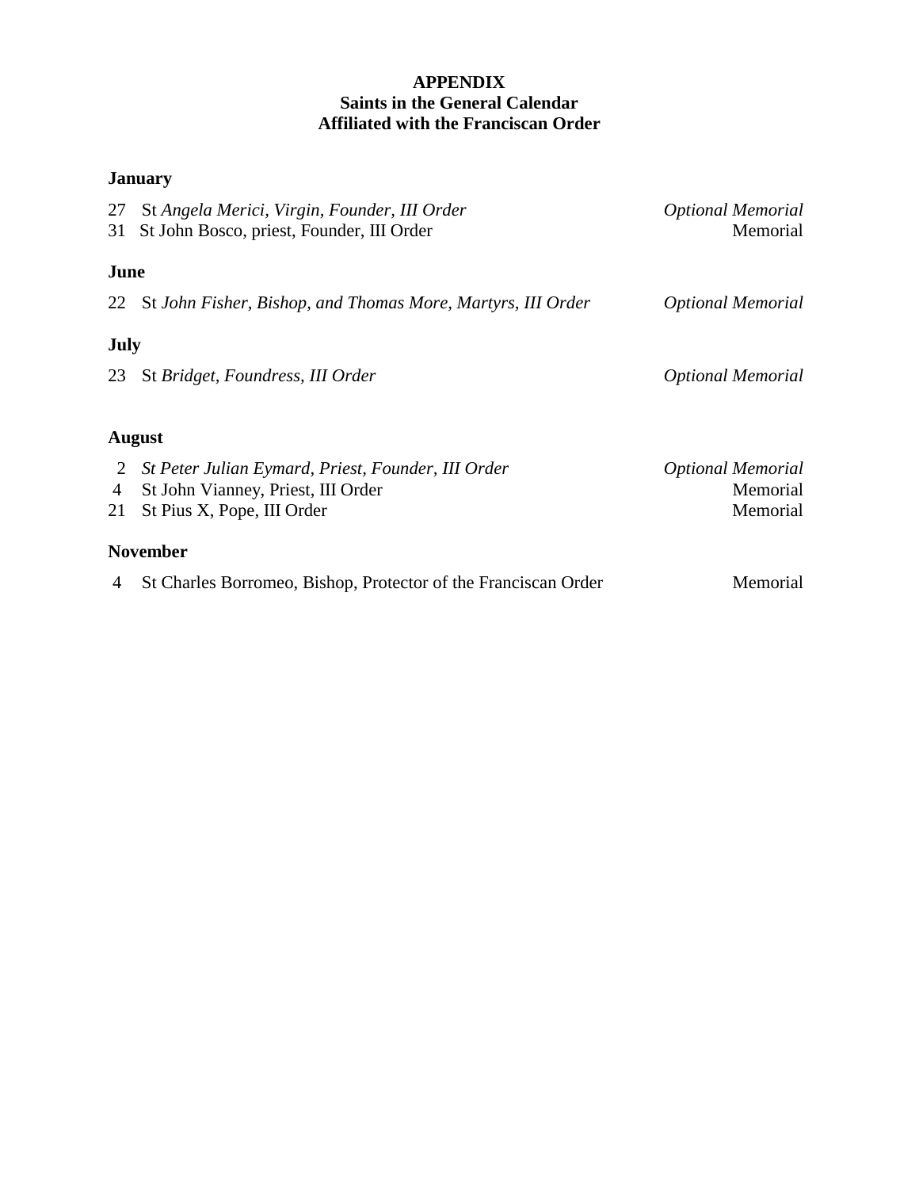# APPENDIX
## Saints in the General Calendar
## Affiliated with the Franciscan Order

### January

| | | |
|---|---|---|
| 27 | St *Angela Merici, Virgin, Founder, III Order* | *Optional Memorial* |
| 31 | St John Bosco, priest, Founder, III Order | Memorial |

### June

| | | |
|---|---|---|
| 22 | St *John Fisher, Bishop, and Thomas More, Martyrs, III Order* | *Optional Memorial* |

### July

| | | |
|---|---|---|
| 23 | St *Bridget, Foundress, III Order* | *Optional Memorial* |

### August

| | | |
|---|---|---|
| 2 | *St Peter Julian Eymard, Priest, Founder, III Order* | *Optional Memorial* |
| 4 | St John Vianney, Priest, III Order | Memorial |
| 21 | St Pius X, Pope, III Order | Memorial |

### November

| | | |
|---|---|---|
| 4 | St Charles Borromeo, Bishop, Protector of the Franciscan Order | Memorial |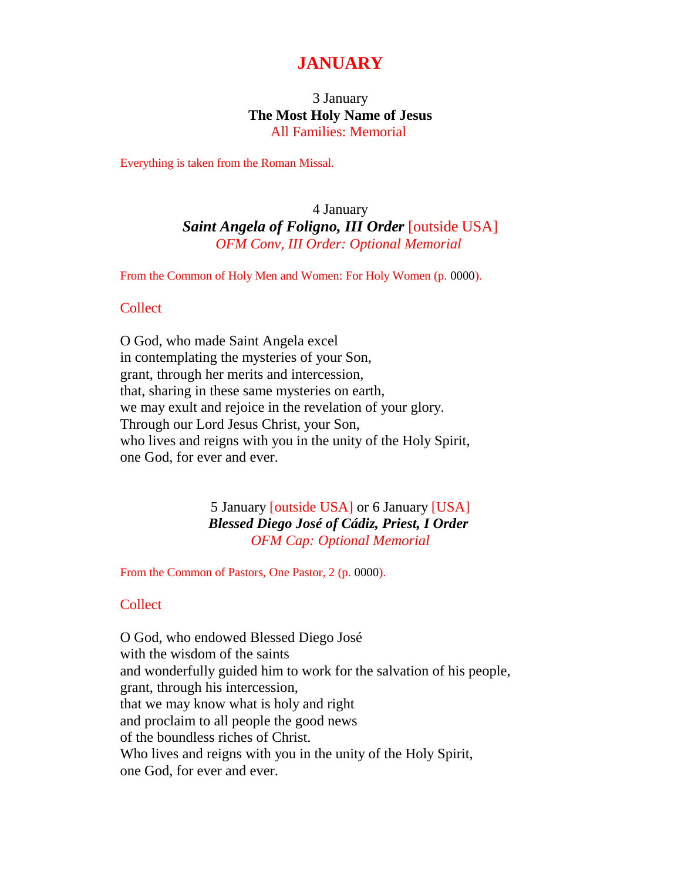# JANUARY

3 January
**The Most Holy Name of Jesus**
All Families: Memorial

Everything is taken from the Roman Missal.

4 January
***Saint Angela of Foligno, III Order*** [outside USA]
*OFM Conv, III Order: Optional Memorial*

From the Common of Holy Men and Women: For Holy Women (p. 0000).

### Collect

O God, who made Saint Angela excel
in contemplating the mysteries of your Son,
grant, through her merits and intercession,
that, sharing in these same mysteries on earth,
we may exult and rejoice in the revelation of your glory.
Through our Lord Jesus Christ, your Son,
who lives and reigns with you in the unity of the Holy Spirit,
one God, for ever and ever.

5 January [outside USA] or 6 January [USA]
***Blessed Diego José of Cádiz, Priest, I Order***
*OFM Cap: Optional Memorial*

From the Common of Pastors, One Pastor, 2 (p. 0000).

### Collect

O God, who endowed Blessed Diego José
with the wisdom of the saints
and wonderfully guided him to work for the salvation of his people,
grant, through his intercession,
that we may know what is holy and right
and proclaim to all people the good news
of the boundless riches of Christ.
Who lives and reigns with you in the unity of the Holy Spirit,
one God, for ever and ever.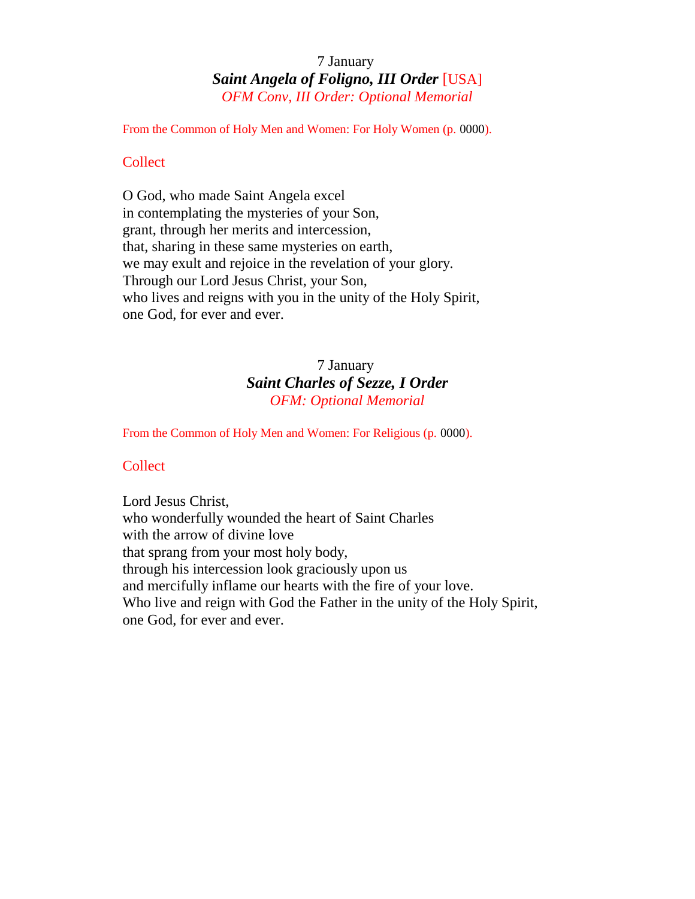7 January

## ***Saint Angela of Foligno, III Order*** [USA]

*OFM Conv, III Order: Optional Memorial*

From the Common of Holy Men and Women: For Holy Women (p. 0000).

### Collect

O God, who made Saint Angela excel
in contemplating the mysteries of your Son,
grant, through her merits and intercession,
that, sharing in these same mysteries on earth,
we may exult and rejoice in the revelation of your glory.
Through our Lord Jesus Christ, your Son,
who lives and reigns with you in the unity of the Holy Spirit,
one God, for ever and ever.

7 January

## ***Saint Charles of Sezze, I Order***

*OFM: Optional Memorial*

From the Common of Holy Men and Women: For Religious (p. 0000).

### Collect

Lord Jesus Christ,
who wonderfully wounded the heart of Saint Charles
with the arrow of divine love
that sprang from your most holy body,
through his intercession look graciously upon us
and mercifully inflame our hearts with the fire of your love.
Who live and reign with God the Father in the unity of the Holy Spirit,
one God, for ever and ever.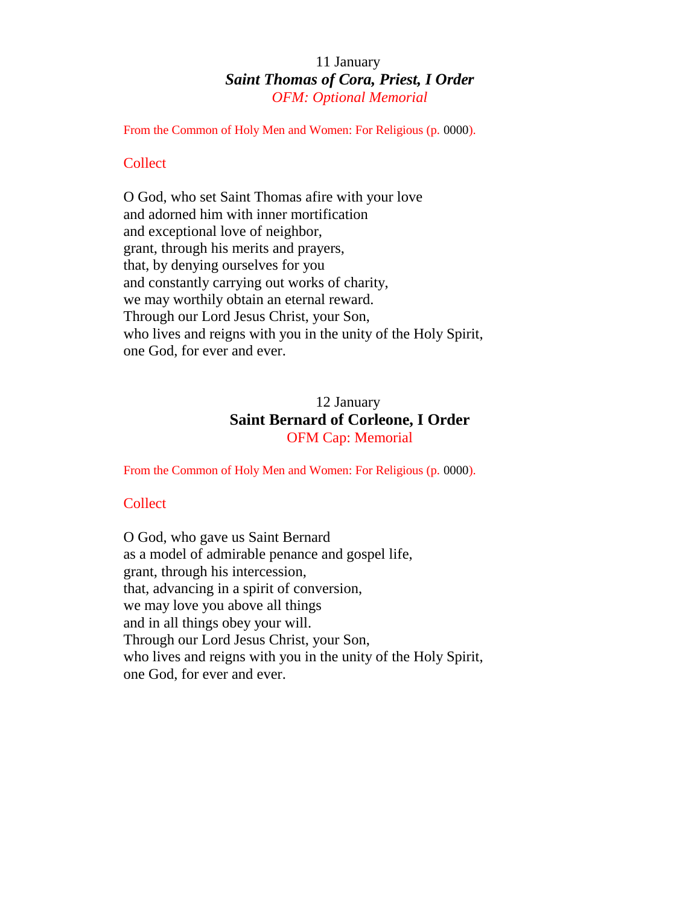11 January

## ***Saint Thomas of Cora, Priest, I Order***

*OFM: Optional Memorial*

From the Common of Holy Men and Women: For Religious (p. 0000).

### Collect

O God, who set Saint Thomas afire with your love
and adorned him with inner mortification
and exceptional love of neighbor,
grant, through his merits and prayers,
that, by denying ourselves for you
and constantly carrying out works of charity,
we may worthily obtain an eternal reward.
Through our Lord Jesus Christ, your Son,
who lives and reigns with you in the unity of the Holy Spirit,
one God, for ever and ever.

12 January

## **Saint Bernard of Corleone, I Order**

OFM Cap: Memorial

From the Common of Holy Men and Women: For Religious (p. 0000).

### Collect

O God, who gave us Saint Bernard
as a model of admirable penance and gospel life,
grant, through his intercession,
that, advancing in a spirit of conversion,
we may love you above all things
and in all things obey your will.
Through our Lord Jesus Christ, your Son,
who lives and reigns with you in the unity of the Holy Spirit,
one God, for ever and ever.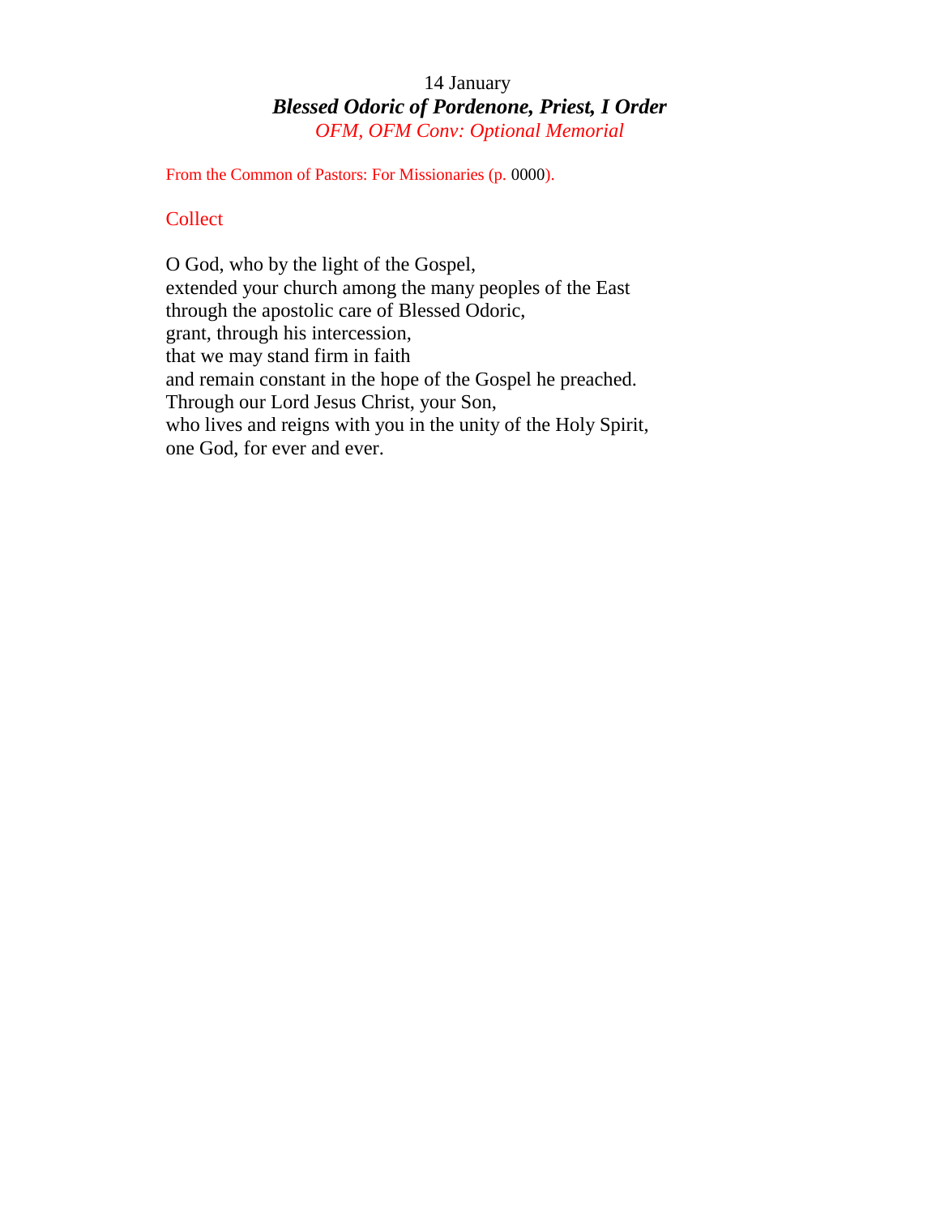14 January

## *Blessed Odoric of Pordenone, Priest, I Order*

*OFM, OFM Conv: Optional Memorial*

From the Common of Pastors: For Missionaries (p. 0000).

### Collect

O God, who by the light of the Gospel,
extended your church among the many peoples of the East
through the apostolic care of Blessed Odoric,
grant, through his intercession,
that we may stand firm in faith
and remain constant in the hope of the Gospel he preached.
Through our Lord Jesus Christ, your Son,
who lives and reigns with you in the unity of the Holy Spirit,
one God, for ever and ever.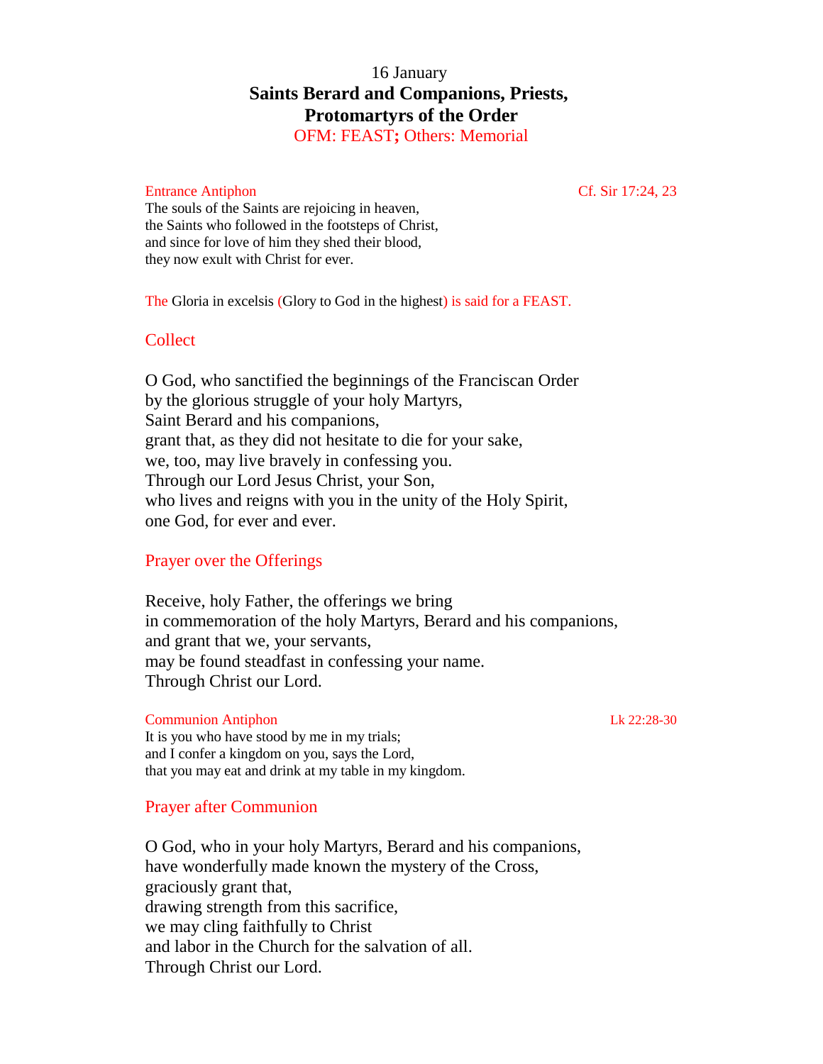16 January

# Saints Berard and Companions, Priests, Protomartyrs of the Order

OFM: FEAST; Others: Memorial

Entrance Antiphon — Cf. Sir 17:24, 23

The souls of the Saints are rejoicing in heaven,  
the Saints who followed in the footsteps of Christ,  
and since for love of him they shed their blood,  
they now exult with Christ for ever.

The Gloria in excelsis (Glory to God in the highest) is said for a FEAST.

## Collect

O God, who sanctified the beginnings of the Franciscan Order  
by the glorious struggle of your holy Martyrs,  
Saint Berard and his companions,  
grant that, as they did not hesitate to die for your sake,  
we, too, may live bravely in confessing you.  
Through our Lord Jesus Christ, your Son,  
who lives and reigns with you in the unity of the Holy Spirit,  
one God, for ever and ever.

## Prayer over the Offerings

Receive, holy Father, the offerings we bring  
in commemoration of the holy Martyrs, Berard and his companions,  
and grant that we, your servants,  
may be found steadfast in confessing your name.  
Through Christ our Lord.

Communion Antiphon — Lk 22:28-30

It is you who have stood by me in my trials;  
and I confer a kingdom on you, says the Lord,  
that you may eat and drink at my table in my kingdom.

## Prayer after Communion

O God, who in your holy Martyrs, Berard and his companions,  
have wonderfully made known the mystery of the Cross,  
graciously grant that,  
drawing strength from this sacrifice,  
we may cling faithfully to Christ  
and labor in the Church for the salvation of all.  
Through Christ our Lord.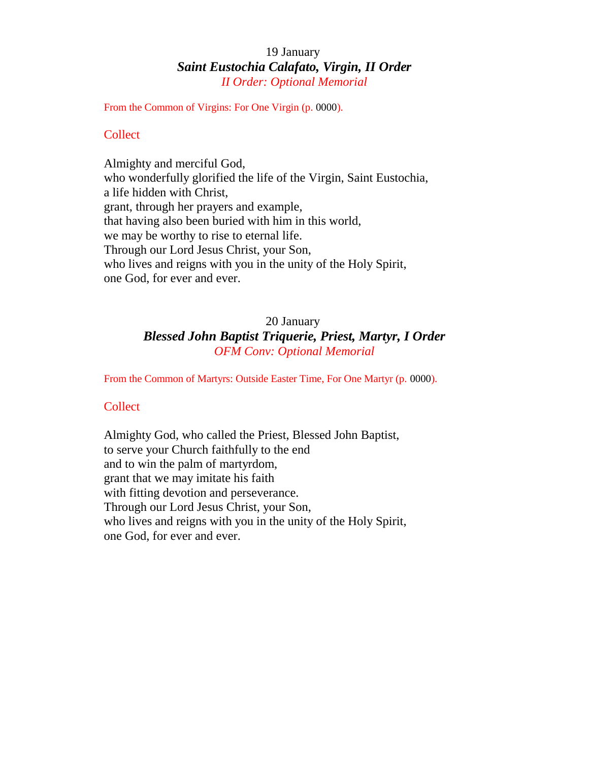19 January

## ***Saint Eustochia Calafato, Virgin, II Order***

*II Order: Optional Memorial*

From the Common of Virgins: For One Virgin (p. 0000).

### Collect

Almighty and merciful God,
who wonderfully glorified the life of the Virgin, Saint Eustochia,
a life hidden with Christ,
grant, through her prayers and example,
that having also been buried with him in this world,
we may be worthy to rise to eternal life.
Through our Lord Jesus Christ, your Son,
who lives and reigns with you in the unity of the Holy Spirit,
one God, for ever and ever.

20 January

## ***Blessed John Baptist Triquerie, Priest, Martyr, I Order***

*OFM Conv: Optional Memorial*

From the Common of Martyrs: Outside Easter Time, For One Martyr (p. 0000).

### Collect

Almighty God, who called the Priest, Blessed John Baptist,
to serve your Church faithfully to the end
and to win the palm of martyrdom,
grant that we may imitate his faith
with fitting devotion and perseverance.
Through our Lord Jesus Christ, your Son,
who lives and reigns with you in the unity of the Holy Spirit,
one God, for ever and ever.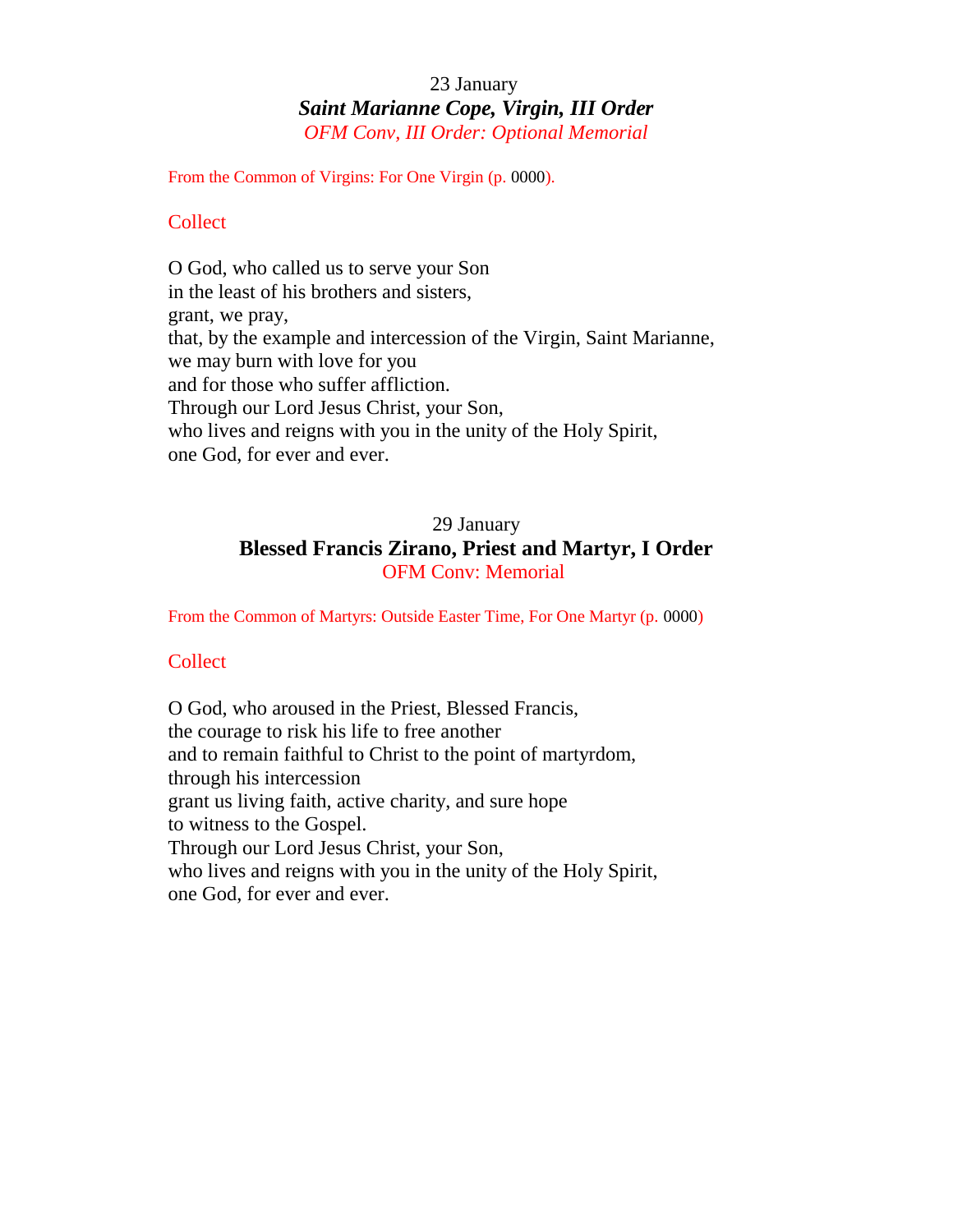23 January

## *Saint Marianne Cope, Virgin, III Order*

*OFM Conv, III Order: Optional Memorial*

From the Common of Virgins: For One Virgin (p. 0000).

### Collect

O God, who called us to serve your Son
in the least of his brothers and sisters,
grant, we pray,
that, by the example and intercession of the Virgin, Saint Marianne,
we may burn with love for you
and for those who suffer affliction.
Through our Lord Jesus Christ, your Son,
who lives and reigns with you in the unity of the Holy Spirit,
one God, for ever and ever.

29 January

## **Blessed Francis Zirano, Priest and Martyr, I Order**

OFM Conv: Memorial

From the Common of Martyrs: Outside Easter Time, For One Martyr (p. 0000)

### Collect

O God, who aroused in the Priest, Blessed Francis,
the courage to risk his life to free another
and to remain faithful to Christ to the point of martyrdom,
through his intercession
grant us living faith, active charity, and sure hope
to witness to the Gospel.
Through our Lord Jesus Christ, your Son,
who lives and reigns with you in the unity of the Holy Spirit,
one God, for ever and ever.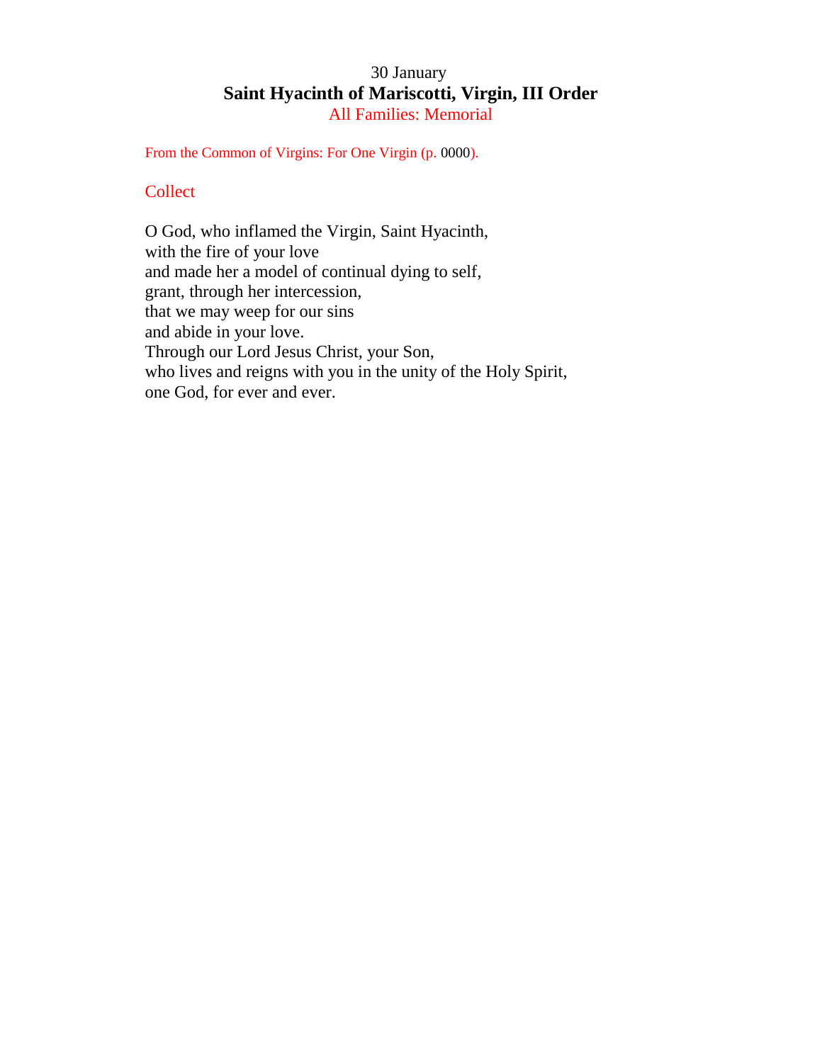30 January

# Saint Hyacinth of Mariscotti, Virgin, III Order

All Families: Memorial

From the Common of Virgins: For One Virgin (p. 0000).

## Collect

O God, who inflamed the Virgin, Saint Hyacinth,
with the fire of your love
and made her a model of continual dying to self,
grant, through her intercession,
that we may weep for our sins
and abide in your love.
Through our Lord Jesus Christ, your Son,
who lives and reigns with you in the unity of the Holy Spirit,
one God, for ever and ever.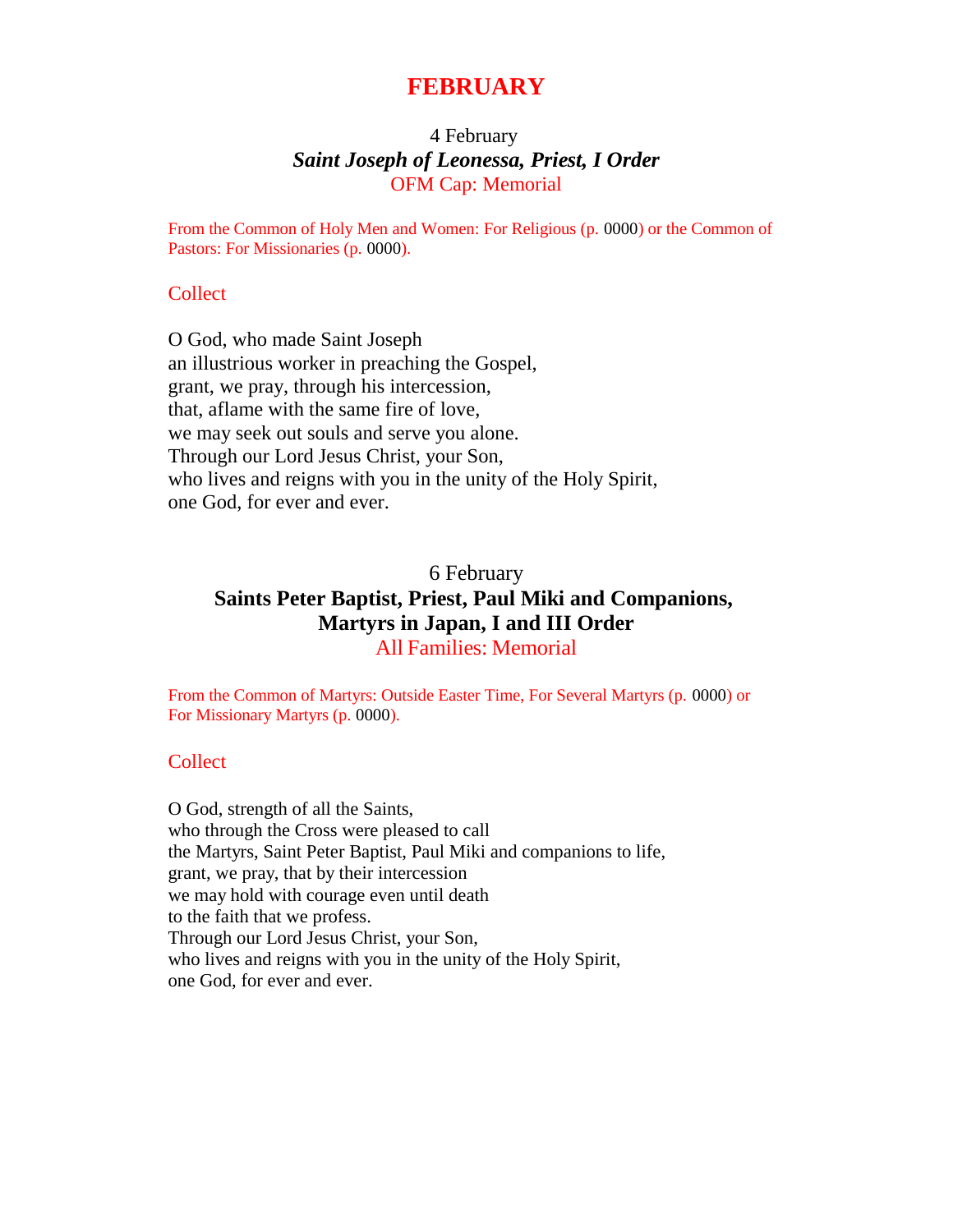# FEBRUARY

4 February

***Saint Joseph of Leonessa, Priest, I Order***

OFM Cap: Memorial

From the Common of Holy Men and Women: For Religious (p. 0000) or the Common of Pastors: For Missionaries (p. 0000).

Collect

O God, who made Saint Joseph
an illustrious worker in preaching the Gospel,
grant, we pray, through his intercession,
that, aflame with the same fire of love,
we may seek out souls and serve you alone.
Through our Lord Jesus Christ, your Son,
who lives and reigns with you in the unity of the Holy Spirit,
one God, for ever and ever.

6 February

**Saints Peter Baptist, Priest, Paul Miki and Companions, Martyrs in Japan, I and III Order**

All Families: Memorial

From the Common of Martyrs: Outside Easter Time, For Several Martyrs (p. 0000) or For Missionary Martyrs (p. 0000).

Collect

O God, strength of all the Saints,
who through the Cross were pleased to call
the Martyrs, Saint Peter Baptist, Paul Miki and companions to life,
grant, we pray, that by their intercession
we may hold with courage even until death
to the faith that we profess.
Through our Lord Jesus Christ, your Son,
who lives and reigns with you in the unity of the Holy Spirit,
one God, for ever and ever.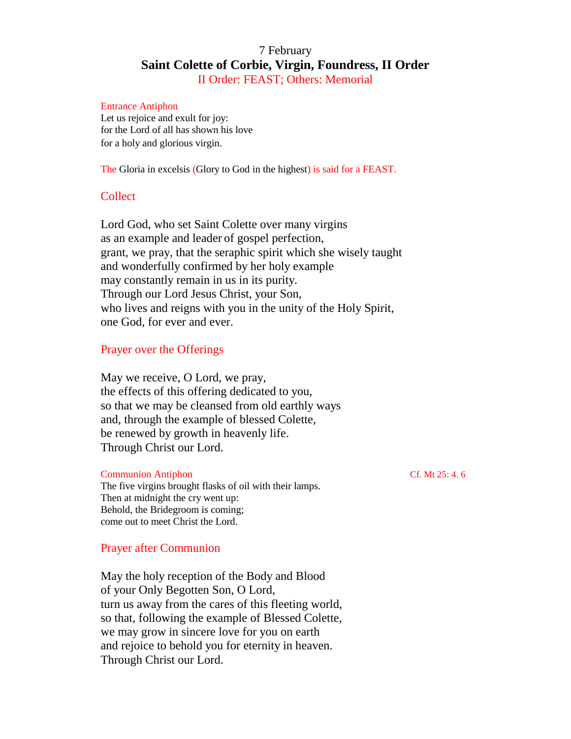7 February

# Saint Colette of Corbie, Virgin, Foundress, II Order

II Order: FEAST; Others: Memorial

Entrance Antiphon

Let us rejoice and exult for joy:
for the Lord of all has shown his love
for a holy and glorious virgin.

The Gloria in excelsis (Glory to God in the highest) is said for a FEAST.

## Collect

Lord God, who set Saint Colette over many virgins
as an example and leader of gospel perfection,
grant, we pray, that the seraphic spirit which she wisely taught
and wonderfully confirmed by her holy example
may constantly remain in us in its purity.
Through our Lord Jesus Christ, your Son,
who lives and reigns with you in the unity of the Holy Spirit,
one God, for ever and ever.

## Prayer over the Offerings

May we receive, O Lord, we pray,
the effects of this offering dedicated to you,
so that we may be cleansed from old earthly ways
and, through the example of blessed Colette,
be renewed by growth in heavenly life.
Through Christ our Lord.

Communion Antiphon — Cf. Mt 25: 4. 6

The five virgins brought flasks of oil with their lamps.
Then at midnight the cry went up:
Behold, the Bridegroom is coming;
come out to meet Christ the Lord.

## Prayer after Communion

May the holy reception of the Body and Blood
of your Only Begotten Son, O Lord,
turn us away from the cares of this fleeting world,
so that, following the example of Blessed Colette,
we may grow in sincere love for you on earth
and rejoice to behold you for eternity in heaven.
Through Christ our Lord.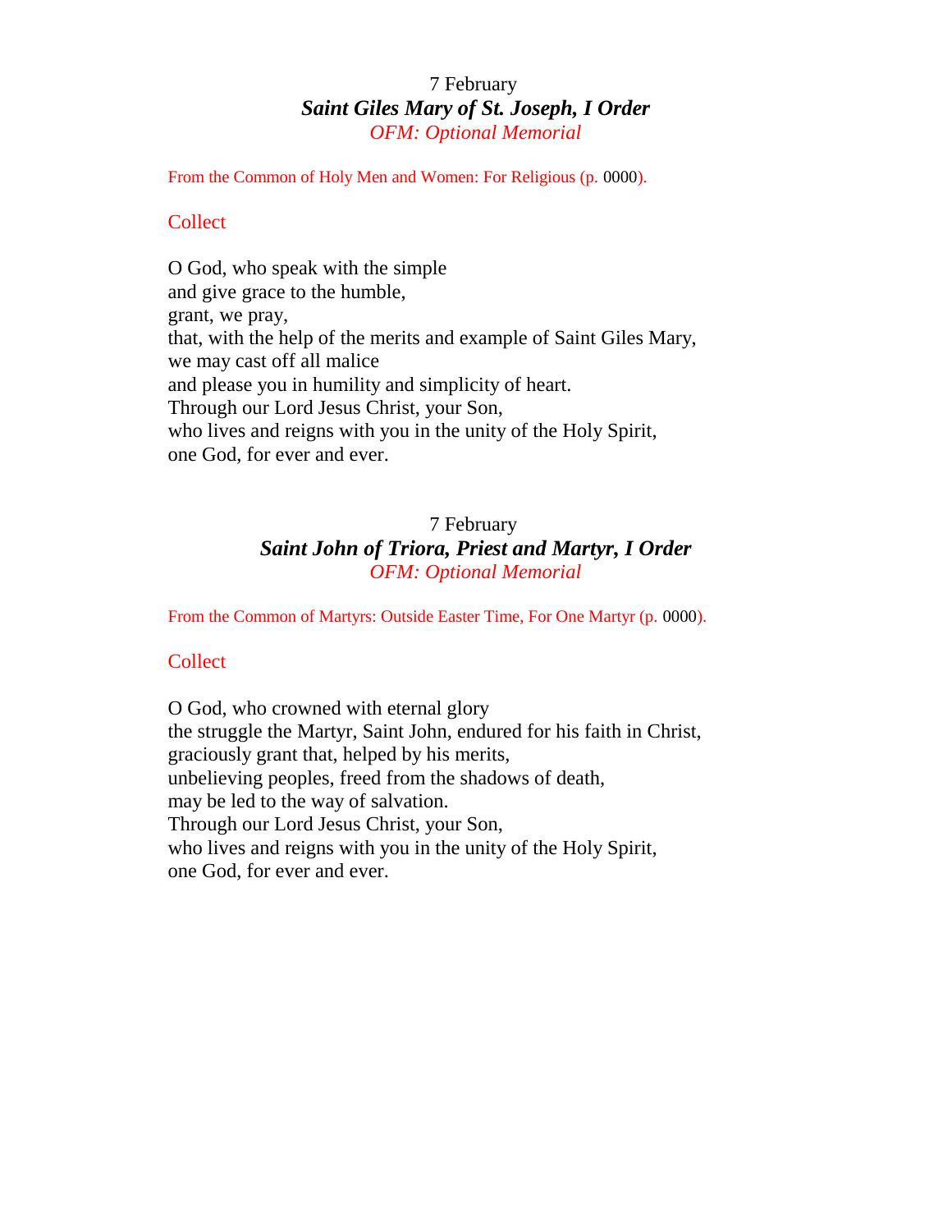7 February

### *Saint Giles Mary of St. Joseph, I Order*

*OFM: Optional Memorial*

From the Common of Holy Men and Women: For Religious (p. 0000).

Collect

O God, who speak with the simple
and give grace to the humble,
grant, we pray,
that, with the help of the merits and example of Saint Giles Mary,
we may cast off all malice
and please you in humility and simplicity of heart.
Through our Lord Jesus Christ, your Son,
who lives and reigns with you in the unity of the Holy Spirit,
one God, for ever and ever.

7 February

### *Saint John of Triora, Priest and Martyr, I Order*

*OFM: Optional Memorial*

From the Common of Martyrs: Outside Easter Time, For One Martyr (p. 0000).

Collect

O God, who crowned with eternal glory
the struggle the Martyr, Saint John, endured for his faith in Christ,
graciously grant that, helped by his merits,
unbelieving peoples, freed from the shadows of death,
may be led to the way of salvation.
Through our Lord Jesus Christ, your Son,
who lives and reigns with you in the unity of the Holy Spirit,
one God, for ever and ever.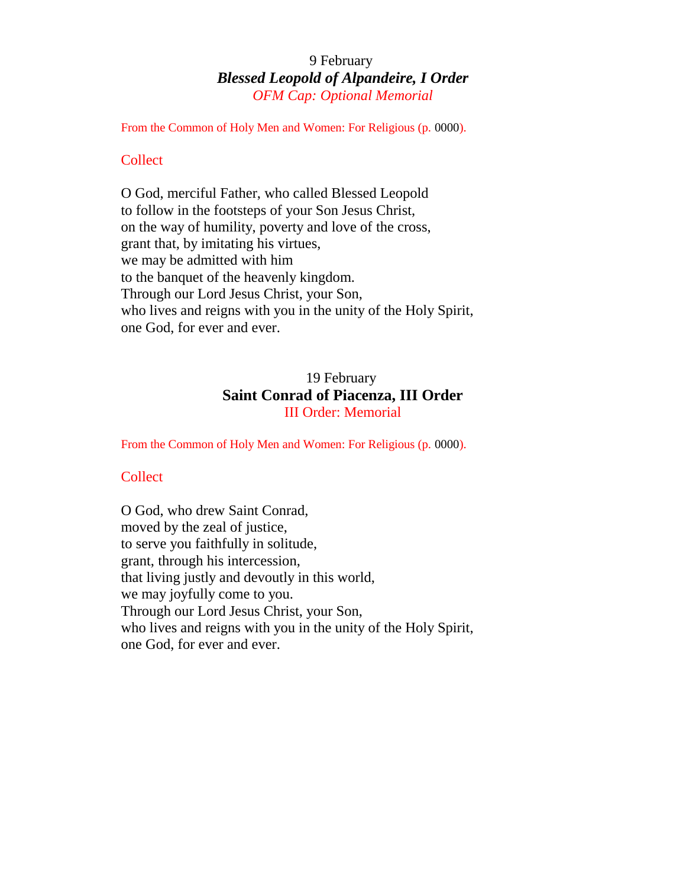9 February

## *Blessed Leopold of Alpandeire, I Order*

*OFM Cap: Optional Memorial*

From the Common of Holy Men and Women: For Religious (p. 0000).

### Collect

O God, merciful Father, who called Blessed Leopold  
to follow in the footsteps of your Son Jesus Christ,  
on the way of humility, poverty and love of the cross,  
grant that, by imitating his virtues,  
we may be admitted with him  
to the banquet of the heavenly kingdom.  
Through our Lord Jesus Christ, your Son,  
who lives and reigns with you in the unity of the Holy Spirit,  
one God, for ever and ever.

19 February

## **Saint Conrad of Piacenza, III Order**

III Order: Memorial

From the Common of Holy Men and Women: For Religious (p. 0000).

### Collect

O God, who drew Saint Conrad,  
moved by the zeal of justice,  
to serve you faithfully in solitude,  
grant, through his intercession,  
that living justly and devoutly in this world,  
we may joyfully come to you.  
Through our Lord Jesus Christ, your Son,  
who lives and reigns with you in the unity of the Holy Spirit,  
one God, for ever and ever.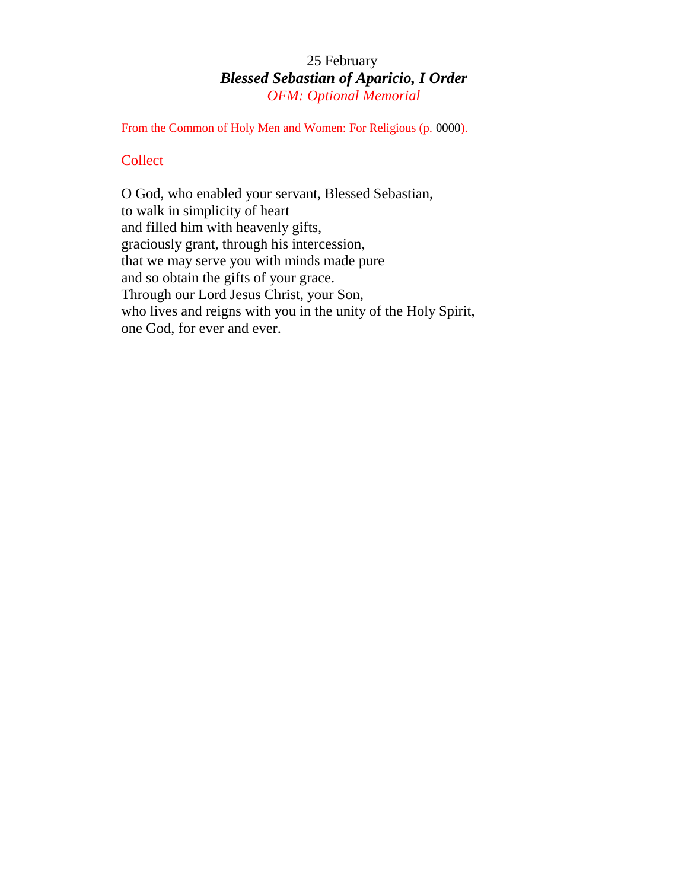25 February

## *Blessed Sebastian of Aparicio, I Order*

*OFM: Optional Memorial*

From the Common of Holy Men and Women: For Religious (p. 0000).

### Collect

O God, who enabled your servant, Blessed Sebastian,
to walk in simplicity of heart
and filled him with heavenly gifts,
graciously grant, through his intercession,
that we may serve you with minds made pure
and so obtain the gifts of your grace.
Through our Lord Jesus Christ, your Son,
who lives and reigns with you in the unity of the Holy Spirit,
one God, for ever and ever.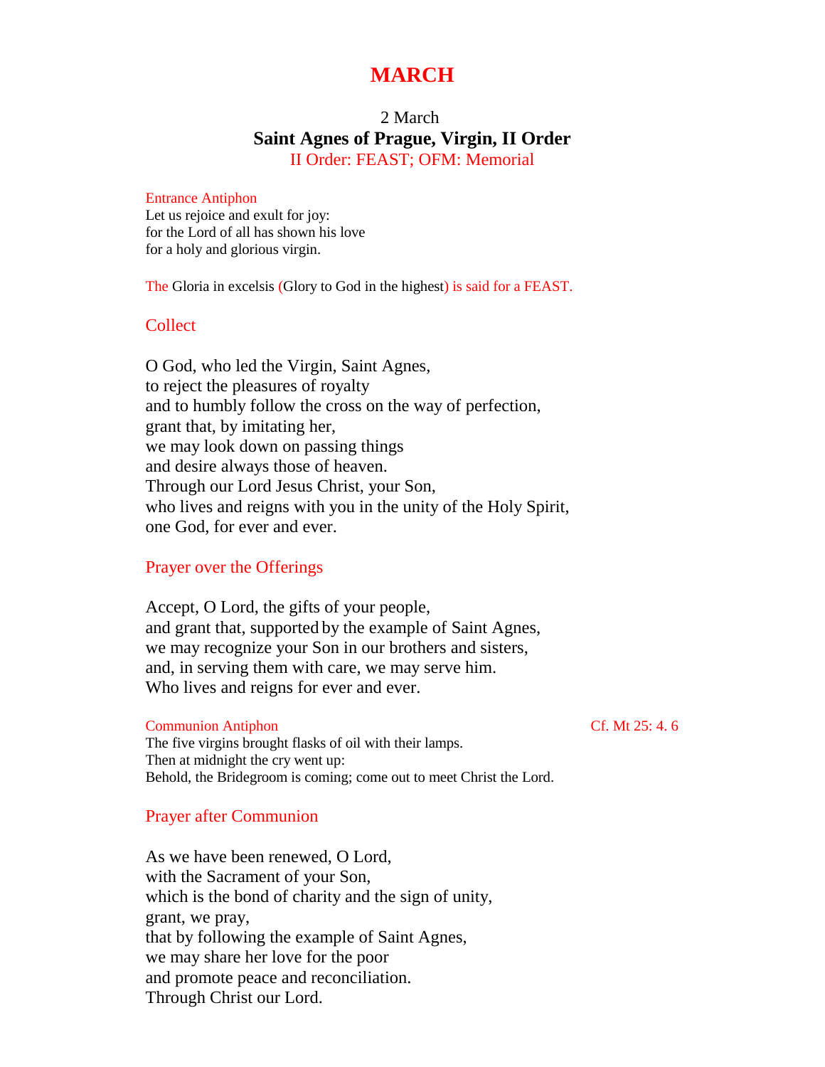# MARCH

2 March

## Saint Agnes of Prague, Virgin, II Order

II Order: FEAST; OFM: Memorial

Entrance Antiphon

Let us rejoice and exult for joy:
for the Lord of all has shown his love
for a holy and glorious virgin.

The Gloria in excelsis (Glory to God in the highest) is said for a FEAST.

### Collect

O God, who led the Virgin, Saint Agnes,
to reject the pleasures of royalty
and to humbly follow the cross on the way of perfection,
grant that, by imitating her,
we may look down on passing things
and desire always those of heaven.
Through our Lord Jesus Christ, your Son,
who lives and reigns with you in the unity of the Holy Spirit,
one God, for ever and ever.

### Prayer over the Offerings

Accept, O Lord, the gifts of your people,
and grant that, supported by the example of Saint Agnes,
we may recognize your Son in our brothers and sisters,
and, in serving them with care, we may serve him.
Who lives and reigns for ever and ever.

Communion Antiphon — Cf. Mt 25: 4. 6

The five virgins brought flasks of oil with their lamps.
Then at midnight the cry went up:
Behold, the Bridegroom is coming; come out to meet Christ the Lord.

### Prayer after Communion

As we have been renewed, O Lord,
with the Sacrament of your Son,
which is the bond of charity and the sign of unity,
grant, we pray,
that by following the example of Saint Agnes,
we may share her love for the poor
and promote peace and reconciliation.
Through Christ our Lord.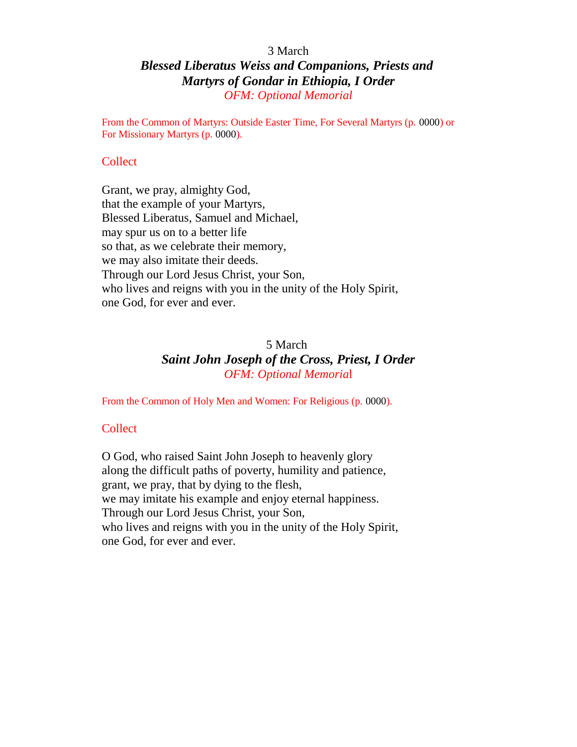3 March

## *Blessed Liberatus Weiss and Companions, Priests and Martyrs of Gondar in Ethiopia, I Order*

*OFM: Optional Memorial*

From the Common of Martyrs: Outside Easter Time, For Several Martyrs (p. 0000) or For Missionary Martyrs (p. 0000).

### Collect

Grant, we pray, almighty God,
that the example of your Martyrs,
Blessed Liberatus, Samuel and Michael,
may spur us on to a better life
so that, as we celebrate their memory,
we may also imitate their deeds.
Through our Lord Jesus Christ, your Son,
who lives and reigns with you in the unity of the Holy Spirit,
one God, for ever and ever.

5 March

## *Saint John Joseph of the Cross, Priest, I Order*

*OFM: Optional Memorial*

From the Common of Holy Men and Women: For Religious (p. 0000).

### Collect

O God, who raised Saint John Joseph to heavenly glory
along the difficult paths of poverty, humility and patience,
grant, we pray, that by dying to the flesh,
we may imitate his example and enjoy eternal happiness.
Through our Lord Jesus Christ, your Son,
who lives and reigns with you in the unity of the Holy Spirit,
one God, for ever and ever.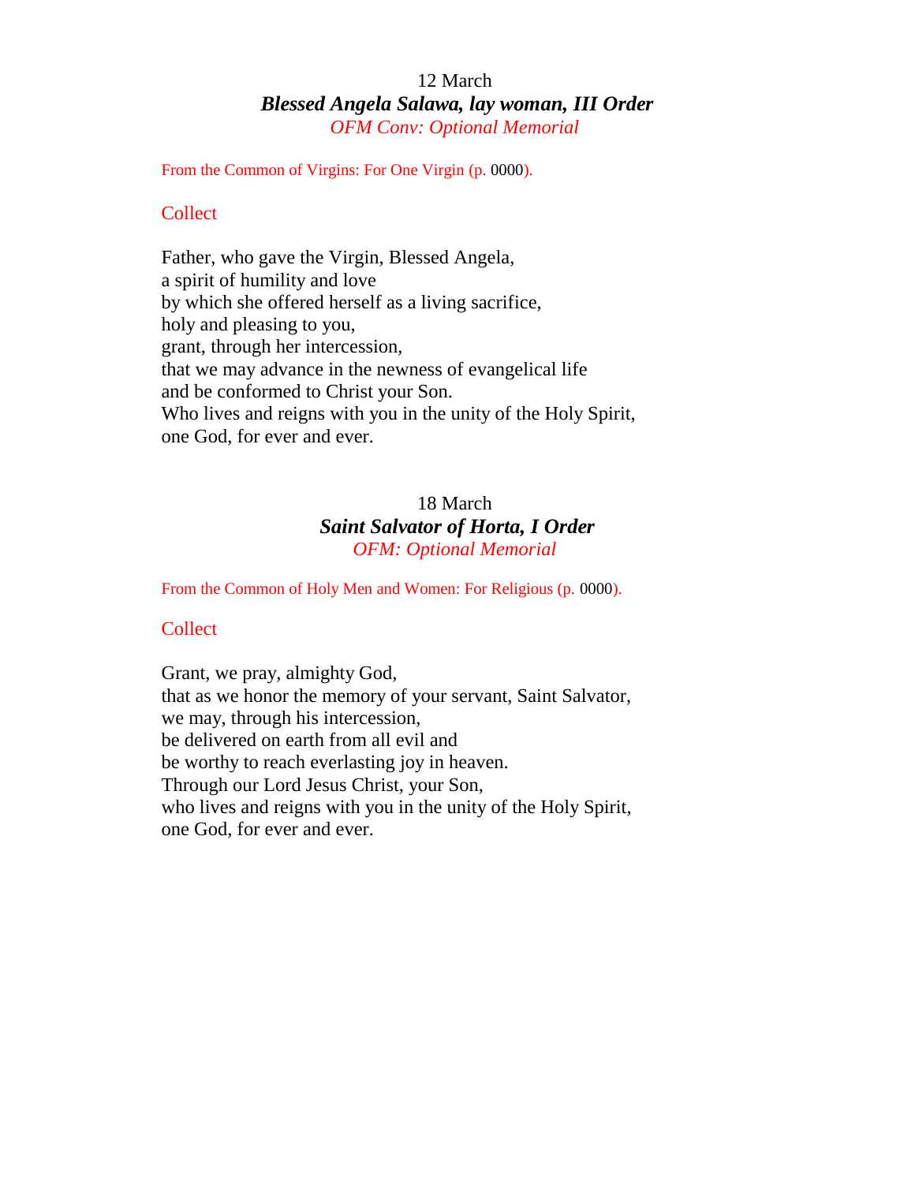12 March

## *Blessed Angela Salawa, lay woman, III Order*

*OFM Conv: Optional Memorial*

From the Common of Virgins: For One Virgin (p. 0000).

### Collect

Father, who gave the Virgin, Blessed Angela,
a spirit of humility and love
by which she offered herself as a living sacrifice,
holy and pleasing to you,
grant, through her intercession,
that we may advance in the newness of evangelical life
and be conformed to Christ your Son.
Who lives and reigns with you in the unity of the Holy Spirit,
one God, for ever and ever.

18 March

## *Saint Salvator of Horta, I Order*

*OFM: Optional Memorial*

From the Common of Holy Men and Women: For Religious (p. 0000).

### Collect

Grant, we pray, almighty God,
that as we honor the memory of your servant, Saint Salvator,
we may, through his intercession,
be delivered on earth from all evil and
be worthy to reach everlasting joy in heaven.
Through our Lord Jesus Christ, your Son,
who lives and reigns with you in the unity of the Holy Spirit,
one God, for ever and ever.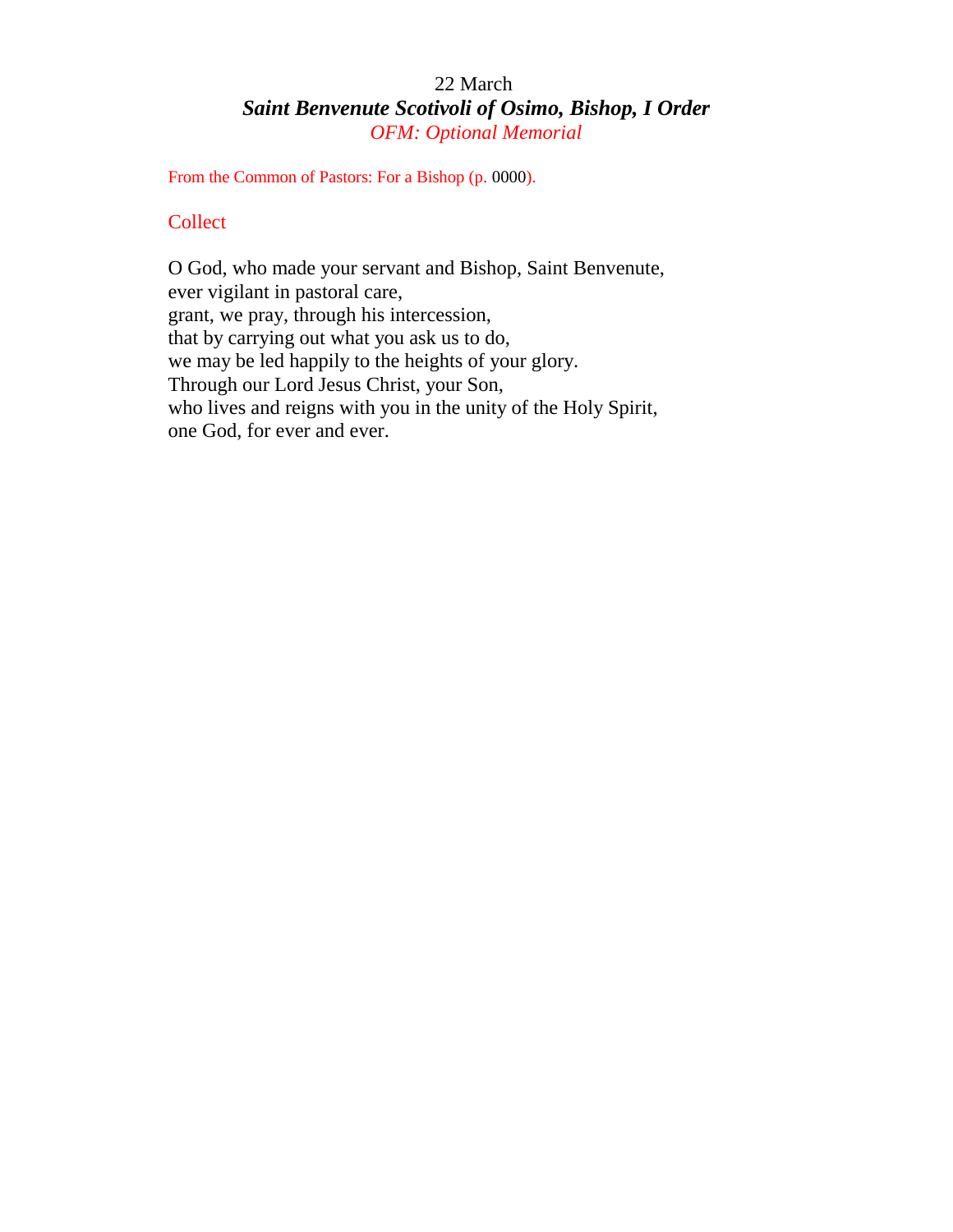22 March

## *Saint Benvenute Scotivoli of Osimo, Bishop, I Order*

*OFM: Optional Memorial*

From the Common of Pastors: For a Bishop (p. 0000).

### Collect

O God, who made your servant and Bishop, Saint Benvenute,
ever vigilant in pastoral care,
grant, we pray, through his intercession,
that by carrying out what you ask us to do,
we may be led happily to the heights of your glory.
Through our Lord Jesus Christ, your Son,
who lives and reigns with you in the unity of the Holy Spirit,
one God, for ever and ever.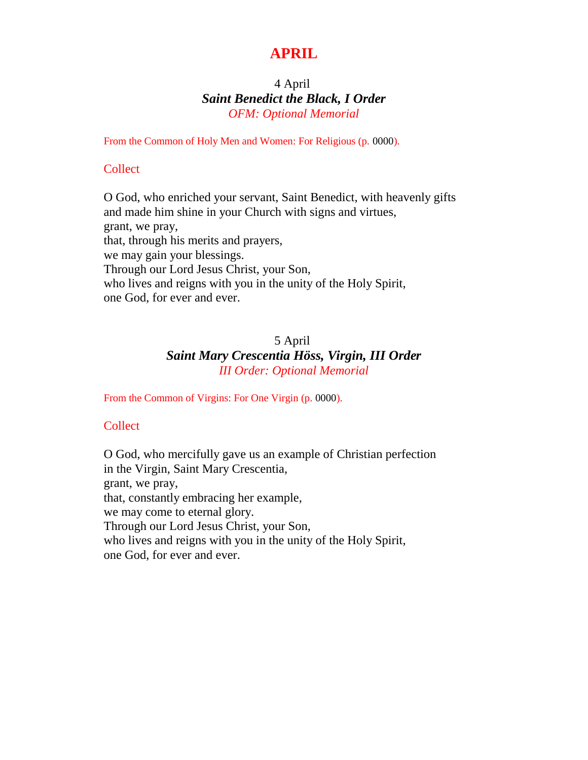# APRIL

4 April

***Saint Benedict the Black, I Order***

*OFM: Optional Memorial*

From the Common of Holy Men and Women: For Religious (p. 0000).

Collect

O God, who enriched your servant, Saint Benedict, with heavenly gifts
and made him shine in your Church with signs and virtues,
grant, we pray,
that, through his merits and prayers,
we may gain your blessings.
Through our Lord Jesus Christ, your Son,
who lives and reigns with you in the unity of the Holy Spirit,
one God, for ever and ever.

5 April

***Saint Mary Crescentia Höss, Virgin, III Order***

*III Order: Optional Memorial*

From the Common of Virgins: For One Virgin (p. 0000).

Collect

O God, who mercifully gave us an example of Christian perfection
in the Virgin, Saint Mary Crescentia,
grant, we pray,
that, constantly embracing her example,
we may come to eternal glory.
Through our Lord Jesus Christ, your Son,
who lives and reigns with you in the unity of the Holy Spirit,
one God, for ever and ever.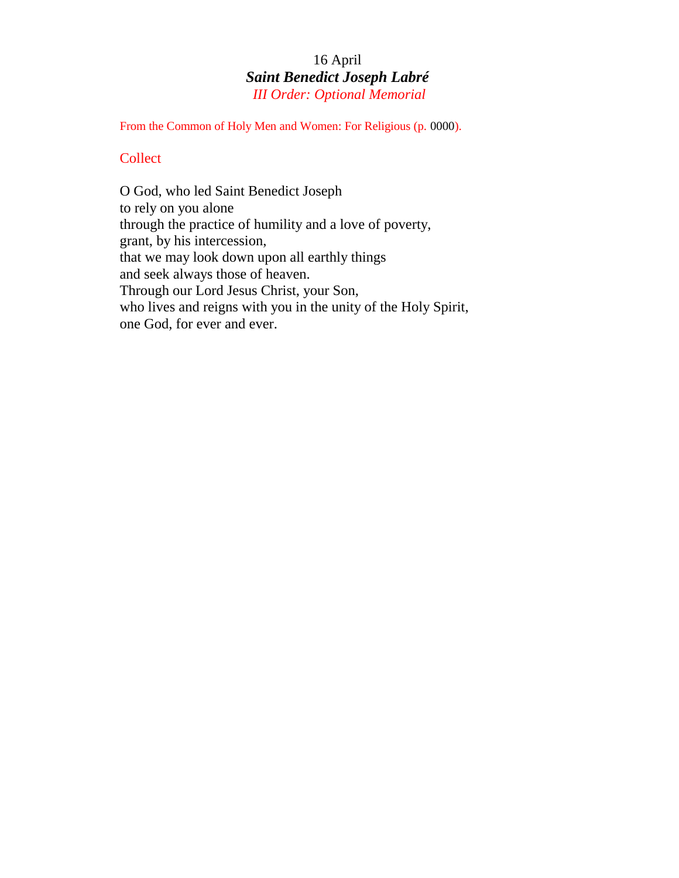16 April

***Saint Benedict Joseph Labré***

*III Order: Optional Memorial*

From the Common of Holy Men and Women: For Religious (p. 0000).

## Collect

O God, who led Saint Benedict Joseph
to rely on you alone
through the practice of humility and a love of poverty,
grant, by his intercession,
that we may look down upon all earthly things
and seek always those of heaven.
Through our Lord Jesus Christ, your Son,
who lives and reigns with you in the unity of the Holy Spirit,
one God, for ever and ever.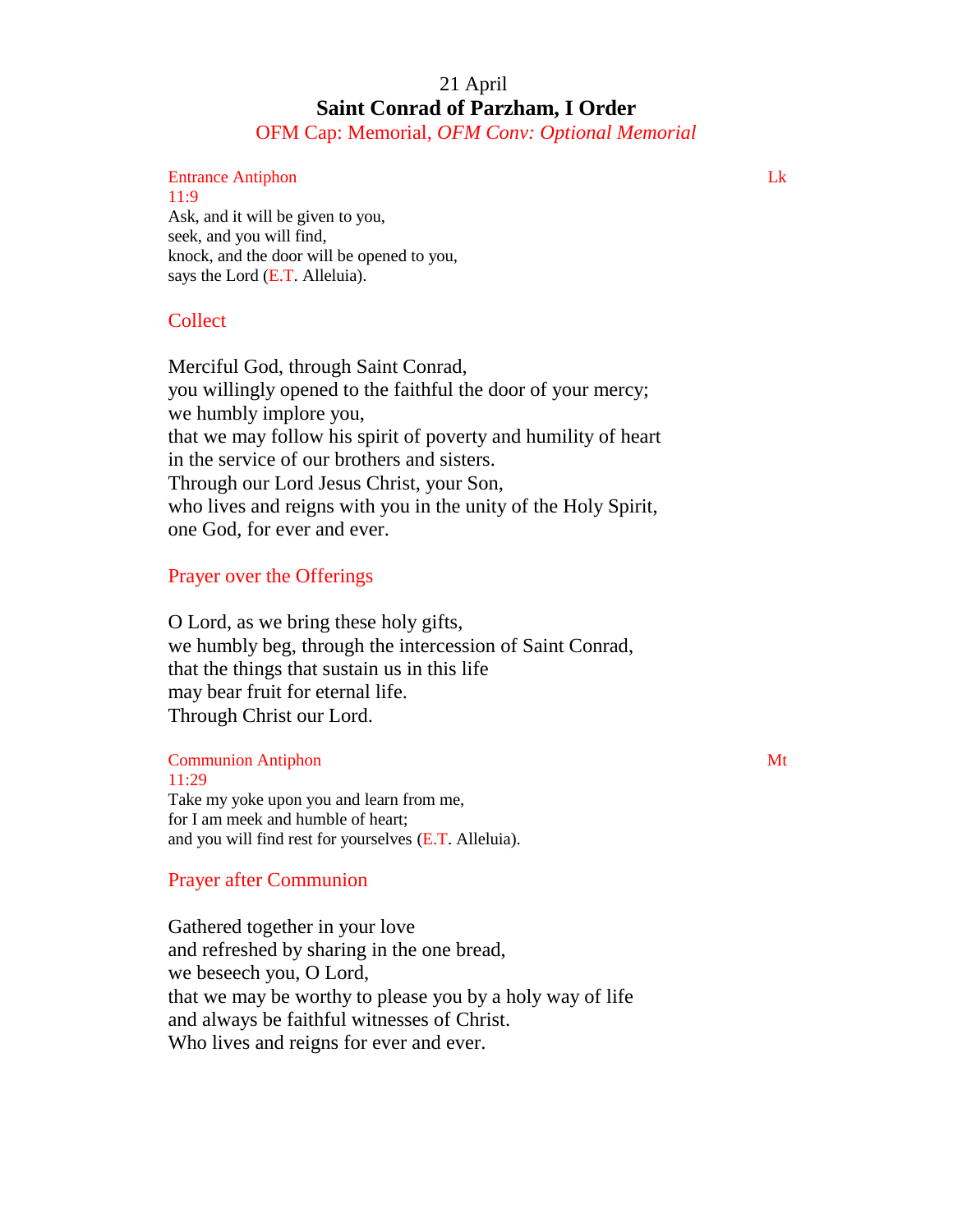21 April

**Saint Conrad of Parzham, I Order**

OFM Cap: Memorial, *OFM Conv: Optional Memorial*

Entrance Antiphon Lk 11:9

Ask, and it will be given to you,
seek, and you will find,
knock, and the door will be opened to you,
says the Lord (E.T. Alleluia).

Collect

Merciful God, through Saint Conrad,
you willingly opened to the faithful the door of your mercy;
we humbly implore you,
that we may follow his spirit of poverty and humility of heart
in the service of our brothers and sisters.
Through our Lord Jesus Christ, your Son,
who lives and reigns with you in the unity of the Holy Spirit,
one God, for ever and ever.

Prayer over the Offerings

O Lord, as we bring these holy gifts,
we humbly beg, through the intercession of Saint Conrad,
that the things that sustain us in this life
may bear fruit for eternal life.
Through Christ our Lord.

Communion Antiphon Mt 11:29

Take my yoke upon you and learn from me,
for I am meek and humble of heart;
and you will find rest for yourselves (E.T. Alleluia).

Prayer after Communion

Gathered together in your love
and refreshed by sharing in the one bread,
we beseech you, O Lord,
that we may be worthy to please you by a holy way of life
and always be faithful witnesses of Christ.
Who lives and reigns for ever and ever.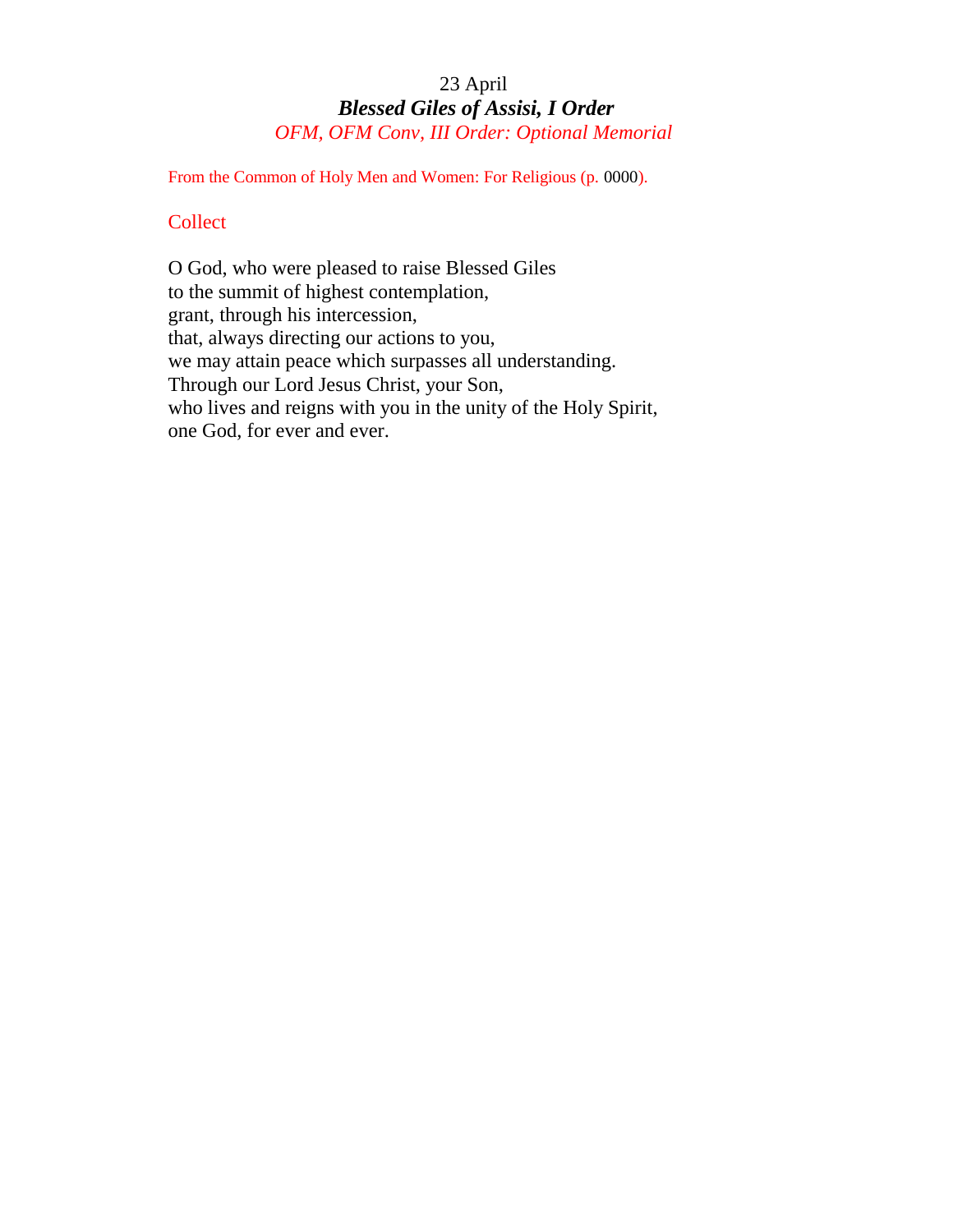23 April

## *Blessed Giles of Assisi, I Order*

*OFM, OFM Conv, III Order: Optional Memorial*

From the Common of Holy Men and Women: For Religious (p. 0000).

### Collect

O God, who were pleased to raise Blessed Giles  
to the summit of highest contemplation,  
grant, through his intercession,  
that, always directing our actions to you,  
we may attain peace which surpasses all understanding.  
Through our Lord Jesus Christ, your Son,  
who lives and reigns with you in the unity of the Holy Spirit,  
one God, for ever and ever.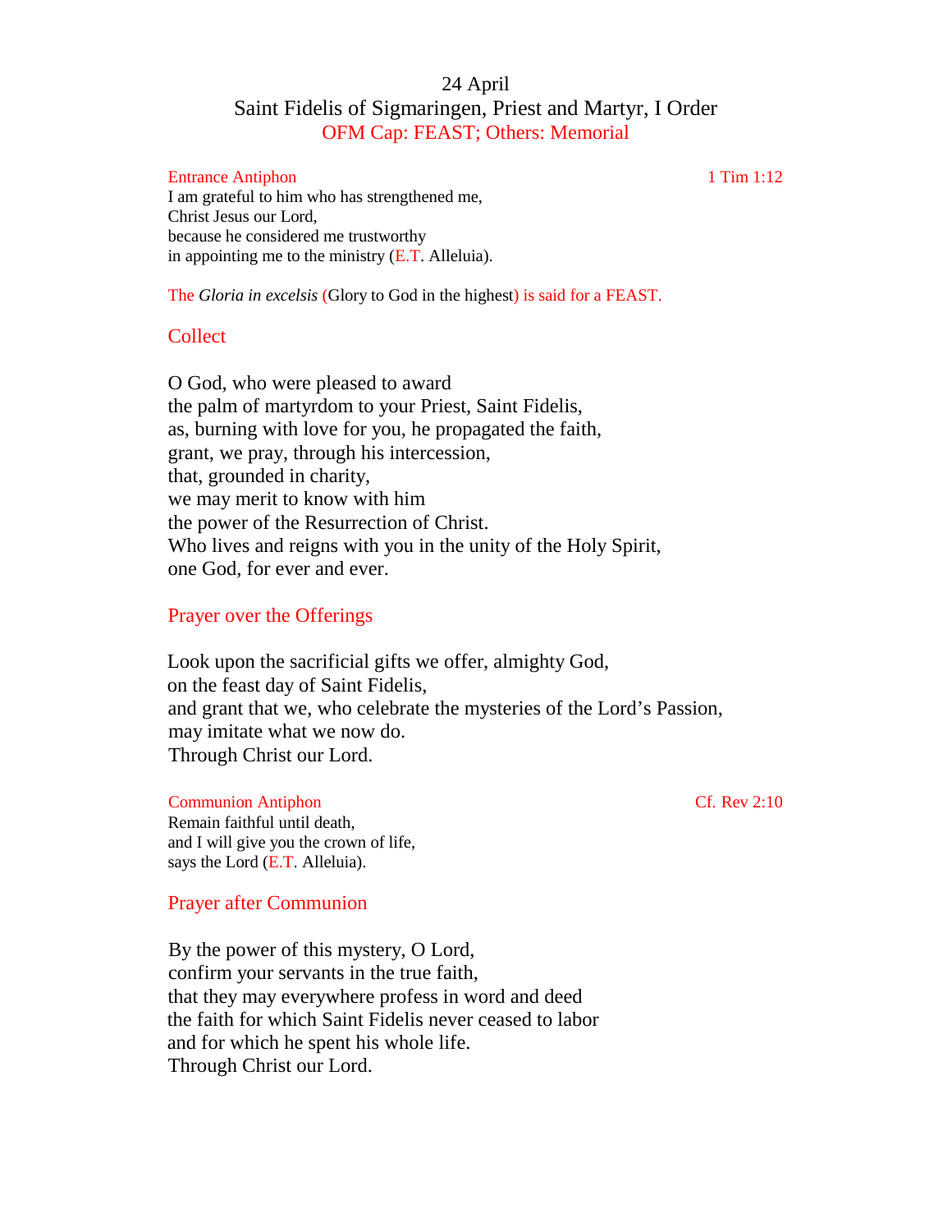# 24 April

## Saint Fidelis of Sigmaringen, Priest and Martyr, I Order

OFM Cap: FEAST; Others: Memorial

**Entrance Antiphon** — 1 Tim 1:12

I am grateful to him who has strengthened me,
Christ Jesus our Lord,
because he considered me trustworthy
in appointing me to the ministry (E.T. Alleluia).

The *Gloria in excelsis* (Glory to God in the highest) is said for a FEAST.

### Collect

O God, who were pleased to award
the palm of martyrdom to your Priest, Saint Fidelis,
as, burning with love for you, he propagated the faith,
grant, we pray, through his intercession,
that, grounded in charity,
we may merit to know with him
the power of the Resurrection of Christ.
Who lives and reigns with you in the unity of the Holy Spirit,
one God, for ever and ever.

### Prayer over the Offerings

Look upon the sacrificial gifts we offer, almighty God,
on the feast day of Saint Fidelis,
and grant that we, who celebrate the mysteries of the Lord's Passion,
may imitate what we now do.
Through Christ our Lord.

**Communion Antiphon** — Cf. Rev 2:10

Remain faithful until death,
and I will give you the crown of life,
says the Lord (E.T. Alleluia).

### Prayer after Communion

By the power of this mystery, O Lord,
confirm your servants in the true faith,
that they may everywhere profess in word and deed
the faith for which Saint Fidelis never ceased to labor
and for which he spent his whole life.
Through Christ our Lord.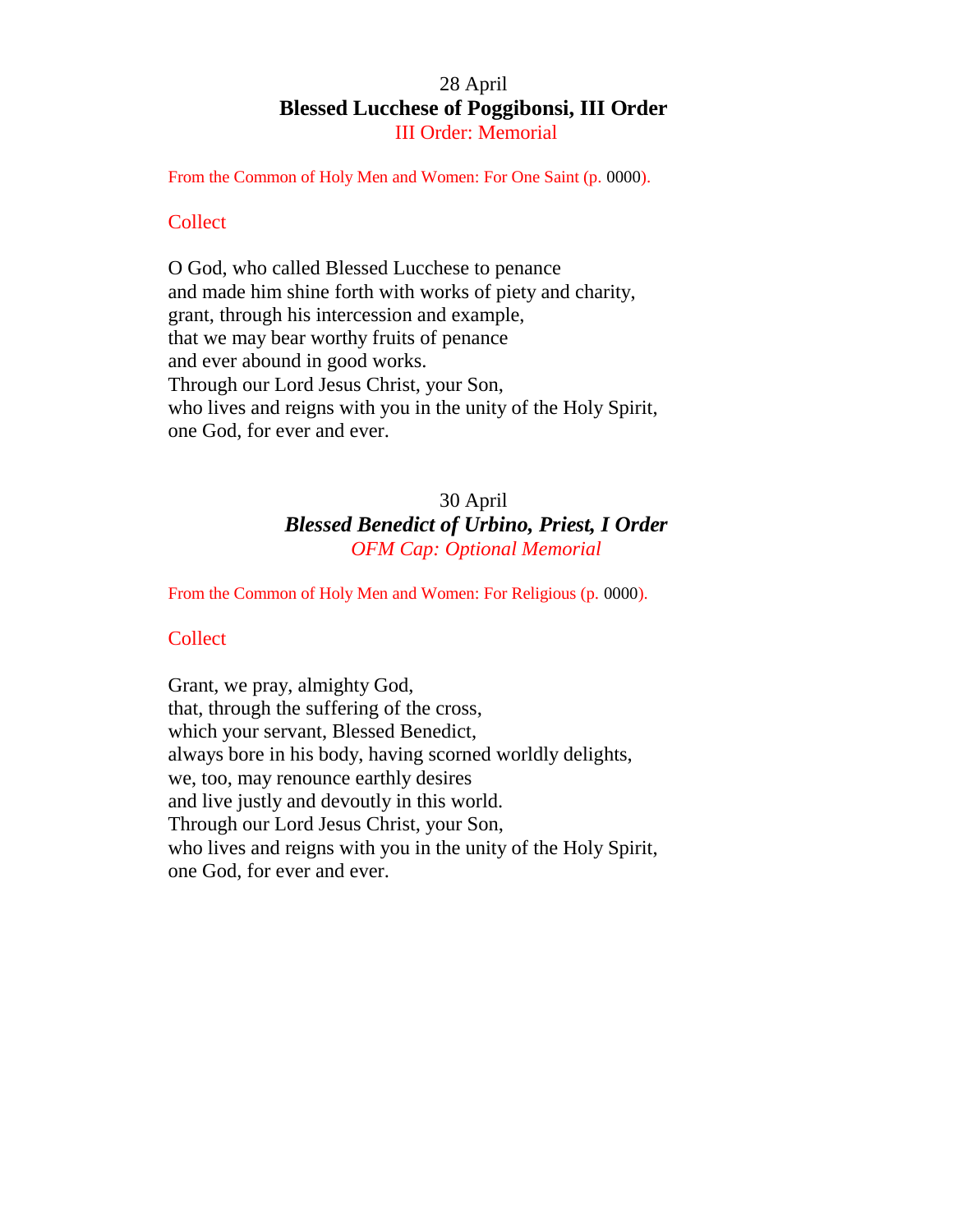28 April

## Blessed Lucchese of Poggibonsi, III Order

III Order: Memorial

From the Common of Holy Men and Women: For One Saint (p. 0000).

### Collect

O God, who called Blessed Lucchese to penance
and made him shine forth with works of piety and charity,
grant, through his intercession and example,
that we may bear worthy fruits of penance
and ever abound in good works.
Through our Lord Jesus Christ, your Son,
who lives and reigns with you in the unity of the Holy Spirit,
one God, for ever and ever.

30 April

## *Blessed Benedict of Urbino, Priest, I Order*

*OFM Cap: Optional Memorial*

From the Common of Holy Men and Women: For Religious (p. 0000).

### Collect

Grant, we pray, almighty God,
that, through the suffering of the cross,
which your servant, Blessed Benedict,
always bore in his body, having scorned worldly delights,
we, too, may renounce earthly desires
and live justly and devoutly in this world.
Through our Lord Jesus Christ, your Son,
who lives and reigns with you in the unity of the Holy Spirit,
one God, for ever and ever.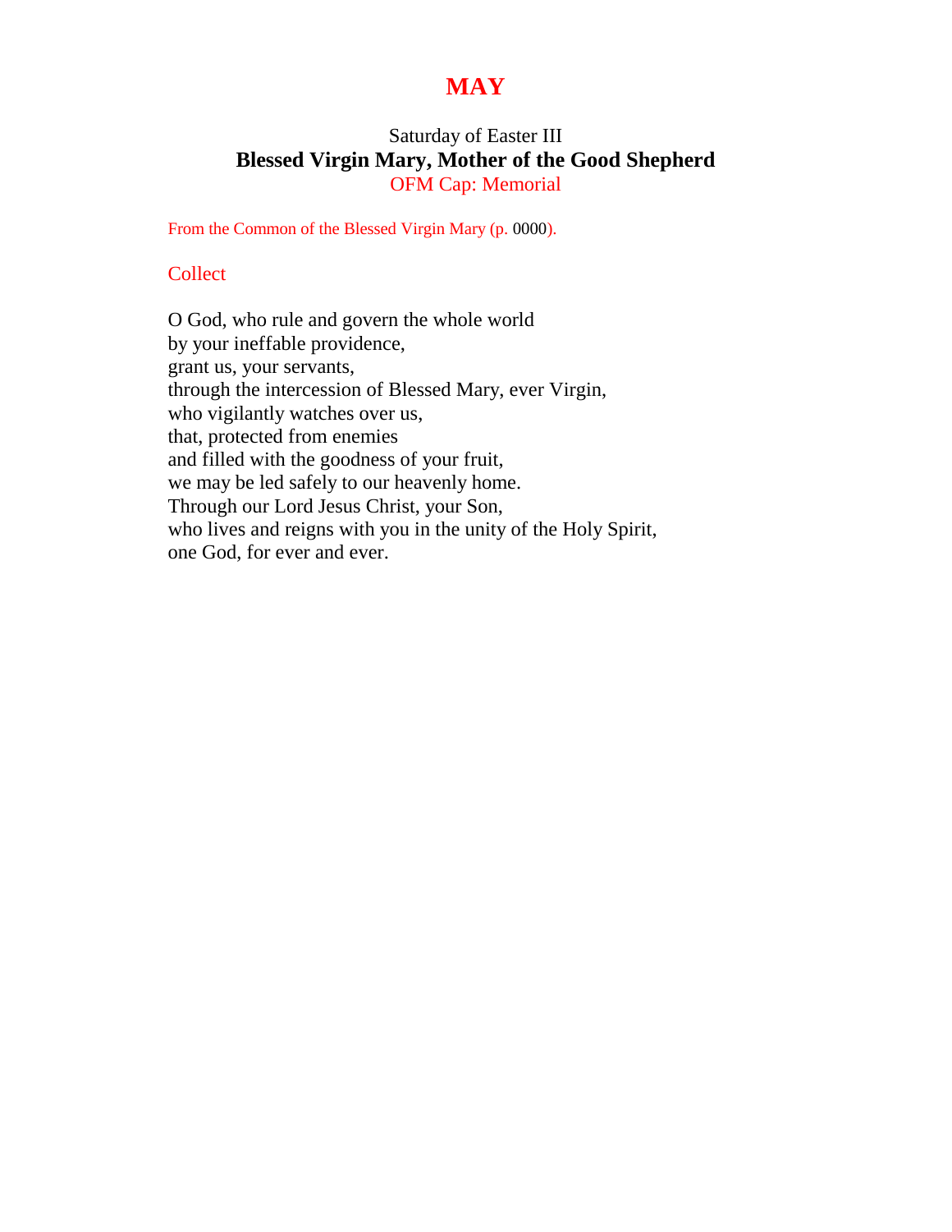# MAY

Saturday of Easter III

**Blessed Virgin Mary, Mother of the Good Shepherd**

OFM Cap: Memorial

From the Common of the Blessed Virgin Mary (p. 0000).

## Collect

O God, who rule and govern the whole world
by your ineffable providence,
grant us, your servants,
through the intercession of Blessed Mary, ever Virgin,
who vigilantly watches over us,
that, protected from enemies
and filled with the goodness of your fruit,
we may be led safely to our heavenly home.
Through our Lord Jesus Christ, your Son,
who lives and reigns with you in the unity of the Holy Spirit,
one God, for ever and ever.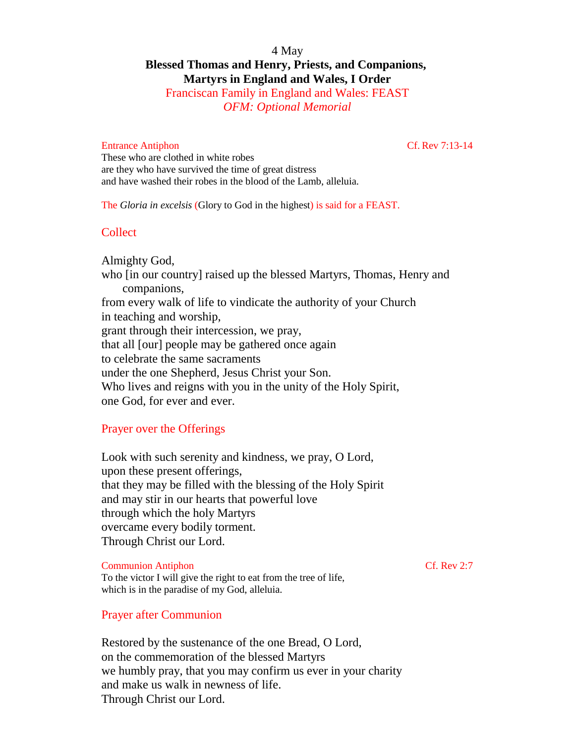4 May

# Blessed Thomas and Henry, Priests, and Companions, Martyrs in England and Wales, I Order

Franciscan Family in England and Wales: FEAST

*OFM: Optional Memorial*

Entrance Antiphon — Cf. Rev 7:13-14

These who are clothed in white robes
are they who have survived the time of great distress
and have washed their robes in the blood of the Lamb, alleluia.

The *Gloria in excelsis* (Glory to God in the highest) is said for a FEAST.

## Collect

Almighty God,
who [in our country] raised up the blessed Martyrs, Thomas, Henry and companions,
from every walk of life to vindicate the authority of your Church
in teaching and worship,
grant through their intercession, we pray,
that all [our] people may be gathered once again
to celebrate the same sacraments
under the one Shepherd, Jesus Christ your Son.
Who lives and reigns with you in the unity of the Holy Spirit,
one God, for ever and ever.

## Prayer over the Offerings

Look with such serenity and kindness, we pray, O Lord,
upon these present offerings,
that they may be filled with the blessing of the Holy Spirit
and may stir in our hearts that powerful love
through which the holy Martyrs
overcame every bodily torment.
Through Christ our Lord.

Communion Antiphon — Cf. Rev 2:7

To the victor I will give the right to eat from the tree of life,
which is in the paradise of my God, alleluia.

## Prayer after Communion

Restored by the sustenance of the one Bread, O Lord,
on the commemoration of the blessed Martyrs
we humbly pray, that you may confirm us ever in your charity
and make us walk in newness of life.
Through Christ our Lord.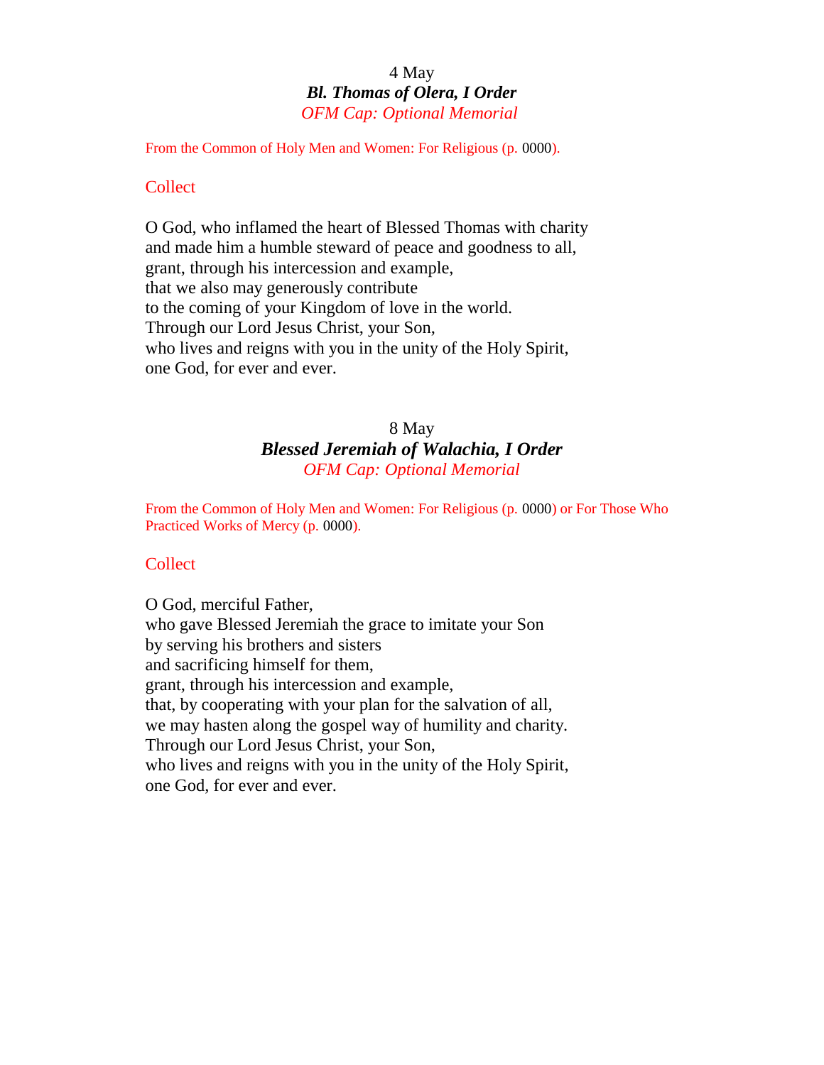4 May

## *Bl. Thomas of Olera, I Order*

*OFM Cap: Optional Memorial*

From the Common of Holy Men and Women: For Religious (p. 0000).

### Collect

O God, who inflamed the heart of Blessed Thomas with charity
and made him a humble steward of peace and goodness to all,
grant, through his intercession and example,
that we also may generously contribute
to the coming of your Kingdom of love in the world.
Through our Lord Jesus Christ, your Son,
who lives and reigns with you in the unity of the Holy Spirit,
one God, for ever and ever.

8 May

## *Blessed Jeremiah of Walachia, I Order*

*OFM Cap: Optional Memorial*

From the Common of Holy Men and Women: For Religious (p. 0000) or For Those Who Practiced Works of Mercy (p. 0000).

### Collect

O God, merciful Father,
who gave Blessed Jeremiah the grace to imitate your Son
by serving his brothers and sisters
and sacrificing himself for them,
grant, through his intercession and example,
that, by cooperating with your plan for the salvation of all,
we may hasten along the gospel way of humility and charity.
Through our Lord Jesus Christ, your Son,
who lives and reigns with you in the unity of the Holy Spirit,
one God, for ever and ever.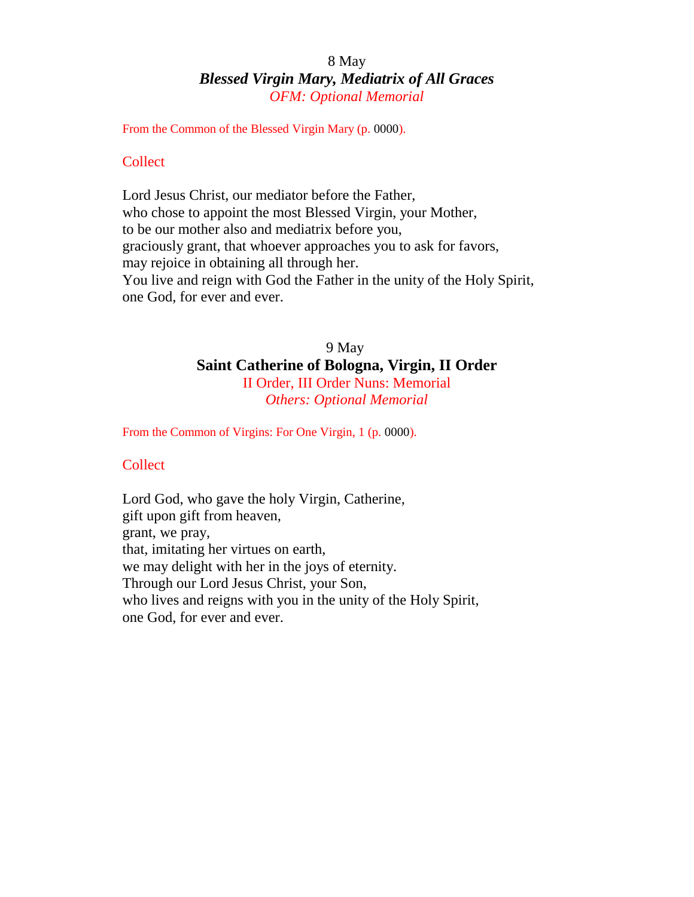8 May

## *Blessed Virgin Mary, Mediatrix of All Graces*

*OFM: Optional Memorial*

From the Common of the Blessed Virgin Mary (p. 0000).

### Collect

Lord Jesus Christ, our mediator before the Father,
who chose to appoint the most Blessed Virgin, your Mother,
to be our mother also and mediatrix before you,
graciously grant, that whoever approaches you to ask for favors,
may rejoice in obtaining all through her.
You live and reign with God the Father in the unity of the Holy Spirit,
one God, for ever and ever.

9 May

## Saint Catherine of Bologna, Virgin, II Order

II Order, III Order Nuns: Memorial

*Others: Optional Memorial*

From the Common of Virgins: For One Virgin, 1 (p. 0000).

### Collect

Lord God, who gave the holy Virgin, Catherine,
gift upon gift from heaven,
grant, we pray,
that, imitating her virtues on earth,
we may delight with her in the joys of eternity.
Through our Lord Jesus Christ, your Son,
who lives and reigns with you in the unity of the Holy Spirit,
one God, for ever and ever.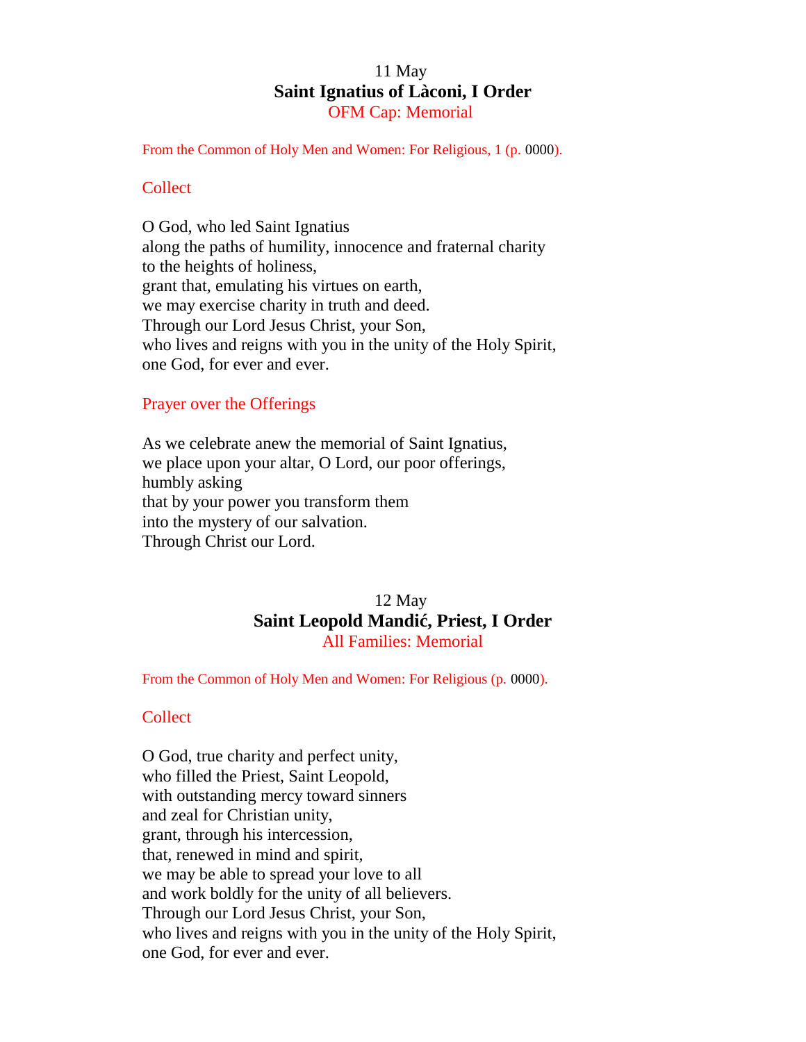11 May

## Saint Ignatius of Làconi, I Order

OFM Cap: Memorial

From the Common of Holy Men and Women: For Religious, 1 (p. 0000).

### Collect

O God, who led Saint Ignatius
along the paths of humility, innocence and fraternal charity
to the heights of holiness,
grant that, emulating his virtues on earth,
we may exercise charity in truth and deed.
Through our Lord Jesus Christ, your Son,
who lives and reigns with you in the unity of the Holy Spirit,
one God, for ever and ever.

### Prayer over the Offerings

As we celebrate anew the memorial of Saint Ignatius,
we place upon your altar, O Lord, our poor offerings,
humbly asking
that by your power you transform them
into the mystery of our salvation.
Through Christ our Lord.

12 May

## Saint Leopold Mandić, Priest, I Order

All Families: Memorial

From the Common of Holy Men and Women: For Religious (p. 0000).

### Collect

O God, true charity and perfect unity,
who filled the Priest, Saint Leopold,
with outstanding mercy toward sinners
and zeal for Christian unity,
grant, through his intercession,
that, renewed in mind and spirit,
we may be able to spread your love to all
and work boldly for the unity of all believers.
Through our Lord Jesus Christ, your Son,
who lives and reigns with you in the unity of the Holy Spirit,
one God, for ever and ever.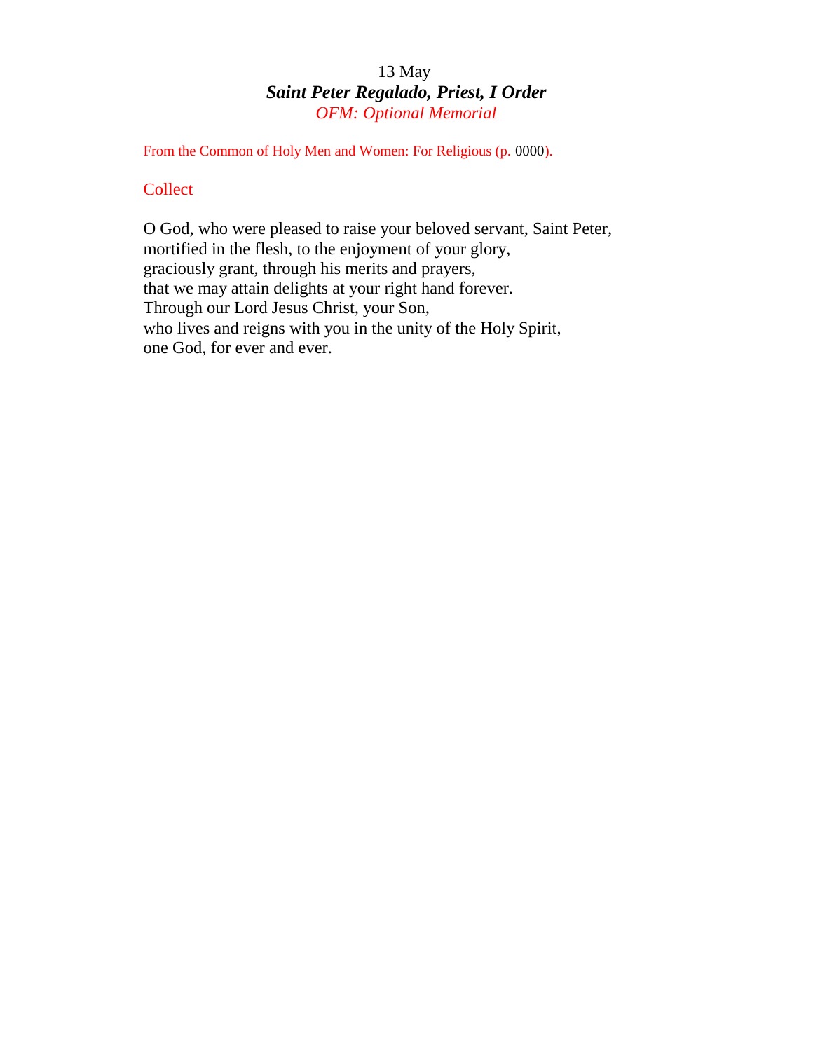13 May

## ***Saint Peter Regalado, Priest, I Order***

*OFM: Optional Memorial*

From the Common of Holy Men and Women: For Religious (p. 0000).

### Collect

O God, who were pleased to raise your beloved servant, Saint Peter,
mortified in the flesh, to the enjoyment of your glory,
graciously grant, through his merits and prayers,
that we may attain delights at your right hand forever.
Through our Lord Jesus Christ, your Son,
who lives and reigns with you in the unity of the Holy Spirit,
one God, for ever and ever.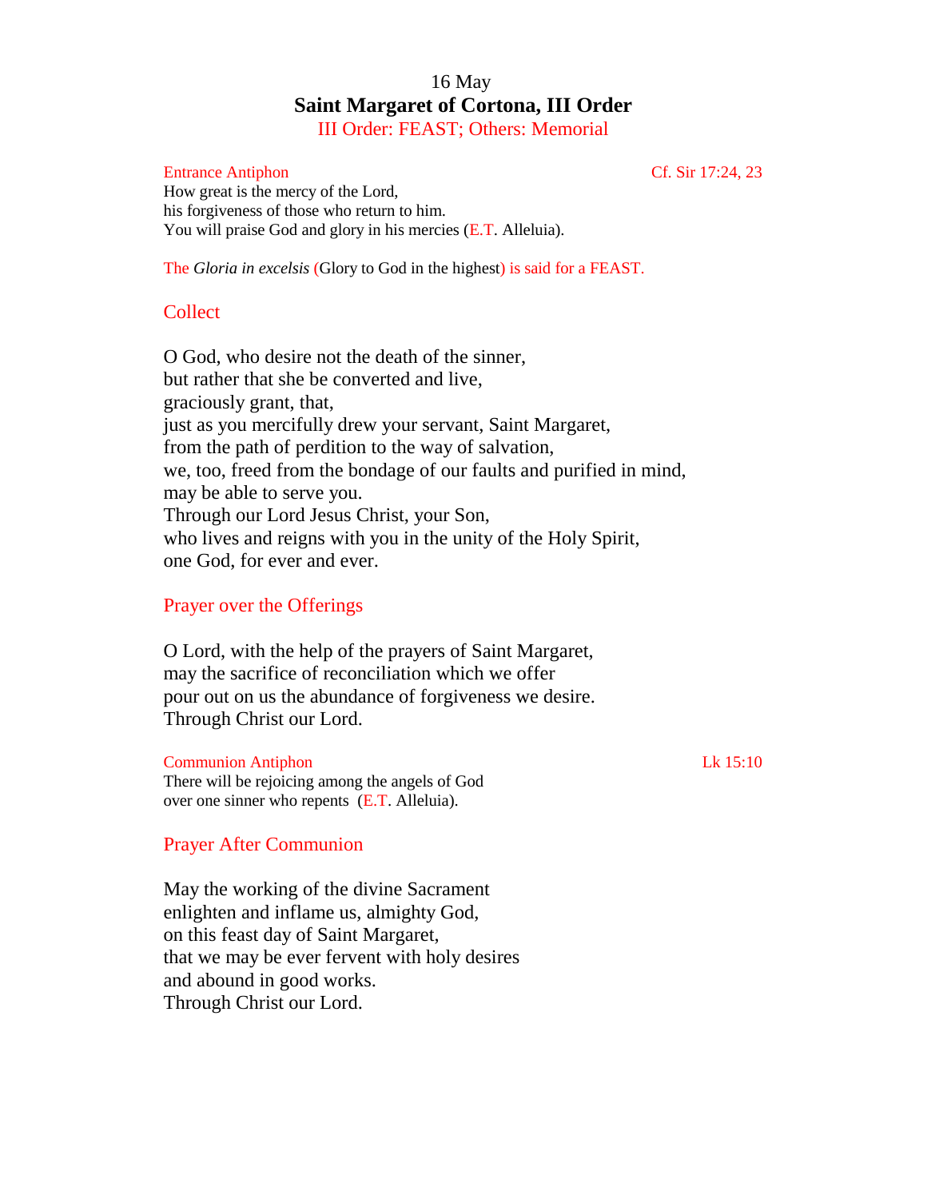16 May

# Saint Margaret of Cortona, III Order

III Order: FEAST; Others: Memorial

Entrance Antiphon — Cf. Sir 17:24, 23

How great is the mercy of the Lord,  
his forgiveness of those who return to him.  
You will praise God and glory in his mercies (E.T. Alleluia).

The *Gloria in excelsis* (Glory to God in the highest) is said for a FEAST.

## Collect

O God, who desire not the death of the sinner,  
but rather that she be converted and live,  
graciously grant, that,  
just as you mercifully drew your servant, Saint Margaret,  
from the path of perdition to the way of salvation,  
we, too, freed from the bondage of our faults and purified in mind,  
may be able to serve you.  
Through our Lord Jesus Christ, your Son,  
who lives and reigns with you in the unity of the Holy Spirit,  
one God, for ever and ever.

## Prayer over the Offerings

O Lord, with the help of the prayers of Saint Margaret,  
may the sacrifice of reconciliation which we offer  
pour out on us the abundance of forgiveness we desire.  
Through Christ our Lord.

Communion Antiphon — Lk 15:10

There will be rejoicing among the angels of God  
over one sinner who repents (E.T. Alleluia).

## Prayer After Communion

May the working of the divine Sacrament  
enlighten and inflame us, almighty God,  
on this feast day of Saint Margaret,  
that we may be ever fervent with holy desires  
and abound in good works.  
Through Christ our Lord.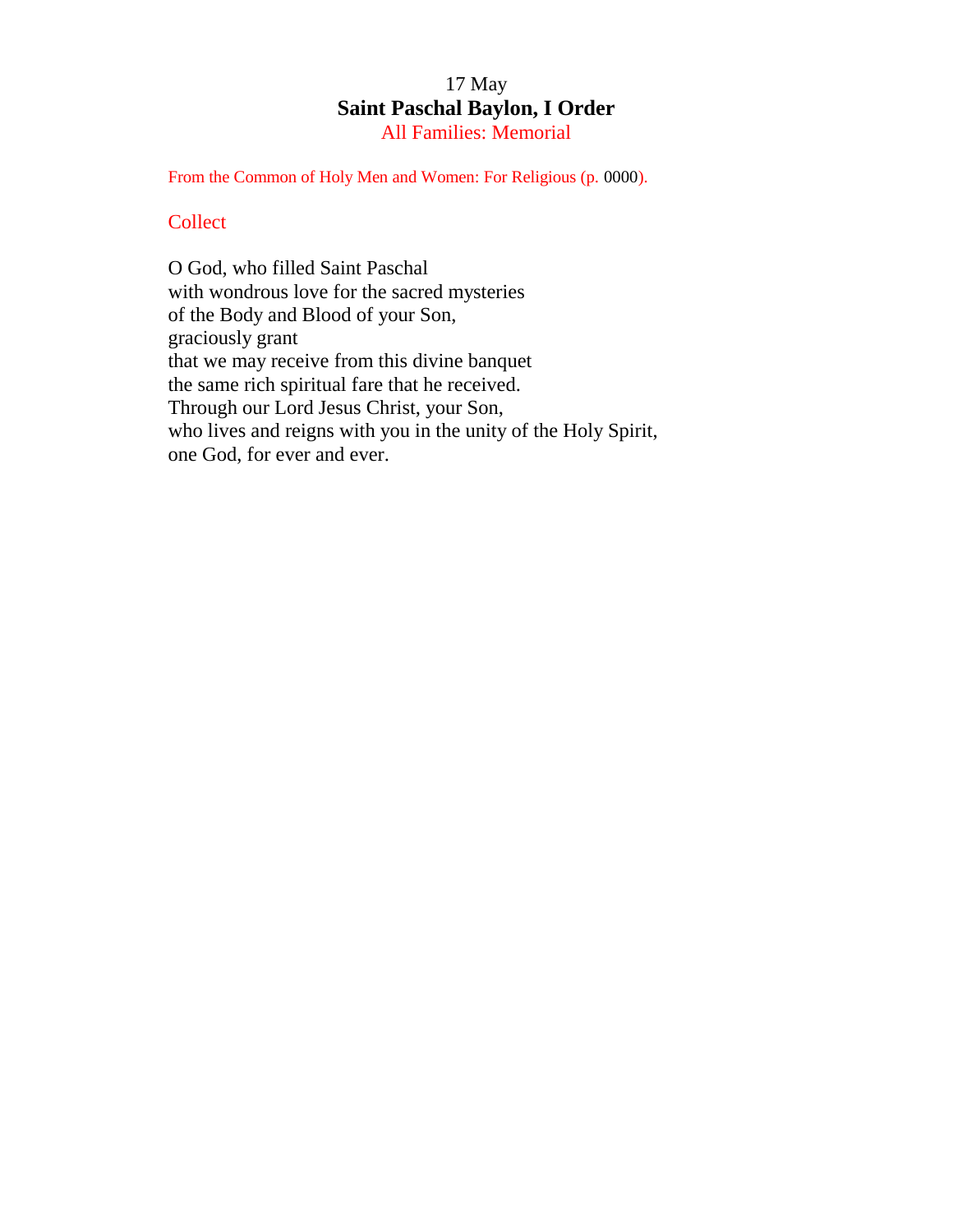17 May

**Saint Paschal Baylon, I Order**

All Families: Memorial

From the Common of Holy Men and Women: For Religious (p. 0000).

## Collect

O God, who filled Saint Paschal
with wondrous love for the sacred mysteries
of the Body and Blood of your Son,
graciously grant
that we may receive from this divine banquet
the same rich spiritual fare that he received.
Through our Lord Jesus Christ, your Son,
who lives and reigns with you in the unity of the Holy Spirit,
one God, for ever and ever.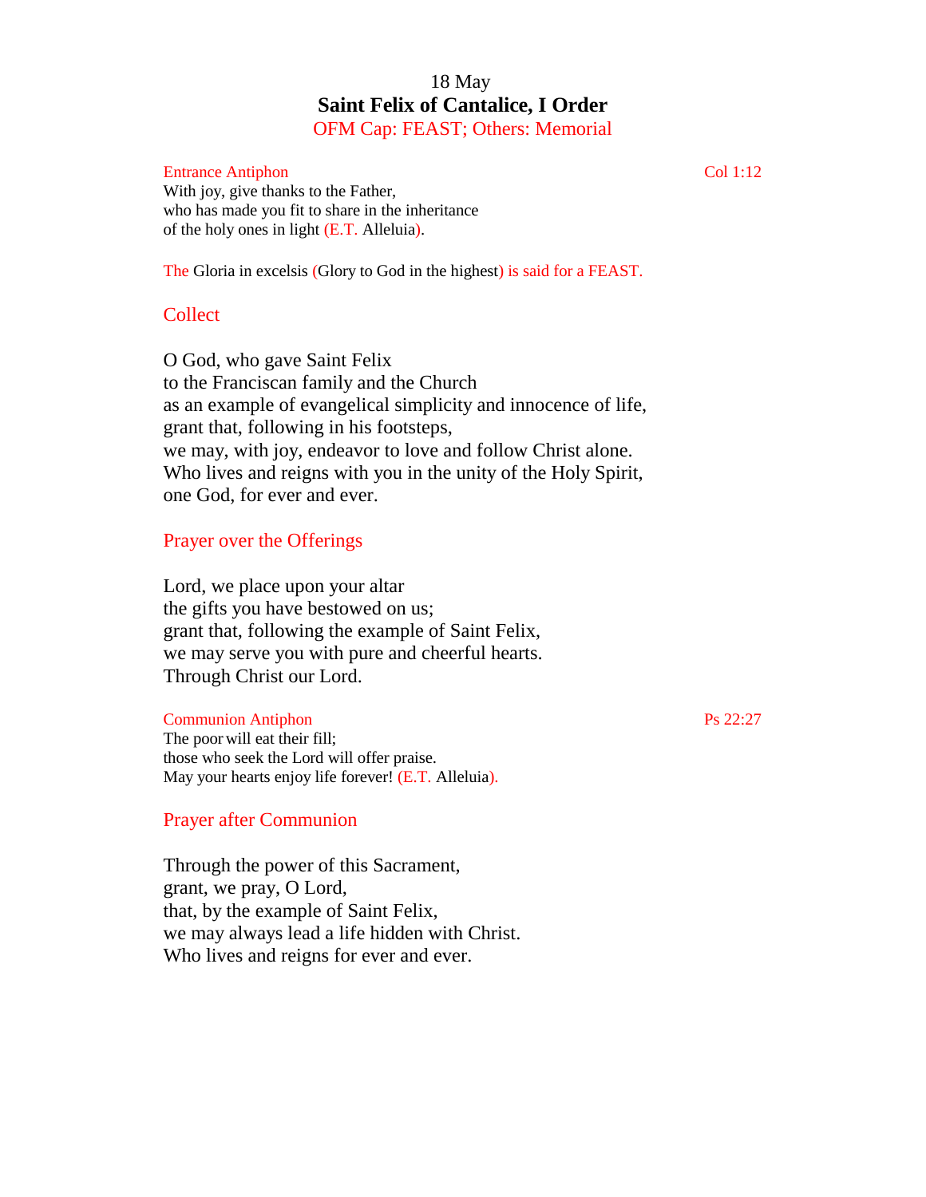18 May

# Saint Felix of Cantalice, I Order

OFM Cap: FEAST; Others: Memorial

Entrance Antiphon Col 1:12

With joy, give thanks to the Father,
who has made you fit to share in the inheritance
of the holy ones in light (E.T. Alleluia).

The Gloria in excelsis (Glory to God in the highest) is said for a FEAST.

## Collect

O God, who gave Saint Felix
to the Franciscan family and the Church
as an example of evangelical simplicity and innocence of life,
grant that, following in his footsteps,
we may, with joy, endeavor to love and follow Christ alone.
Who lives and reigns with you in the unity of the Holy Spirit,
one God, for ever and ever.

## Prayer over the Offerings

Lord, we place upon your altar
the gifts you have bestowed on us;
grant that, following the example of Saint Felix,
we may serve you with pure and cheerful hearts.
Through Christ our Lord.

Communion Antiphon Ps 22:27

The poor will eat their fill;
those who seek the Lord will offer praise.
May your hearts enjoy life forever! (E.T. Alleluia).

## Prayer after Communion

Through the power of this Sacrament,
grant, we pray, O Lord,
that, by the example of Saint Felix,
we may always lead a life hidden with Christ.
Who lives and reigns for ever and ever.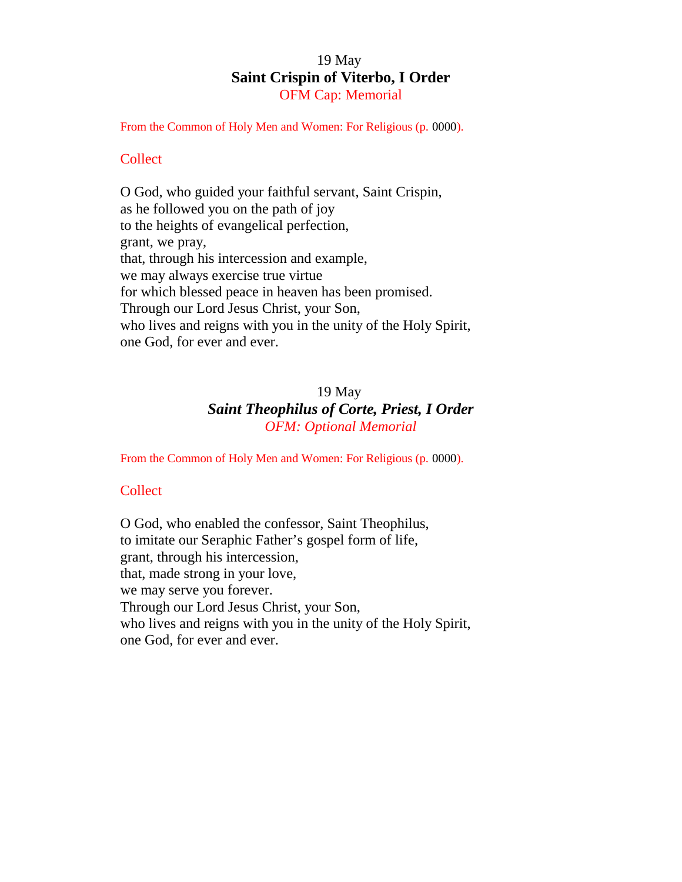19 May

## Saint Crispin of Viterbo, I Order

OFM Cap: Memorial

From the Common of Holy Men and Women: For Religious (p. 0000).

### Collect

O God, who guided your faithful servant, Saint Crispin,
as he followed you on the path of joy
to the heights of evangelical perfection,
grant, we pray,
that, through his intercession and example,
we may always exercise true virtue
for which blessed peace in heaven has been promised.
Through our Lord Jesus Christ, your Son,
who lives and reigns with you in the unity of the Holy Spirit,
one God, for ever and ever.

19 May

## *Saint Theophilus of Corte, Priest, I Order*

*OFM: Optional Memorial*

From the Common of Holy Men and Women: For Religious (p. 0000).

### Collect

O God, who enabled the confessor, Saint Theophilus,
to imitate our Seraphic Father's gospel form of life,
grant, through his intercession,
that, made strong in your love,
we may serve you forever.
Through our Lord Jesus Christ, your Son,
who lives and reigns with you in the unity of the Holy Spirit,
one God, for ever and ever.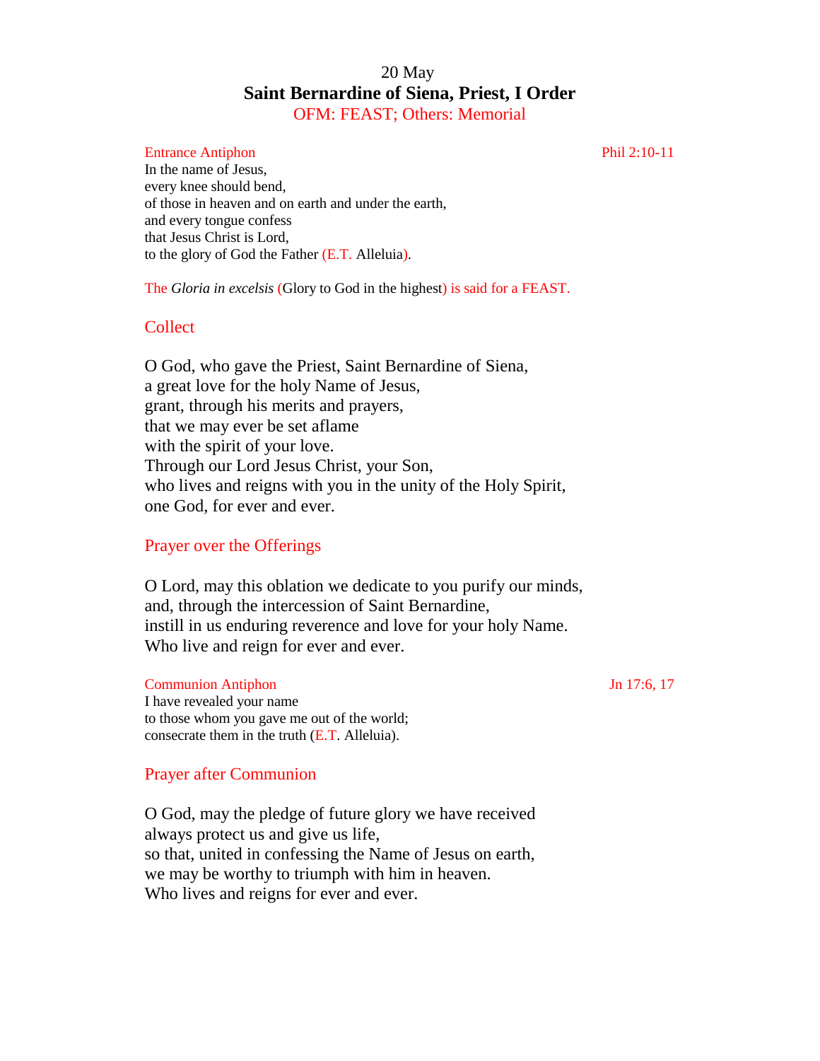20 May

# Saint Bernardine of Siena, Priest, I Order

OFM: FEAST; Others: Memorial

Entrance Antiphon — Phil 2:10-11

In the name of Jesus,
every knee should bend,
of those in heaven and on earth and under the earth,
and every tongue confess
that Jesus Christ is Lord,
to the glory of God the Father (E.T. Alleluia).

The *Gloria in excelsis* (Glory to God in the highest) is said for a FEAST.

## Collect

O God, who gave the Priest, Saint Bernardine of Siena,
a great love for the holy Name of Jesus,
grant, through his merits and prayers,
that we may ever be set aflame
with the spirit of your love.
Through our Lord Jesus Christ, your Son,
who lives and reigns with you in the unity of the Holy Spirit,
one God, for ever and ever.

## Prayer over the Offerings

O Lord, may this oblation we dedicate to you purify our minds,
and, through the intercession of Saint Bernardine,
instill in us enduring reverence and love for your holy Name.
Who live and reign for ever and ever.

Communion Antiphon — Jn 17:6, 17

I have revealed your name
to those whom you gave me out of the world;
consecrate them in the truth (E.T. Alleluia).

## Prayer after Communion

O God, may the pledge of future glory we have received
always protect us and give us life,
so that, united in confessing the Name of Jesus on earth,
we may be worthy to triumph with him in heaven.
Who lives and reigns for ever and ever.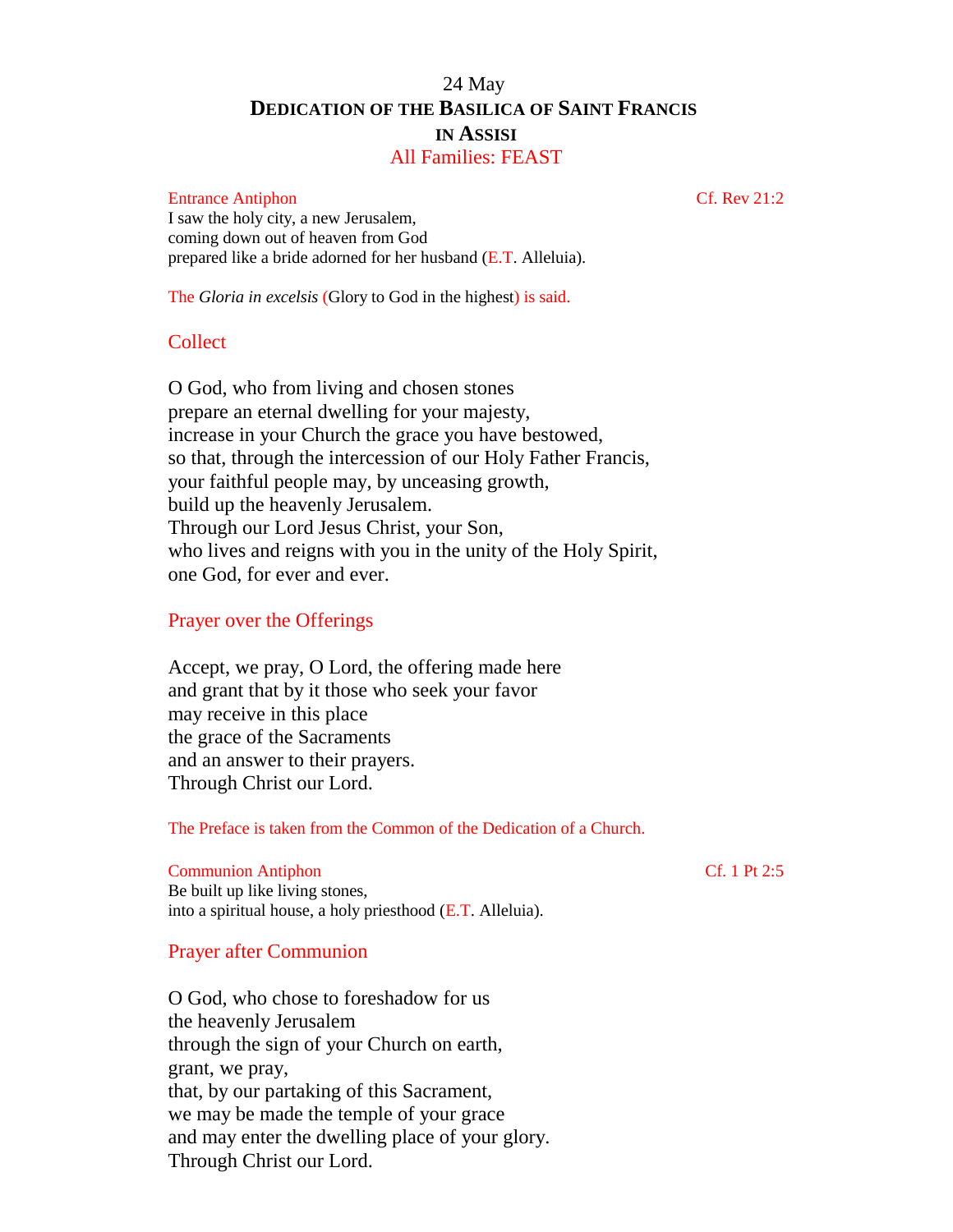24 May

# DEDICATION OF THE BASILICA OF SAINT FRANCIS IN ASSISI

All Families: FEAST

Entrance Antiphon  Cf. Rev 21:2

I saw the holy city, a new Jerusalem,
coming down out of heaven from God
prepared like a bride adorned for her husband (E.T. Alleluia).

The *Gloria in excelsis* (Glory to God in the highest) is said.

## Collect

O God, who from living and chosen stones
prepare an eternal dwelling for your majesty,
increase in your Church the grace you have bestowed,
so that, through the intercession of our Holy Father Francis,
your faithful people may, by unceasing growth,
build up the heavenly Jerusalem.
Through our Lord Jesus Christ, your Son,
who lives and reigns with you in the unity of the Holy Spirit,
one God, for ever and ever.

## Prayer over the Offerings

Accept, we pray, O Lord, the offering made here
and grant that by it those who seek your favor
may receive in this place
the grace of the Sacraments
and an answer to their prayers.
Through Christ our Lord.

The Preface is taken from the Common of the Dedication of a Church.

Communion Antiphon  Cf. 1 Pt 2:5

Be built up like living stones,
into a spiritual house, a holy priesthood (E.T. Alleluia).

## Prayer after Communion

O God, who chose to foreshadow for us
the heavenly Jerusalem
through the sign of your Church on earth,
grant, we pray,
that, by our partaking of this Sacrament,
we may be made the temple of your grace
and may enter the dwelling place of your glory.
Through Christ our Lord.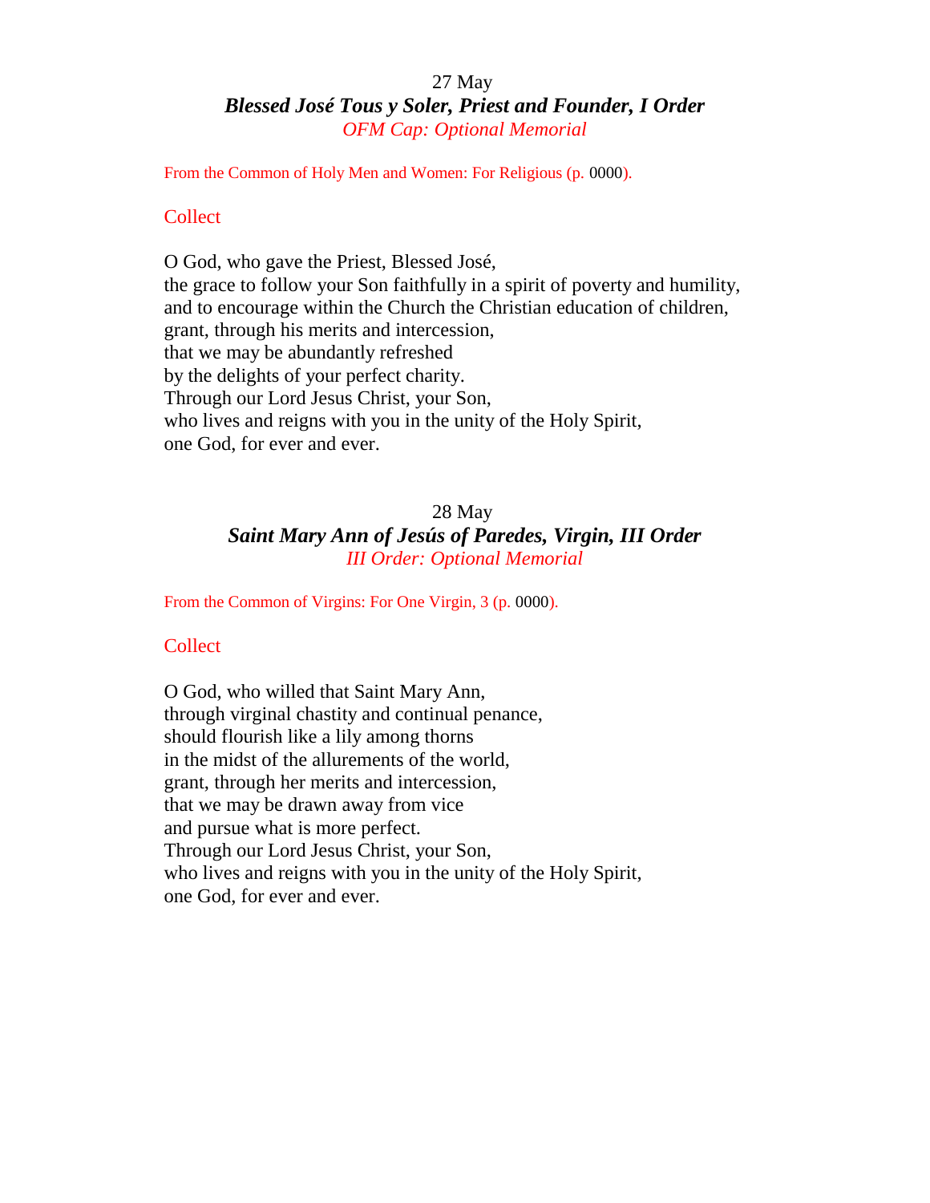27 May

### *Blessed José Tous y Soler, Priest and Founder, I Order*

*OFM Cap: Optional Memorial*

From the Common of Holy Men and Women: For Religious (p. 0000).

#### Collect

O God, who gave the Priest, Blessed José,
the grace to follow your Son faithfully in a spirit of poverty and humility,
and to encourage within the Church the Christian education of children,
grant, through his merits and intercession,
that we may be abundantly refreshed
by the delights of your perfect charity.
Through our Lord Jesus Christ, your Son,
who lives and reigns with you in the unity of the Holy Spirit,
one God, for ever and ever.

28 May

### *Saint Mary Ann of Jesús of Paredes, Virgin, III Order*

*III Order: Optional Memorial*

From the Common of Virgins: For One Virgin, 3 (p. 0000).

#### Collect

O God, who willed that Saint Mary Ann,
through virginal chastity and continual penance,
should flourish like a lily among thorns
in the midst of the allurements of the world,
grant, through her merits and intercession,
that we may be drawn away from vice
and pursue what is more perfect.
Through our Lord Jesus Christ, your Son,
who lives and reigns with you in the unity of the Holy Spirit,
one God, for ever and ever.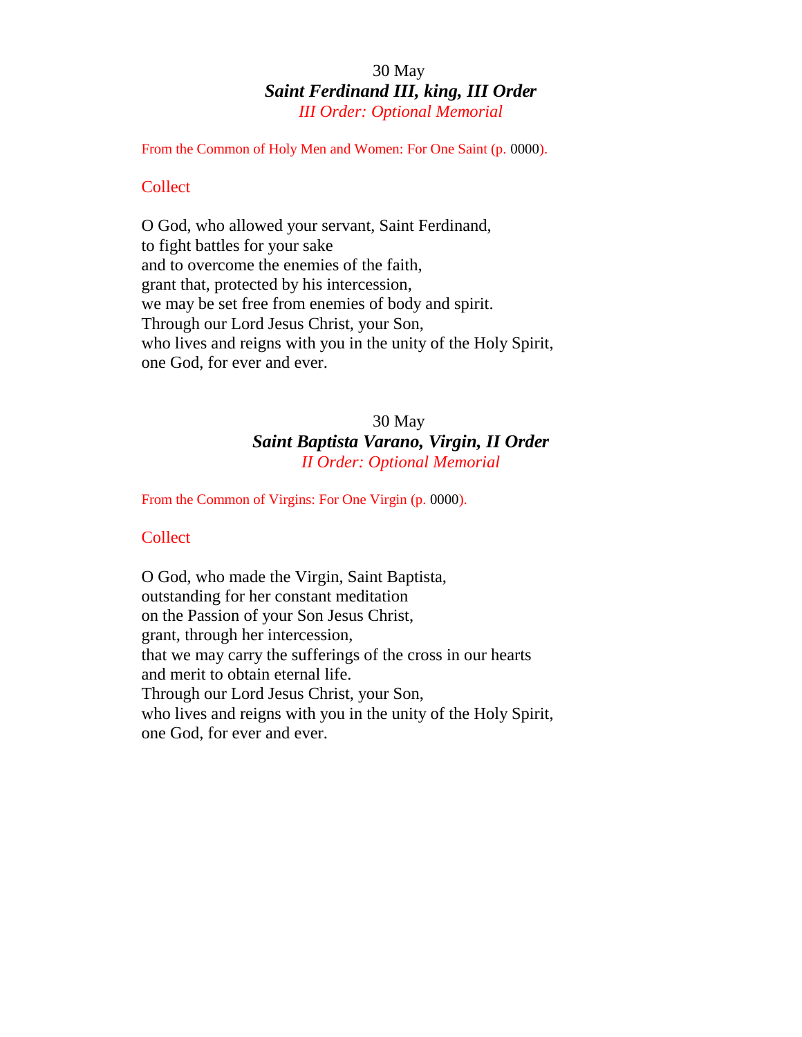30 May

## *Saint Ferdinand III, king, III Order*

*III Order: Optional Memorial*

From the Common of Holy Men and Women: For One Saint (p. 0000).

### Collect

O God, who allowed your servant, Saint Ferdinand,
to fight battles for your sake
and to overcome the enemies of the faith,
grant that, protected by his intercession,
we may be set free from enemies of body and spirit.
Through our Lord Jesus Christ, your Son,
who lives and reigns with you in the unity of the Holy Spirit,
one God, for ever and ever.

30 May

## *Saint Baptista Varano, Virgin, II Order*

*II Order: Optional Memorial*

From the Common of Virgins: For One Virgin (p. 0000).

### Collect

O God, who made the Virgin, Saint Baptista,
outstanding for her constant meditation
on the Passion of your Son Jesus Christ,
grant, through her intercession,
that we may carry the sufferings of the cross in our hearts
and merit to obtain eternal life.
Through our Lord Jesus Christ, your Son,
who lives and reigns with you in the unity of the Holy Spirit,
one God, for ever and ever.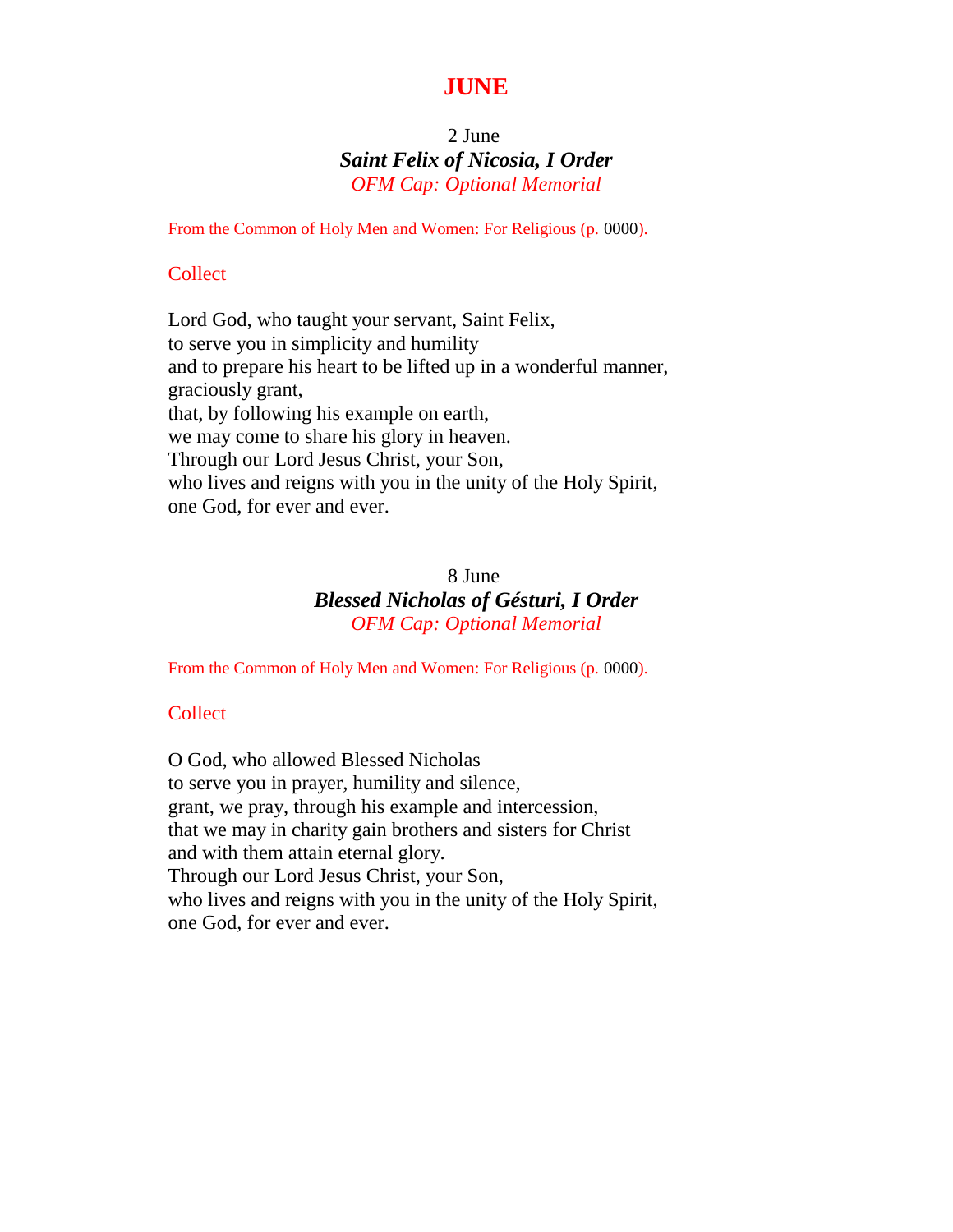# JUNE

2 June

***Saint Felix of Nicosia, I Order***

*OFM Cap: Optional Memorial*

From the Common of Holy Men and Women: For Religious (p. 0000).

## Collect

Lord God, who taught your servant, Saint Felix,
to serve you in simplicity and humility
and to prepare his heart to be lifted up in a wonderful manner,
graciously grant,
that, by following his example on earth,
we may come to share his glory in heaven.
Through our Lord Jesus Christ, your Son,
who lives and reigns with you in the unity of the Holy Spirit,
one God, for ever and ever.

8 June

***Blessed Nicholas of Gésturi, I Order***

*OFM Cap: Optional Memorial*

From the Common of Holy Men and Women: For Religious (p. 0000).

## Collect

O God, who allowed Blessed Nicholas
to serve you in prayer, humility and silence,
grant, we pray, through his example and intercession,
that we may in charity gain brothers and sisters for Christ
and with them attain eternal glory.
Through our Lord Jesus Christ, your Son,
who lives and reigns with you in the unity of the Holy Spirit,
one God, for ever and ever.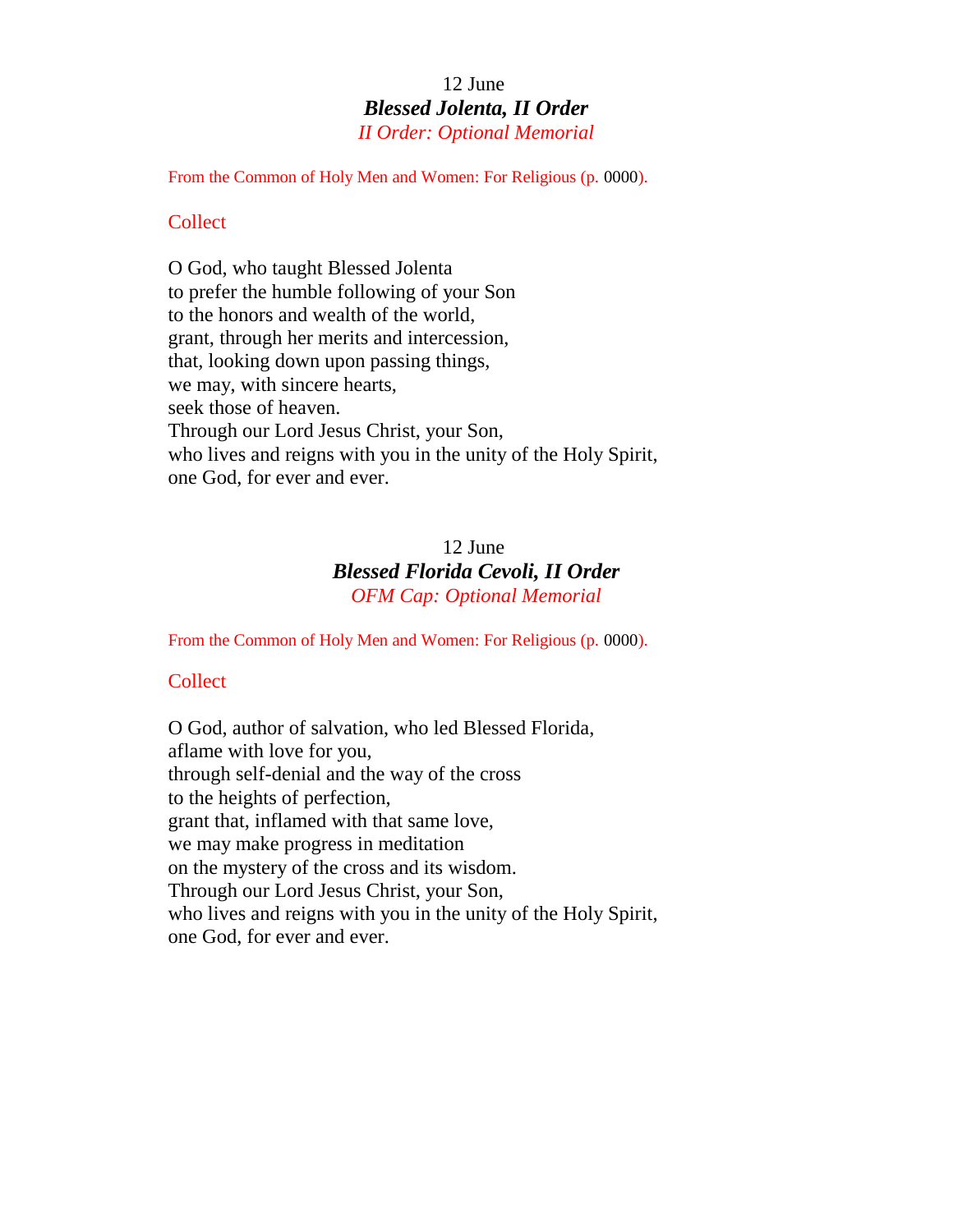12 June

## ***Blessed Jolenta, II Order***

*II Order: Optional Memorial*

From the Common of Holy Men and Women: For Religious (p. 0000).

### Collect

O God, who taught Blessed Jolenta
to prefer the humble following of your Son
to the honors and wealth of the world,
grant, through her merits and intercession,
that, looking down upon passing things,
we may, with sincere hearts,
seek those of heaven.
Through our Lord Jesus Christ, your Son,
who lives and reigns with you in the unity of the Holy Spirit,
one God, for ever and ever.

12 June

## ***Blessed Florida Cevoli, II Order***

*OFM Cap: Optional Memorial*

From the Common of Holy Men and Women: For Religious (p. 0000).

### Collect

O God, author of salvation, who led Blessed Florida,
aflame with love for you,
through self-denial and the way of the cross
to the heights of perfection,
grant that, inflamed with that same love,
we may make progress in meditation
on the mystery of the cross and its wisdom.
Through our Lord Jesus Christ, your Son,
who lives and reigns with you in the unity of the Holy Spirit,
one God, for ever and ever.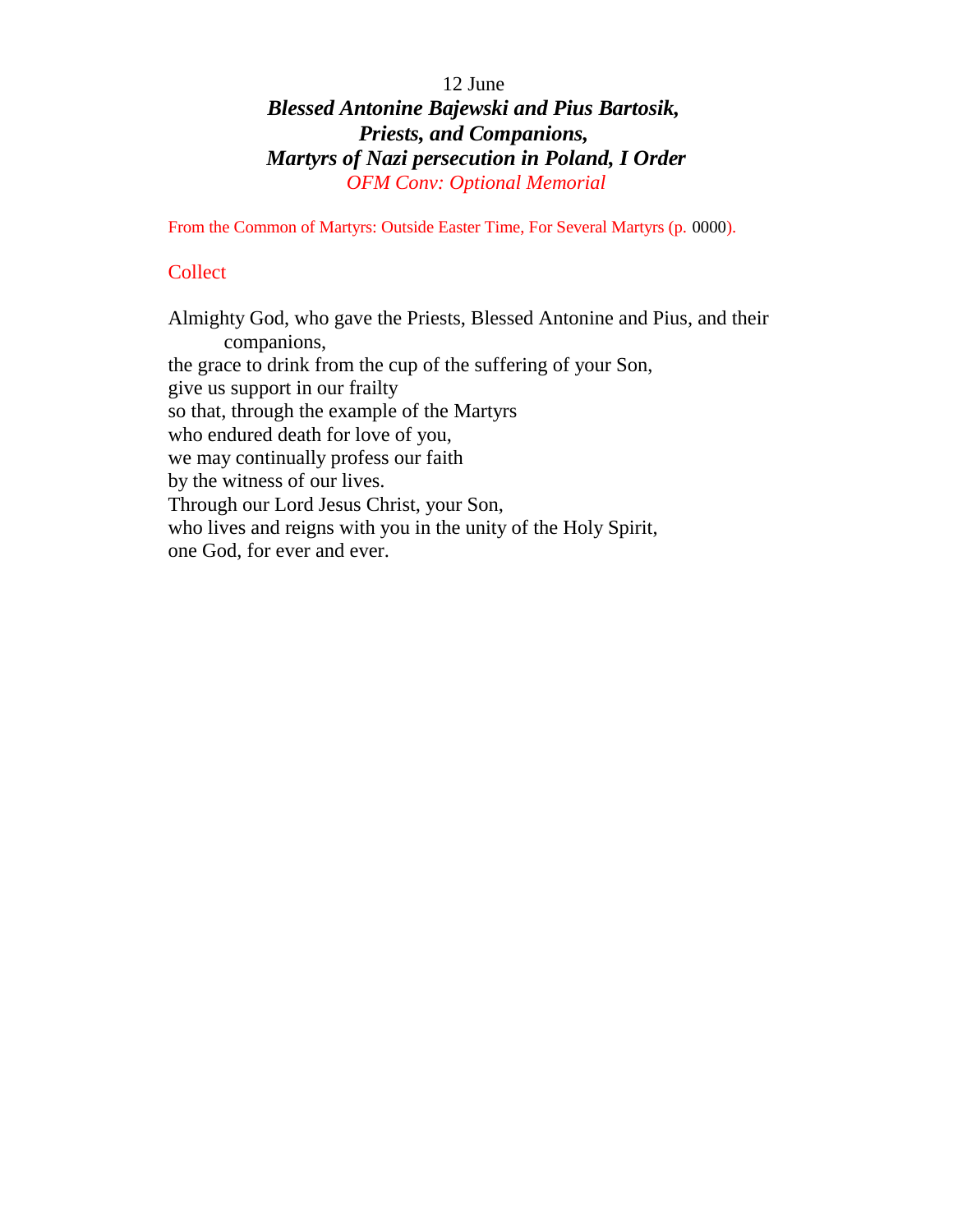12 June

***Blessed Antonine Bajewski and Pius Bartosik,***
***Priests, and Companions,***
***Martyrs of Nazi persecution in Poland, I Order***

*OFM Conv: Optional Memorial*

From the Common of Martyrs: Outside Easter Time, For Several Martyrs (p. 0000).

## Collect

Almighty God, who gave the Priests, Blessed Antonine and Pius, and their companions,
the grace to drink from the cup of the suffering of your Son,
give us support in our frailty
so that, through the example of the Martyrs
who endured death for love of you,
we may continually profess our faith
by the witness of our lives.
Through our Lord Jesus Christ, your Son,
who lives and reigns with you in the unity of the Holy Spirit,
one God, for ever and ever.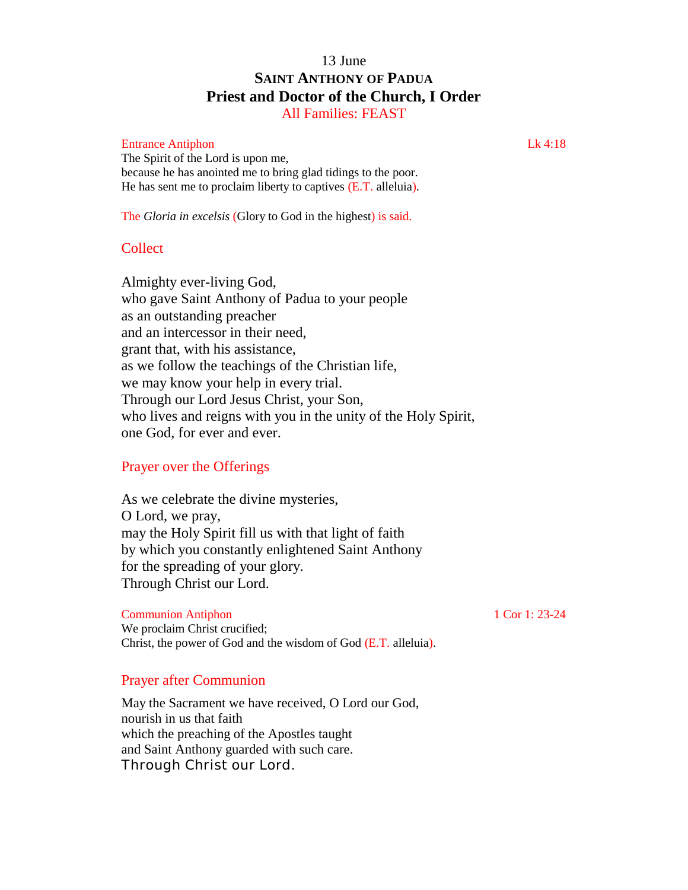13 June

# SAINT ANTHONY OF PADUA
# Priest and Doctor of the Church, I Order

All Families: FEAST

Entrance Antiphon — Lk 4:18

The Spirit of the Lord is upon me,
because he has anointed me to bring glad tidings to the poor.
He has sent me to proclaim liberty to captives (E.T. alleluia).

The *Gloria in excelsis* (Glory to God in the highest) is said.

## Collect

Almighty ever-living God,
who gave Saint Anthony of Padua to your people
as an outstanding preacher
and an intercessor in their need,
grant that, with his assistance,
as we follow the teachings of the Christian life,
we may know your help in every trial.
Through our Lord Jesus Christ, your Son,
who lives and reigns with you in the unity of the Holy Spirit,
one God, for ever and ever.

## Prayer over the Offerings

As we celebrate the divine mysteries,
O Lord, we pray,
may the Holy Spirit fill us with that light of faith
by which you constantly enlightened Saint Anthony
for the spreading of your glory.
Through Christ our Lord.

Communion Antiphon — 1 Cor 1: 23-24

We proclaim Christ crucified;
Christ, the power of God and the wisdom of God (E.T. alleluia).

## Prayer after Communion

May the Sacrament we have received, O Lord our God,
nourish in us that faith
which the preaching of the Apostles taught
and Saint Anthony guarded with such care.
Through Christ our Lord.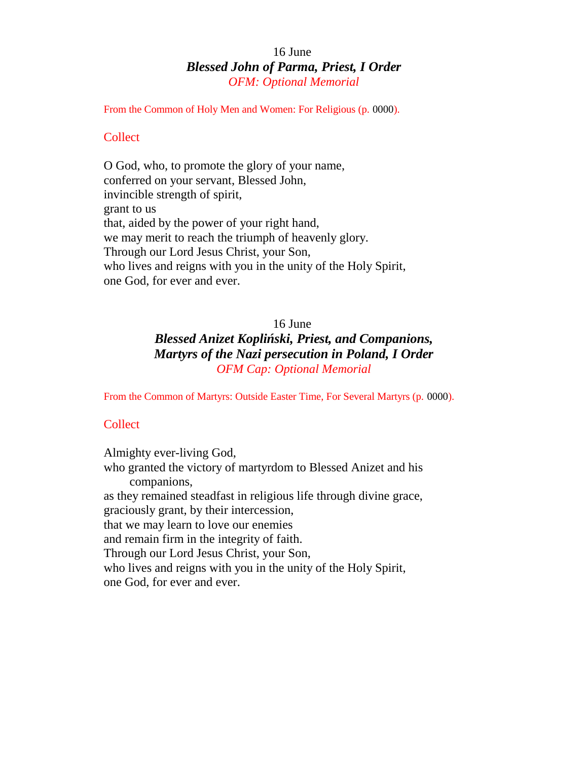16 June

### *Blessed John of Parma, Priest, I Order*

*OFM: Optional Memorial*

From the Common of Holy Men and Women: For Religious (p. 0000).

Collect

O God, who, to promote the glory of your name,
conferred on your servant, Blessed John,
invincible strength of spirit,
grant to us
that, aided by the power of your right hand,
we may merit to reach the triumph of heavenly glory.
Through our Lord Jesus Christ, your Son,
who lives and reigns with you in the unity of the Holy Spirit,
one God, for ever and ever.

16 June

### *Blessed Anizet Kopliński, Priest, and Companions, Martyrs of the Nazi persecution in Poland, I Order*

*OFM Cap: Optional Memorial*

From the Common of Martyrs: Outside Easter Time, For Several Martyrs (p. 0000).

Collect

Almighty ever-living God,
who granted the victory of martyrdom to Blessed Anizet and his companions,
as they remained steadfast in religious life through divine grace,
graciously grant, by their intercession,
that we may learn to love our enemies
and remain firm in the integrity of faith.
Through our Lord Jesus Christ, your Son,
who lives and reigns with you in the unity of the Holy Spirit,
one God, for ever and ever.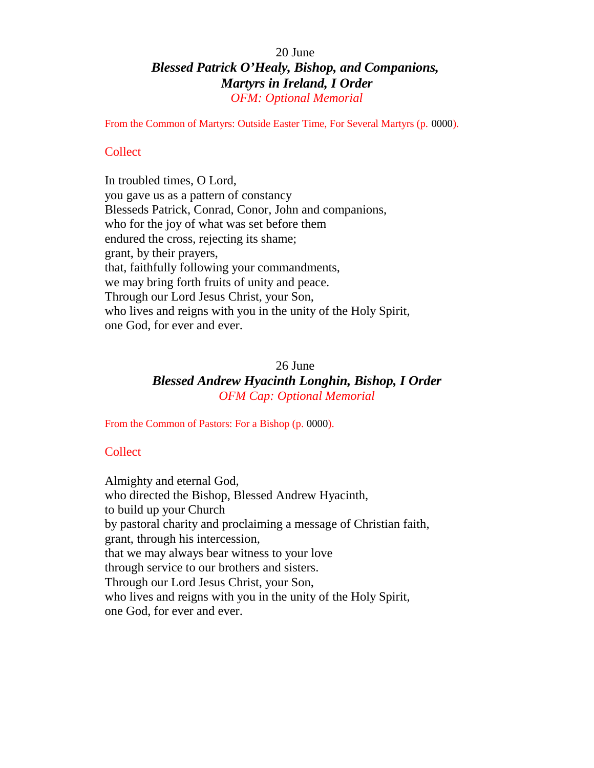20 June

***Blessed Patrick O'Healy, Bishop, and Companions,***
***Martyrs in Ireland, I Order***

*OFM: Optional Memorial*

From the Common of Martyrs: Outside Easter Time, For Several Martyrs (p. 0000).

## Collect

In troubled times, O Lord,
you gave us as a pattern of constancy
Blesseds Patrick, Conrad, Conor, John and companions,
who for the joy of what was set before them
endured the cross, rejecting its shame;
grant, by their prayers,
that, faithfully following your commandments,
we may bring forth fruits of unity and peace.
Through our Lord Jesus Christ, your Son,
who lives and reigns with you in the unity of the Holy Spirit,
one God, for ever and ever.

26 June

***Blessed Andrew Hyacinth Longhin, Bishop, I Order***

*OFM Cap: Optional Memorial*

From the Common of Pastors: For a Bishop (p. 0000).

## Collect

Almighty and eternal God,
who directed the Bishop, Blessed Andrew Hyacinth,
to build up your Church
by pastoral charity and proclaiming a message of Christian faith,
grant, through his intercession,
that we may always bear witness to your love
through service to our brothers and sisters.
Through our Lord Jesus Christ, your Son,
who lives and reigns with you in the unity of the Holy Spirit,
one God, for ever and ever.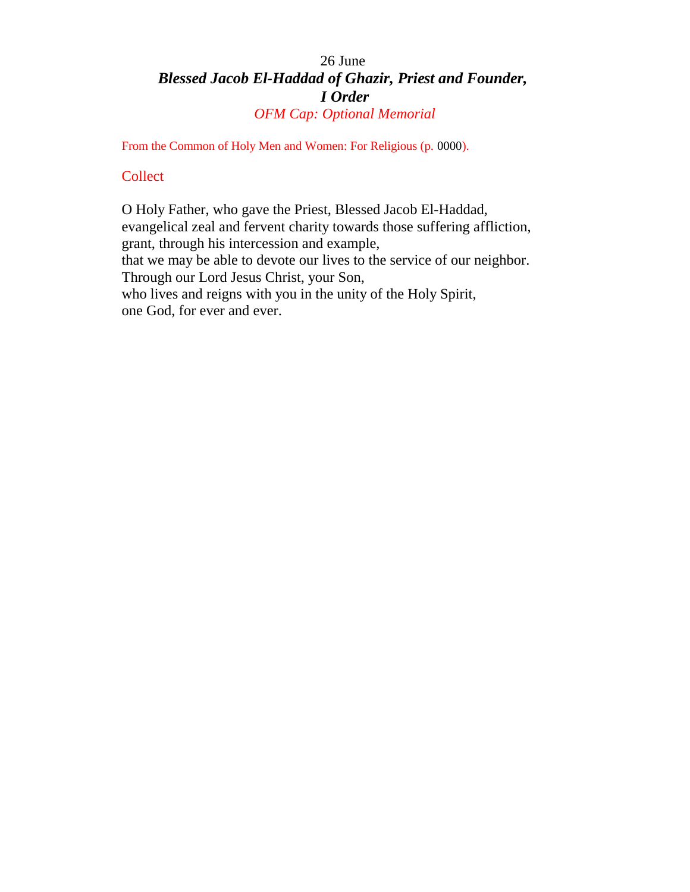26 June

***Blessed Jacob El-Haddad of Ghazir, Priest and Founder, I Order***

*OFM Cap: Optional Memorial*

From the Common of Holy Men and Women: For Religious (p. 0000).

## Collect

O Holy Father, who gave the Priest, Blessed Jacob El-Haddad,
evangelical zeal and fervent charity towards those suffering affliction,
grant, through his intercession and example,
that we may be able to devote our lives to the service of our neighbor.
Through our Lord Jesus Christ, your Son,
who lives and reigns with you in the unity of the Holy Spirit,
one God, for ever and ever.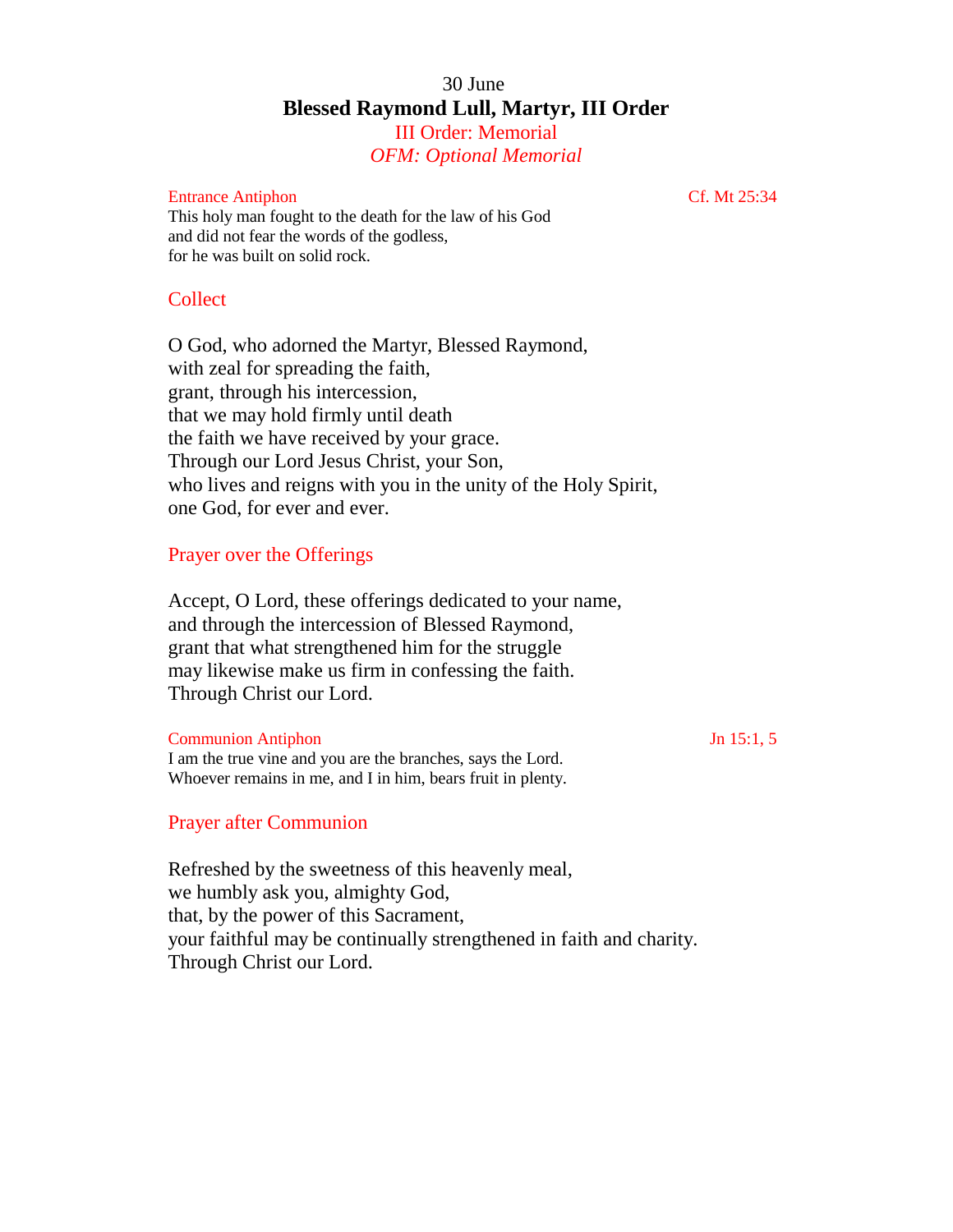30 June

# Blessed Raymond Lull, Martyr, III Order

III Order: Memorial

*OFM: Optional Memorial*

Entrance Antiphon — Cf. Mt 25:34

This holy man fought to the death for the law of his God
and did not fear the words of the godless,
for he was built on solid rock.

## Collect

O God, who adorned the Martyr, Blessed Raymond,
with zeal for spreading the faith,
grant, through his intercession,
that we may hold firmly until death
the faith we have received by your grace.
Through our Lord Jesus Christ, your Son,
who lives and reigns with you in the unity of the Holy Spirit,
one God, for ever and ever.

## Prayer over the Offerings

Accept, O Lord, these offerings dedicated to your name,
and through the intercession of Blessed Raymond,
grant that what strengthened him for the struggle
may likewise make us firm in confessing the faith.
Through Christ our Lord.

Communion Antiphon — Jn 15:1, 5

I am the true vine and you are the branches, says the Lord.
Whoever remains in me, and I in him, bears fruit in plenty.

## Prayer after Communion

Refreshed by the sweetness of this heavenly meal,
we humbly ask you, almighty God,
that, by the power of this Sacrament,
your faithful may be continually strengthened in faith and charity.
Through Christ our Lord.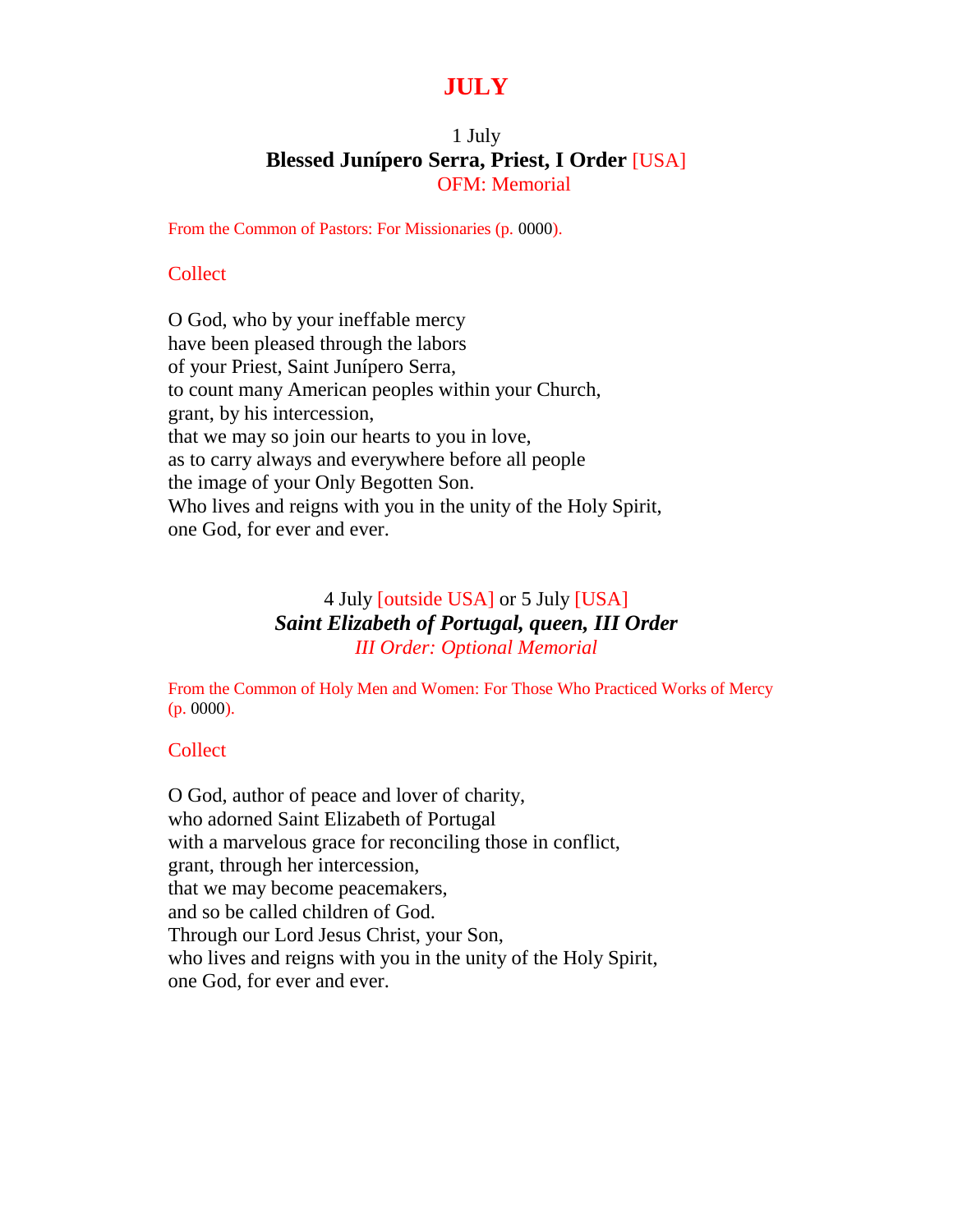# JULY

1 July

**Blessed Junípero Serra, Priest, I Order** [USA]

OFM: Memorial

From the Common of Pastors: For Missionaries (p. 0000).

## Collect

O God, who by your ineffable mercy
have been pleased through the labors
of your Priest, Saint Junípero Serra,
to count many American peoples within your Church,
grant, by his intercession,
that we may so join our hearts to you in love,
as to carry always and everywhere before all people
the image of your Only Begotten Son.
Who lives and reigns with you in the unity of the Holy Spirit,
one God, for ever and ever.

4 July [outside USA] or 5 July [USA]

***Saint Elizabeth of Portugal, queen, III Order***

*III Order: Optional Memorial*

From the Common of Holy Men and Women: For Those Who Practiced Works of Mercy (p. 0000).

## Collect

O God, author of peace and lover of charity,
who adorned Saint Elizabeth of Portugal
with a marvelous grace for reconciling those in conflict,
grant, through her intercession,
that we may become peacemakers,
and so be called children of God.
Through our Lord Jesus Christ, your Son,
who lives and reigns with you in the unity of the Holy Spirit,
one God, for ever and ever.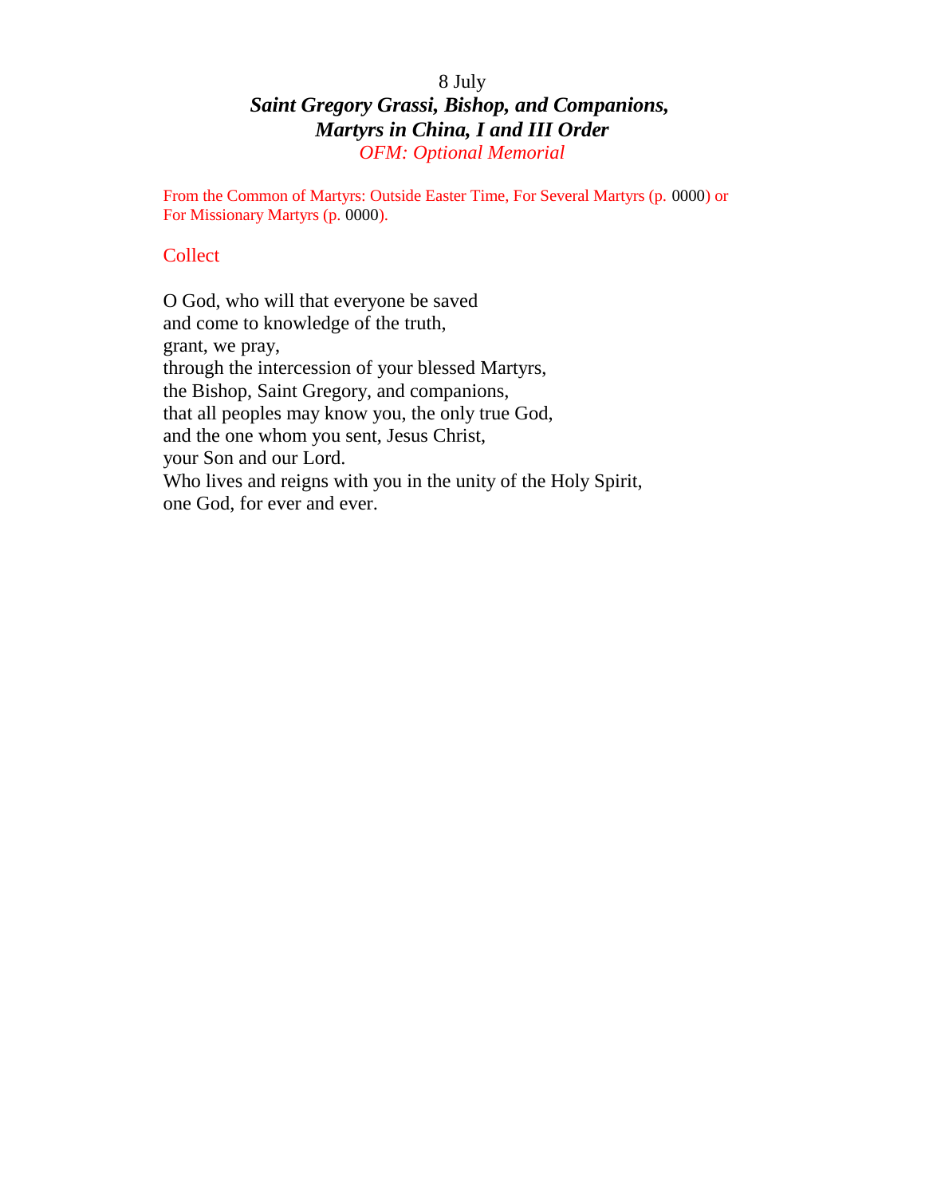8 July

## *Saint Gregory Grassi, Bishop, and Companions, Martyrs in China, I and III Order*

*OFM: Optional Memorial*

From the Common of Martyrs: Outside Easter Time, For Several Martyrs (p. 0000) or For Missionary Martyrs (p. 0000).

### Collect

O God, who will that everyone be saved
and come to knowledge of the truth,
grant, we pray,
through the intercession of your blessed Martyrs,
the Bishop, Saint Gregory, and companions,
that all peoples may know you, the only true God,
and the one whom you sent, Jesus Christ,
your Son and our Lord.
Who lives and reigns with you in the unity of the Holy Spirit,
one God, for ever and ever.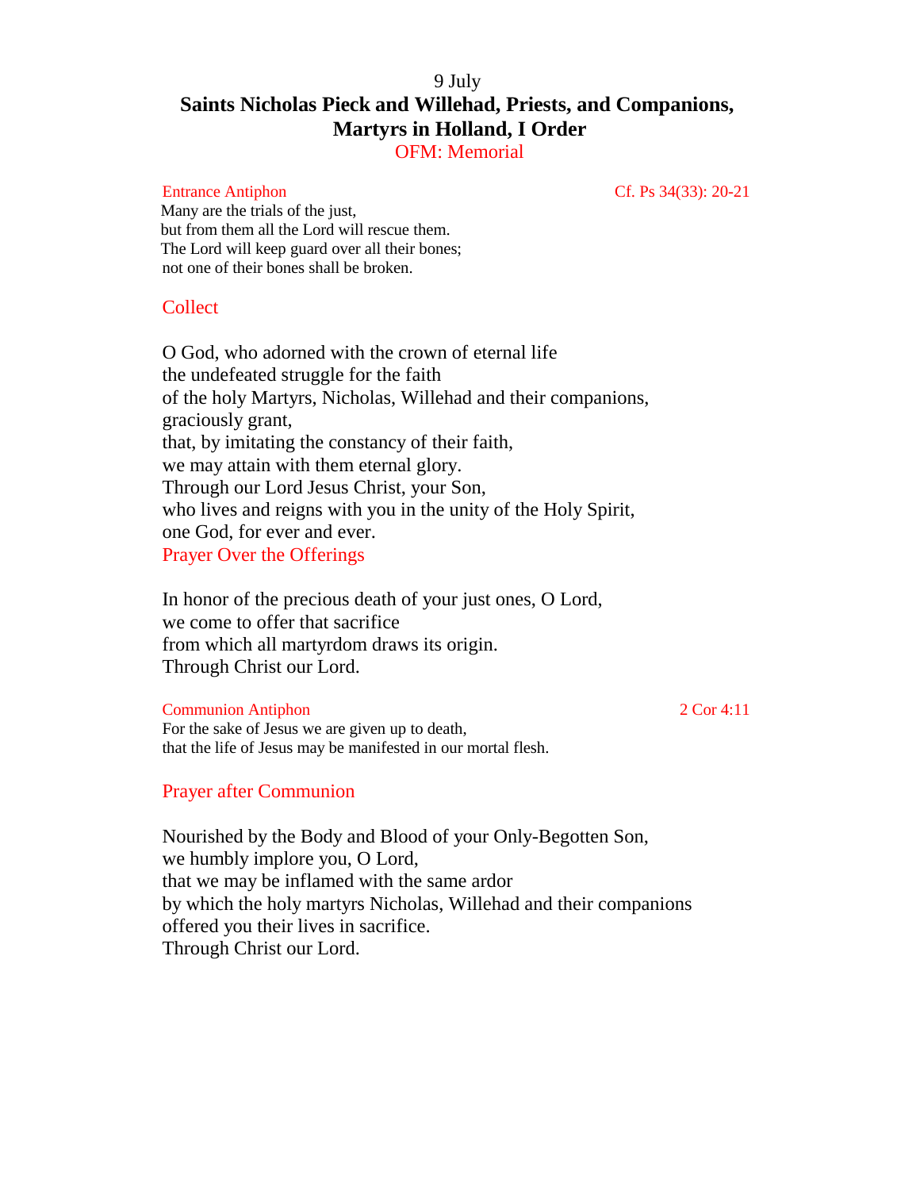9 July

# Saints Nicholas Pieck and Willehad, Priests, and Companions, Martyrs in Holland, I Order

OFM: Memorial

Entrance Antiphon — Cf. Ps 34(33): 20-21

Many are the trials of the just,
but from them all the Lord will rescue them.
The Lord will keep guard over all their bones;
not one of their bones shall be broken.

## Collect

O God, who adorned with the crown of eternal life
the undefeated struggle for the faith
of the holy Martyrs, Nicholas, Willehad and their companions,
graciously grant,
that, by imitating the constancy of their faith,
we may attain with them eternal glory.
Through our Lord Jesus Christ, your Son,
who lives and reigns with you in the unity of the Holy Spirit,
one God, for ever and ever.

## Prayer Over the Offerings

In honor of the precious death of your just ones, O Lord,
we come to offer that sacrifice
from which all martyrdom draws its origin.
Through Christ our Lord.

Communion Antiphon — 2 Cor 4:11

For the sake of Jesus we are given up to death,
that the life of Jesus may be manifested in our mortal flesh.

## Prayer after Communion

Nourished by the Body and Blood of your Only-Begotten Son,
we humbly implore you, O Lord,
that we may be inflamed with the same ardor
by which the holy martyrs Nicholas, Willehad and their companions
offered you their lives in sacrifice.
Through Christ our Lord.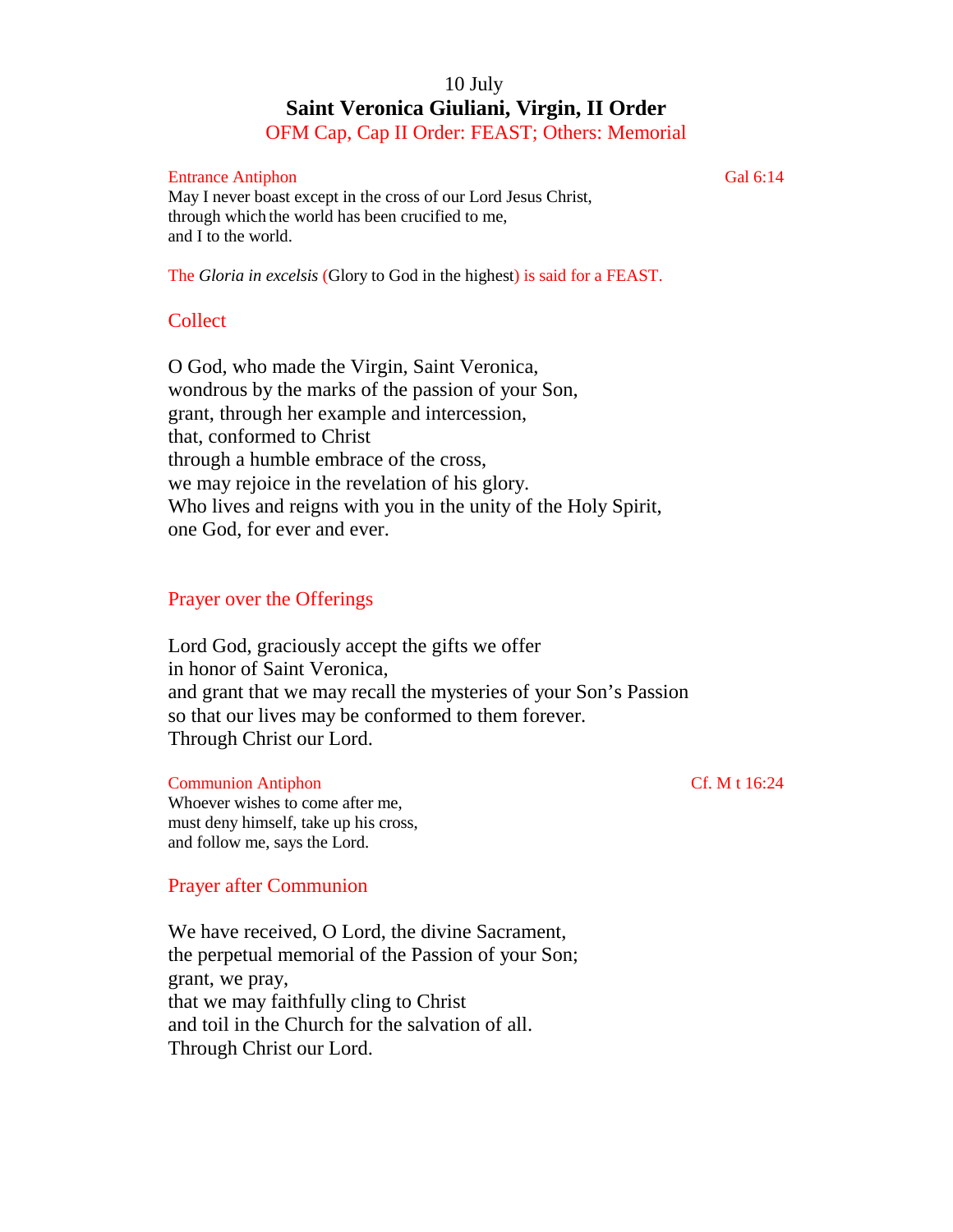10 July

# Saint Veronica Giuliani, Virgin, II Order

OFM Cap, Cap II Order: FEAST; Others: Memorial

Entrance Antiphon — Gal 6:14

May I never boast except in the cross of our Lord Jesus Christ,
through which the world has been crucified to me,
and I to the world.

The *Gloria in excelsis* (Glory to God in the highest) is said for a FEAST.

## Collect

O God, who made the Virgin, Saint Veronica,
wondrous by the marks of the passion of your Son,
grant, through her example and intercession,
that, conformed to Christ
through a humble embrace of the cross,
we may rejoice in the revelation of his glory.
Who lives and reigns with you in the unity of the Holy Spirit,
one God, for ever and ever.

## Prayer over the Offerings

Lord God, graciously accept the gifts we offer
in honor of Saint Veronica,
and grant that we may recall the mysteries of your Son's Passion
so that our lives may be conformed to them forever.
Through Christ our Lord.

Communion Antiphon — Cf. M t 16:24

Whoever wishes to come after me,
must deny himself, take up his cross,
and follow me, says the Lord.

## Prayer after Communion

We have received, O Lord, the divine Sacrament,
the perpetual memorial of the Passion of your Son;
grant, we pray,
that we may faithfully cling to Christ
and toil in the Church for the salvation of all.
Through Christ our Lord.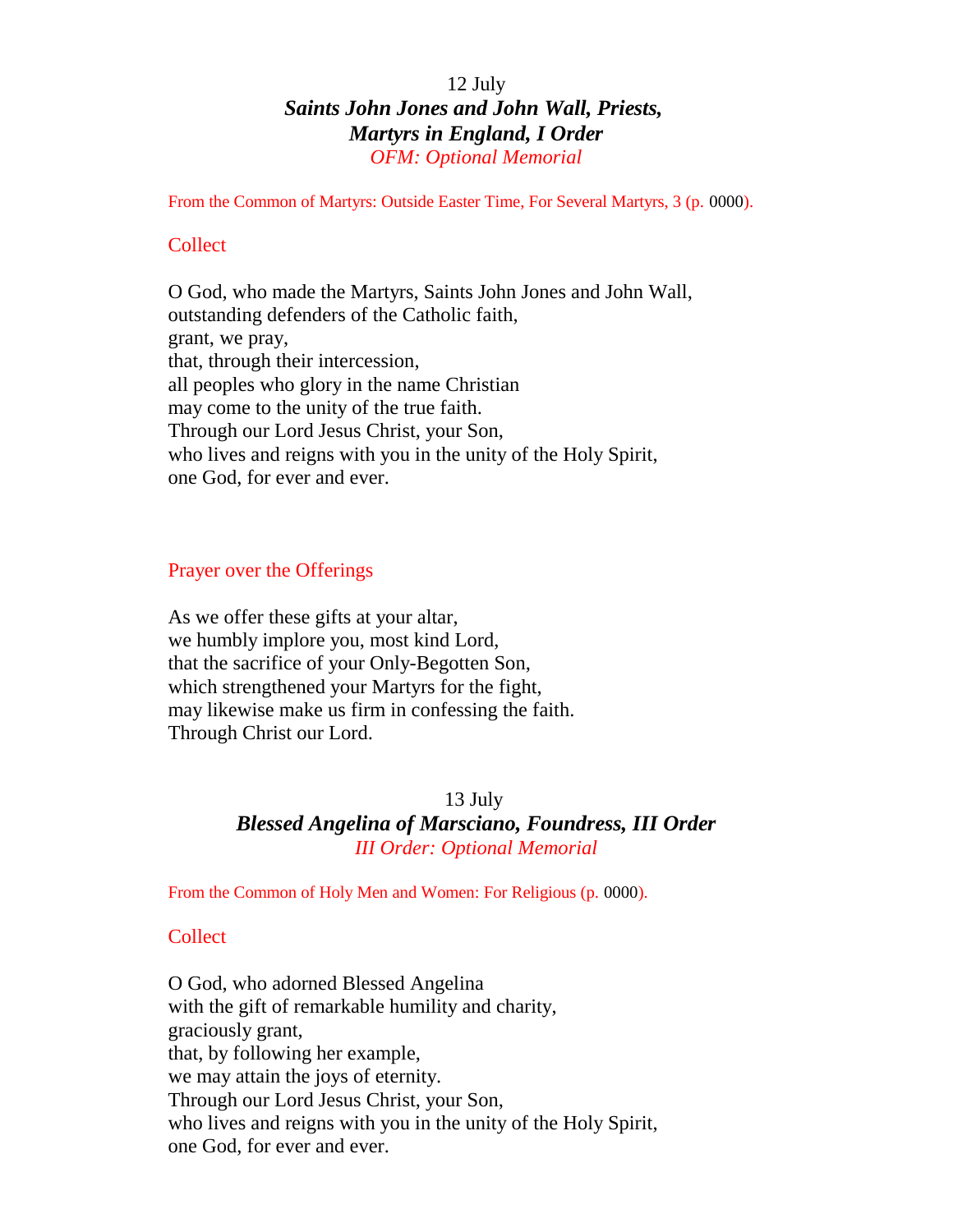12 July

***Saints John Jones and John Wall, Priests, Martyrs in England, I Order***

*OFM: Optional Memorial*

From the Common of Martyrs: Outside Easter Time, For Several Martyrs, 3 (p. 0000).

## Collect

O God, who made the Martyrs, Saints John Jones and John Wall,
outstanding defenders of the Catholic faith,
grant, we pray,
that, through their intercession,
all peoples who glory in the name Christian
may come to the unity of the true faith.
Through our Lord Jesus Christ, your Son,
who lives and reigns with you in the unity of the Holy Spirit,
one God, for ever and ever.

## Prayer over the Offerings

As we offer these gifts at your altar,
we humbly implore you, most kind Lord,
that the sacrifice of your Only-Begotten Son,
which strengthened your Martyrs for the fight,
may likewise make us firm in confessing the faith.
Through Christ our Lord.

13 July

***Blessed Angelina of Marsciano, Foundress, III Order***

*III Order: Optional Memorial*

From the Common of Holy Men and Women: For Religious (p. 0000).

## Collect

O God, who adorned Blessed Angelina
with the gift of remarkable humility and charity,
graciously grant,
that, by following her example,
we may attain the joys of eternity.
Through our Lord Jesus Christ, your Son,
who lives and reigns with you in the unity of the Holy Spirit,
one God, for ever and ever.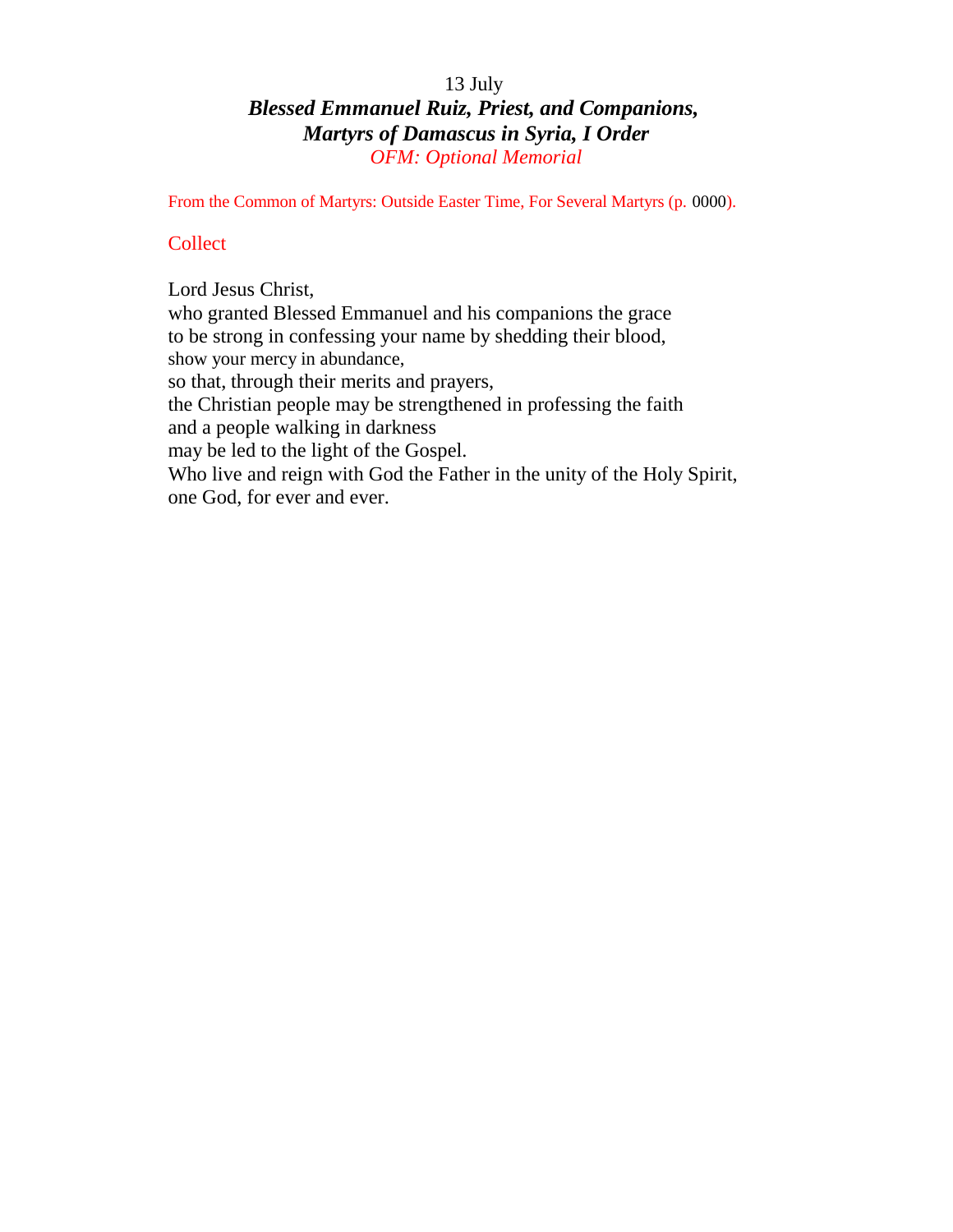13 July

***Blessed Emmanuel Ruiz, Priest, and Companions, Martyrs of Damascus in Syria, I Order***

*OFM: Optional Memorial*

From the Common of Martyrs: Outside Easter Time, For Several Martyrs (p. 0000).

## Collect

Lord Jesus Christ,
who granted Blessed Emmanuel and his companions the grace
to be strong in confessing your name by shedding their blood,
show your mercy in abundance,
so that, through their merits and prayers,
the Christian people may be strengthened in professing the faith
and a people walking in darkness
may be led to the light of the Gospel.
Who live and reign with God the Father in the unity of the Holy Spirit,
one God, for ever and ever.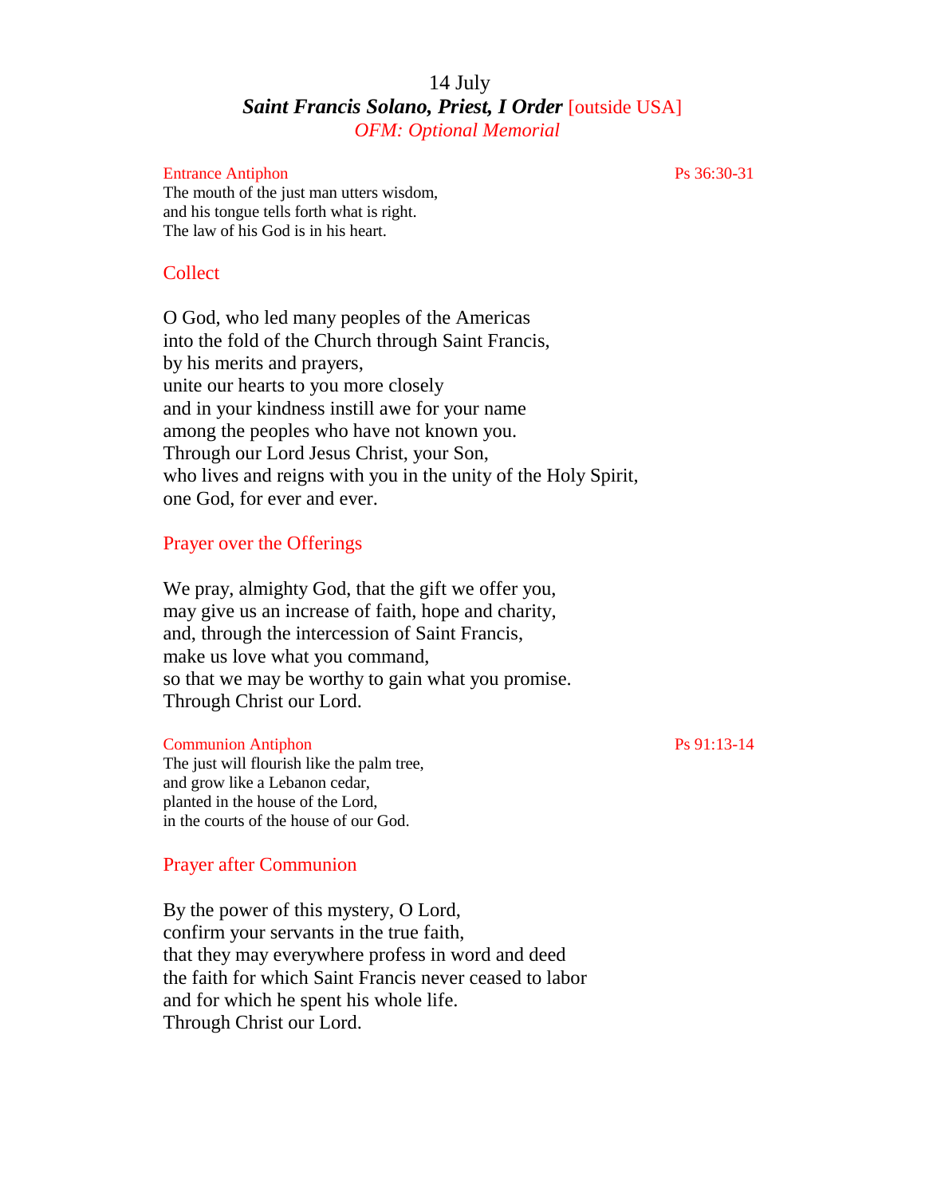# 14 July

## *Saint Francis Solano, Priest, I Order* [outside USA]

*OFM: Optional Memorial*

Entrance Antiphon — Ps 36:30-31

The mouth of the just man utters wisdom,
and his tongue tells forth what is right.
The law of his God is in his heart.

### Collect

O God, who led many peoples of the Americas
into the fold of the Church through Saint Francis,
by his merits and prayers,
unite our hearts to you more closely
and in your kindness instill awe for your name
among the peoples who have not known you.
Through our Lord Jesus Christ, your Son,
who lives and reigns with you in the unity of the Holy Spirit,
one God, for ever and ever.

### Prayer over the Offerings

We pray, almighty God, that the gift we offer you,
may give us an increase of faith, hope and charity,
and, through the intercession of Saint Francis,
make us love what you command,
so that we may be worthy to gain what you promise.
Through Christ our Lord.

Communion Antiphon — Ps 91:13-14

The just will flourish like the palm tree,
and grow like a Lebanon cedar,
planted in the house of the Lord,
in the courts of the house of our God.

### Prayer after Communion

By the power of this mystery, O Lord,
confirm your servants in the true faith,
that they may everywhere profess in word and deed
the faith for which Saint Francis never ceased to labor
and for which he spent his whole life.
Through Christ our Lord.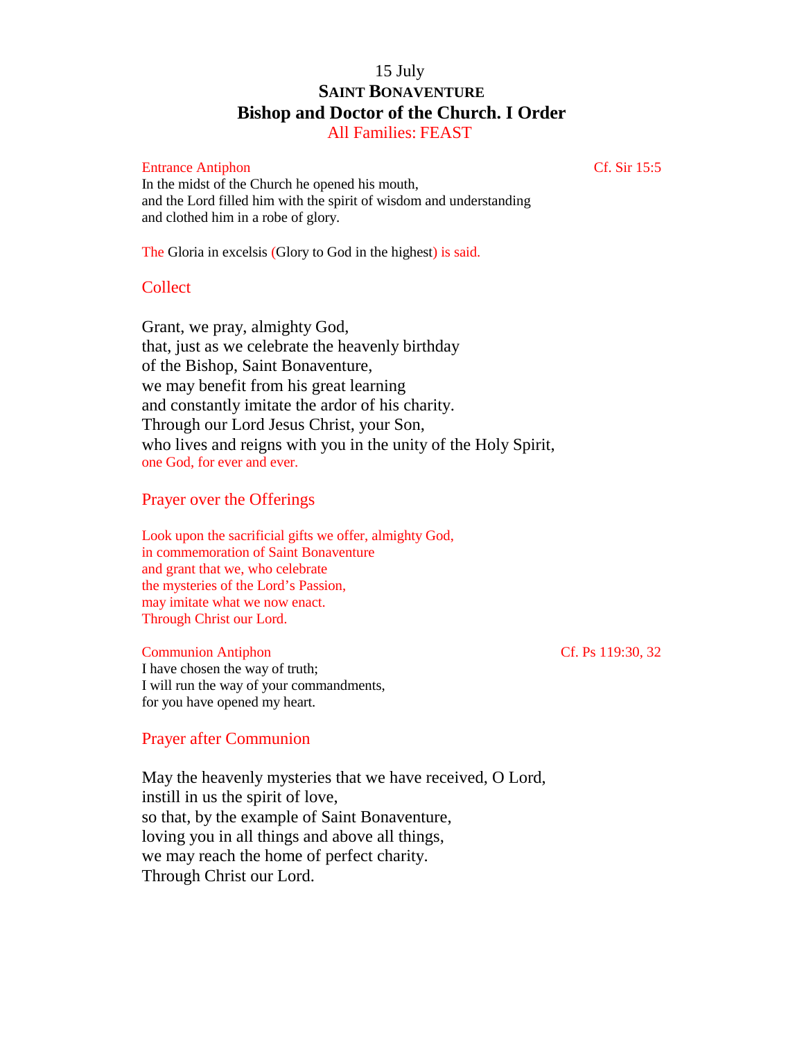15 July

# SAINT BONAVENTURE

## Bishop and Doctor of the Church. I Order

All Families: FEAST

Entrance Antiphon — Cf. Sir 15:5

In the midst of the Church he opened his mouth,
and the Lord filled him with the spirit of wisdom and understanding
and clothed him in a robe of glory.

The Gloria in excelsis (Glory to God in the highest) is said.

### Collect

Grant, we pray, almighty God,
that, just as we celebrate the heavenly birthday
of the Bishop, Saint Bonaventure,
we may benefit from his great learning
and constantly imitate the ardor of his charity.
Through our Lord Jesus Christ, your Son,
who lives and reigns with you in the unity of the Holy Spirit,
one God, for ever and ever.

### Prayer over the Offerings

Look upon the sacrificial gifts we offer, almighty God,
in commemoration of Saint Bonaventure
and grant that we, who celebrate
the mysteries of the Lord's Passion,
may imitate what we now enact.
Through Christ our Lord.

Communion Antiphon — Cf. Ps 119:30, 32

I have chosen the way of truth;
I will run the way of your commandments,
for you have opened my heart.

### Prayer after Communion

May the heavenly mysteries that we have received, O Lord,
instill in us the spirit of love,
so that, by the example of Saint Bonaventure,
loving you in all things and above all things,
we may reach the home of perfect charity.
Through Christ our Lord.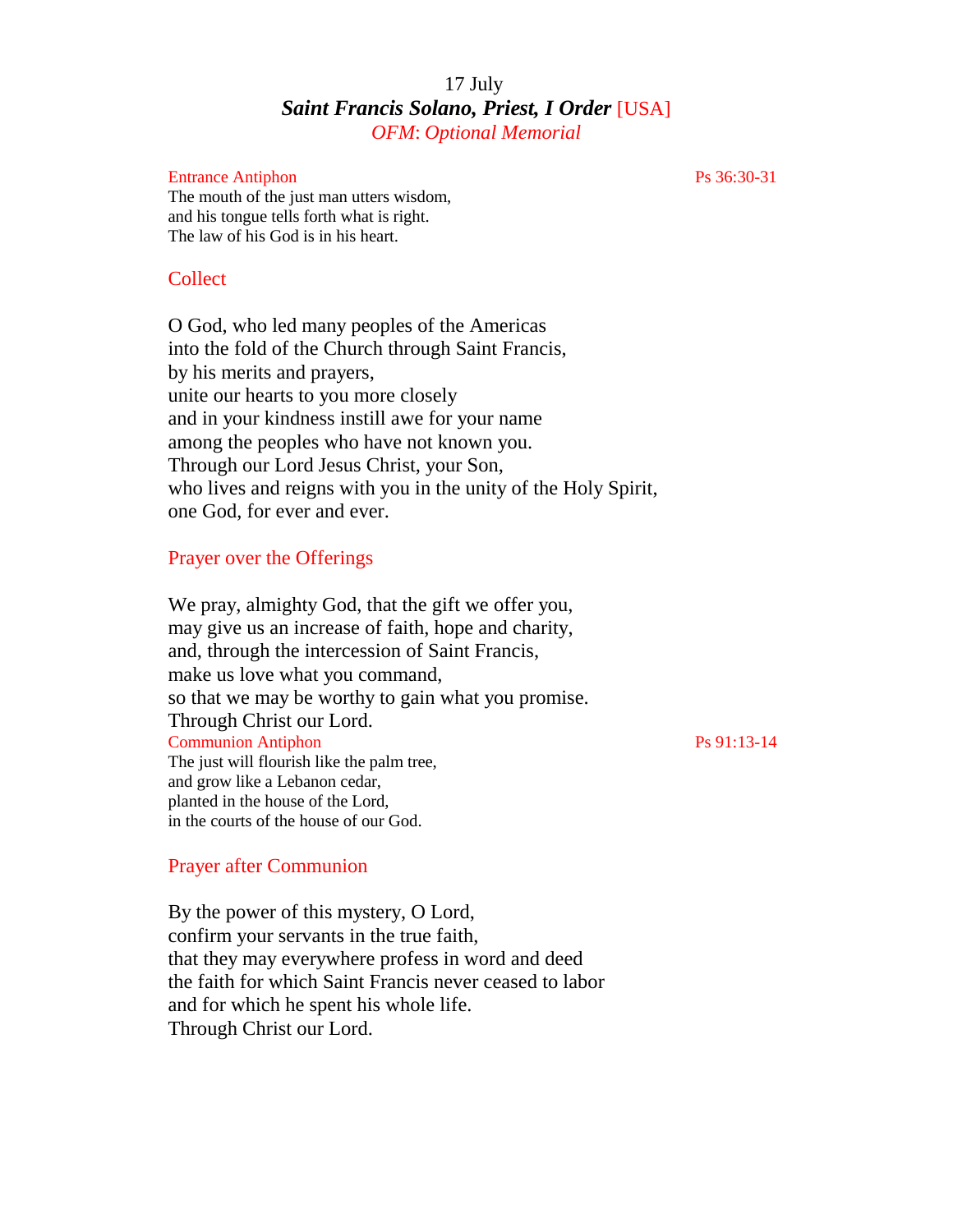17 July

***Saint Francis Solano, Priest, I Order*** [USA]

*OFM: Optional Memorial*

Entrance Antiphon — Ps 36:30-31

The mouth of the just man utters wisdom,
and his tongue tells forth what is right.
The law of his God is in his heart.

## Collect

O God, who led many peoples of the Americas
into the fold of the Church through Saint Francis,
by his merits and prayers,
unite our hearts to you more closely
and in your kindness instill awe for your name
among the peoples who have not known you.
Through our Lord Jesus Christ, your Son,
who lives and reigns with you in the unity of the Holy Spirit,
one God, for ever and ever.

## Prayer over the Offerings

We pray, almighty God, that the gift we offer you,
may give us an increase of faith, hope and charity,
and, through the intercession of Saint Francis,
make us love what you command,
so that we may be worthy to gain what you promise.
Through Christ our Lord.

Communion Antiphon — Ps 91:13-14

The just will flourish like the palm tree,
and grow like a Lebanon cedar,
planted in the house of the Lord,
in the courts of the house of our God.

## Prayer after Communion

By the power of this mystery, O Lord,
confirm your servants in the true faith,
that they may everywhere profess in word and deed
the faith for which Saint Francis never ceased to labor
and for which he spent his whole life.
Through Christ our Lord.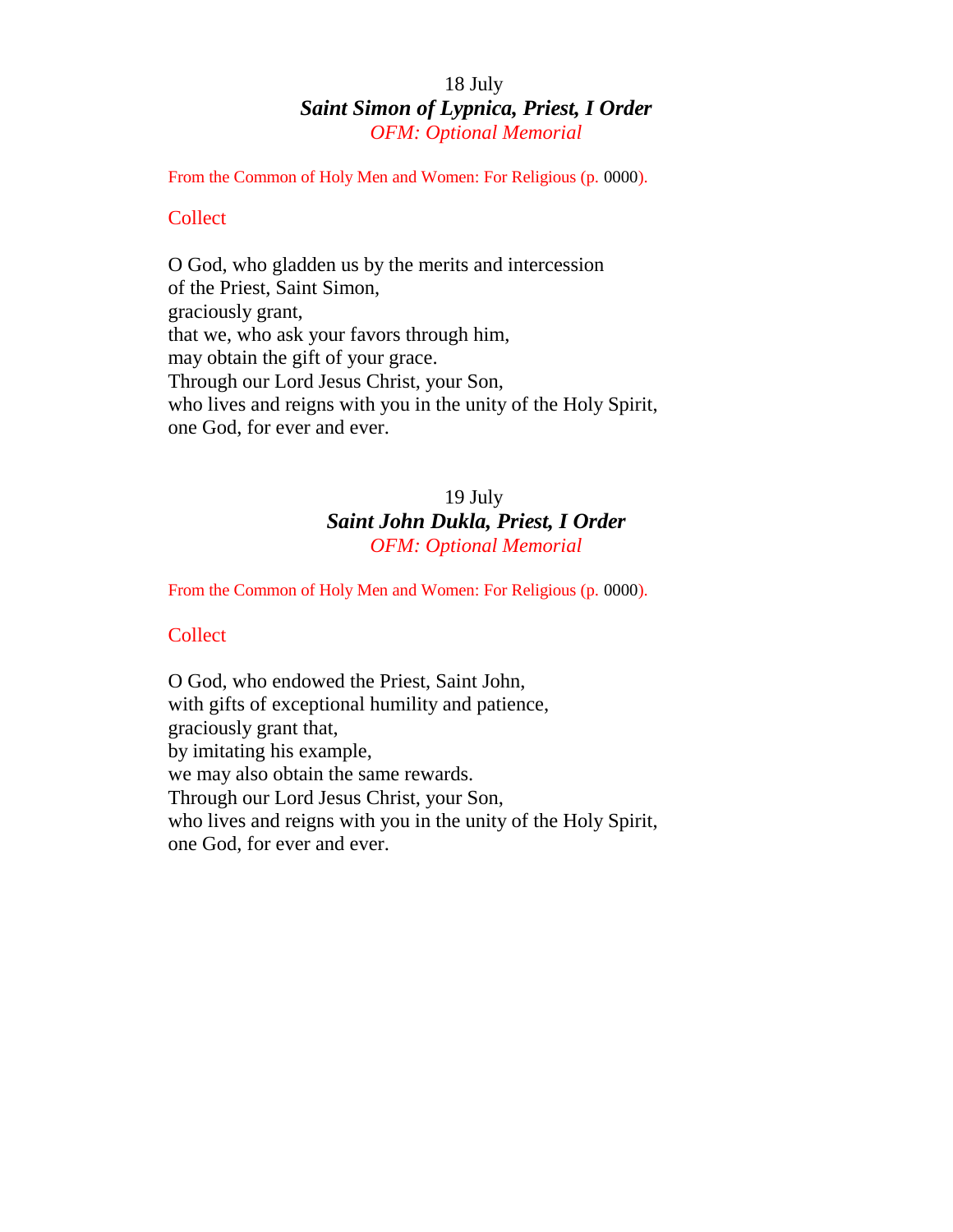18 July

## *Saint Simon of Lypnica, Priest, I Order*

*OFM: Optional Memorial*

From the Common of Holy Men and Women: For Religious (p. 0000).

### Collect

O God, who gladden us by the merits and intercession
of the Priest, Saint Simon,
graciously grant,
that we, who ask your favors through him,
may obtain the gift of your grace.
Through our Lord Jesus Christ, your Son,
who lives and reigns with you in the unity of the Holy Spirit,
one God, for ever and ever.

19 July

## *Saint John Dukla, Priest, I Order*

*OFM: Optional Memorial*

From the Common of Holy Men and Women: For Religious (p. 0000).

### Collect

O God, who endowed the Priest, Saint John,
with gifts of exceptional humility and patience,
graciously grant that,
by imitating his example,
we may also obtain the same rewards.
Through our Lord Jesus Christ, your Son,
who lives and reigns with you in the unity of the Holy Spirit,
one God, for ever and ever.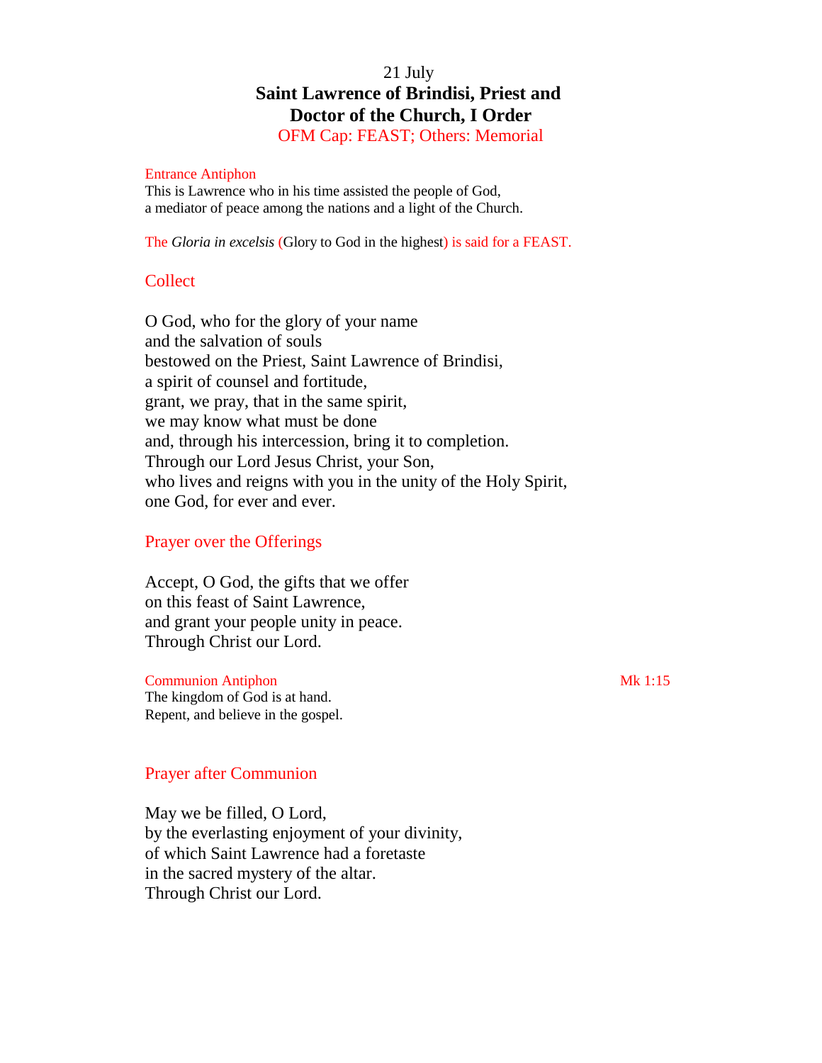21 July

# Saint Lawrence of Brindisi, Priest and Doctor of the Church, I Order

OFM Cap: FEAST; Others: Memorial

Entrance Antiphon

This is Lawrence who in his time assisted the people of God,
a mediator of peace among the nations and a light of the Church.

The *Gloria in excelsis* (Glory to God in the highest) is said for a FEAST.

## Collect

O God, who for the glory of your name
and the salvation of souls
bestowed on the Priest, Saint Lawrence of Brindisi,
a spirit of counsel and fortitude,
grant, we pray, that in the same spirit,
we may know what must be done
and, through his intercession, bring it to completion.
Through our Lord Jesus Christ, your Son,
who lives and reigns with you in the unity of the Holy Spirit,
one God, for ever and ever.

## Prayer over the Offerings

Accept, O God, the gifts that we offer
on this feast of Saint Lawrence,
and grant your people unity in peace.
Through Christ our Lord.

Communion Antiphon — Mk 1:15

The kingdom of God is at hand.
Repent, and believe in the gospel.

## Prayer after Communion

May we be filled, O Lord,
by the everlasting enjoyment of your divinity,
of which Saint Lawrence had a foretaste
in the sacred mystery of the altar.
Through Christ our Lord.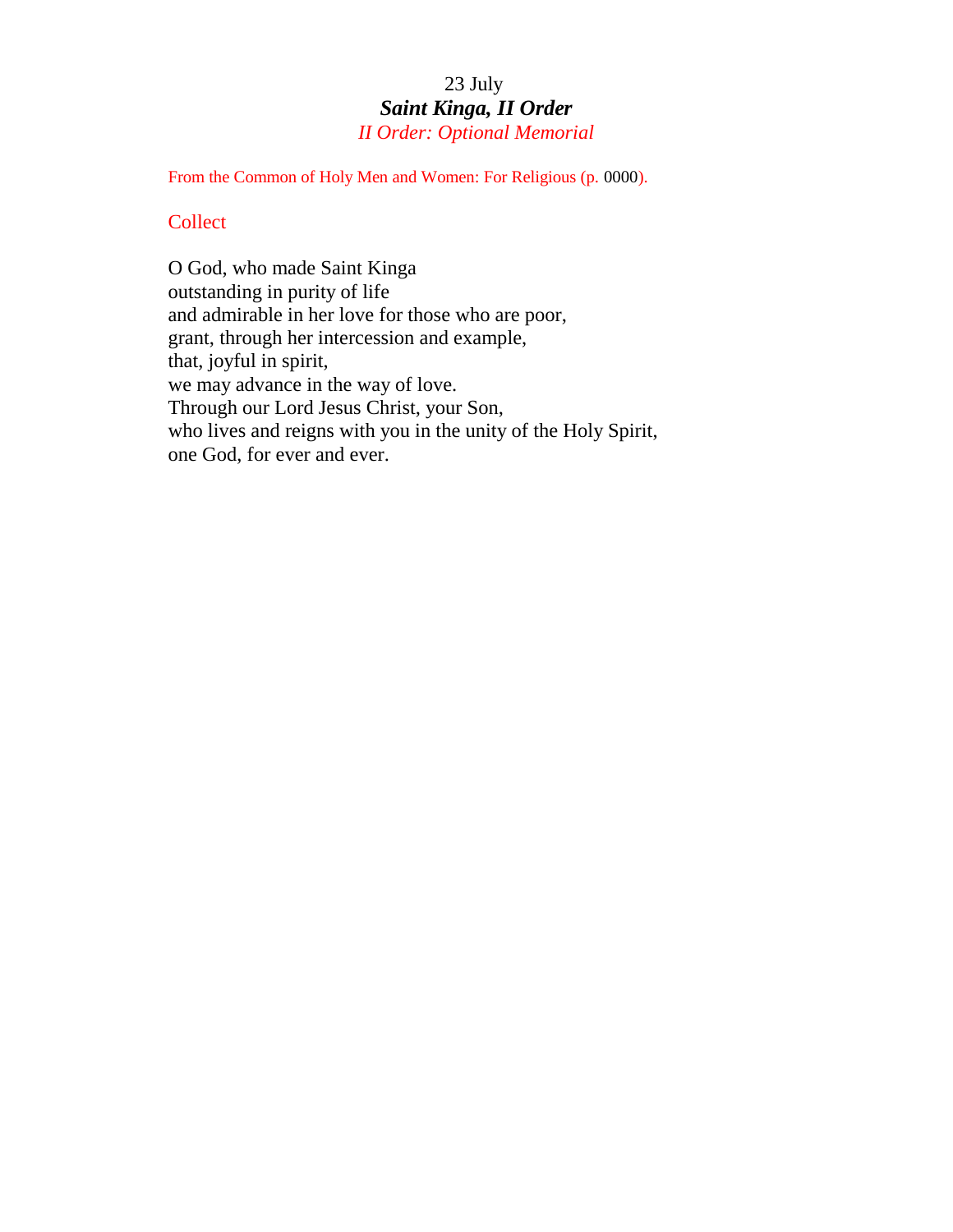23 July

## *Saint Kinga, II Order*

*II Order: Optional Memorial*

From the Common of Holy Men and Women: For Religious (p. 0000).

### Collect

O God, who made Saint Kinga
outstanding in purity of life
and admirable in her love for those who are poor,
grant, through her intercession and example,
that, joyful in spirit,
we may advance in the way of love.
Through our Lord Jesus Christ, your Son,
who lives and reigns with you in the unity of the Holy Spirit,
one God, for ever and ever.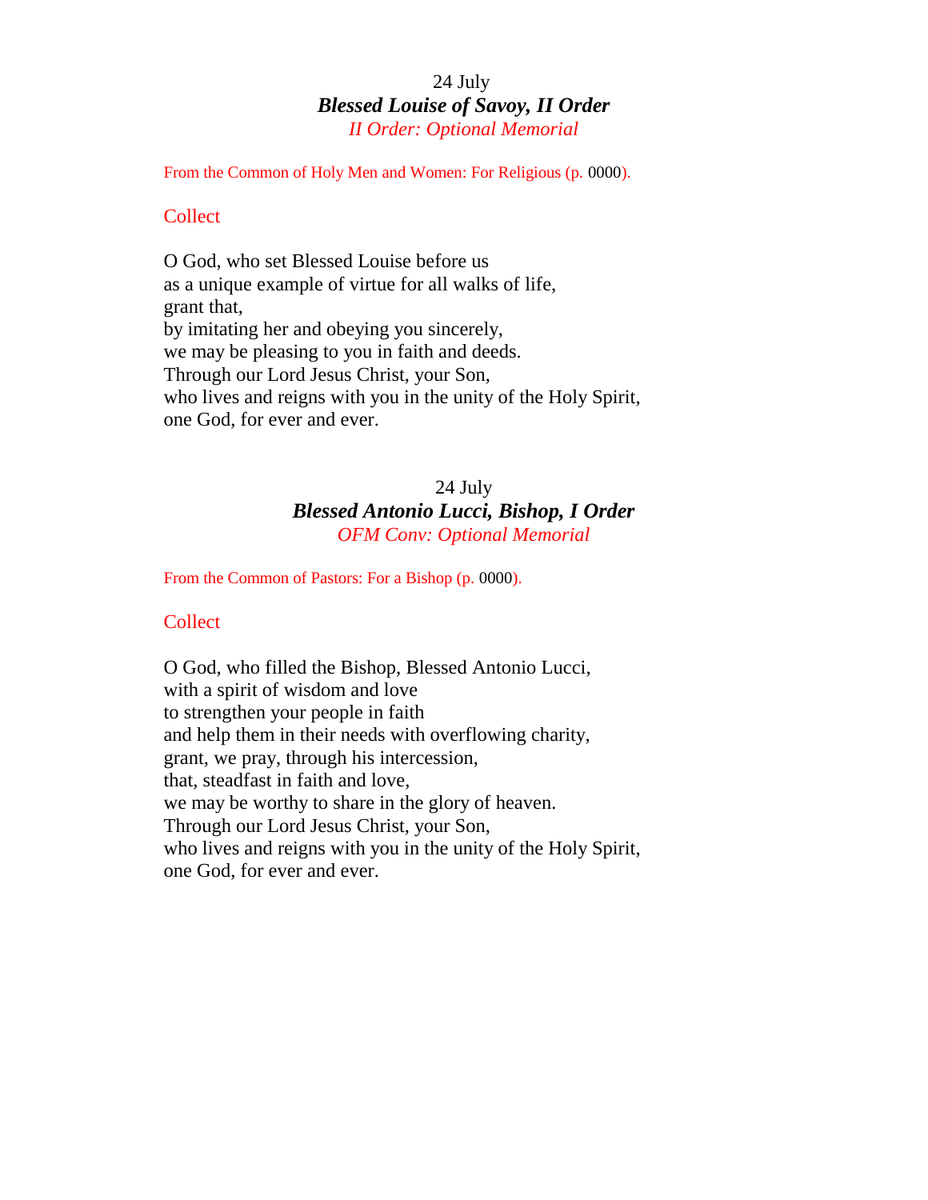24 July

## *Blessed Louise of Savoy, II Order*

*II Order: Optional Memorial*

From the Common of Holy Men and Women: For Religious (p. 0000).

### Collect

O God, who set Blessed Louise before us
as a unique example of virtue for all walks of life,
grant that,
by imitating her and obeying you sincerely,
we may be pleasing to you in faith and deeds.
Through our Lord Jesus Christ, your Son,
who lives and reigns with you in the unity of the Holy Spirit,
one God, for ever and ever.

24 July

## *Blessed Antonio Lucci, Bishop, I Order*

*OFM Conv: Optional Memorial*

From the Common of Pastors: For a Bishop (p. 0000).

### Collect

O God, who filled the Bishop, Blessed Antonio Lucci,
with a spirit of wisdom and love
to strengthen your people in faith
and help them in their needs with overflowing charity,
grant, we pray, through his intercession,
that, steadfast in faith and love,
we may be worthy to share in the glory of heaven.
Through our Lord Jesus Christ, your Son,
who lives and reigns with you in the unity of the Holy Spirit,
one God, for ever and ever.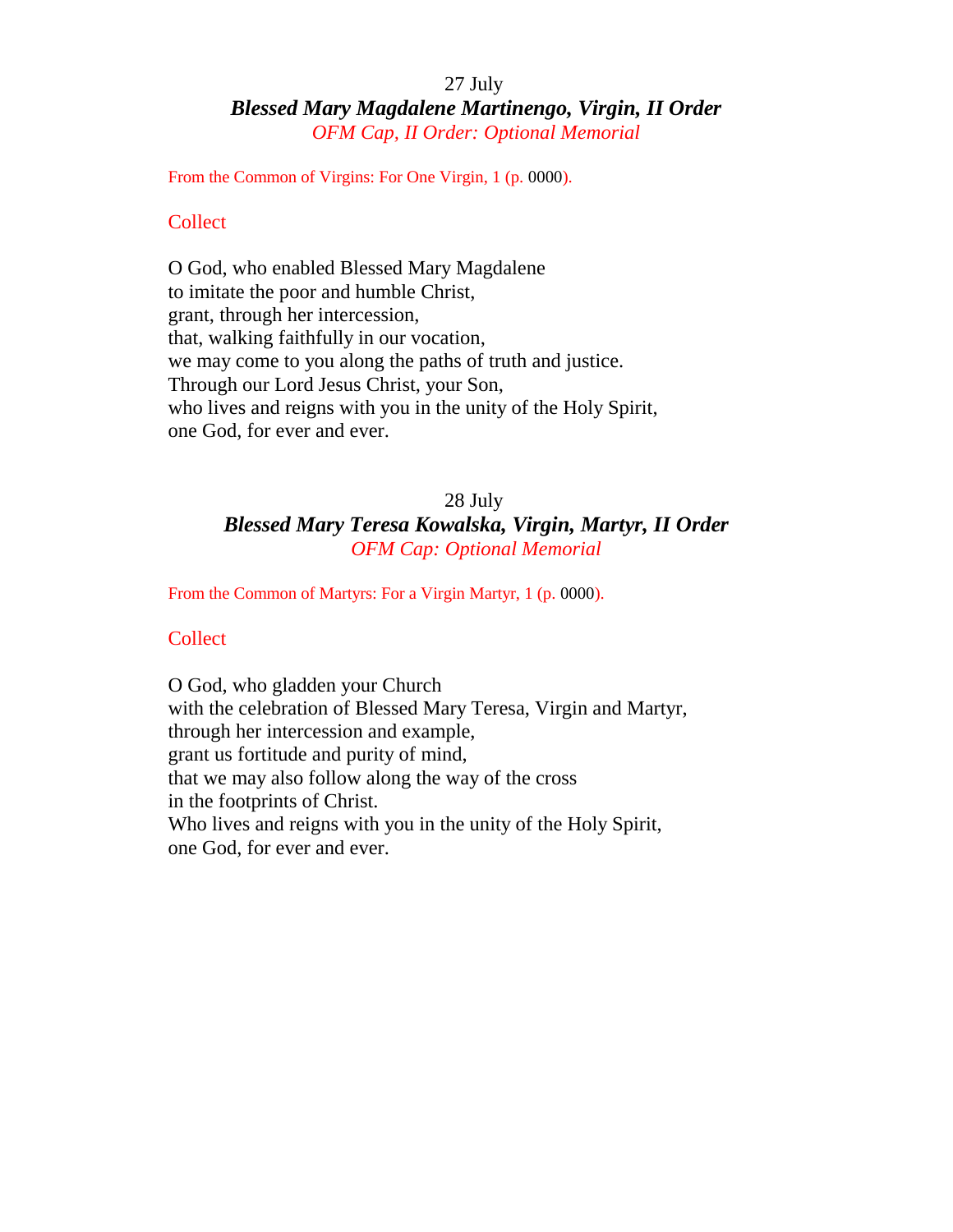27 July

## *Blessed Mary Magdalene Martinengo, Virgin, II Order*

*OFM Cap, II Order: Optional Memorial*

From the Common of Virgins: For One Virgin, 1 (p. 0000).

### Collect

O God, who enabled Blessed Mary Magdalene
to imitate the poor and humble Christ,
grant, through her intercession,
that, walking faithfully in our vocation,
we may come to you along the paths of truth and justice.
Through our Lord Jesus Christ, your Son,
who lives and reigns with you in the unity of the Holy Spirit,
one God, for ever and ever.

28 July

## *Blessed Mary Teresa Kowalska, Virgin, Martyr, II Order*

*OFM Cap: Optional Memorial*

From the Common of Martyrs: For a Virgin Martyr, 1 (p. 0000).

### Collect

O God, who gladden your Church
with the celebration of Blessed Mary Teresa, Virgin and Martyr,
through her intercession and example,
grant us fortitude and purity of mind,
that we may also follow along the way of the cross
in the footprints of Christ.
Who lives and reigns with you in the unity of the Holy Spirit,
one God, for ever and ever.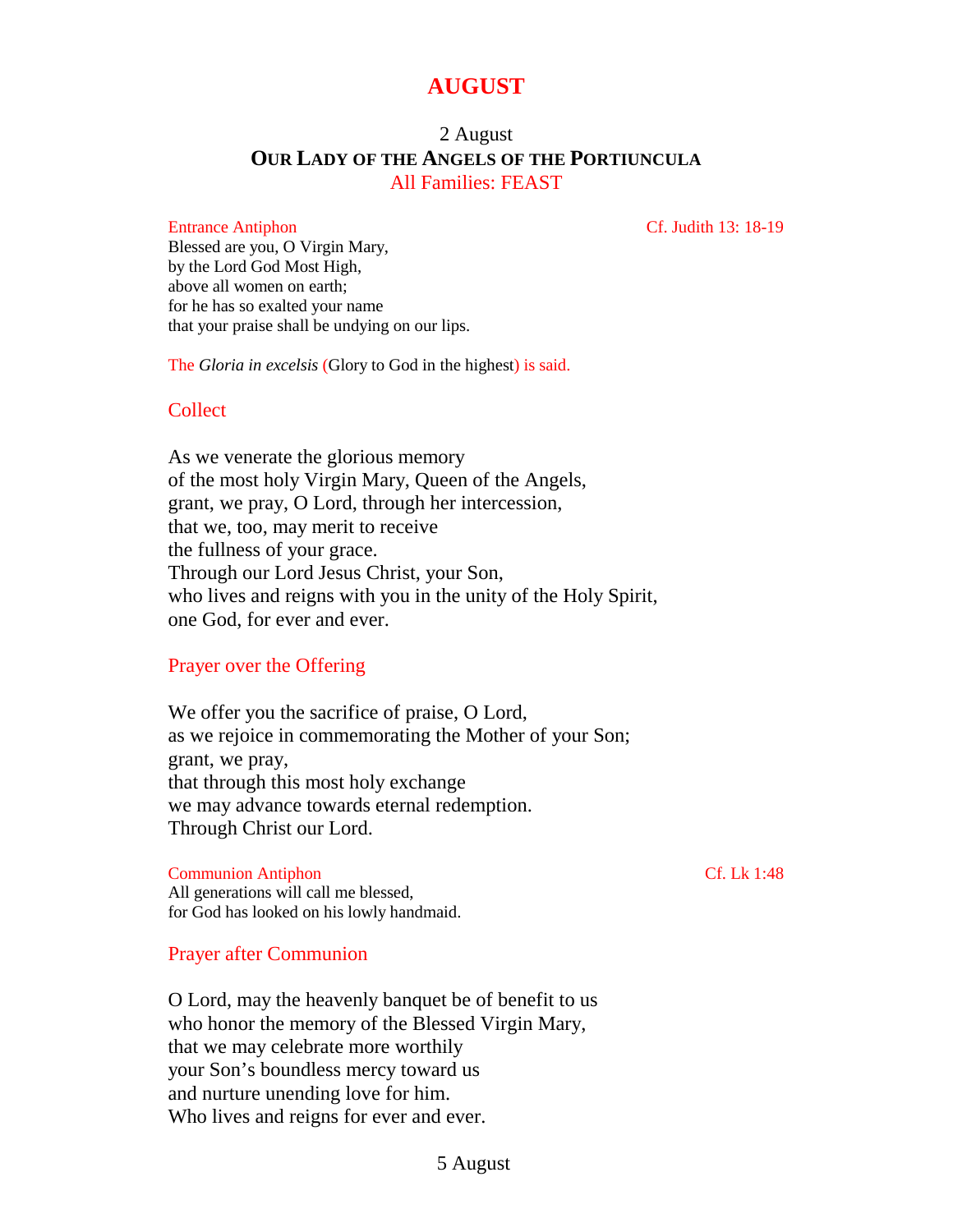# AUGUST

2 August

## Our Lady of the Angels of the Portiuncula

All Families: FEAST

Entrance Antiphon — Cf. Judith 13: 18-19

Blessed are you, O Virgin Mary,
by the Lord God Most High,
above all women on earth;
for he has so exalted your name
that your praise shall be undying on our lips.

The *Gloria in excelsis* (Glory to God in the highest) is said.

### Collect

As we venerate the glorious memory
of the most holy Virgin Mary, Queen of the Angels,
grant, we pray, O Lord, through her intercession,
that we, too, may merit to receive
the fullness of your grace.
Through our Lord Jesus Christ, your Son,
who lives and reigns with you in the unity of the Holy Spirit,
one God, for ever and ever.

### Prayer over the Offering

We offer you the sacrifice of praise, O Lord,
as we rejoice in commemorating the Mother of your Son;
grant, we pray,
that through this most holy exchange
we may advance towards eternal redemption.
Through Christ our Lord.

Communion Antiphon — Cf. Lk 1:48

All generations will call me blessed,
for God has looked on his lowly handmaid.

### Prayer after Communion

O Lord, may the heavenly banquet be of benefit to us
who honor the memory of the Blessed Virgin Mary,
that we may celebrate more worthily
your Son's boundless mercy toward us
and nurture unending love for him.
Who lives and reigns for ever and ever.

5 August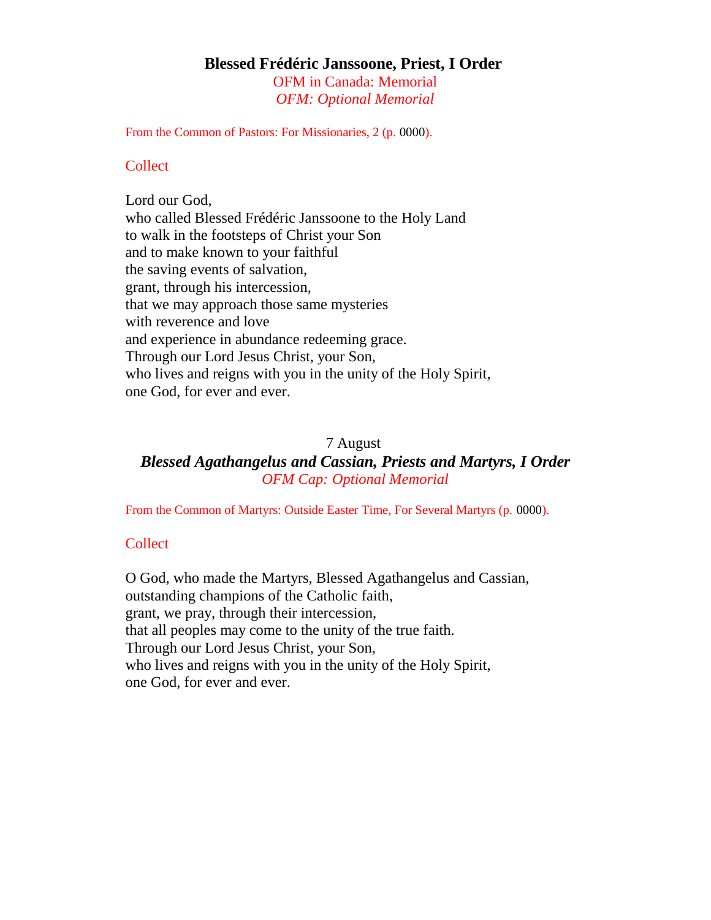## Blessed Frédéric Janssoone, Priest, I Order

OFM in Canada: Memorial
*OFM: Optional Memorial*

From the Common of Pastors: For Missionaries, 2 (p. 0000).

### Collect

Lord our God,
who called Blessed Frédéric Janssoone to the Holy Land
to walk in the footsteps of Christ your Son
and to make known to your faithful
the saving events of salvation,
grant, through his intercession,
that we may approach those same mysteries
with reverence and love
and experience in abundance redeeming grace.
Through our Lord Jesus Christ, your Son,
who lives and reigns with you in the unity of the Holy Spirit,
one God, for ever and ever.

7 August

## *Blessed Agathangelus and Cassian, Priests and Martyrs, I Order*

*OFM Cap: Optional Memorial*

From the Common of Martyrs: Outside Easter Time, For Several Martyrs (p. 0000).

### Collect

O God, who made the Martyrs, Blessed Agathangelus and Cassian,
outstanding champions of the Catholic faith,
grant, we pray, through their intercession,
that all peoples may come to the unity of the true faith.
Through our Lord Jesus Christ, your Son,
who lives and reigns with you in the unity of the Holy Spirit,
one God, for ever and ever.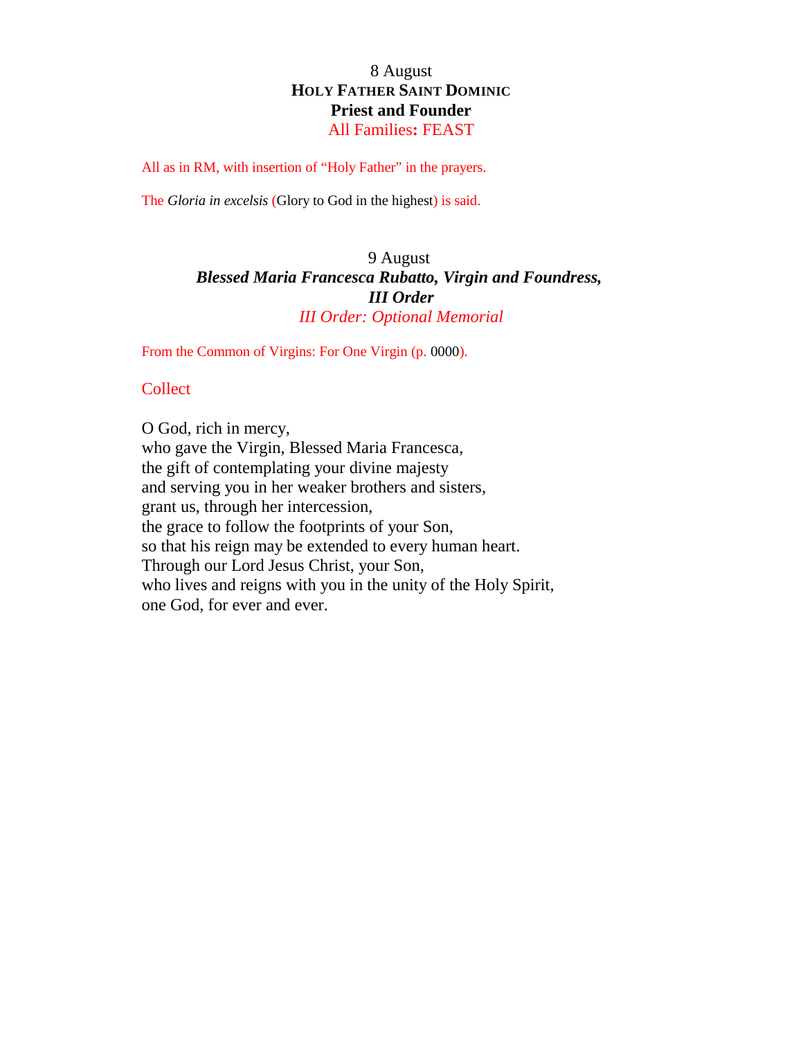8 August

**HOLY FATHER SAINT DOMINIC**

**Priest and Founder**

All Families: FEAST

All as in RM, with insertion of “Holy Father” in the prayers.

The *Gloria in excelsis* (Glory to God in the highest) is said.

9 August

***Blessed Maria Francesca Rubatto, Virgin and Foundress, III Order***

*III Order: Optional Memorial*

From the Common of Virgins: For One Virgin (p. 0000).

## Collect

O God, rich in mercy,
who gave the Virgin, Blessed Maria Francesca,
the gift of contemplating your divine majesty
and serving you in her weaker brothers and sisters,
grant us, through her intercession,
the grace to follow the footprints of your Son,
so that his reign may be extended to every human heart.
Through our Lord Jesus Christ, your Son,
who lives and reigns with you in the unity of the Holy Spirit,
one God, for ever and ever.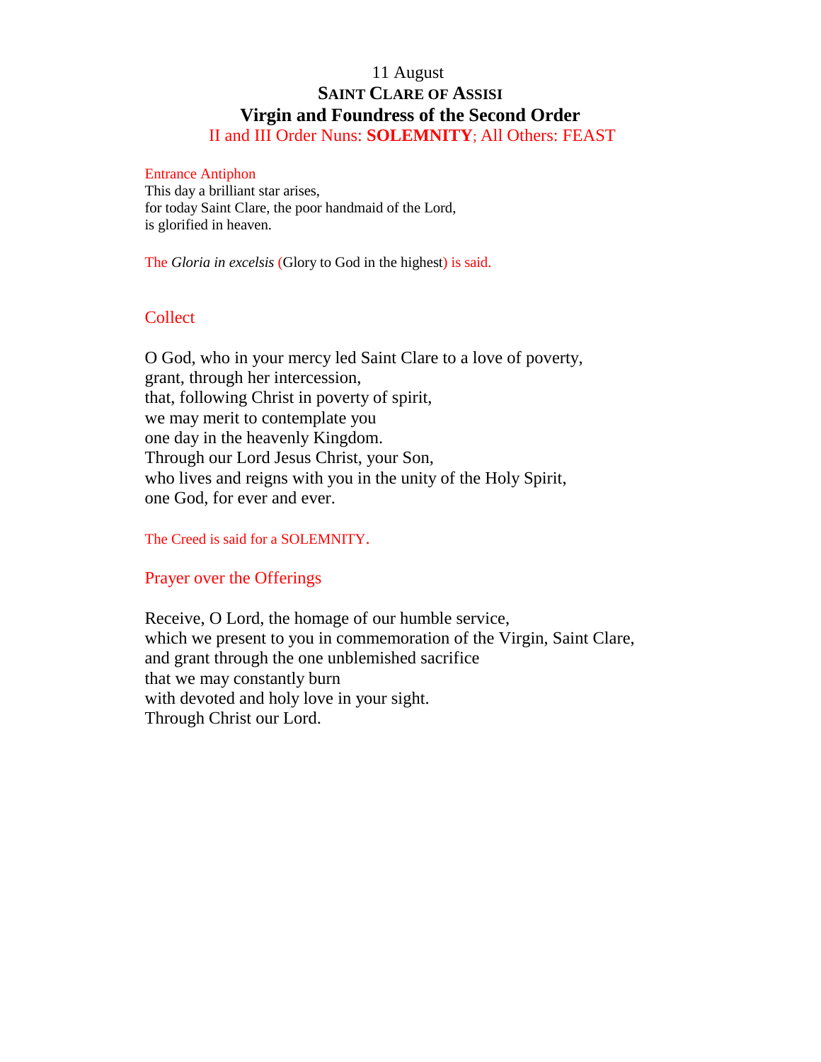11 August

# Saint Clare of Assisi

## Virgin and Foundress of the Second Order

II and III Order Nuns: **SOLEMNITY**; All Others: FEAST

Entrance Antiphon

This day a brilliant star arises,
for today Saint Clare, the poor handmaid of the Lord,
is glorified in heaven.

The *Gloria in excelsis* (Glory to God in the highest) is said.

### Collect

O God, who in your mercy led Saint Clare to a love of poverty,
grant, through her intercession,
that, following Christ in poverty of spirit,
we may merit to contemplate you
one day in the heavenly Kingdom.
Through our Lord Jesus Christ, your Son,
who lives and reigns with you in the unity of the Holy Spirit,
one God, for ever and ever.

The Creed is said for a SOLEMNITY.

### Prayer over the Offerings

Receive, O Lord, the homage of our humble service,
which we present to you in commemoration of the Virgin, Saint Clare,
and grant through the one unblemished sacrifice
that we may constantly burn
with devoted and holy love in your sight.
Through Christ our Lord.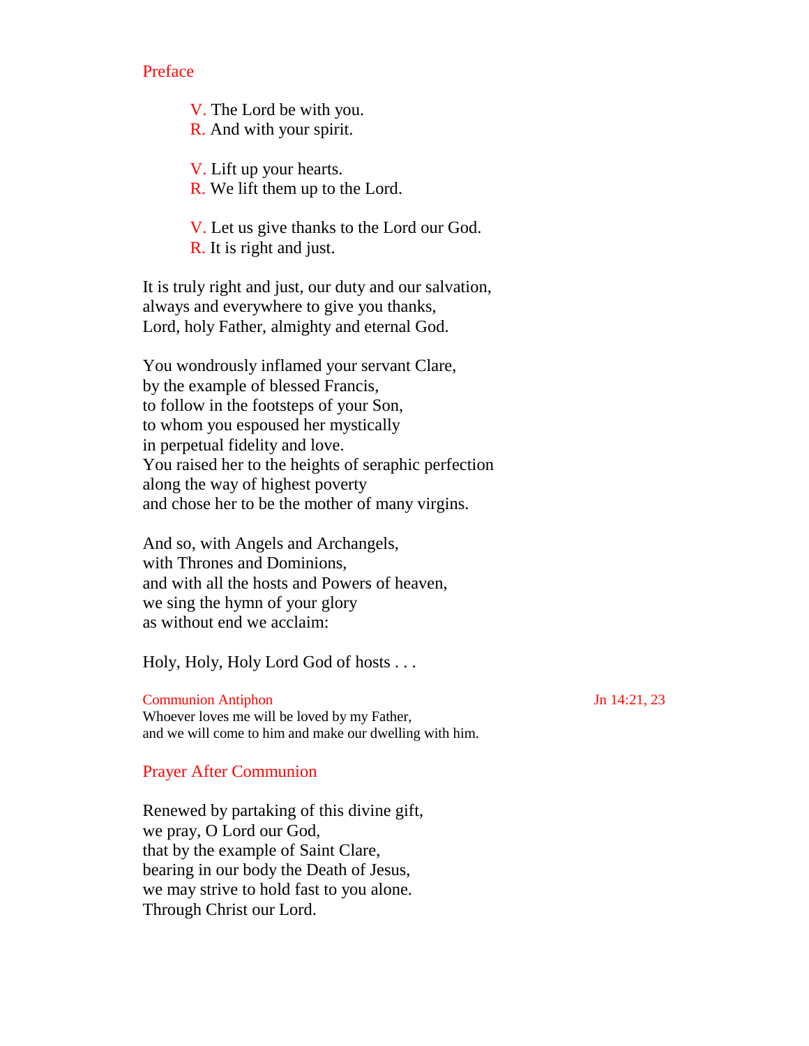## Preface

V. The Lord be with you.
R. And with your spirit.

V. Lift up your hearts.
R. We lift them up to the Lord.

V. Let us give thanks to the Lord our God.
R. It is right and just.

It is truly right and just, our duty and our salvation,
always and everywhere to give you thanks,
Lord, holy Father, almighty and eternal God.

You wondrously inflamed your servant Clare,
by the example of blessed Francis,
to follow in the footsteps of your Son,
to whom you espoused her mystically
in perpetual fidelity and love.
You raised her to the heights of seraphic perfection
along the way of highest poverty
and chose her to be the mother of many virgins.

And so, with Angels and Archangels,
with Thrones and Dominions,
and with all the hosts and Powers of heaven,
we sing the hymn of your glory
as without end we acclaim:

Holy, Holy, Holy Lord God of hosts . . .

Communion Antiphon — Jn 14:21, 23

Whoever loves me will be loved by my Father,
and we will come to him and make our dwelling with him.

## Prayer After Communion

Renewed by partaking of this divine gift,
we pray, O Lord our God,
that by the example of Saint Clare,
bearing in our body the Death of Jesus,
we may strive to hold fast to you alone.
Through Christ our Lord.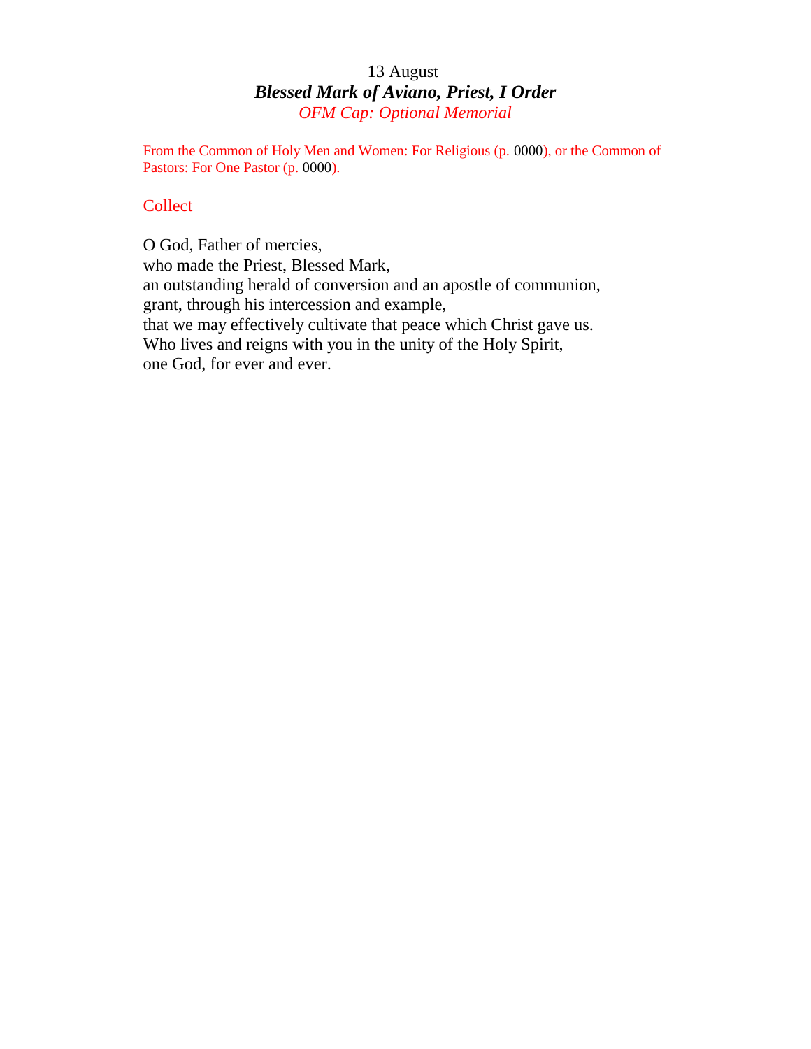13 August

## *Blessed Mark of Aviano, Priest, I Order*

*OFM Cap: Optional Memorial*

From the Common of Holy Men and Women: For Religious (p. 0000), or the Common of Pastors: For One Pastor (p. 0000).

### Collect

O God, Father of mercies,  
who made the Priest, Blessed Mark,  
an outstanding herald of conversion and an apostle of communion,  
grant, through his intercession and example,  
that we may effectively cultivate that peace which Christ gave us.  
Who lives and reigns with you in the unity of the Holy Spirit,  
one God, for ever and ever.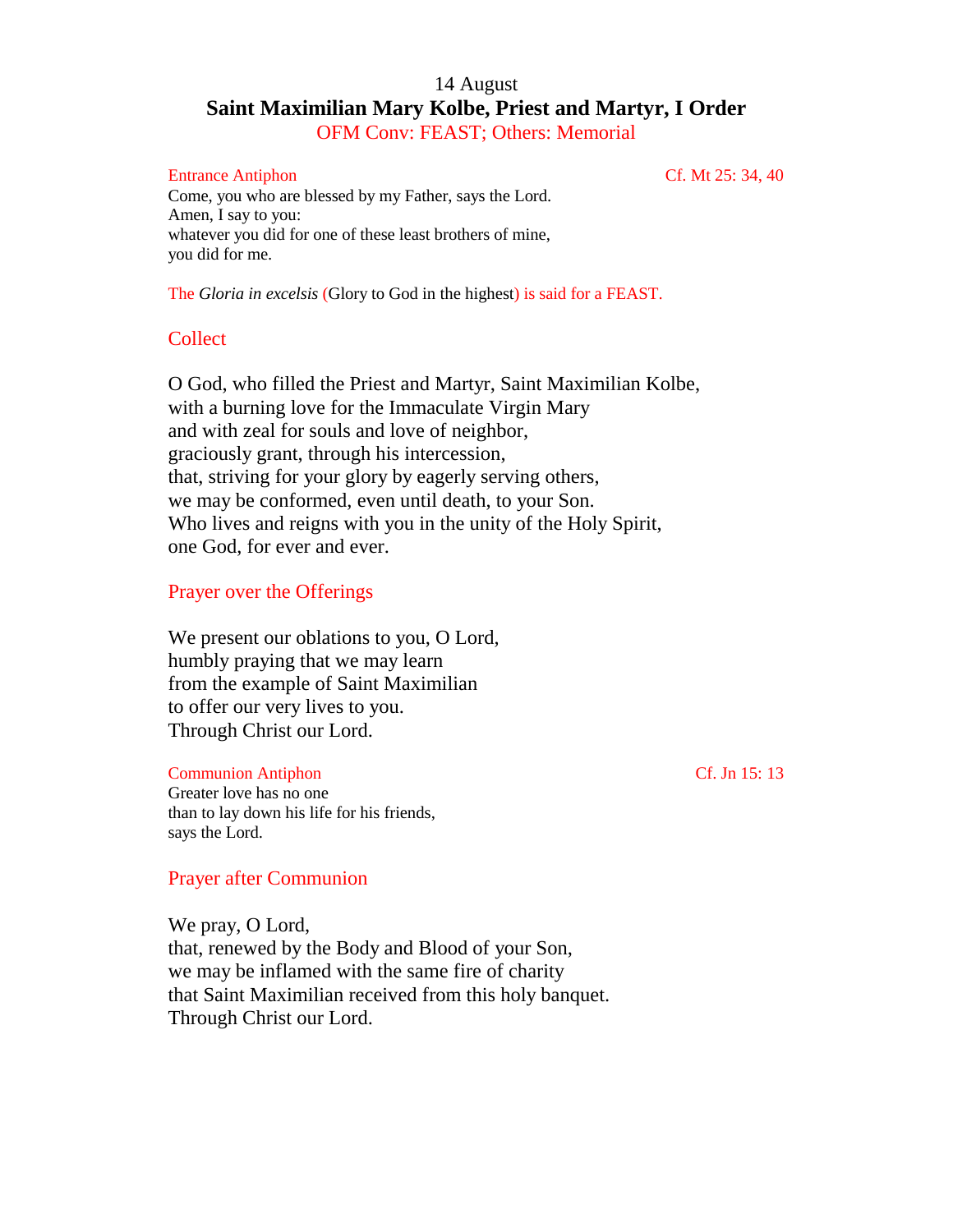14 August

## Saint Maximilian Mary Kolbe, Priest and Martyr, I Order

OFM Conv: FEAST; Others: Memorial

Entrance Antiphon — Cf. Mt 25: 34, 40

Come, you who are blessed by my Father, says the Lord.
Amen, I say to you:
whatever you did for one of these least brothers of mine,
you did for me.

The *Gloria in excelsis* (Glory to God in the highest) is said for a FEAST.

### Collect

O God, who filled the Priest and Martyr, Saint Maximilian Kolbe,
with a burning love for the Immaculate Virgin Mary
and with zeal for souls and love of neighbor,
graciously grant, through his intercession,
that, striving for your glory by eagerly serving others,
we may be conformed, even until death, to your Son.
Who lives and reigns with you in the unity of the Holy Spirit,
one God, for ever and ever.

### Prayer over the Offerings

We present our oblations to you, O Lord,
humbly praying that we may learn
from the example of Saint Maximilian
to offer our very lives to you.
Through Christ our Lord.

Communion Antiphon — Cf. Jn 15: 13

Greater love has no one
than to lay down his life for his friends,
says the Lord.

### Prayer after Communion

We pray, O Lord,
that, renewed by the Body and Blood of your Son,
we may be inflamed with the same fire of charity
that Saint Maximilian received from this holy banquet.
Through Christ our Lord.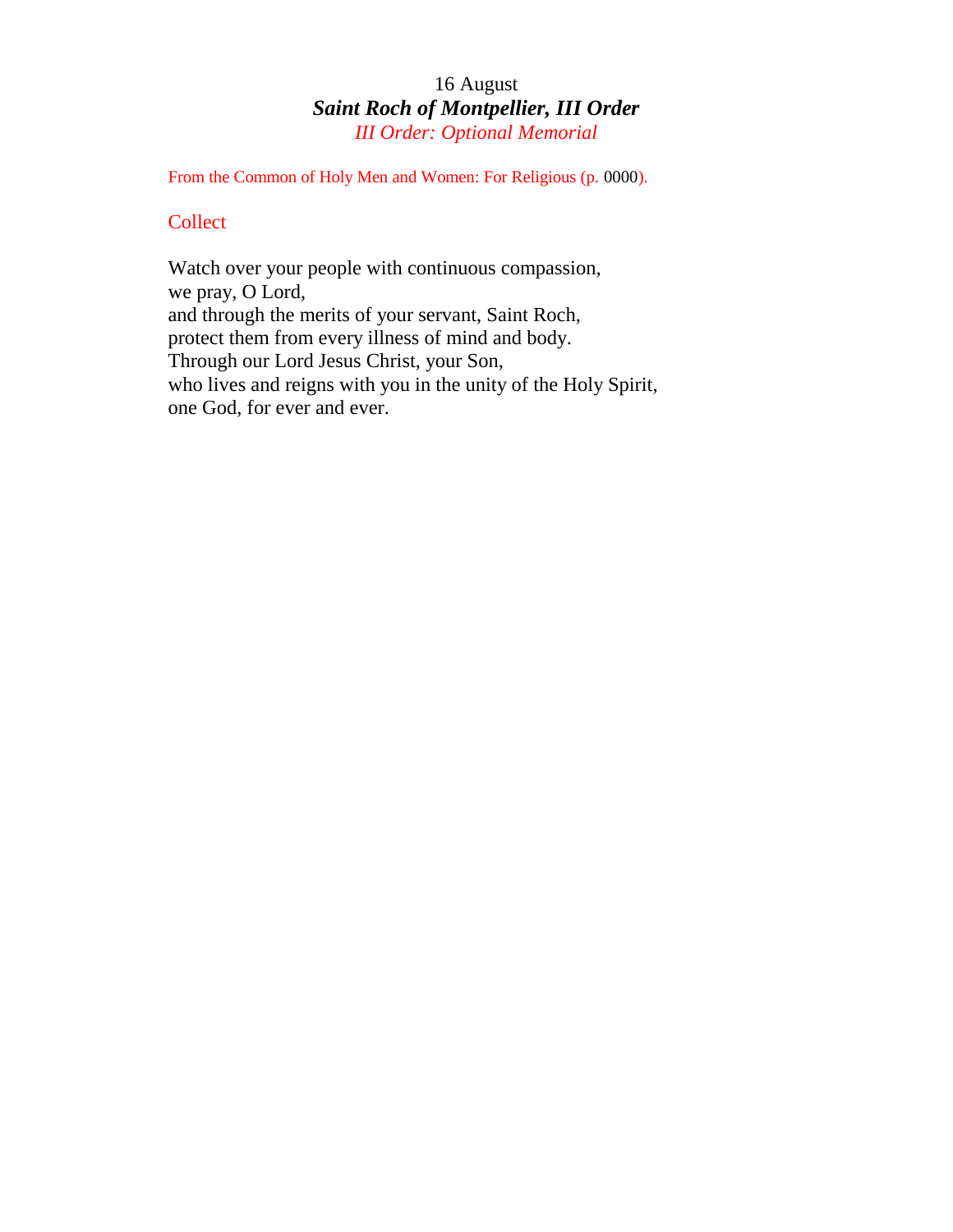16 August

# *Saint Roch of Montpellier, III Order*

*III Order: Optional Memorial*

From the Common of Holy Men and Women: For Religious (p. 0000).

## Collect

Watch over your people with continuous compassion,
we pray, O Lord,
and through the merits of your servant, Saint Roch,
protect them from every illness of mind and body.
Through our Lord Jesus Christ, your Son,
who lives and reigns with you in the unity of the Holy Spirit,
one God, for ever and ever.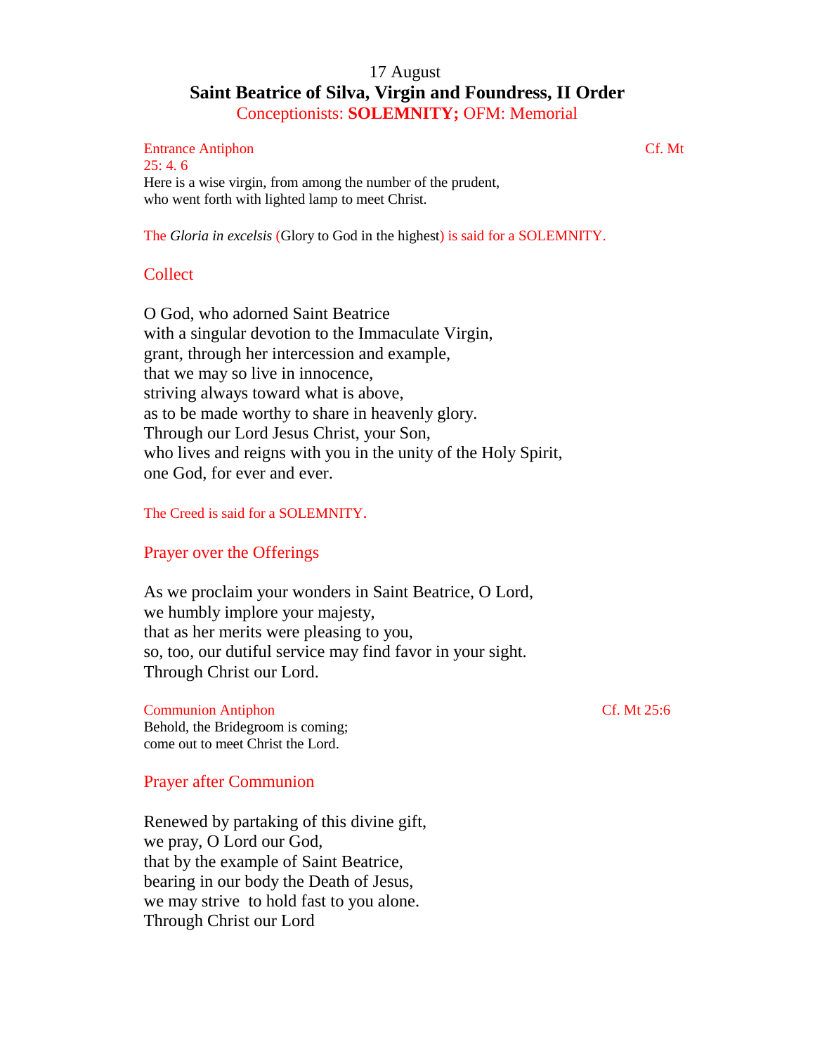17 August

## Saint Beatrice of Silva, Virgin and Foundress, II Order

Conceptionists: **SOLEMNITY;** OFM: Memorial

Entrance Antiphon Cf. Mt 25: 4. 6

Here is a wise virgin, from among the number of the prudent,
who went forth with lighted lamp to meet Christ.

The *Gloria in excelsis* (Glory to God in the highest) is said for a SOLEMNITY.

### Collect

O God, who adorned Saint Beatrice
with a singular devotion to the Immaculate Virgin,
grant, through her intercession and example,
that we may so live in innocence,
striving always toward what is above,
as to be made worthy to share in heavenly glory.
Through our Lord Jesus Christ, your Son,
who lives and reigns with you in the unity of the Holy Spirit,
one God, for ever and ever.

The Creed is said for a SOLEMNITY.

### Prayer over the Offerings

As we proclaim your wonders in Saint Beatrice, O Lord,
we humbly implore your majesty,
that as her merits were pleasing to you,
so, too, our dutiful service may find favor in your sight.
Through Christ our Lord.

Communion Antiphon Cf. Mt 25:6

Behold, the Bridegroom is coming;
come out to meet Christ the Lord.

### Prayer after Communion

Renewed by partaking of this divine gift,
we pray, O Lord our God,
that by the example of Saint Beatrice,
bearing in our body the Death of Jesus,
we may strive to hold fast to you alone.
Through Christ our Lord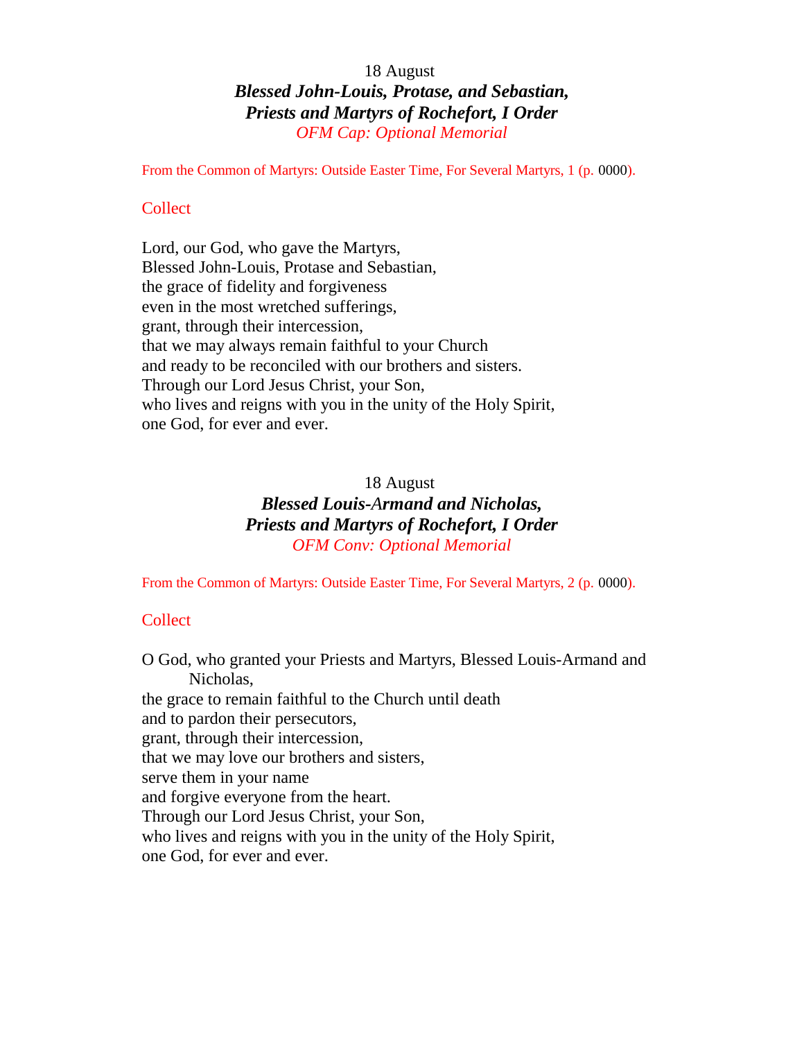18 August

***Blessed John-Louis, Protase, and Sebastian,***
***Priests and Martyrs of Rochefort, I Order***

*OFM Cap: Optional Memorial*

From the Common of Martyrs: Outside Easter Time, For Several Martyrs, 1 (p. 0000).

## Collect

Lord, our God, who gave the Martyrs,
Blessed John-Louis, Protase and Sebastian,
the grace of fidelity and forgiveness
even in the most wretched sufferings,
grant, through their intercession,
that we may always remain faithful to your Church
and ready to be reconciled with our brothers and sisters.
Through our Lord Jesus Christ, your Son,
who lives and reigns with you in the unity of the Holy Spirit,
one God, for ever and ever.

18 August

***Blessed Louis-Armand and Nicholas,***
***Priests and Martyrs of Rochefort, I Order***

*OFM Conv: Optional Memorial*

From the Common of Martyrs: Outside Easter Time, For Several Martyrs, 2 (p. 0000).

## Collect

O God, who granted your Priests and Martyrs, Blessed Louis-Armand and Nicholas,
the grace to remain faithful to the Church until death
and to pardon their persecutors,
grant, through their intercession,
that we may love our brothers and sisters,
serve them in your name
and forgive everyone from the heart.
Through our Lord Jesus Christ, your Son,
who lives and reigns with you in the unity of the Holy Spirit,
one God, for ever and ever.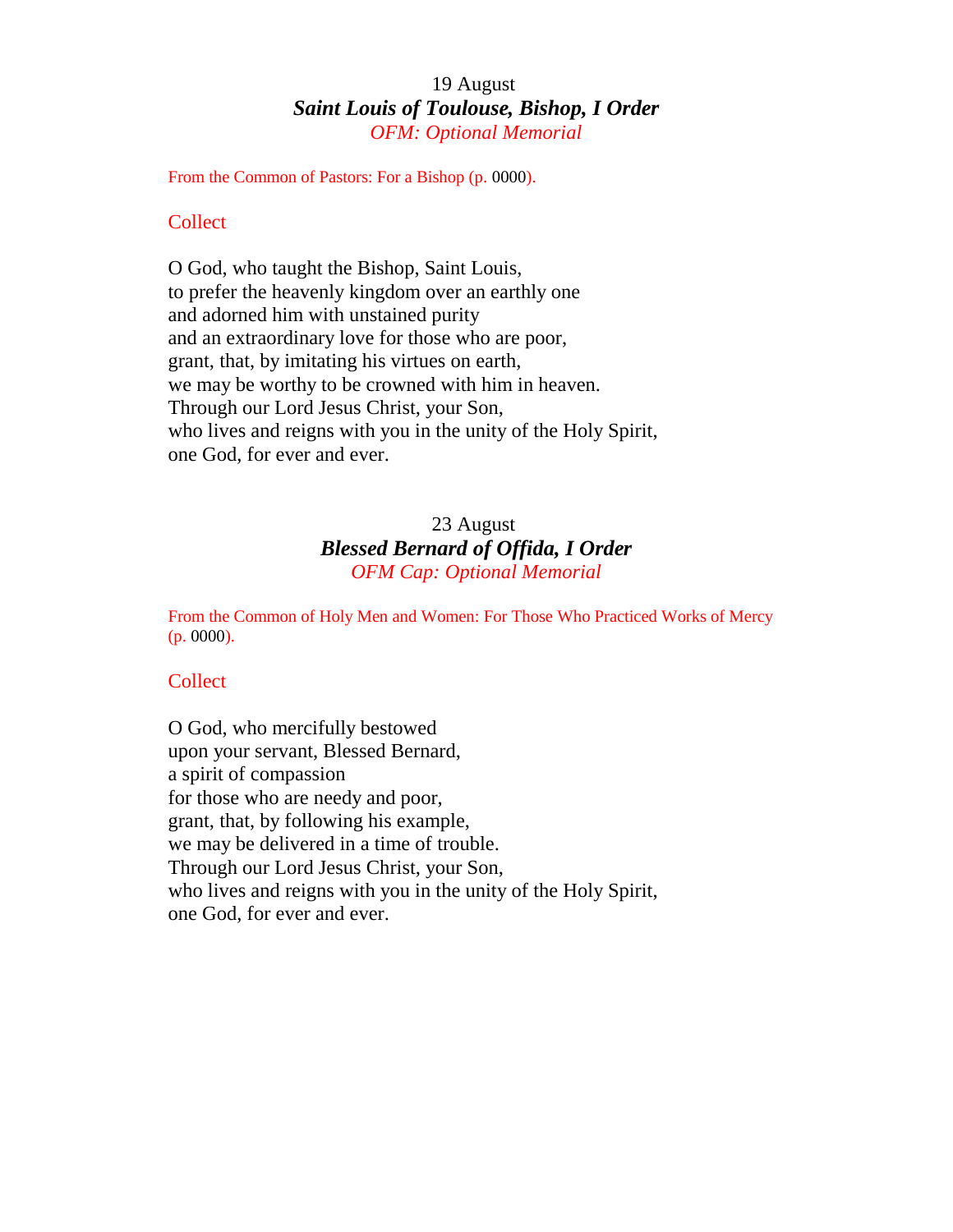19 August

## *Saint Louis of Toulouse, Bishop, I Order*

*OFM: Optional Memorial*

From the Common of Pastors: For a Bishop (p. 0000).

### Collect

O God, who taught the Bishop, Saint Louis,  
to prefer the heavenly kingdom over an earthly one  
and adorned him with unstained purity  
and an extraordinary love for those who are poor,  
grant, that, by imitating his virtues on earth,  
we may be worthy to be crowned with him in heaven.  
Through our Lord Jesus Christ, your Son,  
who lives and reigns with you in the unity of the Holy Spirit,  
one God, for ever and ever.

23 August

## *Blessed Bernard of Offida, I Order*

*OFM Cap: Optional Memorial*

From the Common of Holy Men and Women: For Those Who Practiced Works of Mercy (p. 0000).

### Collect

O God, who mercifully bestowed  
upon your servant, Blessed Bernard,  
a spirit of compassion  
for those who are needy and poor,  
grant, that, by following his example,  
we may be delivered in a time of trouble.  
Through our Lord Jesus Christ, your Son,  
who lives and reigns with you in the unity of the Holy Spirit,  
one God, for ever and ever.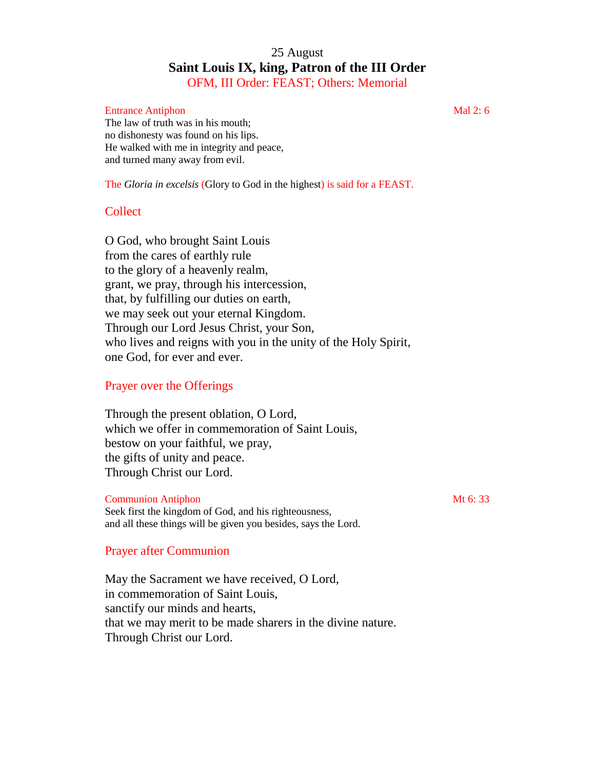25 August

# Saint Louis IX, king, Patron of the III Order

OFM, III Order: FEAST; Others: Memorial

Entrance Antiphon — Mal 2: 6

The law of truth was in his mouth;
no dishonesty was found on his lips.
He walked with me in integrity and peace,
and turned many away from evil.

The *Gloria in excelsis* (Glory to God in the highest) is said for a FEAST.

## Collect

O God, who brought Saint Louis
from the cares of earthly rule
to the glory of a heavenly realm,
grant, we pray, through his intercession,
that, by fulfilling our duties on earth,
we may seek out your eternal Kingdom.
Through our Lord Jesus Christ, your Son,
who lives and reigns with you in the unity of the Holy Spirit,
one God, for ever and ever.

## Prayer over the Offerings

Through the present oblation, O Lord,
which we offer in commemoration of Saint Louis,
bestow on your faithful, we pray,
the gifts of unity and peace.
Through Christ our Lord.

Communion Antiphon — Mt 6: 33

Seek first the kingdom of God, and his righteousness,
and all these things will be given you besides, says the Lord.

## Prayer after Communion

May the Sacrament we have received, O Lord,
in commemoration of Saint Louis,
sanctify our minds and hearts,
that we may merit to be made sharers in the divine nature.
Through Christ our Lord.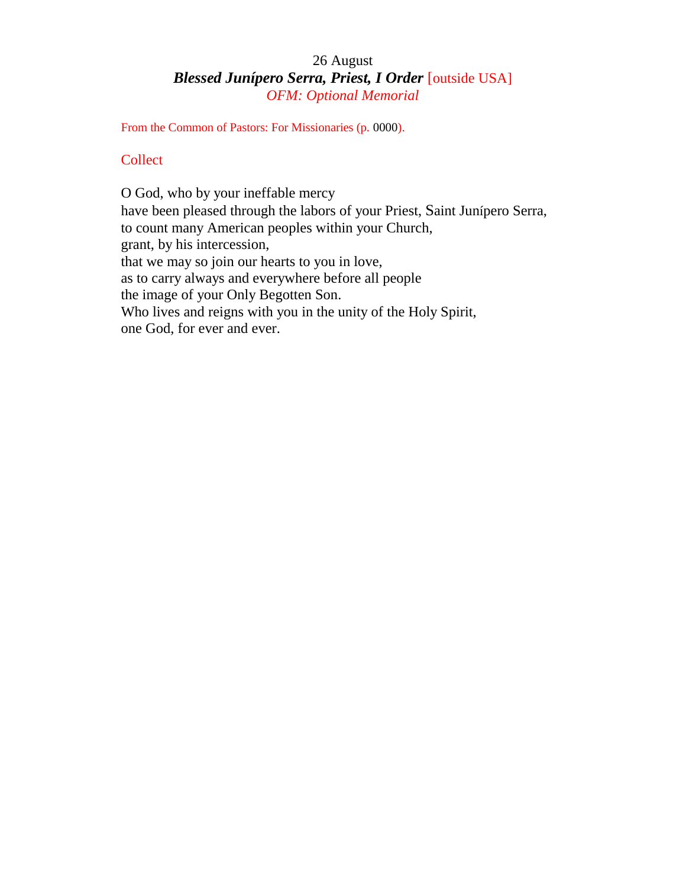26 August

***Blessed Junípero Serra, Priest, I Order*** [outside USA]

*OFM: Optional Memorial*

From the Common of Pastors: For Missionaries (p. 0000).

## Collect

O God, who by your ineffable mercy
have been pleased through the labors of your Priest, Saint Junípero Serra,
to count many American peoples within your Church,
grant, by his intercession,
that we may so join our hearts to you in love,
as to carry always and everywhere before all people
the image of your Only Begotten Son.
Who lives and reigns with you in the unity of the Holy Spirit,
one God, for ever and ever.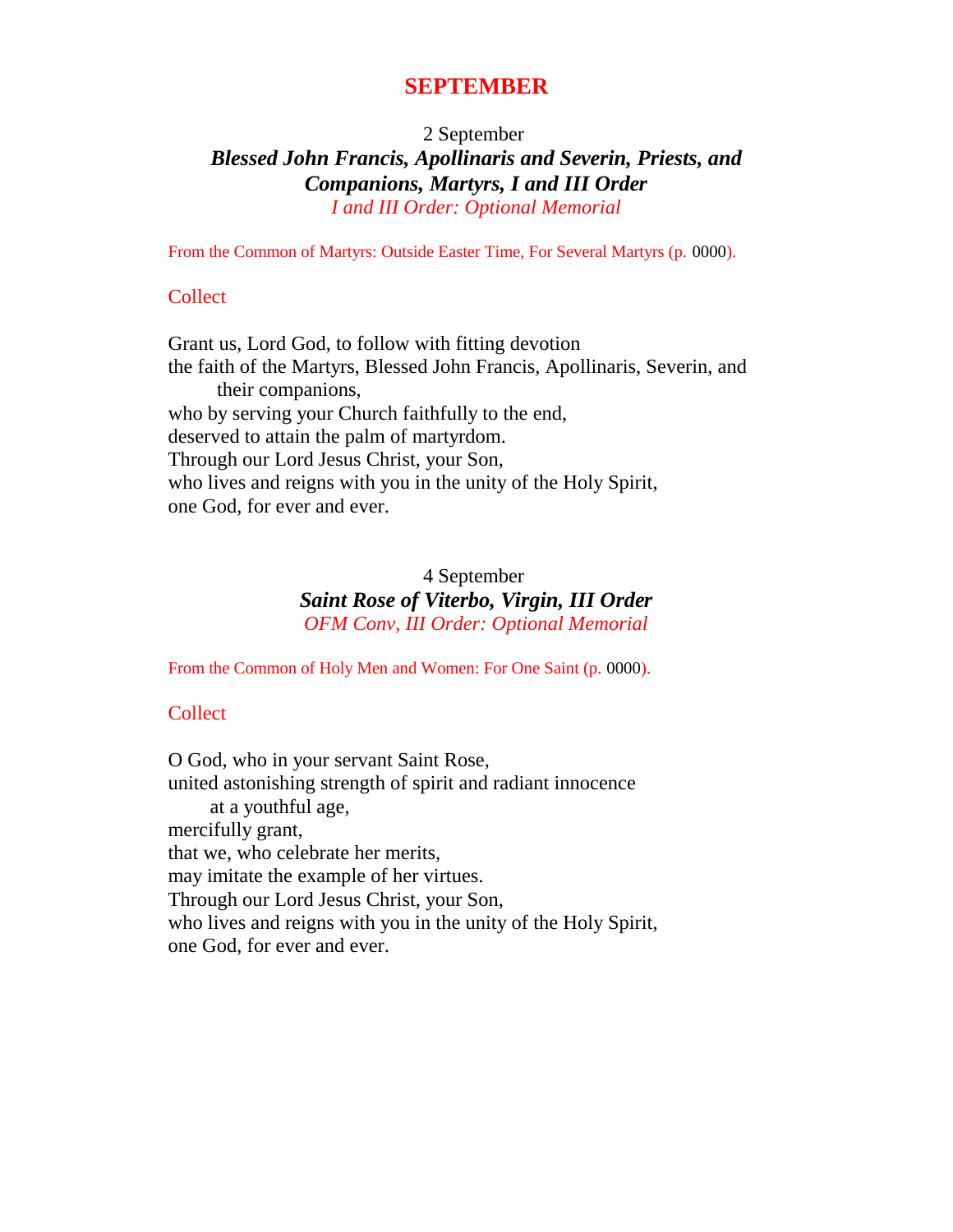# SEPTEMBER

2 September

## *Blessed John Francis, Apollinaris and Severin, Priests, and Companions, Martyrs, I and III Order*

*I and III Order: Optional Memorial*

From the Common of Martyrs: Outside Easter Time, For Several Martyrs (p. 0000).

### Collect

Grant us, Lord God, to follow with fitting devotion
the faith of the Martyrs, Blessed John Francis, Apollinaris, Severin, and
their companions,
who by serving your Church faithfully to the end,
deserved to attain the palm of martyrdom.
Through our Lord Jesus Christ, your Son,
who lives and reigns with you in the unity of the Holy Spirit,
one God, for ever and ever.

4 September

## *Saint Rose of Viterbo, Virgin, III Order*

*OFM Conv, III Order: Optional Memorial*

From the Common of Holy Men and Women: For One Saint (p. 0000).

### Collect

O God, who in your servant Saint Rose,
united astonishing strength of spirit and radiant innocence
at a youthful age,
mercifully grant,
that we, who celebrate her merits,
may imitate the example of her virtues.
Through our Lord Jesus Christ, your Son,
who lives and reigns with you in the unity of the Holy Spirit,
one God, for ever and ever.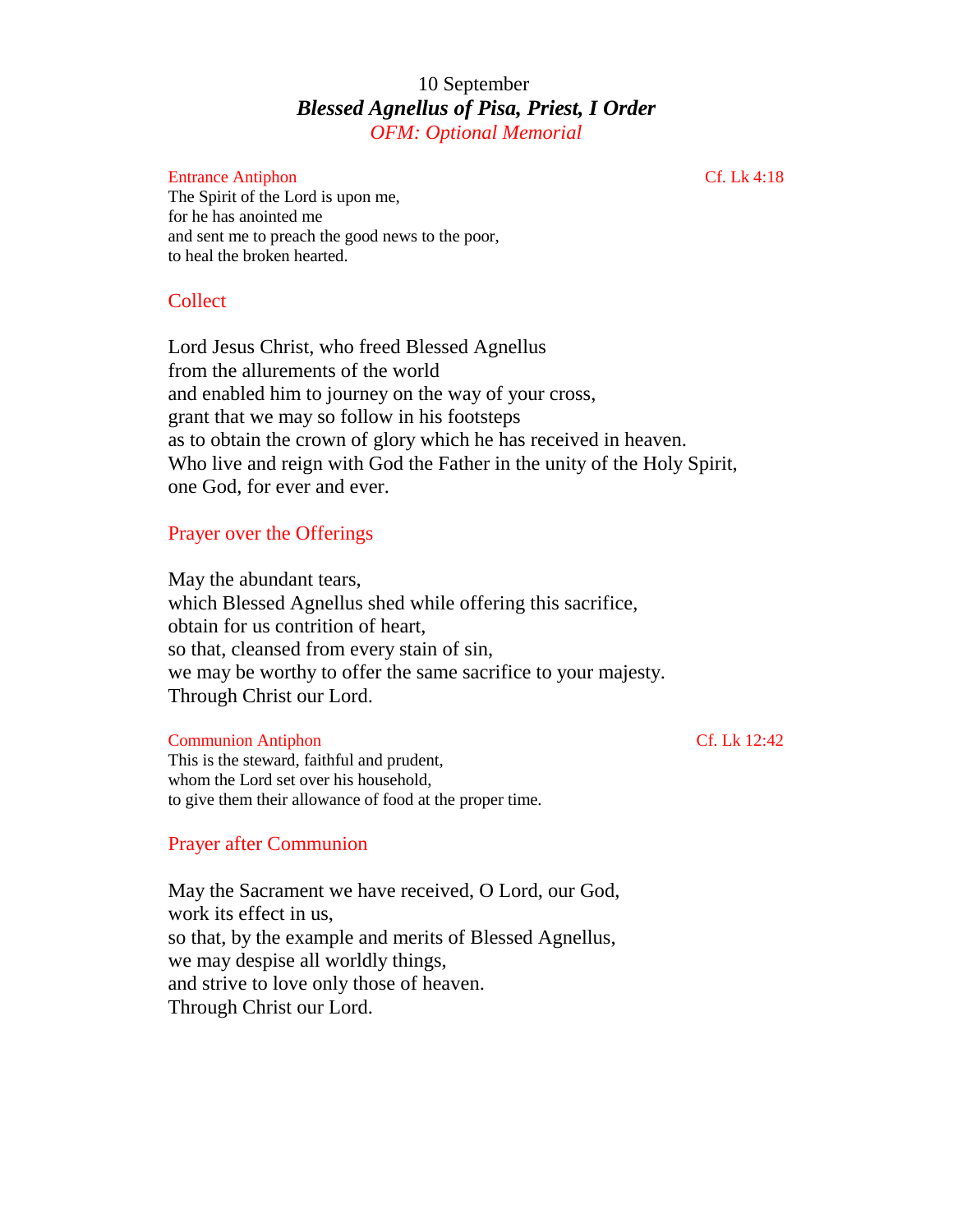10 September

# ***Blessed Agnellus of Pisa, Priest, I Order***

*OFM: Optional Memorial*

Entrance Antiphon — Cf. Lk 4:18

The Spirit of the Lord is upon me,
for he has anointed me
and sent me to preach the good news to the poor,
to heal the broken hearted.

## Collect

Lord Jesus Christ, who freed Blessed Agnellus
from the allurements of the world
and enabled him to journey on the way of your cross,
grant that we may so follow in his footsteps
as to obtain the crown of glory which he has received in heaven.
Who live and reign with God the Father in the unity of the Holy Spirit,
one God, for ever and ever.

## Prayer over the Offerings

May the abundant tears,
which Blessed Agnellus shed while offering this sacrifice,
obtain for us contrition of heart,
so that, cleansed from every stain of sin,
we may be worthy to offer the same sacrifice to your majesty.
Through Christ our Lord.

Communion Antiphon — Cf. Lk 12:42

This is the steward, faithful and prudent,
whom the Lord set over his household,
to give them their allowance of food at the proper time.

## Prayer after Communion

May the Sacrament we have received, O Lord, our God,
work its effect in us,
so that, by the example and merits of Blessed Agnellus,
we may despise all worldly things,
and strive to love only those of heaven.
Through Christ our Lord.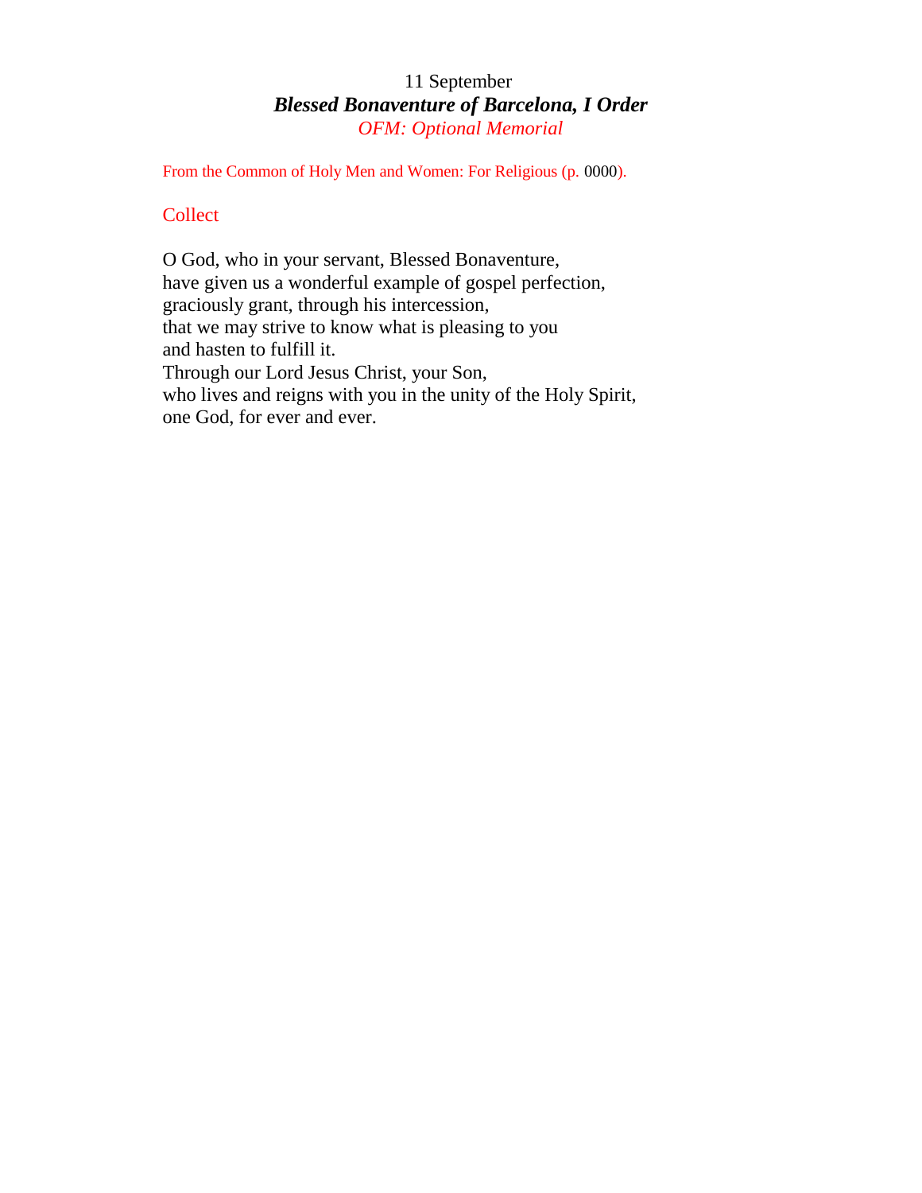11 September

## *Blessed Bonaventure of Barcelona, I Order*

*OFM: Optional Memorial*

From the Common of Holy Men and Women: For Religious (p. 0000).

### Collect

O God, who in your servant, Blessed Bonaventure,
have given us a wonderful example of gospel perfection,
graciously grant, through his intercession,
that we may strive to know what is pleasing to you
and hasten to fulfill it.
Through our Lord Jesus Christ, your Son,
who lives and reigns with you in the unity of the Holy Spirit,
one God, for ever and ever.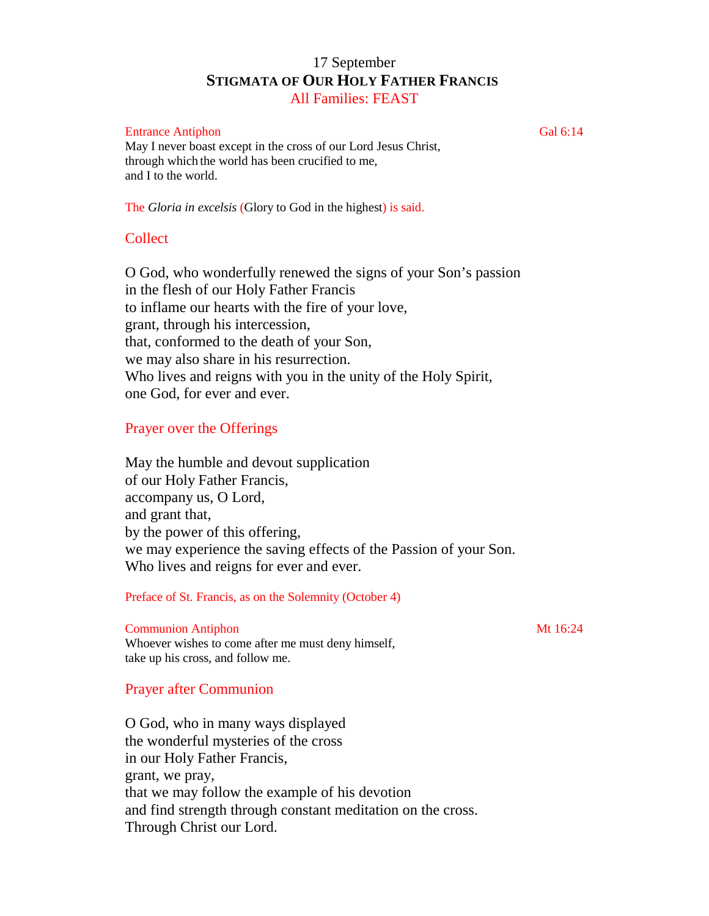# 17 September
## STIGMATA OF OUR HOLY FATHER FRANCIS
All Families: FEAST

Entrance Antiphon — Gal 6:14

May I never boast except in the cross of our Lord Jesus Christ,
through which the world has been crucified to me,
and I to the world.

The *Gloria in excelsis* (Glory to God in the highest) is said.

### Collect

O God, who wonderfully renewed the signs of your Son's passion
in the flesh of our Holy Father Francis
to inflame our hearts with the fire of your love,
grant, through his intercession,
that, conformed to the death of your Son,
we may also share in his resurrection.
Who lives and reigns with you in the unity of the Holy Spirit,
one God, for ever and ever.

### Prayer over the Offerings

May the humble and devout supplication
of our Holy Father Francis,
accompany us, O Lord,
and grant that,
by the power of this offering,
we may experience the saving effects of the Passion of your Son.
Who lives and reigns for ever and ever.

Preface of St. Francis, as on the Solemnity (October 4)

Communion Antiphon — Mt 16:24

Whoever wishes to come after me must deny himself,
take up his cross, and follow me.

### Prayer after Communion

O God, who in many ways displayed
the wonderful mysteries of the cross
in our Holy Father Francis,
grant, we pray,
that we may follow the example of his devotion
and find strength through constant meditation on the cross.
Through Christ our Lord.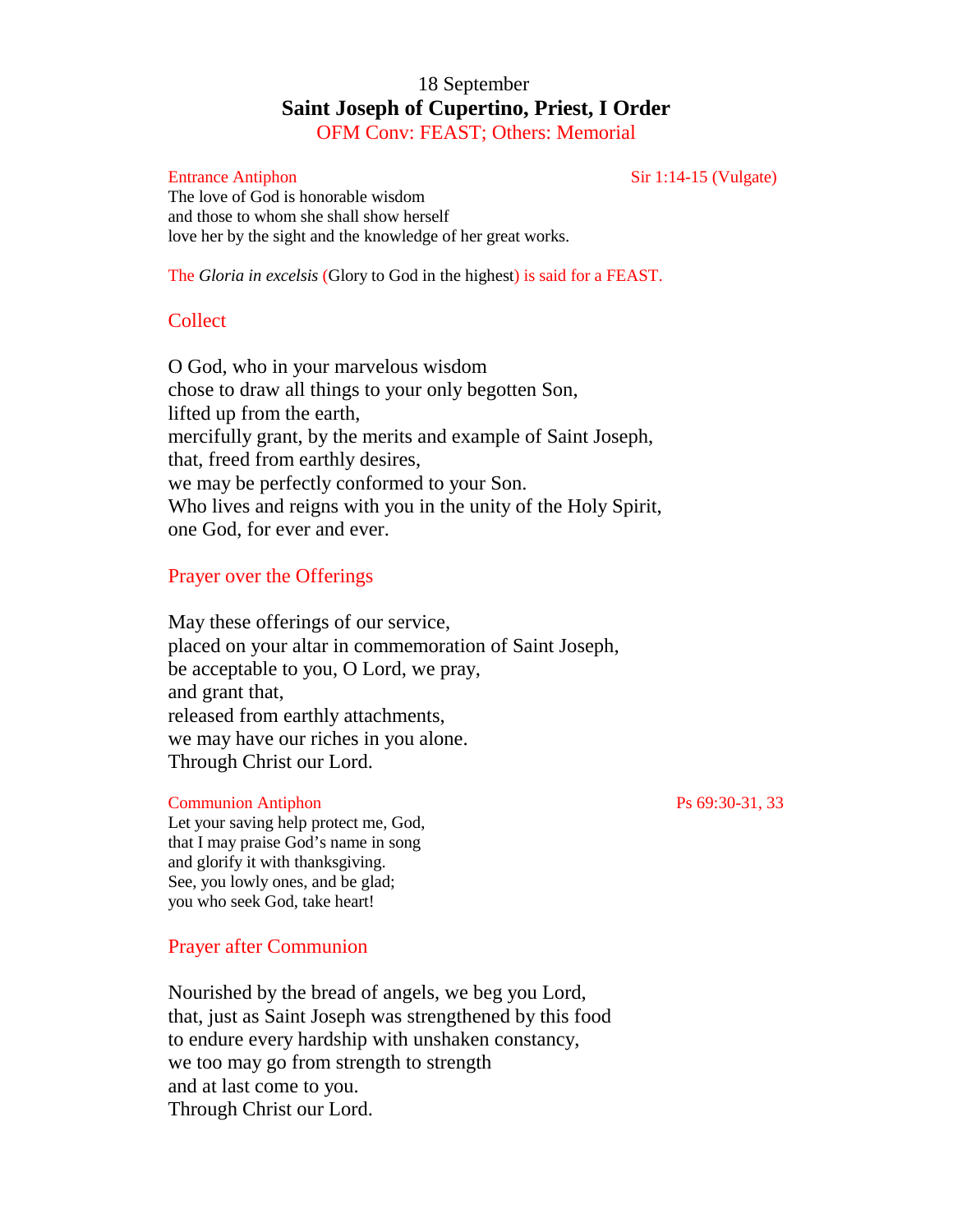18 September

# Saint Joseph of Cupertino, Priest, I Order

OFM Conv: FEAST; Others: Memorial

Entrance Antiphon — Sir 1:14-15 (Vulgate)

The love of God is honorable wisdom
and those to whom she shall show herself
love her by the sight and the knowledge of her great works.

The *Gloria in excelsis* (Glory to God in the highest) is said for a FEAST.

## Collect

O God, who in your marvelous wisdom
chose to draw all things to your only begotten Son,
lifted up from the earth,
mercifully grant, by the merits and example of Saint Joseph,
that, freed from earthly desires,
we may be perfectly conformed to your Son.
Who lives and reigns with you in the unity of the Holy Spirit,
one God, for ever and ever.

## Prayer over the Offerings

May these offerings of our service,
placed on your altar in commemoration of Saint Joseph,
be acceptable to you, O Lord, we pray,
and grant that,
released from earthly attachments,
we may have our riches in you alone.
Through Christ our Lord.

Communion Antiphon — Ps 69:30-31, 33

Let your saving help protect me, God,
that I may praise God's name in song
and glorify it with thanksgiving.
See, you lowly ones, and be glad;
you who seek God, take heart!

## Prayer after Communion

Nourished by the bread of angels, we beg you Lord,
that, just as Saint Joseph was strengthened by this food
to endure every hardship with unshaken constancy,
we too may go from strength to strength
and at last come to you.
Through Christ our Lord.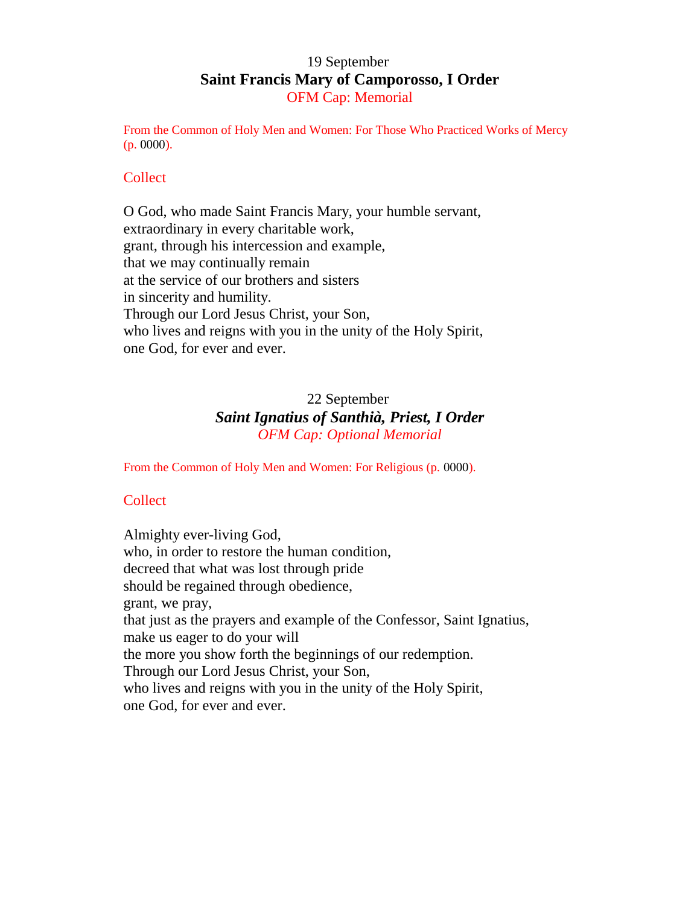19 September

## Saint Francis Mary of Camporosso, I Order

OFM Cap: Memorial

From the Common of Holy Men and Women: For Those Who Practiced Works of Mercy (p. 0000).

### Collect

O God, who made Saint Francis Mary, your humble servant,
extraordinary in every charitable work,
grant, through his intercession and example,
that we may continually remain
at the service of our brothers and sisters
in sincerity and humility.
Through our Lord Jesus Christ, your Son,
who lives and reigns with you in the unity of the Holy Spirit,
one God, for ever and ever.

22 September

## *Saint Ignatius of Santhià, Priest, I Order*

*OFM Cap: Optional Memorial*

From the Common of Holy Men and Women: For Religious (p. 0000).

### Collect

Almighty ever-living God,
who, in order to restore the human condition,
decreed that what was lost through pride
should be regained through obedience,
grant, we pray,
that just as the prayers and example of the Confessor, Saint Ignatius,
make us eager to do your will
the more you show forth the beginnings of our redemption.
Through our Lord Jesus Christ, your Son,
who lives and reigns with you in the unity of the Holy Spirit,
one God, for ever and ever.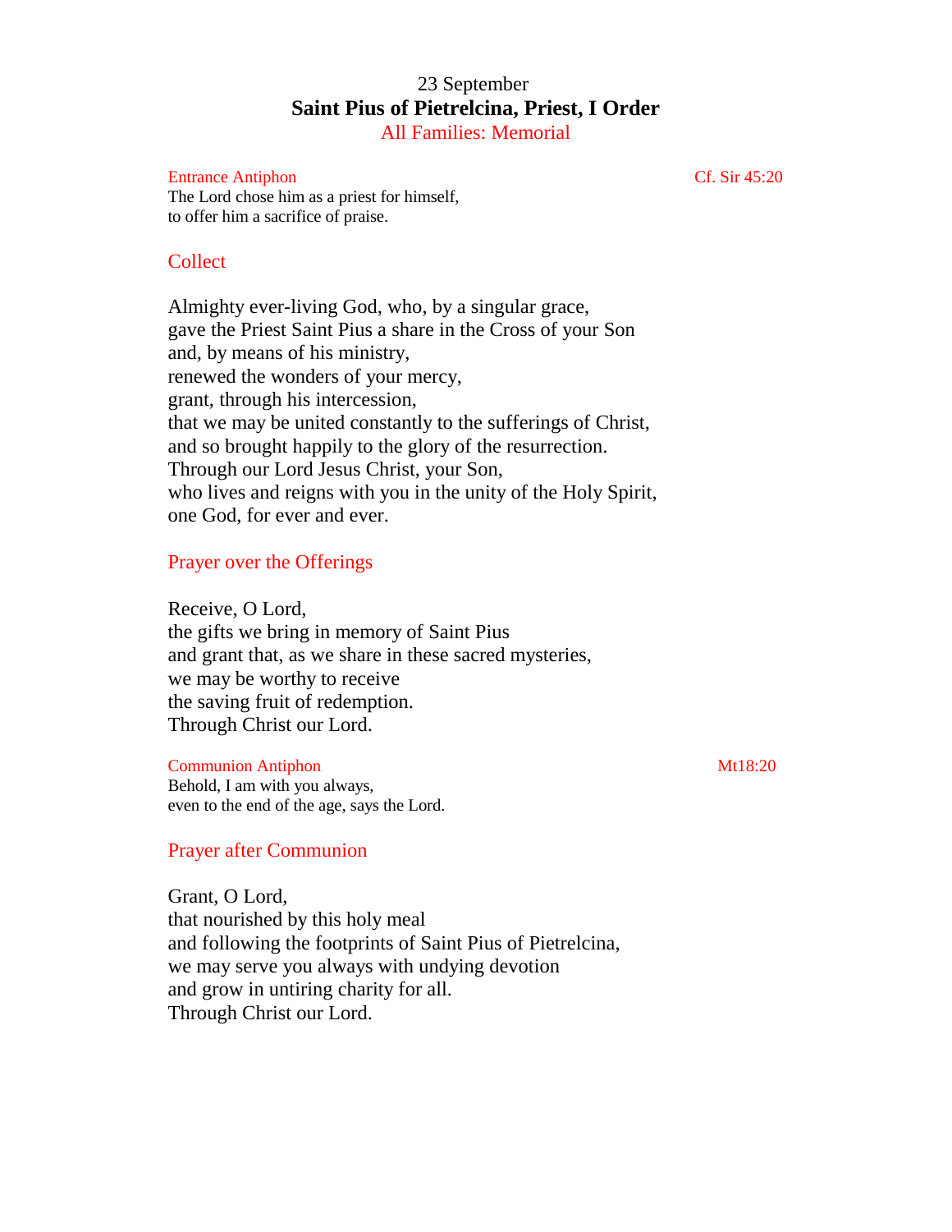23 September

# Saint Pius of Pietrelcina, Priest, I Order

All Families: Memorial

Entrance Antiphon — Cf. Sir 45:20

The Lord chose him as a priest for himself,
to offer him a sacrifice of praise.

## Collect

Almighty ever-living God, who, by a singular grace,
gave the Priest Saint Pius a share in the Cross of your Son
and, by means of his ministry,
renewed the wonders of your mercy,
grant, through his intercession,
that we may be united constantly to the sufferings of Christ,
and so brought happily to the glory of the resurrection.
Through our Lord Jesus Christ, your Son,
who lives and reigns with you in the unity of the Holy Spirit,
one God, for ever and ever.

## Prayer over the Offerings

Receive, O Lord,
the gifts we bring in memory of Saint Pius
and grant that, as we share in these sacred mysteries,
we may be worthy to receive
the saving fruit of redemption.
Through Christ our Lord.

Communion Antiphon — Mt18:20

Behold, I am with you always,
even to the end of the age, says the Lord.

## Prayer after Communion

Grant, O Lord,
that nourished by this holy meal
and following the footprints of Saint Pius of Pietrelcina,
we may serve you always with undying devotion
and grow in untiring charity for all.
Through Christ our Lord.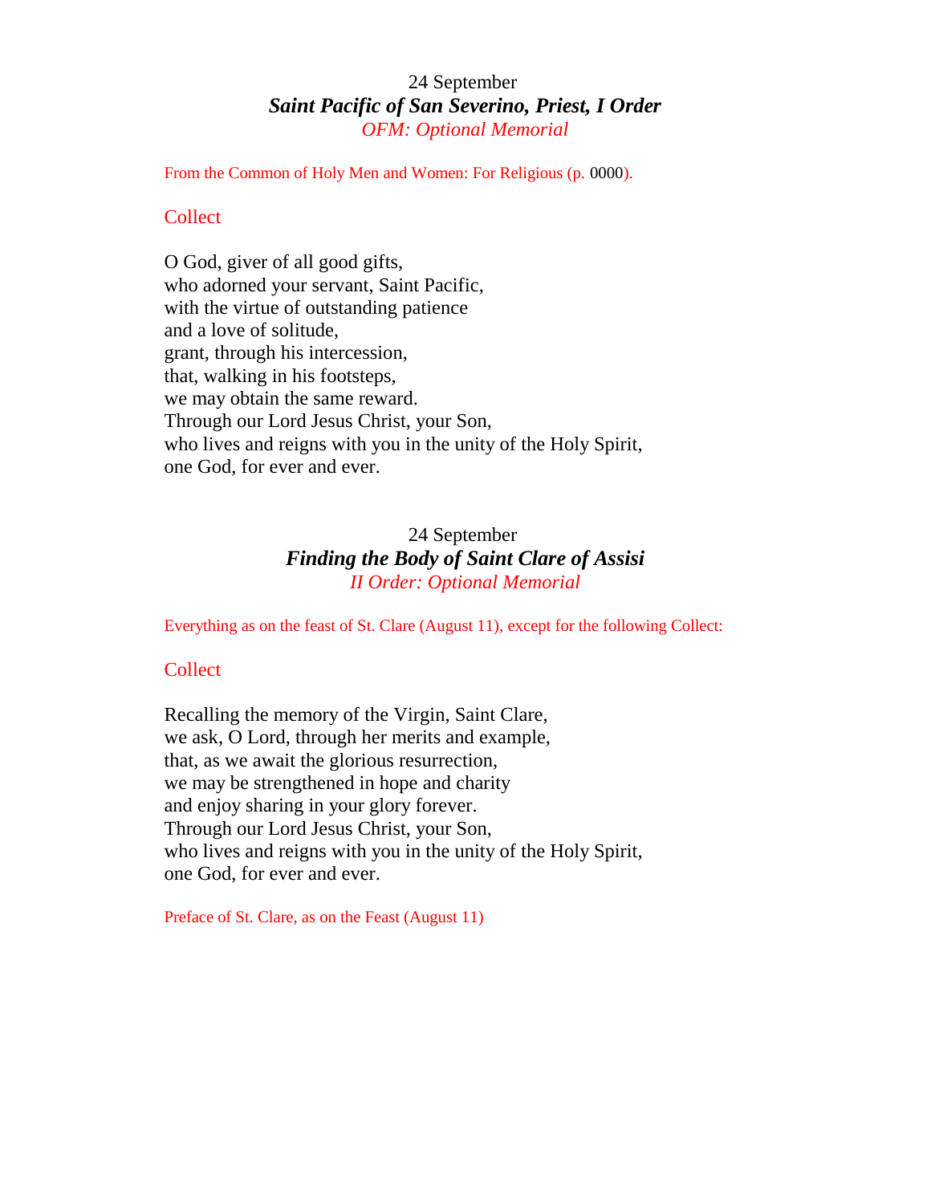24 September

## *Saint Pacific of San Severino, Priest, I Order*

*OFM: Optional Memorial*

From the Common of Holy Men and Women: For Religious (p. 0000).

### Collect

O God, giver of all good gifts,
who adorned your servant, Saint Pacific,
with the virtue of outstanding patience
and a love of solitude,
grant, through his intercession,
that, walking in his footsteps,
we may obtain the same reward.
Through our Lord Jesus Christ, your Son,
who lives and reigns with you in the unity of the Holy Spirit,
one God, for ever and ever.

24 September

## *Finding the Body of Saint Clare of Assisi*

*II Order: Optional Memorial*

Everything as on the feast of St. Clare (August 11), except for the following Collect:

### Collect

Recalling the memory of the Virgin, Saint Clare,
we ask, O Lord, through her merits and example,
that, as we await the glorious resurrection,
we may be strengthened in hope and charity
and enjoy sharing in your glory forever.
Through our Lord Jesus Christ, your Son,
who lives and reigns with you in the unity of the Holy Spirit,
one God, for ever and ever.

Preface of St. Clare, as on the Feast (August 11)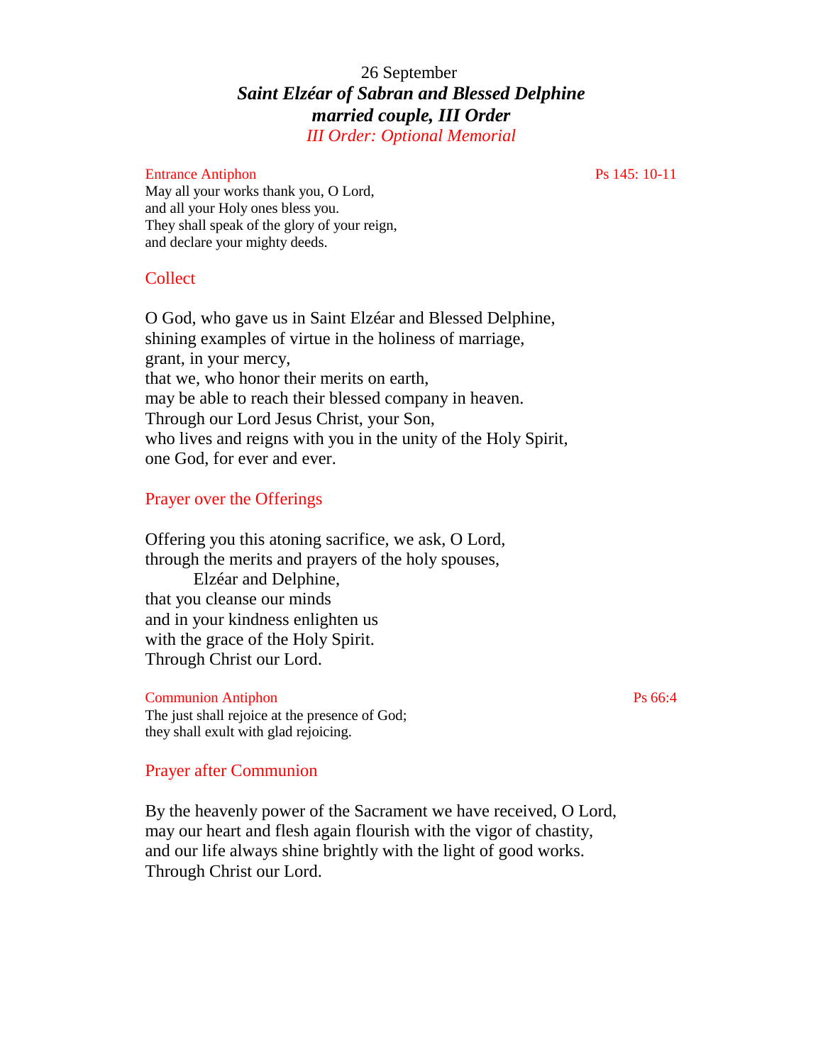# 26 September
## ***Saint Elzéar of Sabran and Blessed Delphine***
## ***married couple, III Order***
*III Order: Optional Memorial*

Entrance Antiphon — Ps 145: 10-11

May all your works thank you, O Lord,
and all your Holy ones bless you.
They shall speak of the glory of your reign,
and declare your mighty deeds.

### Collect

O God, who gave us in Saint Elzéar and Blessed Delphine,
shining examples of virtue in the holiness of marriage,
grant, in your mercy,
that we, who honor their merits on earth,
may be able to reach their blessed company in heaven.
Through our Lord Jesus Christ, your Son,
who lives and reigns with you in the unity of the Holy Spirit,
one God, for ever and ever.

### Prayer over the Offerings

Offering you this atoning sacrifice, we ask, O Lord,
through the merits and prayers of the holy spouses,
Elzéar and Delphine,
that you cleanse our minds
and in your kindness enlighten us
with the grace of the Holy Spirit.
Through Christ our Lord.

Communion Antiphon — Ps 66:4

The just shall rejoice at the presence of God;
they shall exult with glad rejoicing.

### Prayer after Communion

By the heavenly power of the Sacrament we have received, O Lord,
may our heart and flesh again flourish with the vigor of chastity,
and our life always shine brightly with the light of good works.
Through Christ our Lord.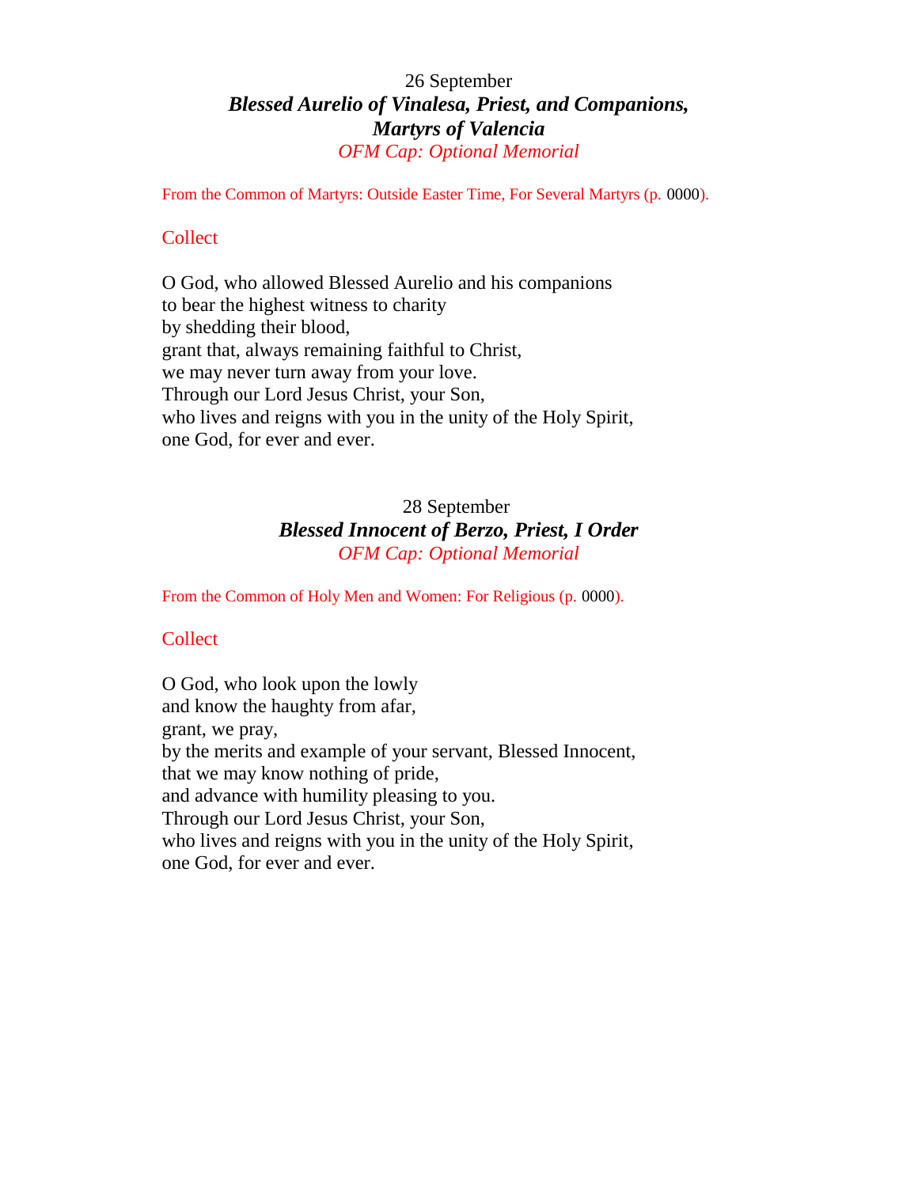26 September

## *Blessed Aurelio of Vinalesa, Priest, and Companions, Martyrs of Valencia*

*OFM Cap: Optional Memorial*

From the Common of Martyrs: Outside Easter Time, For Several Martyrs (p. 0000).

### Collect

O God, who allowed Blessed Aurelio and his companions
to bear the highest witness to charity
by shedding their blood,
grant that, always remaining faithful to Christ,
we may never turn away from your love.
Through our Lord Jesus Christ, your Son,
who lives and reigns with you in the unity of the Holy Spirit,
one God, for ever and ever.

28 September

## *Blessed Innocent of Berzo, Priest, I Order*

*OFM Cap: Optional Memorial*

From the Common of Holy Men and Women: For Religious (p. 0000).

### Collect

O God, who look upon the lowly
and know the haughty from afar,
grant, we pray,
by the merits and example of your servant, Blessed Innocent,
that we may know nothing of pride,
and advance with humility pleasing to you.
Through our Lord Jesus Christ, your Son,
who lives and reigns with you in the unity of the Holy Spirit,
one God, for ever and ever.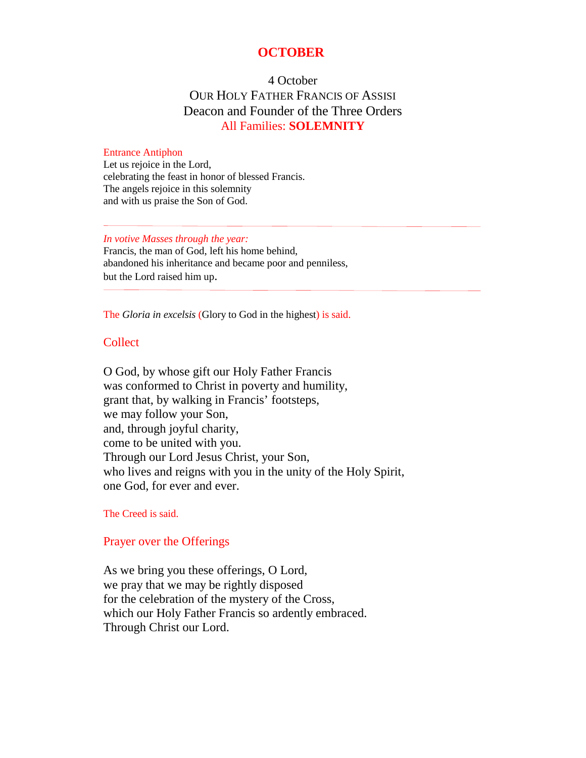# OCTOBER

4 October
OUR HOLY FATHER FRANCIS OF ASSISI
Deacon and Founder of the Three Orders
All Families: **SOLEMNITY**

Entrance Antiphon
Let us rejoice in the Lord,
celebrating the feast in honor of blessed Francis.
The angels rejoice in this solemnity
and with us praise the Son of God.

---

*In votive Masses through the year:*
Francis, the man of God, left his home behind,
abandoned his inheritance and became poor and penniless,
but the Lord raised him up.

---

The *Gloria in excelsis* (Glory to God in the highest) is said.

## Collect

O God, by whose gift our Holy Father Francis
was conformed to Christ in poverty and humility,
grant that, by walking in Francis' footsteps,
we may follow your Son,
and, through joyful charity,
come to be united with you.
Through our Lord Jesus Christ, your Son,
who lives and reigns with you in the unity of the Holy Spirit,
one God, for ever and ever.

The Creed is said.

## Prayer over the Offerings

As we bring you these offerings, O Lord,
we pray that we may be rightly disposed
for the celebration of the mystery of the Cross,
which our Holy Father Francis so ardently embraced.
Through Christ our Lord.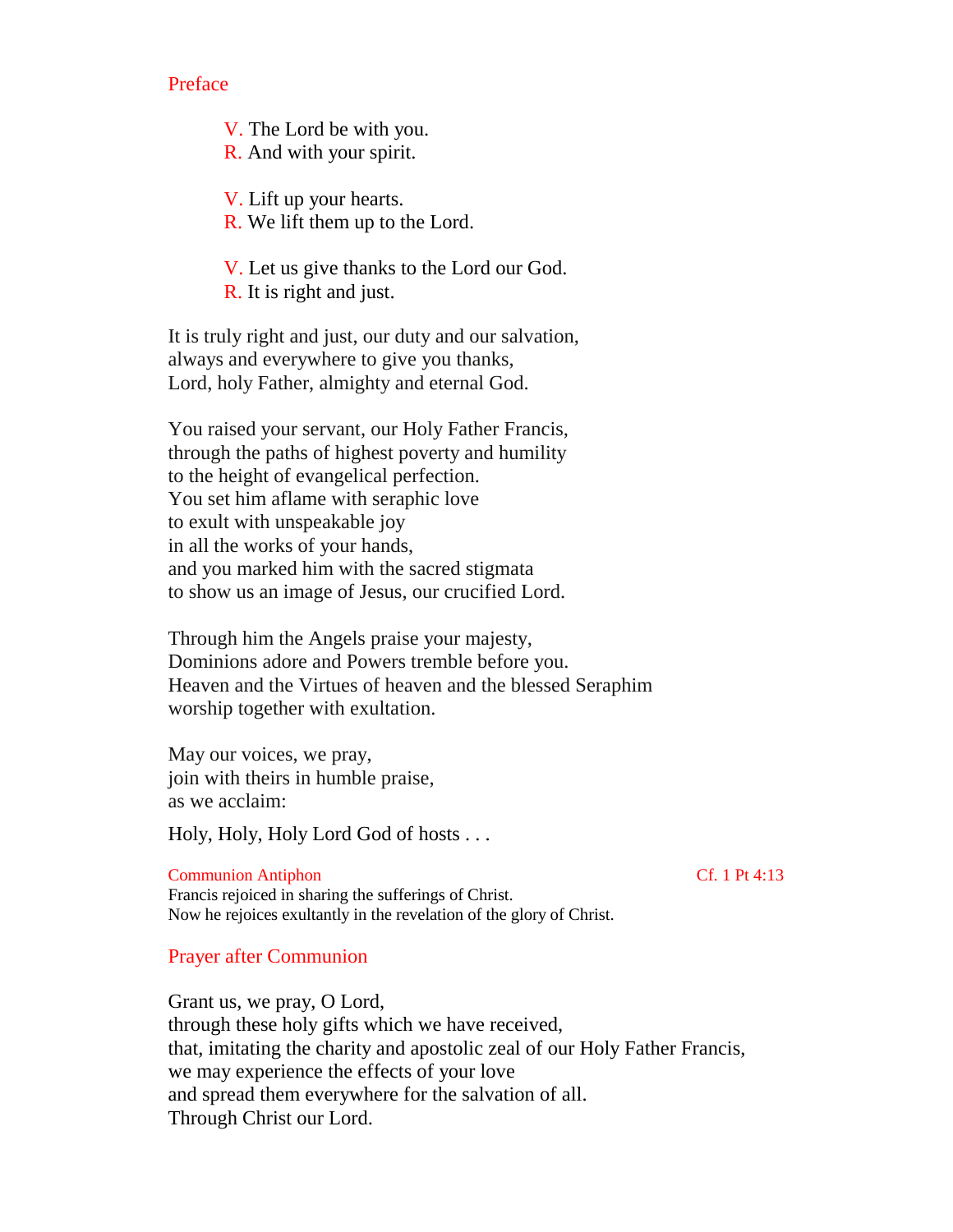## Preface

V. The Lord be with you.  
R. And with your spirit.

V. Lift up your hearts.  
R. We lift them up to the Lord.

V. Let us give thanks to the Lord our God.  
R. It is right and just.

It is truly right and just, our duty and our salvation,  
always and everywhere to give you thanks,  
Lord, holy Father, almighty and eternal God.

You raised your servant, our Holy Father Francis,  
through the paths of highest poverty and humility  
to the height of evangelical perfection.  
You set him aflame with seraphic love  
to exult with unspeakable joy  
in all the works of your hands,  
and you marked him with the sacred stigmata  
to show us an image of Jesus, our crucified Lord.

Through him the Angels praise your majesty,  
Dominions adore and Powers tremble before you.  
Heaven and the Virtues of heaven and the blessed Seraphim  
worship together with exultation.

May our voices, we pray,  
join with theirs in humble praise,  
as we acclaim:

Holy, Holy, Holy Lord God of hosts . . .

### Communion Antiphon — Cf. 1 Pt 4:13

Francis rejoiced in sharing the sufferings of Christ.  
Now he rejoices exultantly in the revelation of the glory of Christ.

## Prayer after Communion

Grant us, we pray, O Lord,  
through these holy gifts which we have received,  
that, imitating the charity and apostolic zeal of our Holy Father Francis,  
we may experience the effects of your love  
and spread them everywhere for the salvation of all.  
Through Christ our Lord.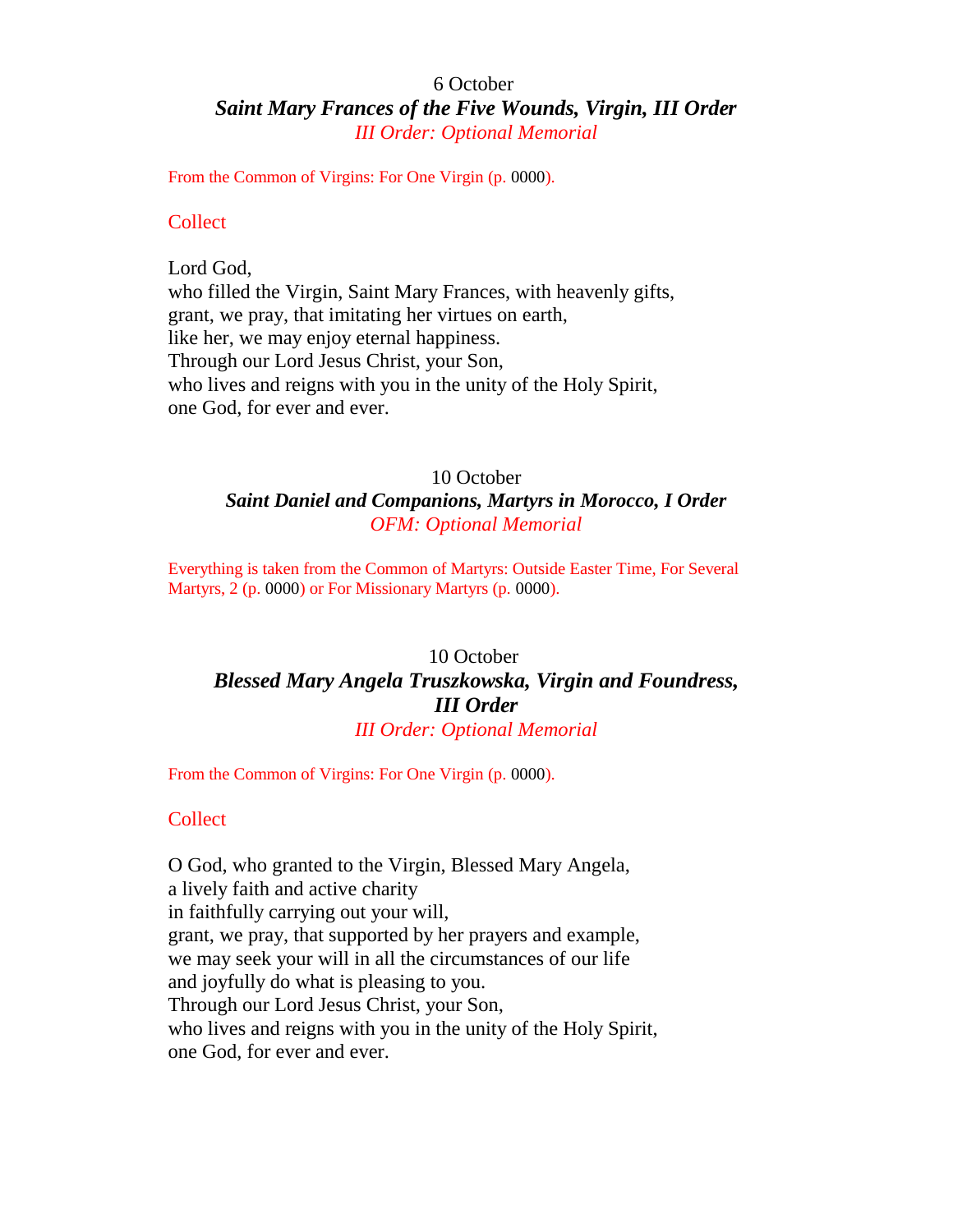6 October

### *Saint Mary Frances of the Five Wounds, Virgin, III Order*

*III Order: Optional Memorial*

From the Common of Virgins: For One Virgin (p. 0000).

Collect

Lord God,
who filled the Virgin, Saint Mary Frances, with heavenly gifts,
grant, we pray, that imitating her virtues on earth,
like her, we may enjoy eternal happiness.
Through our Lord Jesus Christ, your Son,
who lives and reigns with you in the unity of the Holy Spirit,
one God, for ever and ever.

10 October

### *Saint Daniel and Companions, Martyrs in Morocco, I Order*

*OFM: Optional Memorial*

Everything is taken from the Common of Martyrs: Outside Easter Time, For Several Martyrs, 2 (p. 0000) or For Missionary Martyrs (p. 0000).

10 October

### *Blessed Mary Angela Truszkowska, Virgin and Foundress, III Order*

*III Order: Optional Memorial*

From the Common of Virgins: For One Virgin (p. 0000).

Collect

O God, who granted to the Virgin, Blessed Mary Angela,
a lively faith and active charity
in faithfully carrying out your will,
grant, we pray, that supported by her prayers and example,
we may seek your will in all the circumstances of our life
and joyfully do what is pleasing to you.
Through our Lord Jesus Christ, your Son,
who lives and reigns with you in the unity of the Holy Spirit,
one God, for ever and ever.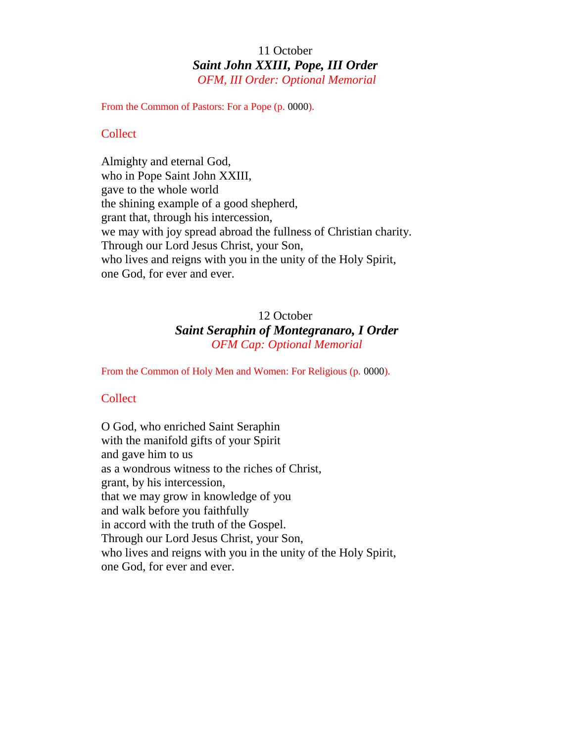11 October

## *Saint John XXIII, Pope, III Order*

*OFM, III Order: Optional Memorial*

From the Common of Pastors: For a Pope (p. 0000).

### Collect

Almighty and eternal God,
who in Pope Saint John XXIII,
gave to the whole world
the shining example of a good shepherd,
grant that, through his intercession,
we may with joy spread abroad the fullness of Christian charity.
Through our Lord Jesus Christ, your Son,
who lives and reigns with you in the unity of the Holy Spirit,
one God, for ever and ever.

12 October

## *Saint Seraphin of Montegranaro, I Order*

*OFM Cap: Optional Memorial*

From the Common of Holy Men and Women: For Religious (p. 0000).

### Collect

O God, who enriched Saint Seraphin
with the manifold gifts of your Spirit
and gave him to us
as a wondrous witness to the riches of Christ,
grant, by his intercession,
that we may grow in knowledge of you
and walk before you faithfully
in accord with the truth of the Gospel.
Through our Lord Jesus Christ, your Son,
who lives and reigns with you in the unity of the Holy Spirit,
one God, for ever and ever.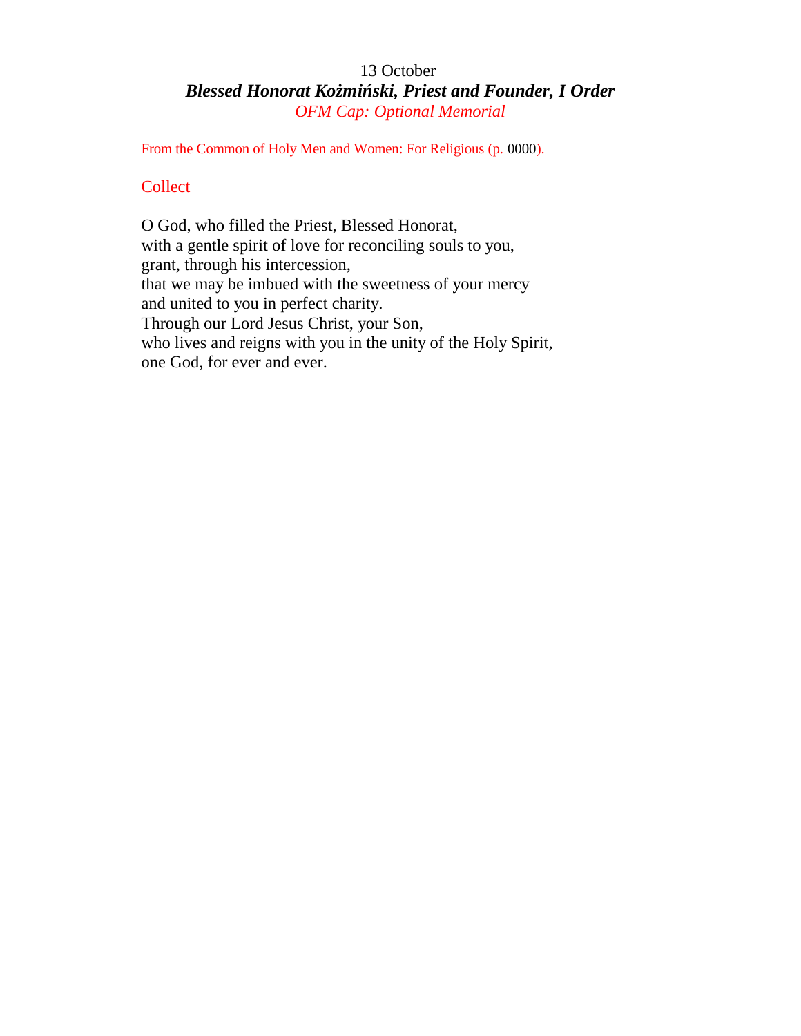13 October

***Blessed Honorat Kożmiński, Priest and Founder, I Order***

*OFM Cap: Optional Memorial*

From the Common of Holy Men and Women: For Religious (p. 0000).

## Collect

O God, who filled the Priest, Blessed Honorat,
with a gentle spirit of love for reconciling souls to you,
grant, through his intercession,
that we may be imbued with the sweetness of your mercy
and united to you in perfect charity.
Through our Lord Jesus Christ, your Son,
who lives and reigns with you in the unity of the Holy Spirit,
one God, for ever and ever.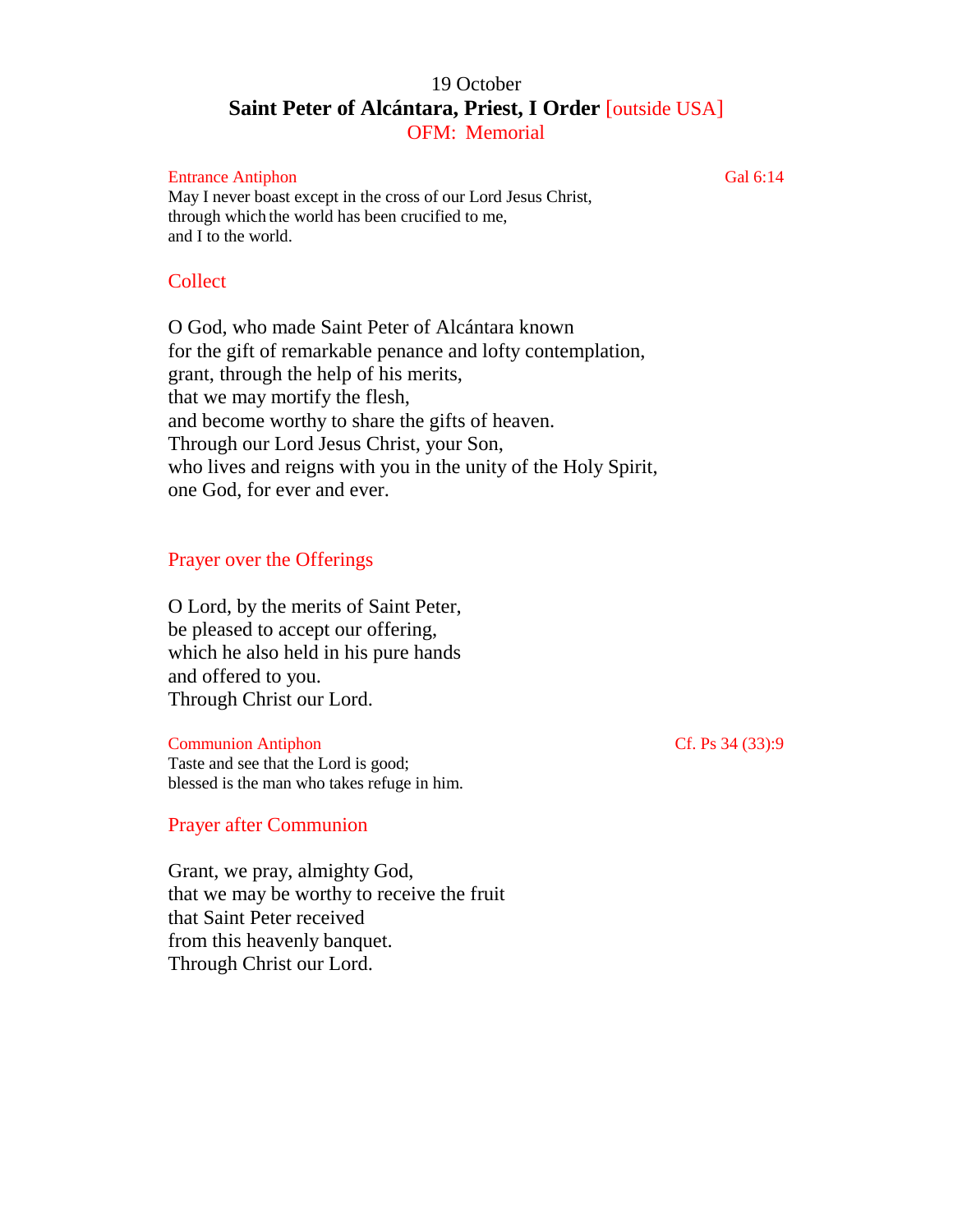19 October

## Saint Peter of Alcántara, Priest, I Order [outside USA]

OFM: Memorial

Entrance Antiphon — Gal 6:14

May I never boast except in the cross of our Lord Jesus Christ,
through which the world has been crucified to me,
and I to the world.

### Collect

O God, who made Saint Peter of Alcántara known
for the gift of remarkable penance and lofty contemplation,
grant, through the help of his merits,
that we may mortify the flesh,
and become worthy to share the gifts of heaven.
Through our Lord Jesus Christ, your Son,
who lives and reigns with you in the unity of the Holy Spirit,
one God, for ever and ever.

### Prayer over the Offerings

O Lord, by the merits of Saint Peter,
be pleased to accept our offering,
which he also held in his pure hands
and offered to you.
Through Christ our Lord.

Communion Antiphon — Cf. Ps 34 (33):9

Taste and see that the Lord is good;
blessed is the man who takes refuge in him.

### Prayer after Communion

Grant, we pray, almighty God,
that we may be worthy to receive the fruit
that Saint Peter received
from this heavenly banquet.
Through Christ our Lord.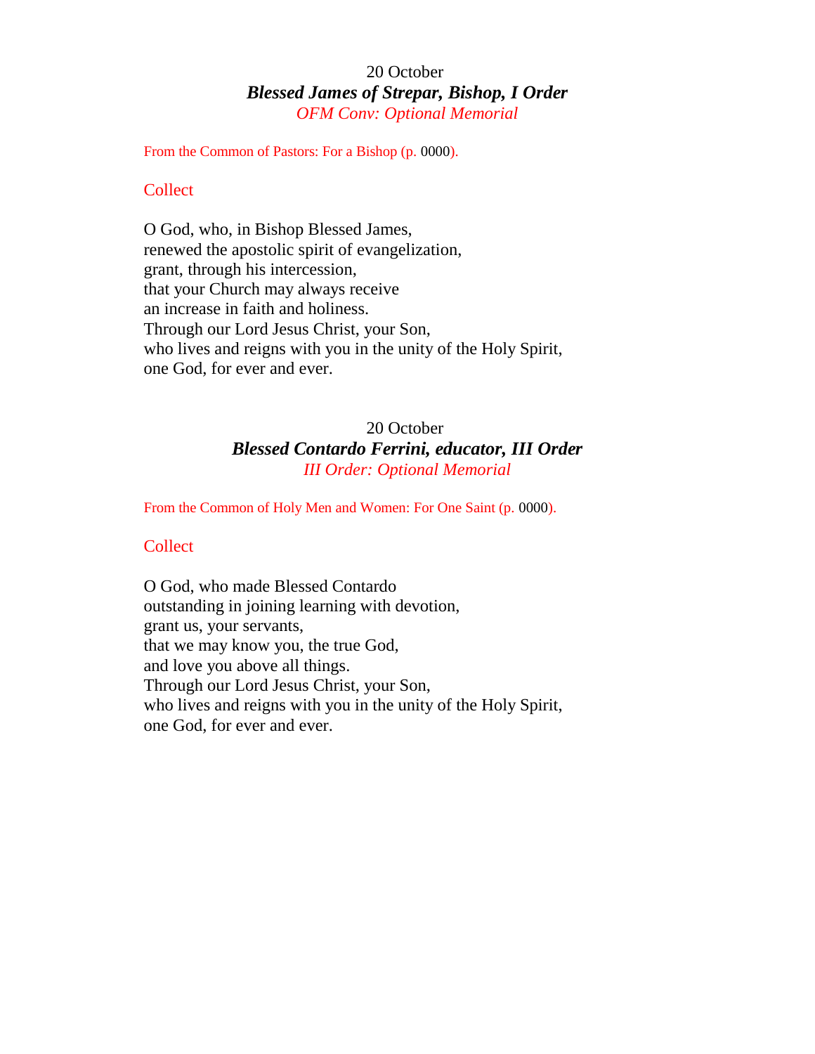20 October

## *Blessed James of Strepar, Bishop, I Order*

*OFM Conv: Optional Memorial*

From the Common of Pastors: For a Bishop (p. 0000).

### Collect

O God, who, in Bishop Blessed James,
renewed the apostolic spirit of evangelization,
grant, through his intercession,
that your Church may always receive
an increase in faith and holiness.
Through our Lord Jesus Christ, your Son,
who lives and reigns with you in the unity of the Holy Spirit,
one God, for ever and ever.

20 October

## *Blessed Contardo Ferrini, educator, III Order*

*III Order: Optional Memorial*

From the Common of Holy Men and Women: For One Saint (p. 0000).

### Collect

O God, who made Blessed Contardo
outstanding in joining learning with devotion,
grant us, your servants,
that we may know you, the true God,
and love you above all things.
Through our Lord Jesus Christ, your Son,
who lives and reigns with you in the unity of the Holy Spirit,
one God, for ever and ever.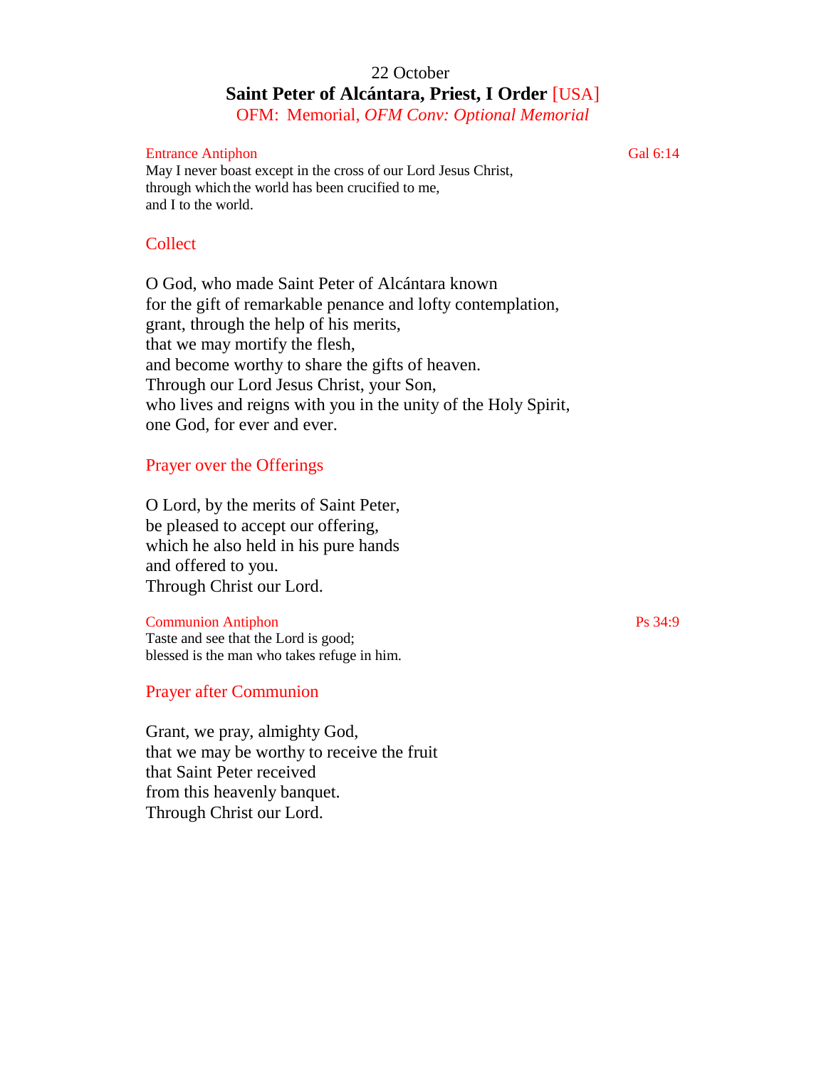22 October

## Saint Peter of Alcántara, Priest, I Order [USA]

OFM: Memorial, *OFM Conv: Optional Memorial*

Entrance Antiphon — Gal 6:14

May I never boast except in the cross of our Lord Jesus Christ,
through which the world has been crucified to me,
and I to the world.

### Collect

O God, who made Saint Peter of Alcántara known
for the gift of remarkable penance and lofty contemplation,
grant, through the help of his merits,
that we may mortify the flesh,
and become worthy to share the gifts of heaven.
Through our Lord Jesus Christ, your Son,
who lives and reigns with you in the unity of the Holy Spirit,
one God, for ever and ever.

### Prayer over the Offerings

O Lord, by the merits of Saint Peter,
be pleased to accept our offering,
which he also held in his pure hands
and offered to you.
Through Christ our Lord.

Communion Antiphon — Ps 34:9

Taste and see that the Lord is good;
blessed is the man who takes refuge in him.

### Prayer after Communion

Grant, we pray, almighty God,
that we may be worthy to receive the fruit
that Saint Peter received
from this heavenly banquet.
Through Christ our Lord.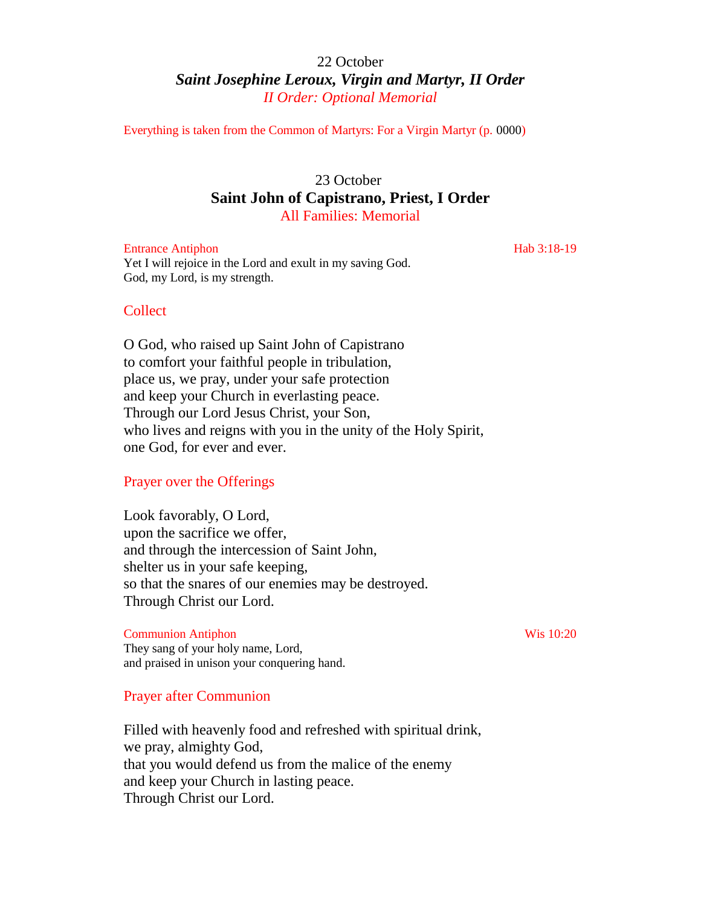22 October

## *Saint Josephine Leroux, Virgin and Martyr, II Order*

*II Order: Optional Memorial*

Everything is taken from the Common of Martyrs: For a Virgin Martyr (p. 0000)

23 October

## **Saint John of Capistrano, Priest, I Order**

All Families: Memorial

Entrance Antiphon — Hab 3:18-19

Yet I will rejoice in the Lord and exult in my saving God.
God, my Lord, is my strength.

### Collect

O God, who raised up Saint John of Capistrano
to comfort your faithful people in tribulation,
place us, we pray, under your safe protection
and keep your Church in everlasting peace.
Through our Lord Jesus Christ, your Son,
who lives and reigns with you in the unity of the Holy Spirit,
one God, for ever and ever.

### Prayer over the Offerings

Look favorably, O Lord,
upon the sacrifice we offer,
and through the intercession of Saint John,
shelter us in your safe keeping,
so that the snares of our enemies may be destroyed.
Through Christ our Lord.

Communion Antiphon — Wis 10:20

They sang of your holy name, Lord,
and praised in unison your conquering hand.

### Prayer after Communion

Filled with heavenly food and refreshed with spiritual drink,
we pray, almighty God,
that you would defend us from the malice of the enemy
and keep your Church in lasting peace.
Through Christ our Lord.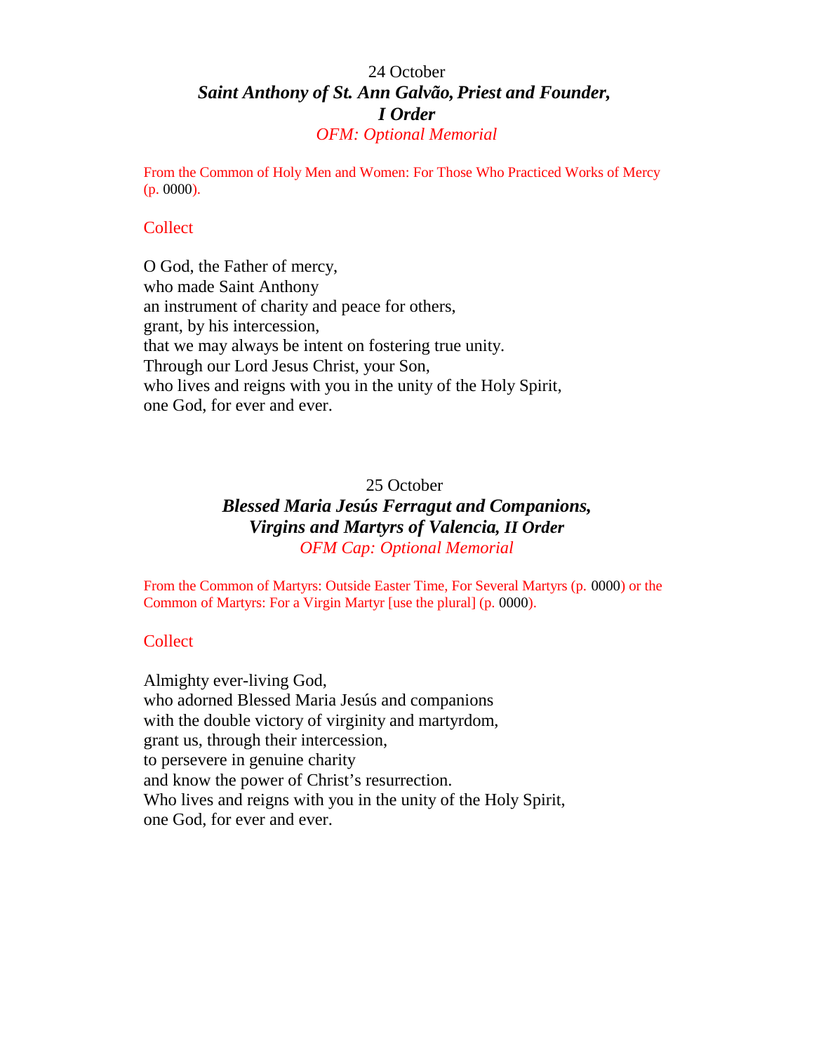24 October

## *Saint Anthony of St. Ann Galvão, Priest and Founder, I Order*

*OFM: Optional Memorial*

From the Common of Holy Men and Women: For Those Who Practiced Works of Mercy (p. 0000).

### Collect

O God, the Father of mercy,  
who made Saint Anthony  
an instrument of charity and peace for others,  
grant, by his intercession,  
that we may always be intent on fostering true unity.  
Through our Lord Jesus Christ, your Son,  
who lives and reigns with you in the unity of the Holy Spirit,  
one God, for ever and ever.

25 October

## *Blessed Maria Jesús Ferragut and Companions, Virgins and Martyrs of Valencia, II Order*

*OFM Cap: Optional Memorial*

From the Common of Martyrs: Outside Easter Time, For Several Martyrs (p. 0000) or the Common of Martyrs: For a Virgin Martyr [use the plural] (p. 0000).

### Collect

Almighty ever-living God,  
who adorned Blessed Maria Jesús and companions  
with the double victory of virginity and martyrdom,  
grant us, through their intercession,  
to persevere in genuine charity  
and know the power of Christ's resurrection.  
Who lives and reigns with you in the unity of the Holy Spirit,  
one God, for ever and ever.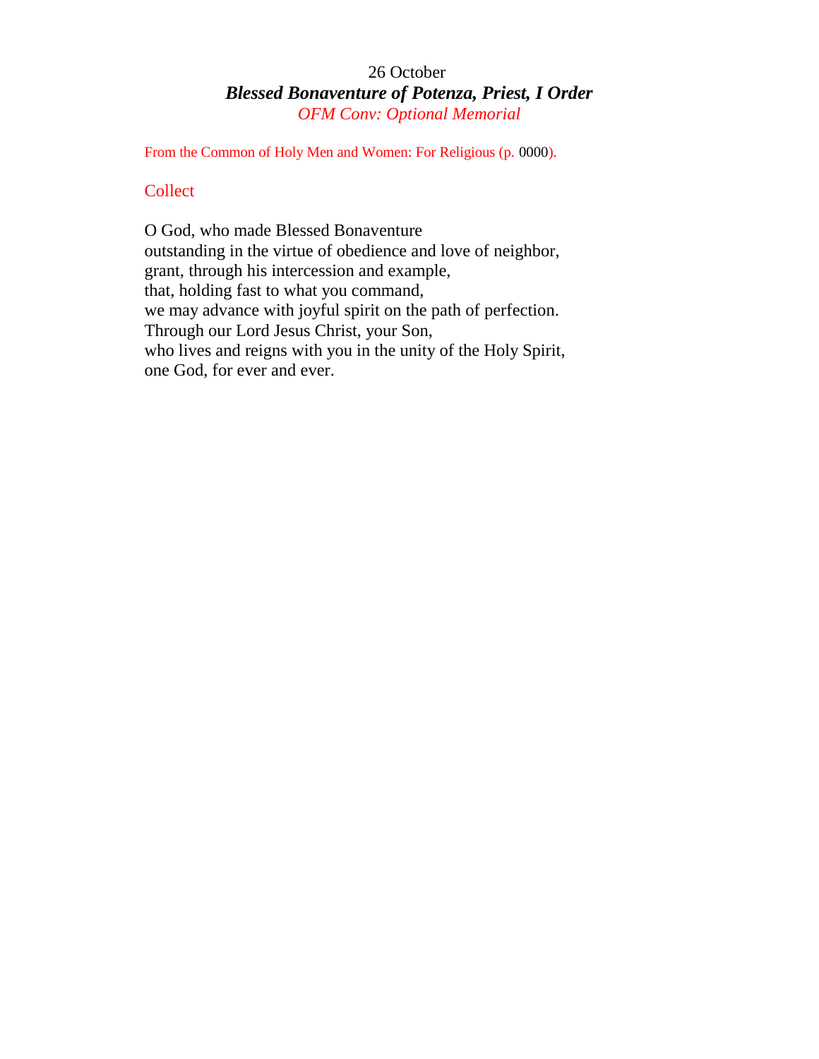26 October

# *Blessed Bonaventure of Potenza, Priest, I Order*

*OFM Conv: Optional Memorial*

From the Common of Holy Men and Women: For Religious (p. 0000).

## Collect

O God, who made Blessed Bonaventure
outstanding in the virtue of obedience and love of neighbor,
grant, through his intercession and example,
that, holding fast to what you command,
we may advance with joyful spirit on the path of perfection.
Through our Lord Jesus Christ, your Son,
who lives and reigns with you in the unity of the Holy Spirit,
one God, for ever and ever.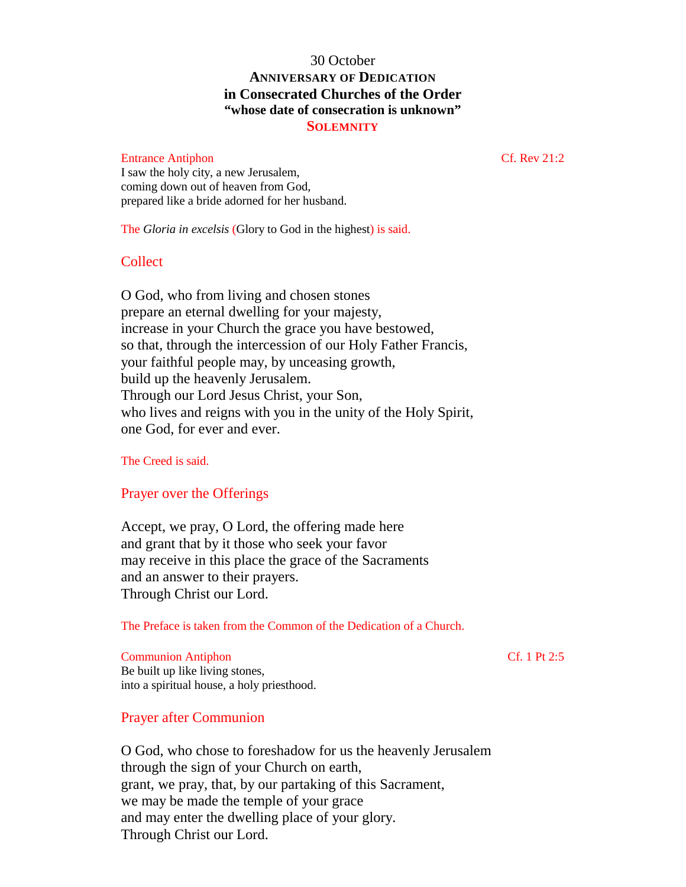# 30 October
## Anniversary of Dedication in Consecrated Churches of the Order "whose date of consecration is unknown"
### Solemnity

Entrance Antiphon — Cf. Rev 21:2

I saw the holy city, a new Jerusalem,
coming down out of heaven from God,
prepared like a bride adorned for her husband.

The *Gloria in excelsis* (Glory to God in the highest) is said.

## Collect

O God, who from living and chosen stones
prepare an eternal dwelling for your majesty,
increase in your Church the grace you have bestowed,
so that, through the intercession of our Holy Father Francis,
your faithful people may, by unceasing growth,
build up the heavenly Jerusalem.
Through our Lord Jesus Christ, your Son,
who lives and reigns with you in the unity of the Holy Spirit,
one God, for ever and ever.

The Creed is said.

## Prayer over the Offerings

Accept, we pray, O Lord, the offering made here
and grant that by it those who seek your favor
may receive in this place the grace of the Sacraments
and an answer to their prayers.
Through Christ our Lord.

The Preface is taken from the Common of the Dedication of a Church.

Communion Antiphon — Cf. 1 Pt 2:5

Be built up like living stones,
into a spiritual house, a holy priesthood.

## Prayer after Communion

O God, who chose to foreshadow for us the heavenly Jerusalem
through the sign of your Church on earth,
grant, we pray, that, by our partaking of this Sacrament,
we may be made the temple of your grace
and may enter the dwelling place of your glory.
Through Christ our Lord.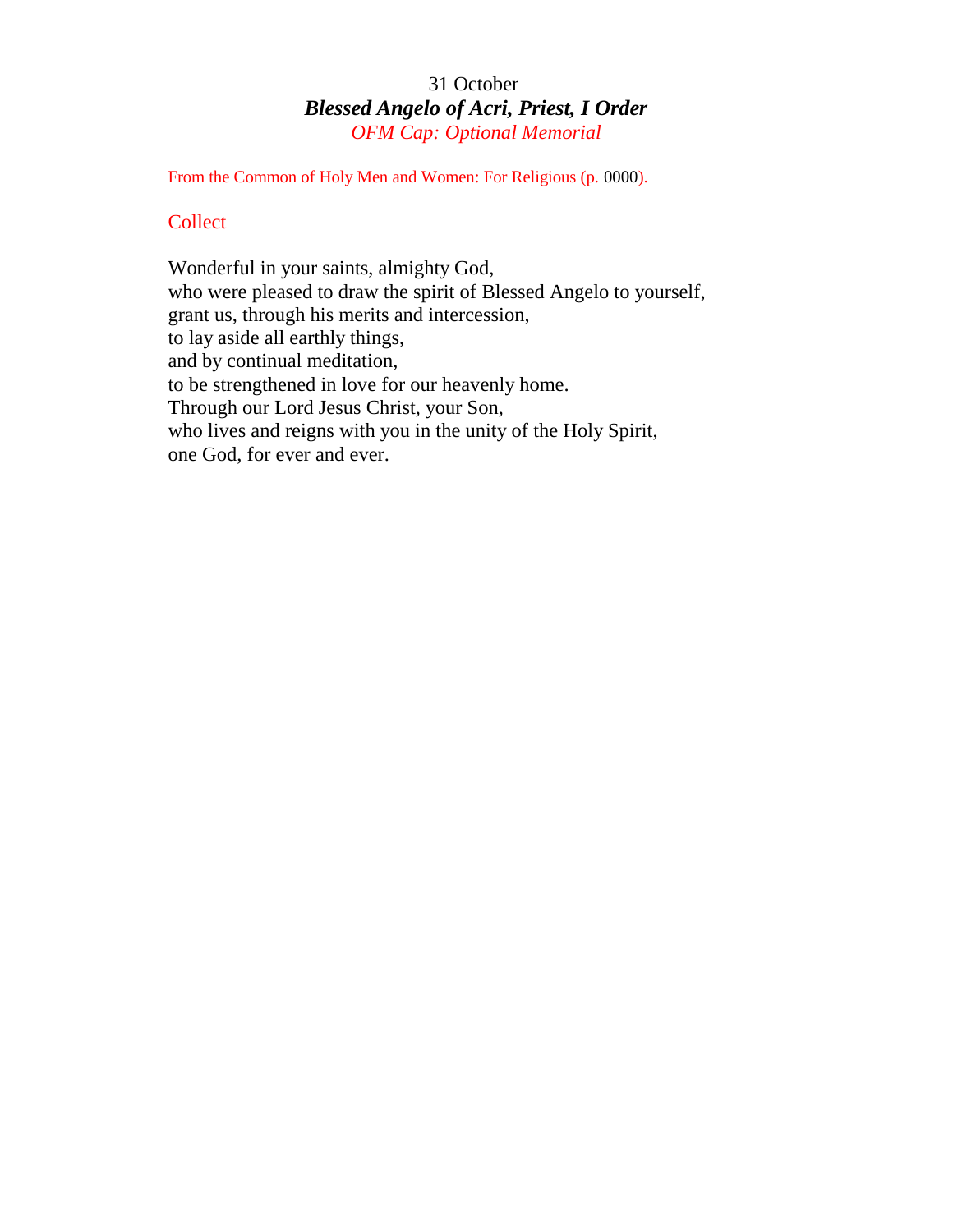31 October

***Blessed Angelo of Acri, Priest, I Order***

*OFM Cap: Optional Memorial*

From the Common of Holy Men and Women: For Religious (p. 0000).

## Collect

Wonderful in your saints, almighty God,
who were pleased to draw the spirit of Blessed Angelo to yourself,
grant us, through his merits and intercession,
to lay aside all earthly things,
and by continual meditation,
to be strengthened in love for our heavenly home.
Through our Lord Jesus Christ, your Son,
who lives and reigns with you in the unity of the Holy Spirit,
one God, for ever and ever.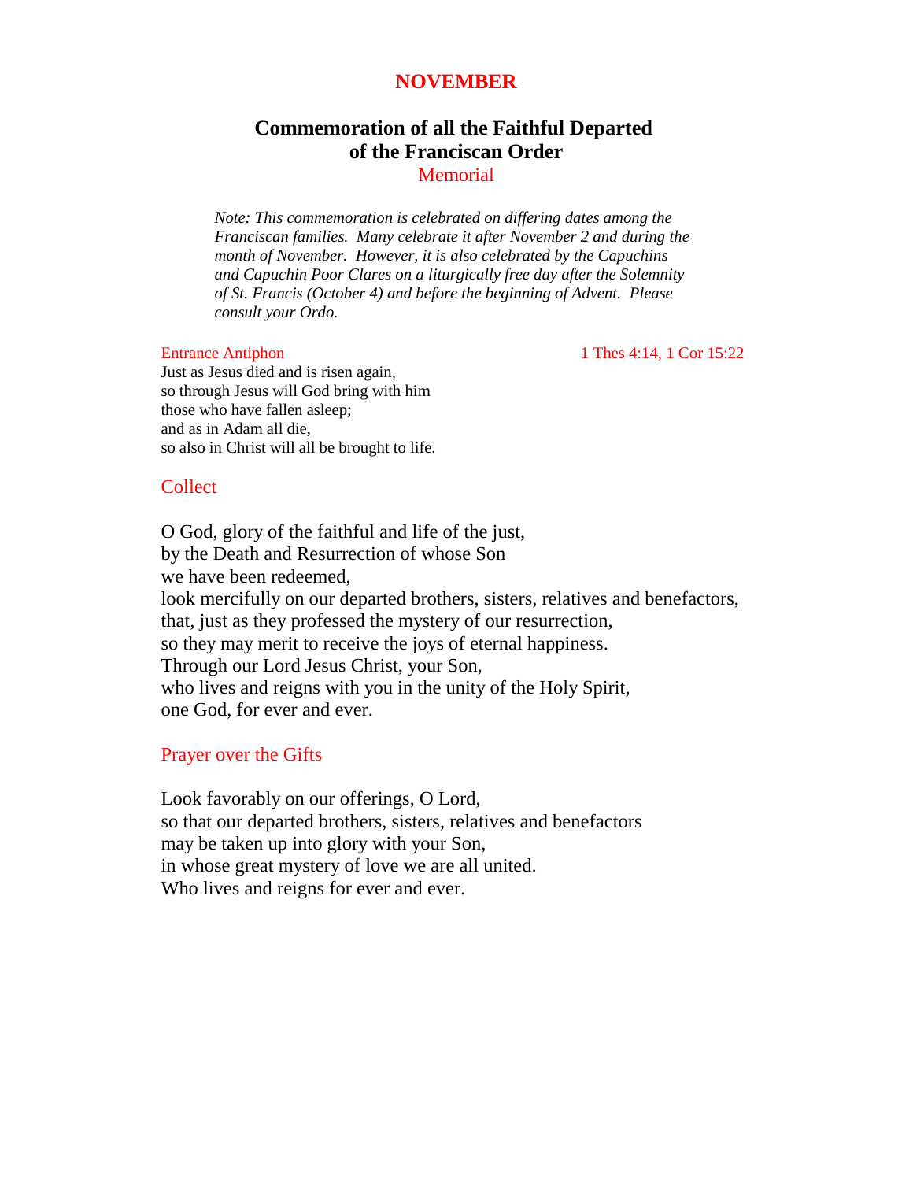# NOVEMBER

## Commemoration of all the Faithful Departed of the Franciscan Order

Memorial

*Note: This commemoration is celebrated on differing dates among the Franciscan families. Many celebrate it after November 2 and during the month of November. However, it is also celebrated by the Capuchins and Capuchin Poor Clares on a liturgically free day after the Solemnity of St. Francis (October 4) and before the beginning of Advent. Please consult your Ordo.*

### Entrance Antiphon

1 Thes 4:14, 1 Cor 15:22

Just as Jesus died and is risen again,
so through Jesus will God bring with him
those who have fallen asleep;
and as in Adam all die,
so also in Christ will all be brought to life.

### Collect

O God, glory of the faithful and life of the just,
by the Death and Resurrection of whose Son
we have been redeemed,
look mercifully on our departed brothers, sisters, relatives and benefactors,
that, just as they professed the mystery of our resurrection,
so they may merit to receive the joys of eternal happiness.
Through our Lord Jesus Christ, your Son,
who lives and reigns with you in the unity of the Holy Spirit,
one God, for ever and ever.

### Prayer over the Gifts

Look favorably on our offerings, O Lord,
so that our departed brothers, sisters, relatives and benefactors
may be taken up into glory with your Son,
in whose great mystery of love we are all united.
Who lives and reigns for ever and ever.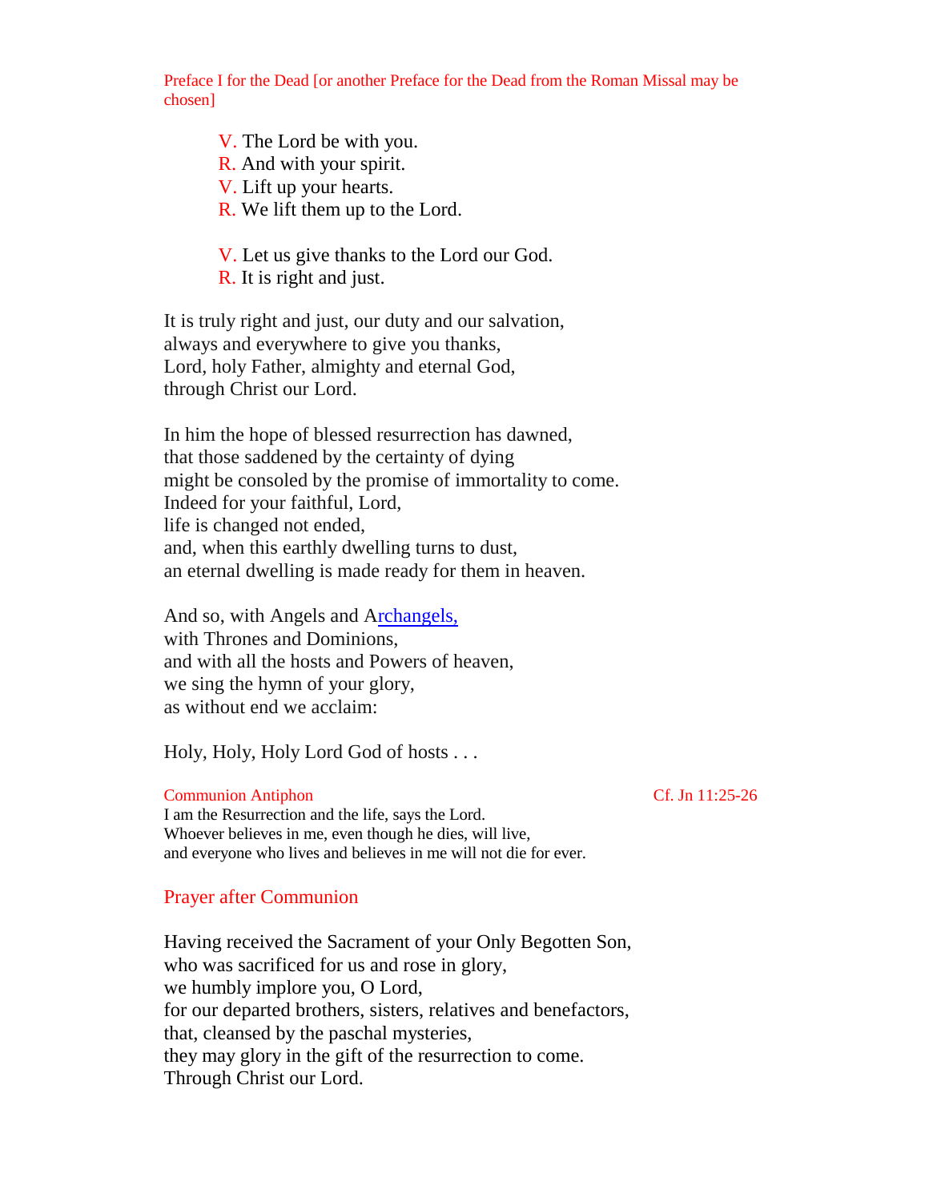Preface I for the Dead [or another Preface for the Dead from the Roman Missal may be chosen]

V. The Lord be with you.
R. And with your spirit.
V. Lift up your hearts.
R. We lift them up to the Lord.

V. Let us give thanks to the Lord our God.
R. It is right and just.

It is truly right and just, our duty and our salvation,
always and everywhere to give you thanks,
Lord, holy Father, almighty and eternal God,
through Christ our Lord.

In him the hope of blessed resurrection has dawned,
that those saddened by the certainty of dying
might be consoled by the promise of immortality to come.
Indeed for your faithful, Lord,
life is changed not ended,
and, when this earthly dwelling turns to dust,
an eternal dwelling is made ready for them in heaven.

And so, with Angels and Archangels,
with Thrones and Dominions,
and with all the hosts and Powers of heaven,
we sing the hymn of your glory,
as without end we acclaim:

Holy, Holy, Holy Lord God of hosts . . .

Communion Antiphon — Cf. Jn 11:25-26

I am the Resurrection and the life, says the Lord.
Whoever believes in me, even though he dies, will live,
and everyone who lives and believes in me will not die for ever.

## Prayer after Communion

Having received the Sacrament of your Only Begotten Son,
who was sacrificed for us and rose in glory,
we humbly implore you, O Lord,
for our departed brothers, sisters, relatives and benefactors,
that, cleansed by the paschal mysteries,
they may glory in the gift of the resurrection to come.
Through Christ our Lord.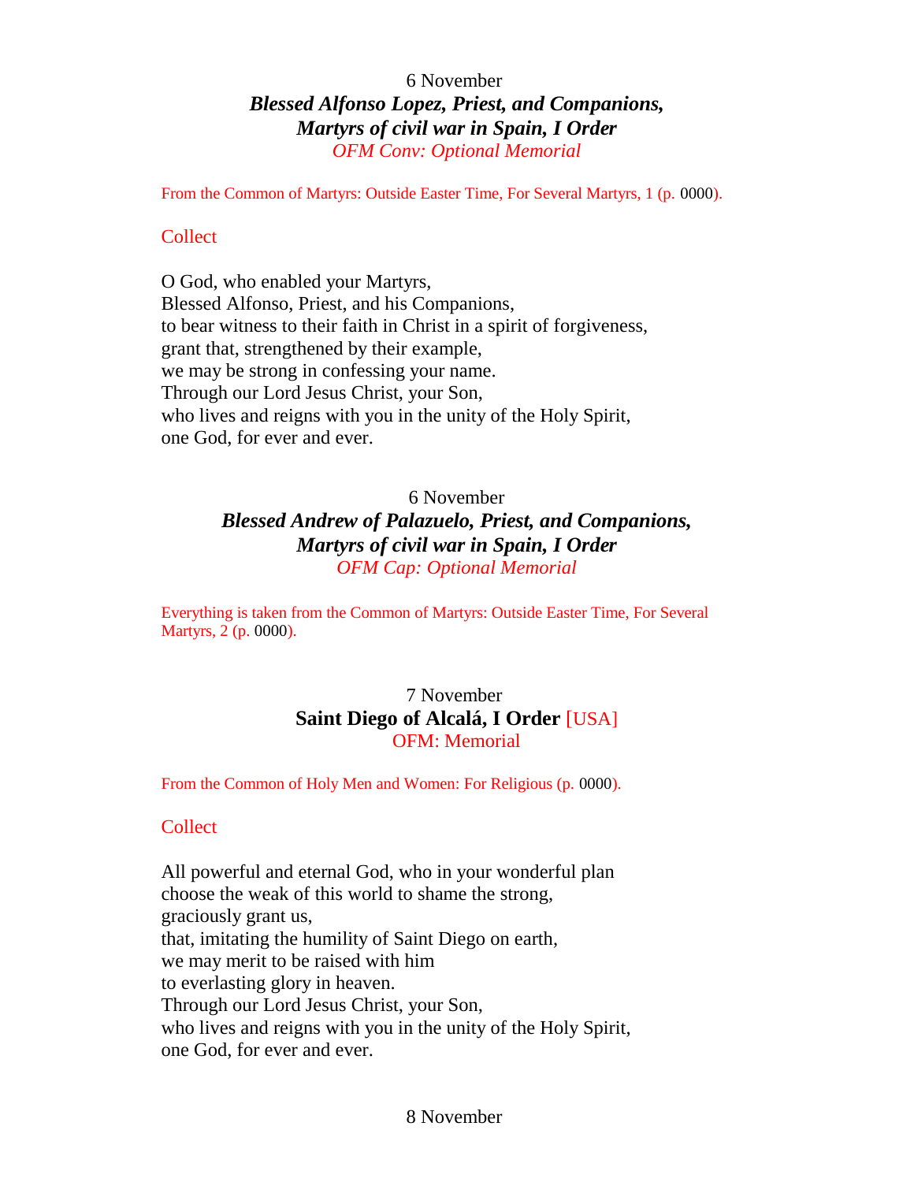6 November

***Blessed Alfonso Lopez, Priest, and Companions,***
***Martyrs of civil war in Spain, I Order***

*OFM Conv: Optional Memorial*

From the Common of Martyrs: Outside Easter Time, For Several Martyrs, 1 (p. 0000).

## Collect

O God, who enabled your Martyrs,
Blessed Alfonso, Priest, and his Companions,
to bear witness to their faith in Christ in a spirit of forgiveness,
grant that, strengthened by their example,
we may be strong in confessing your name.
Through our Lord Jesus Christ, your Son,
who lives and reigns with you in the unity of the Holy Spirit,
one God, for ever and ever.

6 November

***Blessed Andrew of Palazuelo, Priest, and Companions,***
***Martyrs of civil war in Spain, I Order***

*OFM Cap: Optional Memorial*

Everything is taken from the Common of Martyrs: Outside Easter Time, For Several Martyrs, 2 (p. 0000).

7 November

**Saint Diego of Alcalá, I Order** [USA]

OFM: Memorial

From the Common of Holy Men and Women: For Religious (p. 0000).

## Collect

All powerful and eternal God, who in your wonderful plan
choose the weak of this world to shame the strong,
graciously grant us,
that, imitating the humility of Saint Diego on earth,
we may merit to be raised with him
to everlasting glory in heaven.
Through our Lord Jesus Christ, your Son,
who lives and reigns with you in the unity of the Holy Spirit,
one God, for ever and ever.

8 November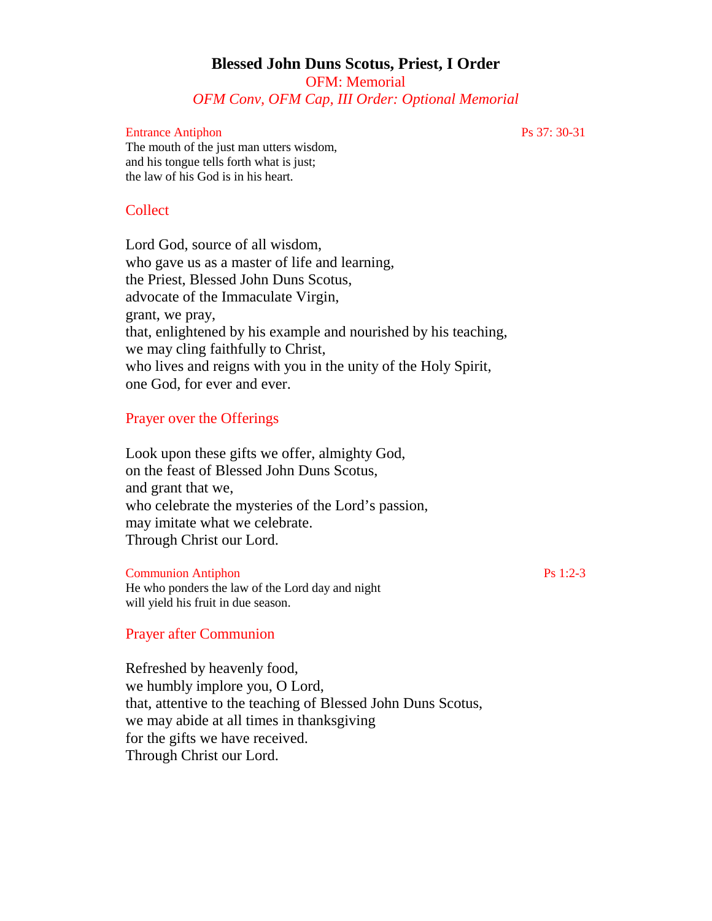# Blessed John Duns Scotus, Priest, I Order

OFM: Memorial

*OFM Conv, OFM Cap, III Order: Optional Memorial*

Entrance Antiphon — Ps 37: 30-31

The mouth of the just man utters wisdom,
and his tongue tells forth what is just;
the law of his God is in his heart.

## Collect

Lord God, source of all wisdom,
who gave us as a master of life and learning,
the Priest, Blessed John Duns Scotus,
advocate of the Immaculate Virgin,
grant, we pray,
that, enlightened by his example and nourished by his teaching,
we may cling faithfully to Christ,
who lives and reigns with you in the unity of the Holy Spirit,
one God, for ever and ever.

## Prayer over the Offerings

Look upon these gifts we offer, almighty God,
on the feast of Blessed John Duns Scotus,
and grant that we,
who celebrate the mysteries of the Lord's passion,
may imitate what we celebrate.
Through Christ our Lord.

Communion Antiphon — Ps 1:2-3

He who ponders the law of the Lord day and night
will yield his fruit in due season.

## Prayer after Communion

Refreshed by heavenly food,
we humbly implore you, O Lord,
that, attentive to the teaching of Blessed John Duns Scotus,
we may abide at all times in thanksgiving
for the gifts we have received.
Through Christ our Lord.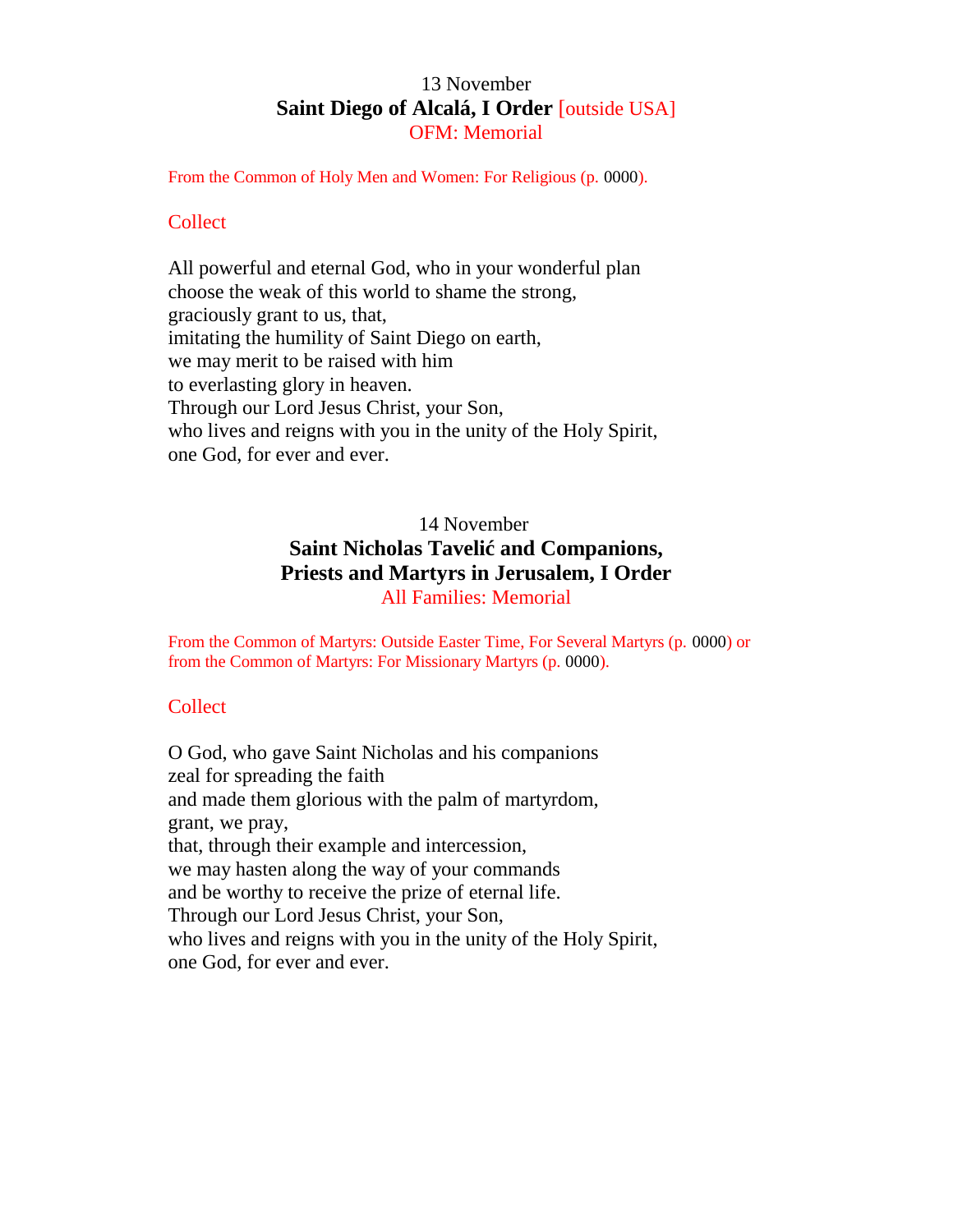13 November

## Saint Diego of Alcalá, I Order [outside USA]

OFM: Memorial

From the Common of Holy Men and Women: For Religious (p. 0000).

### Collect

All powerful and eternal God, who in your wonderful plan
choose the weak of this world to shame the strong,
graciously grant to us, that,
imitating the humility of Saint Diego on earth,
we may merit to be raised with him
to everlasting glory in heaven.
Through our Lord Jesus Christ, your Son,
who lives and reigns with you in the unity of the Holy Spirit,
one God, for ever and ever.

14 November

## Saint Nicholas Tavelić and Companions, Priests and Martyrs in Jerusalem, I Order

All Families: Memorial

From the Common of Martyrs: Outside Easter Time, For Several Martyrs (p. 0000) or from the Common of Martyrs: For Missionary Martyrs (p. 0000).

### Collect

O God, who gave Saint Nicholas and his companions
zeal for spreading the faith
and made them glorious with the palm of martyrdom,
grant, we pray,
that, through their example and intercession,
we may hasten along the way of your commands
and be worthy to receive the prize of eternal life.
Through our Lord Jesus Christ, your Son,
who lives and reigns with you in the unity of the Holy Spirit,
one God, for ever and ever.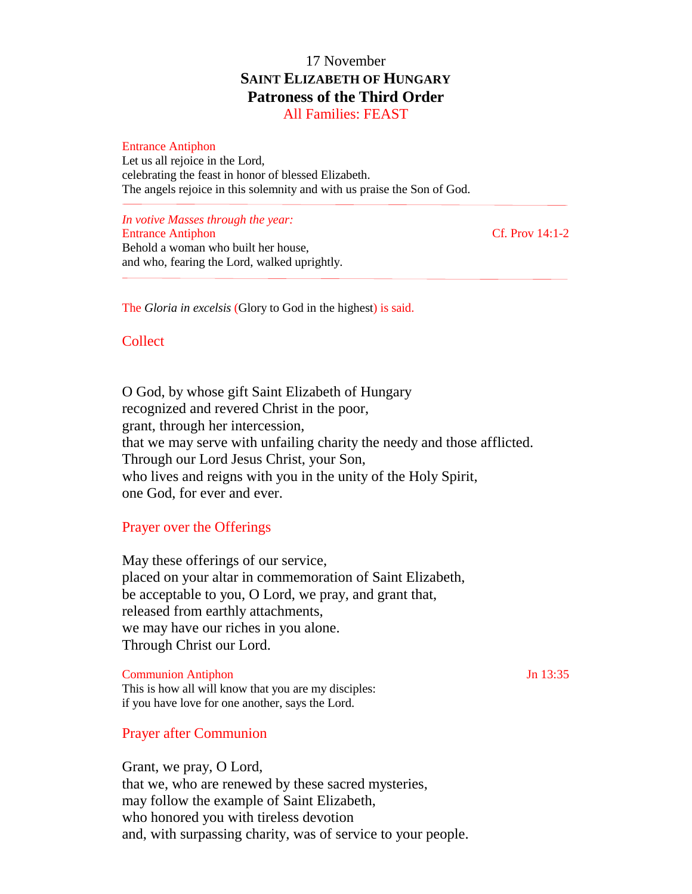17 November

**Saint Elizabeth of Hungary**

**Patroness of the Third Order**

All Families: FEAST

Entrance Antiphon

Let us all rejoice in the Lord,
celebrating the feast in honor of blessed Elizabeth.
The angels rejoice in this solemnity and with us praise the Son of God.

---

*In votive Masses through the year:*

Entrance Antiphon — Cf. Prov 14:1-2

Behold a woman who built her house,
and who, fearing the Lord, walked uprightly.

---

The *Gloria in excelsis* (Glory to God in the highest) is said.

## Collect

O God, by whose gift Saint Elizabeth of Hungary
recognized and revered Christ in the poor,
grant, through her intercession,
that we may serve with unfailing charity the needy and those afflicted.
Through our Lord Jesus Christ, your Son,
who lives and reigns with you in the unity of the Holy Spirit,
one God, for ever and ever.

## Prayer over the Offerings

May these offerings of our service,
placed on your altar in commemoration of Saint Elizabeth,
be acceptable to you, O Lord, we pray, and grant that,
released from earthly attachments,
we may have our riches in you alone.
Through Christ our Lord.

Communion Antiphon — Jn 13:35

This is how all will know that you are my disciples:
if you have love for one another, says the Lord.

## Prayer after Communion

Grant, we pray, O Lord,
that we, who are renewed by these sacred mysteries,
may follow the example of Saint Elizabeth,
who honored you with tireless devotion
and, with surpassing charity, was of service to your people.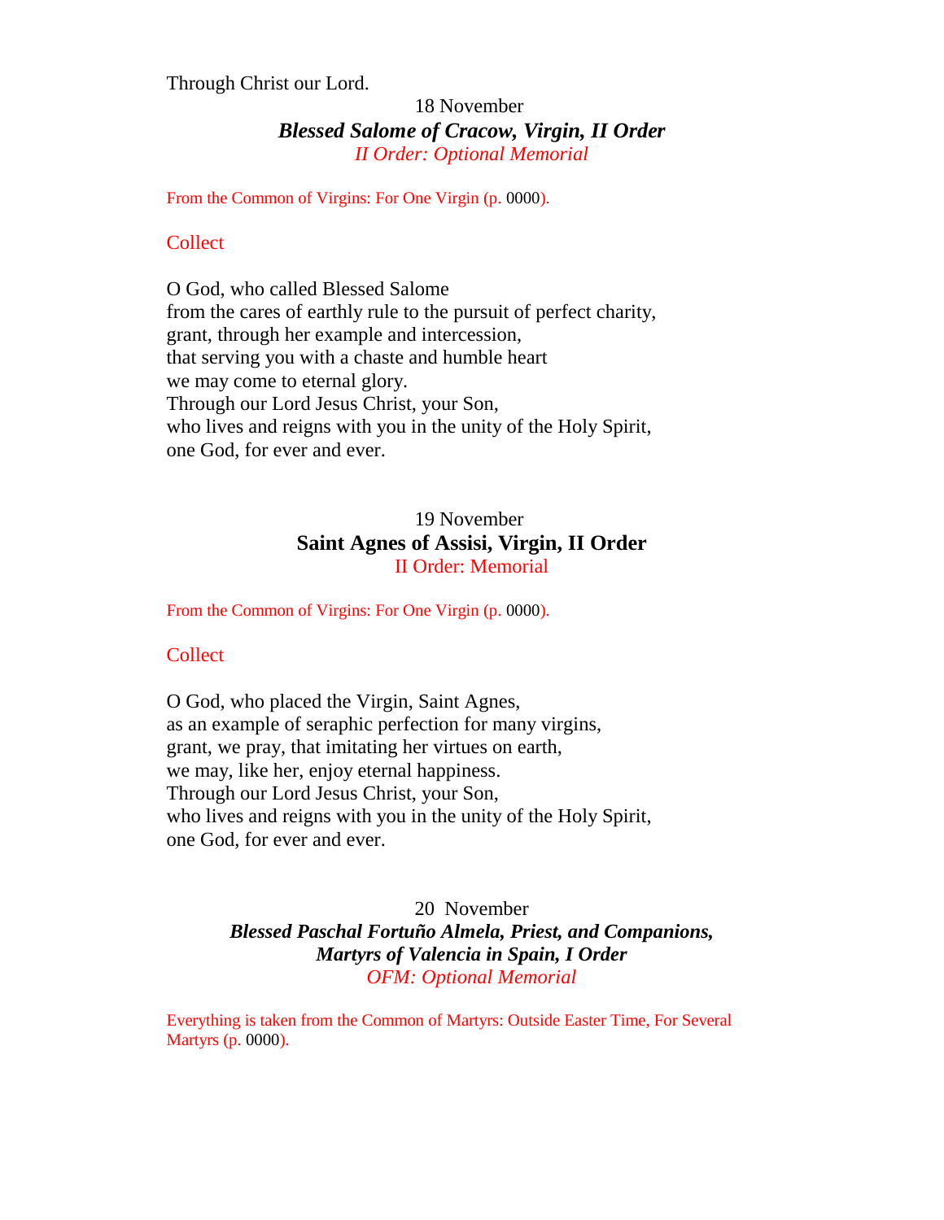Through Christ our Lord.

18 November

***Blessed Salome of Cracow, Virgin, II Order***

*II Order: Optional Memorial*

From the Common of Virgins: For One Virgin (p. 0000).

Collect

O God, who called Blessed Salome
from the cares of earthly rule to the pursuit of perfect charity,
grant, through her example and intercession,
that serving you with a chaste and humble heart
we may come to eternal glory.
Through our Lord Jesus Christ, your Son,
who lives and reigns with you in the unity of the Holy Spirit,
one God, for ever and ever.

19 November

**Saint Agnes of Assisi, Virgin, II Order**

II Order: Memorial

From the Common of Virgins: For One Virgin (p. 0000).

Collect

O God, who placed the Virgin, Saint Agnes,
as an example of seraphic perfection for many virgins,
grant, we pray, that imitating her virtues on earth,
we may, like her, enjoy eternal happiness.
Through our Lord Jesus Christ, your Son,
who lives and reigns with you in the unity of the Holy Spirit,
one God, for ever and ever.

20 November

***Blessed Paschal Fortuño Almela, Priest, and Companions, Martyrs of Valencia in Spain, I Order***

*OFM: Optional Memorial*

Everything is taken from the Common of Martyrs: Outside Easter Time, For Several Martyrs (p. 0000).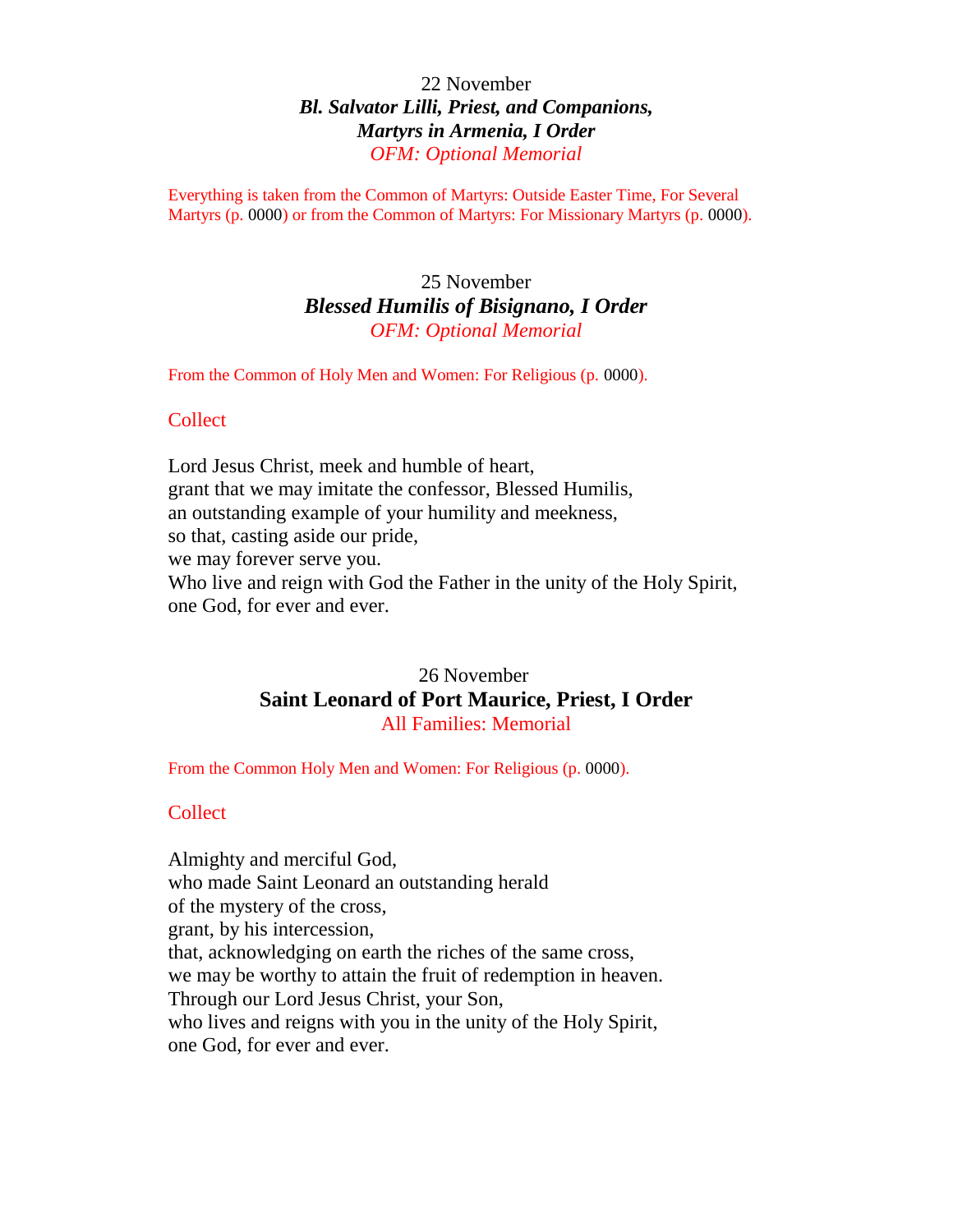22 November

***Bl. Salvator Lilli, Priest, and Companions, Martyrs in Armenia, I Order***

*OFM: Optional Memorial*

Everything is taken from the Common of Martyrs: Outside Easter Time, For Several Martyrs (p. 0000) or from the Common of Martyrs: For Missionary Martyrs (p. 0000).

25 November

***Blessed Humilis of Bisignano, I Order***

*OFM: Optional Memorial*

From the Common of Holy Men and Women: For Religious (p. 0000).

Collect

Lord Jesus Christ, meek and humble of heart,
grant that we may imitate the confessor, Blessed Humilis,
an outstanding example of your humility and meekness,
so that, casting aside our pride,
we may forever serve you.
Who live and reign with God the Father in the unity of the Holy Spirit,
one God, for ever and ever.

26 November

**Saint Leonard of Port Maurice, Priest, I Order**

All Families: Memorial

From the Common Holy Men and Women: For Religious (p. 0000).

Collect

Almighty and merciful God,
who made Saint Leonard an outstanding herald
of the mystery of the cross,
grant, by his intercession,
that, acknowledging on earth the riches of the same cross,
we may be worthy to attain the fruit of redemption in heaven.
Through our Lord Jesus Christ, your Son,
who lives and reigns with you in the unity of the Holy Spirit,
one God, for ever and ever.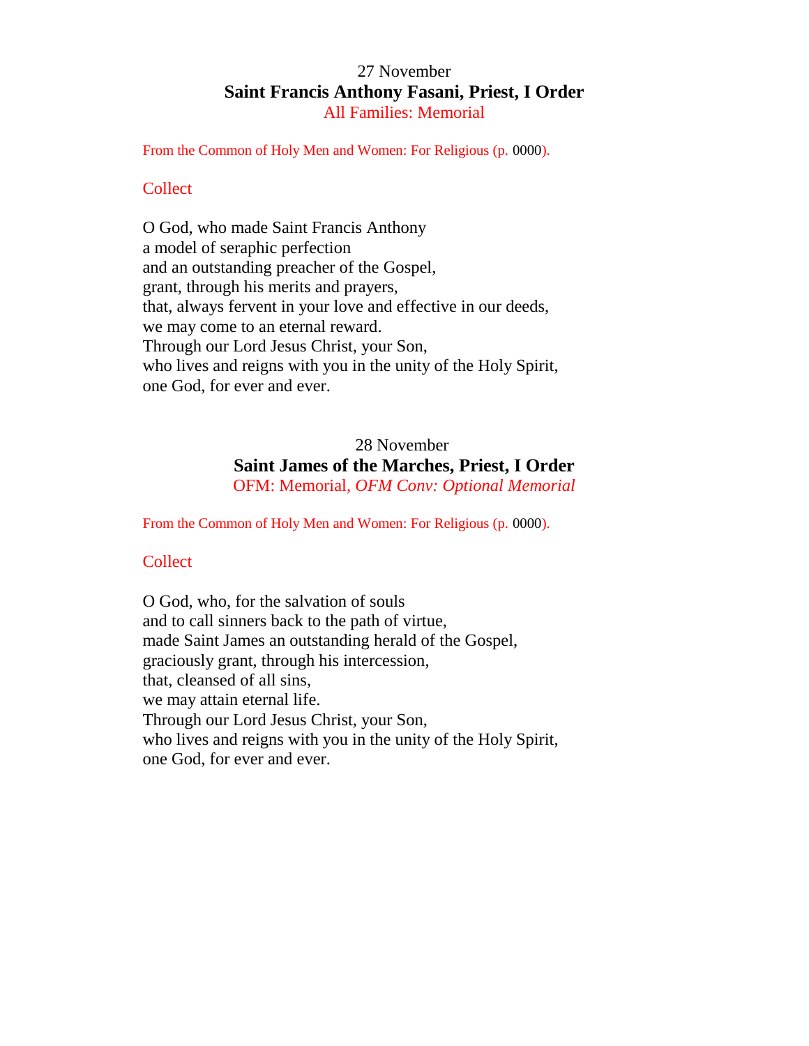27 November

## Saint Francis Anthony Fasani, Priest, I Order

All Families: Memorial

From the Common of Holy Men and Women: For Religious (p. 0000).

### Collect

O God, who made Saint Francis Anthony
a model of seraphic perfection
and an outstanding preacher of the Gospel,
grant, through his merits and prayers,
that, always fervent in your love and effective in our deeds,
we may come to an eternal reward.
Through our Lord Jesus Christ, your Son,
who lives and reigns with you in the unity of the Holy Spirit,
one God, for ever and ever.

28 November

## Saint James of the Marches, Priest, I Order

OFM: Memorial, *OFM Conv: Optional Memorial*

From the Common of Holy Men and Women: For Religious (p. 0000).

### Collect

O God, who, for the salvation of souls
and to call sinners back to the path of virtue,
made Saint James an outstanding herald of the Gospel,
graciously grant, through his intercession,
that, cleansed of all sins,
we may attain eternal life.
Through our Lord Jesus Christ, your Son,
who lives and reigns with you in the unity of the Holy Spirit,
one God, for ever and ever.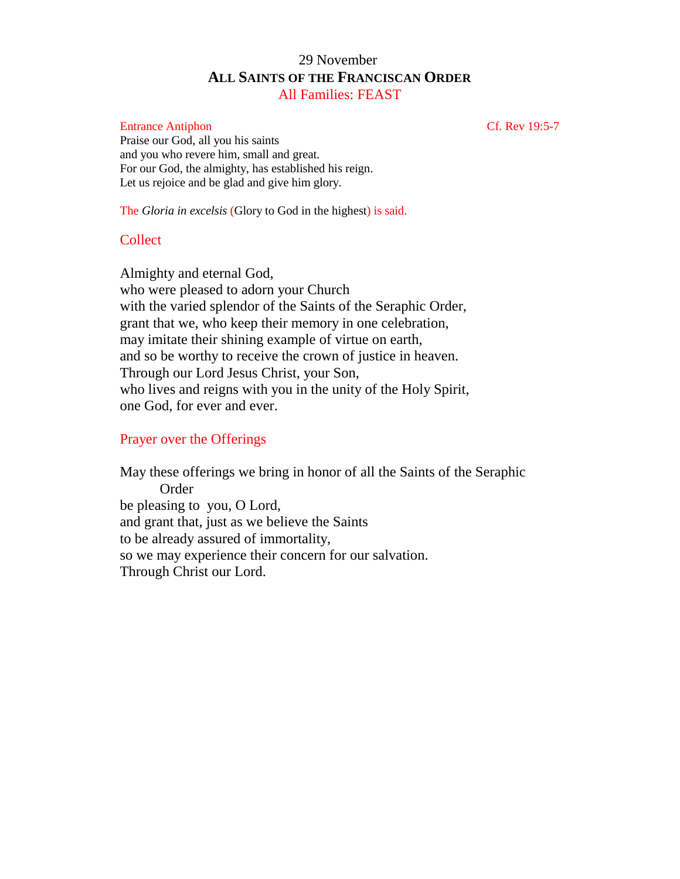29 November

# ALL SAINTS OF THE FRANCISCAN ORDER

All Families: FEAST

Entrance Antiphon — Cf. Rev 19:5-7

Praise our God, all you his saints
and you who revere him, small and great.
For our God, the almighty, has established his reign.
Let us rejoice and be glad and give him glory.

The *Gloria in excelsis* (Glory to God in the highest) is said.

## Collect

Almighty and eternal God,
who were pleased to adorn your Church
with the varied splendor of the Saints of the Seraphic Order,
grant that we, who keep their memory in one celebration,
may imitate their shining example of virtue on earth,
and so be worthy to receive the crown of justice in heaven.
Through our Lord Jesus Christ, your Son,
who lives and reigns with you in the unity of the Holy Spirit,
one God, for ever and ever.

## Prayer over the Offerings

May these offerings we bring in honor of all the Saints of the Seraphic Order
be pleasing to you, O Lord,
and grant that, just as we believe the Saints
to be already assured of immortality,
so we may experience their concern for our salvation.
Through Christ our Lord.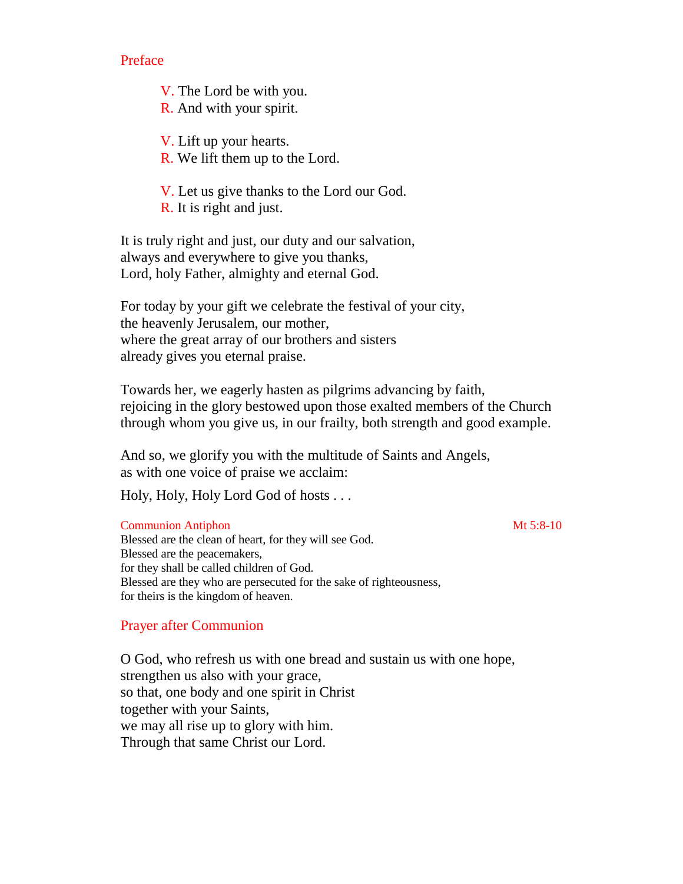## Preface

> V. The Lord be with you.
> R. And with your spirit.
>
> V. Lift up your hearts.
> R. We lift them up to the Lord.
>
> V. Let us give thanks to the Lord our God.
> R. It is right and just.

It is truly right and just, our duty and our salvation,
always and everywhere to give you thanks,
Lord, holy Father, almighty and eternal God.

For today by your gift we celebrate the festival of your city,
the heavenly Jerusalem, our mother,
where the great array of our brothers and sisters
already gives you eternal praise.

Towards her, we eagerly hasten as pilgrims advancing by faith,
rejoicing in the glory bestowed upon those exalted members of the Church
through whom you give us, in our frailty, both strength and good example.

And so, we glorify you with the multitude of Saints and Angels,
as with one voice of praise we acclaim:

Holy, Holy, Holy Lord God of hosts . . .

### Communion Antiphon — Mt 5:8-10

Blessed are the clean of heart, for they will see God.
Blessed are the peacemakers,
for they shall be called children of God.
Blessed are they who are persecuted for the sake of righteousness,
for theirs is the kingdom of heaven.

## Prayer after Communion

O God, who refresh us with one bread and sustain us with one hope,
strengthen us also with your grace,
so that, one body and one spirit in Christ
together with your Saints,
we may all rise up to glory with him.
Through that same Christ our Lord.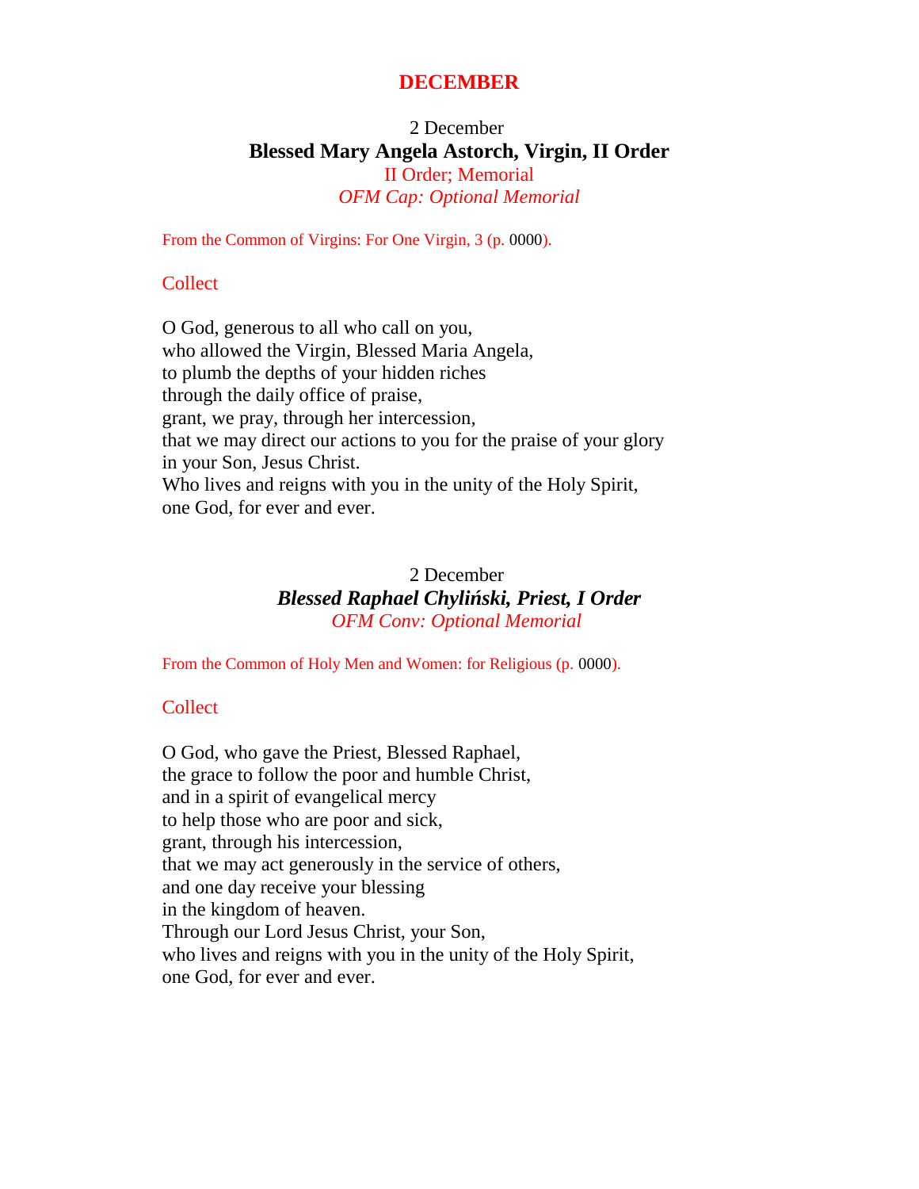# DECEMBER

2 December

**Blessed Mary Angela Astorch, Virgin, II Order**

II Order; Memorial

*OFM Cap: Optional Memorial*

From the Common of Virgins: For One Virgin, 3 (p. 0000).

Collect

O God, generous to all who call on you,
who allowed the Virgin, Blessed Maria Angela,
to plumb the depths of your hidden riches
through the daily office of praise,
grant, we pray, through her intercession,
that we may direct our actions to you for the praise of your glory
in your Son, Jesus Christ.
Who lives and reigns with you in the unity of the Holy Spirit,
one God, for ever and ever.

2 December

***Blessed Raphael Chyliński, Priest, I Order***

*OFM Conv: Optional Memorial*

From the Common of Holy Men and Women: for Religious (p. 0000).

Collect

O God, who gave the Priest, Blessed Raphael,
the grace to follow the poor and humble Christ,
and in a spirit of evangelical mercy
to help those who are poor and sick,
grant, through his intercession,
that we may act generously in the service of others,
and one day receive your blessing
in the kingdom of heaven.
Through our Lord Jesus Christ, your Son,
who lives and reigns with you in the unity of the Holy Spirit,
one God, for ever and ever.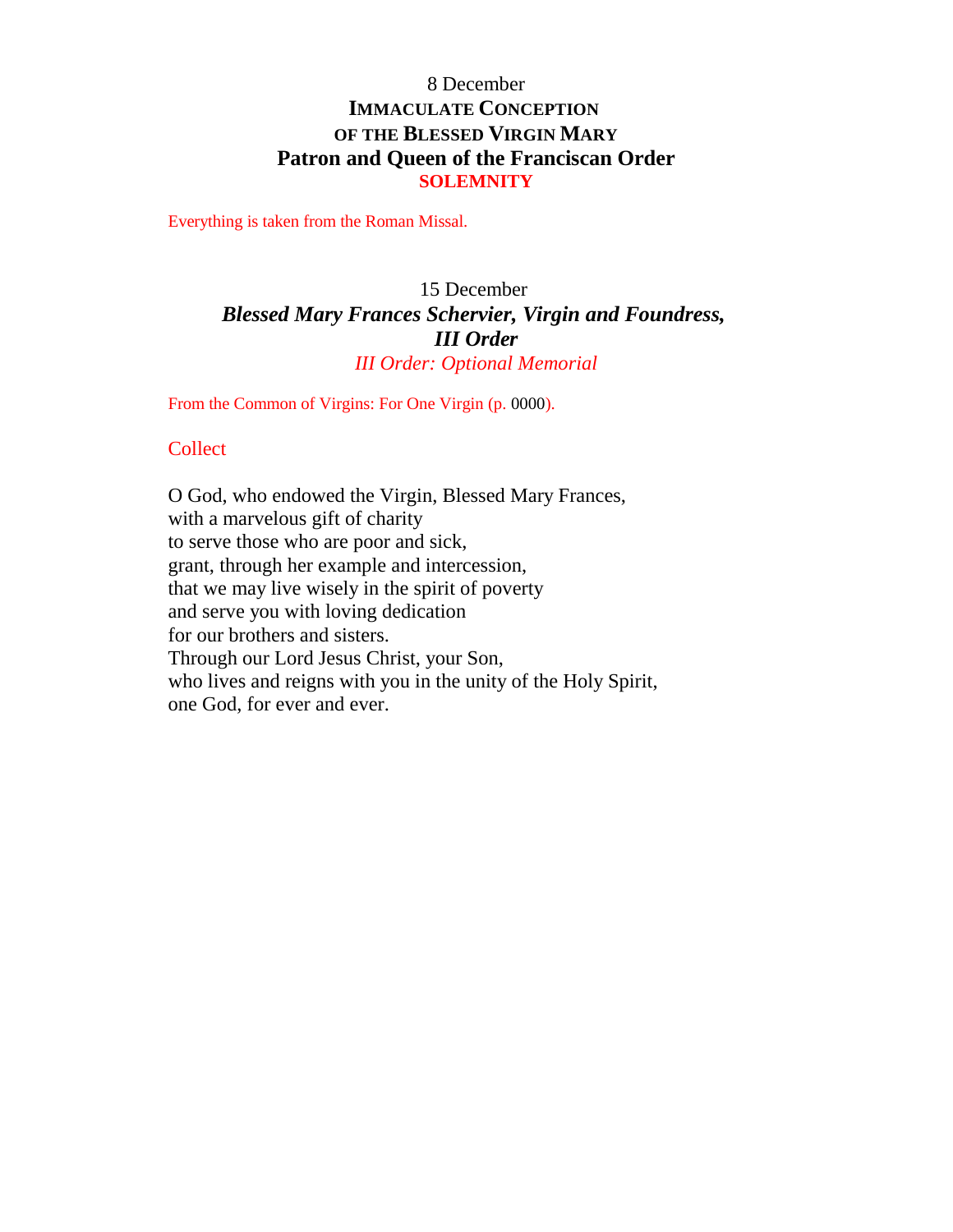8 December

## IMMACULATE CONCEPTION OF THE BLESSED VIRGIN MARY
## Patron and Queen of the Franciscan Order
**SOLEMNITY**

Everything is taken from the Roman Missal.

15 December

## *Blessed Mary Frances Schervier, Virgin and Foundress, III Order*
*III Order: Optional Memorial*

From the Common of Virgins: For One Virgin (p. 0000).

### Collect

O God, who endowed the Virgin, Blessed Mary Frances,
with a marvelous gift of charity
to serve those who are poor and sick,
grant, through her example and intercession,
that we may live wisely in the spirit of poverty
and serve you with loving dedication
for our brothers and sisters.
Through our Lord Jesus Christ, your Son,
who lives and reigns with you in the unity of the Holy Spirit,
one God, for ever and ever.